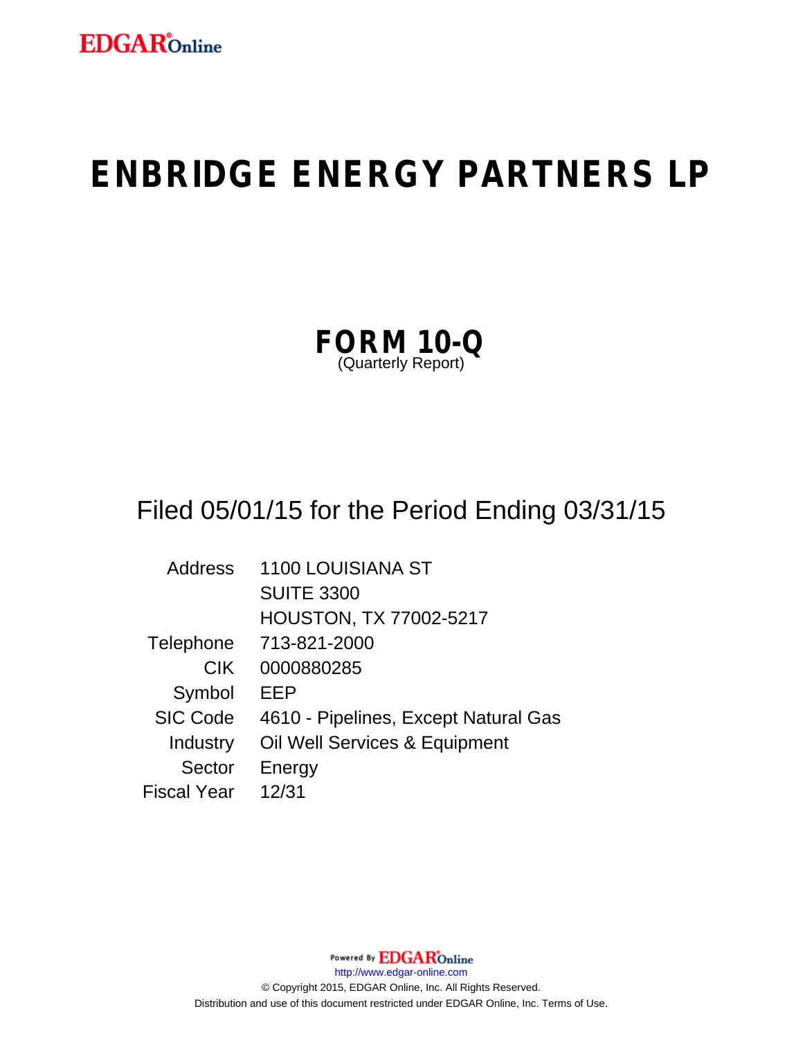EDGAR Online

# ENBRIDGE ENERGY PARTNERS LP

## FORM 10-Q
(Quarterly Report)

Filed 05/01/15 for the Period Ending 03/31/15

| | |
|---|---|
| Address | 1100 LOUISIANA ST |
| | SUITE 3300 |
| | HOUSTON, TX 77002-5217 |
| Telephone | 713-821-2000 |
| CIK | 0000880285 |
| Symbol | EEP |
| SIC Code | 4610 - Pipelines, Except Natural Gas |
| Industry | Oil Well Services & Equipment |
| Sector | Energy |
| Fiscal Year | 12/31 |

Powered By EDGAR Online

http://www.edgar-online.com

© Copyright 2015, EDGAR Online, Inc. All Rights Reserved.

Distribution and use of this document restricted under EDGAR Online, Inc. Terms of Use.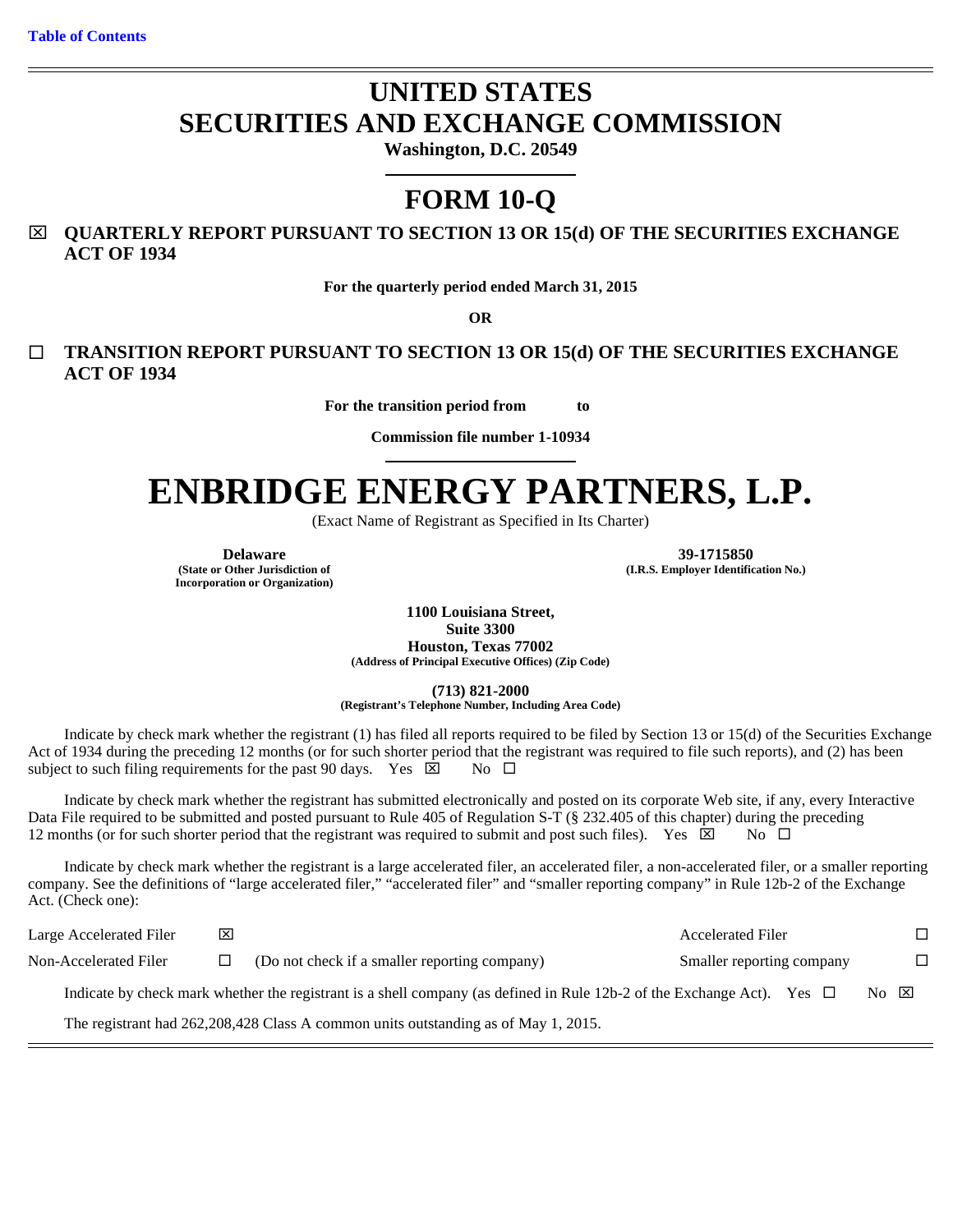# UNITED STATES
# SECURITIES AND EXCHANGE COMMISSION

**Washington, D.C. 20549**

# FORM 10-Q

☒ **QUARTERLY REPORT PURSUANT TO SECTION 13 OR 15(d) OF THE SECURITIES EXCHANGE ACT OF 1934**

**For the quarterly period ended March 31, 2015**

**OR**

☐ **TRANSITION REPORT PURSUANT TO SECTION 13 OR 15(d) OF THE SECURITIES EXCHANGE ACT OF 1934**

**For the transition period from to**

**Commission file number 1-10934**

# ENBRIDGE ENERGY PARTNERS, L.P.

(Exact Name of Registrant as Specified in Its Charter)

| | |
|---|---|
| **Delaware** | **39-1715850** |
| **(State or Other Jurisdiction of Incorporation or Organization)** | **(I.R.S. Employer Identification No.)** |

**1100 Louisiana Street,**
**Suite 3300**
**Houston, Texas 77002**
**(Address of Principal Executive Offices) (Zip Code)**

**(713) 821-2000**
**(Registrant's Telephone Number, Including Area Code)**

Indicate by check mark whether the registrant (1) has filed all reports required to be filed by Section 13 or 15(d) of the Securities Exchange Act of 1934 during the preceding 12 months (or for such shorter period that the registrant was required to file such reports), and (2) has been subject to such filing requirements for the past 90 days. Yes ☒ No ☐

Indicate by check mark whether the registrant has submitted electronically and posted on its corporate Web site, if any, every Interactive Data File required to be submitted and posted pursuant to Rule 405 of Regulation S-T (§ 232.405 of this chapter) during the preceding 12 months (or for such shorter period that the registrant was required to submit and post such files). Yes ☒ No ☐

Indicate by check mark whether the registrant is a large accelerated filer, an accelerated filer, a non-accelerated filer, or a smaller reporting company. See the definitions of "large accelerated filer," "accelerated filer" and "smaller reporting company" in Rule 12b-2 of the Exchange Act. (Check one):

| | | | | |
|---|---|---|---|---|
| Large Accelerated Filer | ☒ | | Accelerated Filer | ☐ |
| Non-Accelerated Filer | ☐ | (Do not check if a smaller reporting company) | Smaller reporting company | ☐ |

Indicate by check mark whether the registrant is a shell company (as defined in Rule 12b-2 of the Exchange Act). Yes ☐ No ☒

The registrant had 262,208,428 Class A common units outstanding as of May 1, 2015.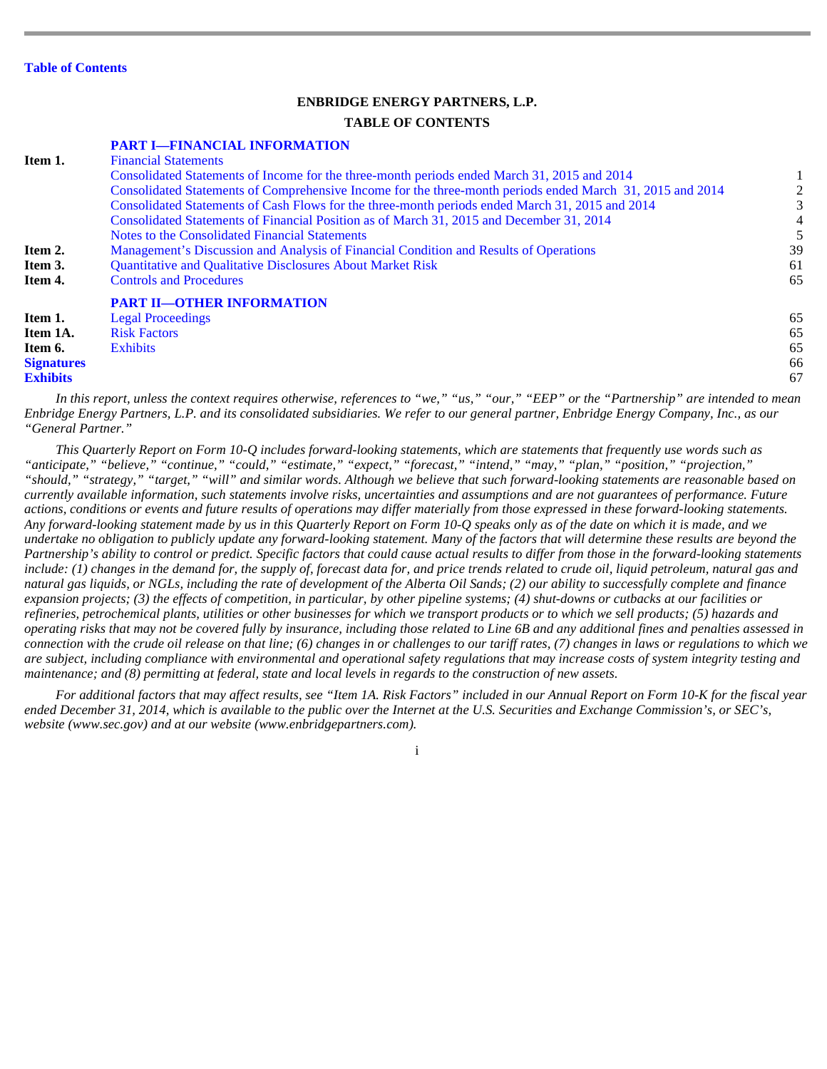Table of Contents

**ENBRIDGE ENERGY PARTNERS, L.P.**

**TABLE OF CONTENTS**

| | | |
|---|---|---|
| | **PART I—FINANCIAL INFORMATION** | |
| **Item 1.** | Financial Statements | |
| | Consolidated Statements of Income for the three-month periods ended March 31, 2015 and 2014 | 1 |
| | Consolidated Statements of Comprehensive Income for the three-month periods ended March 31, 2015 and 2014 | 2 |
| | Consolidated Statements of Cash Flows for the three-month periods ended March 31, 2015 and 2014 | 3 |
| | Consolidated Statements of Financial Position as of March 31, 2015 and December 31, 2014 | 4 |
| | Notes to the Consolidated Financial Statements | 5 |
| **Item 2.** | Management's Discussion and Analysis of Financial Condition and Results of Operations | 39 |
| **Item 3.** | Quantitative and Qualitative Disclosures About Market Risk | 61 |
| **Item 4.** | Controls and Procedures | 65 |
| | **PART II—OTHER INFORMATION** | |
| **Item 1.** | Legal Proceedings | 65 |
| **Item 1A.** | Risk Factors | 65 |
| **Item 6.** | Exhibits | 65 |
| **Signatures** | | 66 |
| **Exhibits** | | 67 |

*In this report, unless the context requires otherwise, references to "we," "us," "our," "EEP" or the "Partnership" are intended to mean Enbridge Energy Partners, L.P. and its consolidated subsidiaries. We refer to our general partner, Enbridge Energy Company, Inc., as our "General Partner."*

*This Quarterly Report on Form 10-Q includes forward-looking statements, which are statements that frequently use words such as "anticipate," "believe," "continue," "could," "estimate," "expect," "forecast," "intend," "may," "plan," "position," "projection," "should," "strategy," "target," "will" and similar words. Although we believe that such forward-looking statements are reasonable based on currently available information, such statements involve risks, uncertainties and assumptions and are not guarantees of performance. Future actions, conditions or events and future results of operations may differ materially from those expressed in these forward-looking statements. Any forward-looking statement made by us in this Quarterly Report on Form 10-Q speaks only as of the date on which it is made, and we undertake no obligation to publicly update any forward-looking statement. Many of the factors that will determine these results are beyond the Partnership's ability to control or predict. Specific factors that could cause actual results to differ from those in the forward-looking statements include: (1) changes in the demand for, the supply of, forecast data for, and price trends related to crude oil, liquid petroleum, natural gas and natural gas liquids, or NGLs, including the rate of development of the Alberta Oil Sands; (2) our ability to successfully complete and finance expansion projects; (3) the effects of competition, in particular, by other pipeline systems; (4) shut-downs or cutbacks at our facilities or refineries, petrochemical plants, utilities or other businesses for which we transport products or to which we sell products; (5) hazards and operating risks that may not be covered fully by insurance, including those related to Line 6B and any additional fines and penalties assessed in connection with the crude oil release on that line; (6) changes in or challenges to our tariff rates, (7) changes in laws or regulations to which we are subject, including compliance with environmental and operational safety regulations that may increase costs of system integrity testing and maintenance; and (8) permitting at federal, state and local levels in regards to the construction of new assets.*

*For additional factors that may affect results, see "Item 1A. Risk Factors" included in our Annual Report on Form 10-K for the fiscal year ended December 31, 2014, which is available to the public over the Internet at the U.S. Securities and Exchange Commission's, or SEC's, website (www.sec.gov) and at our website (www.enbridgepartners.com).*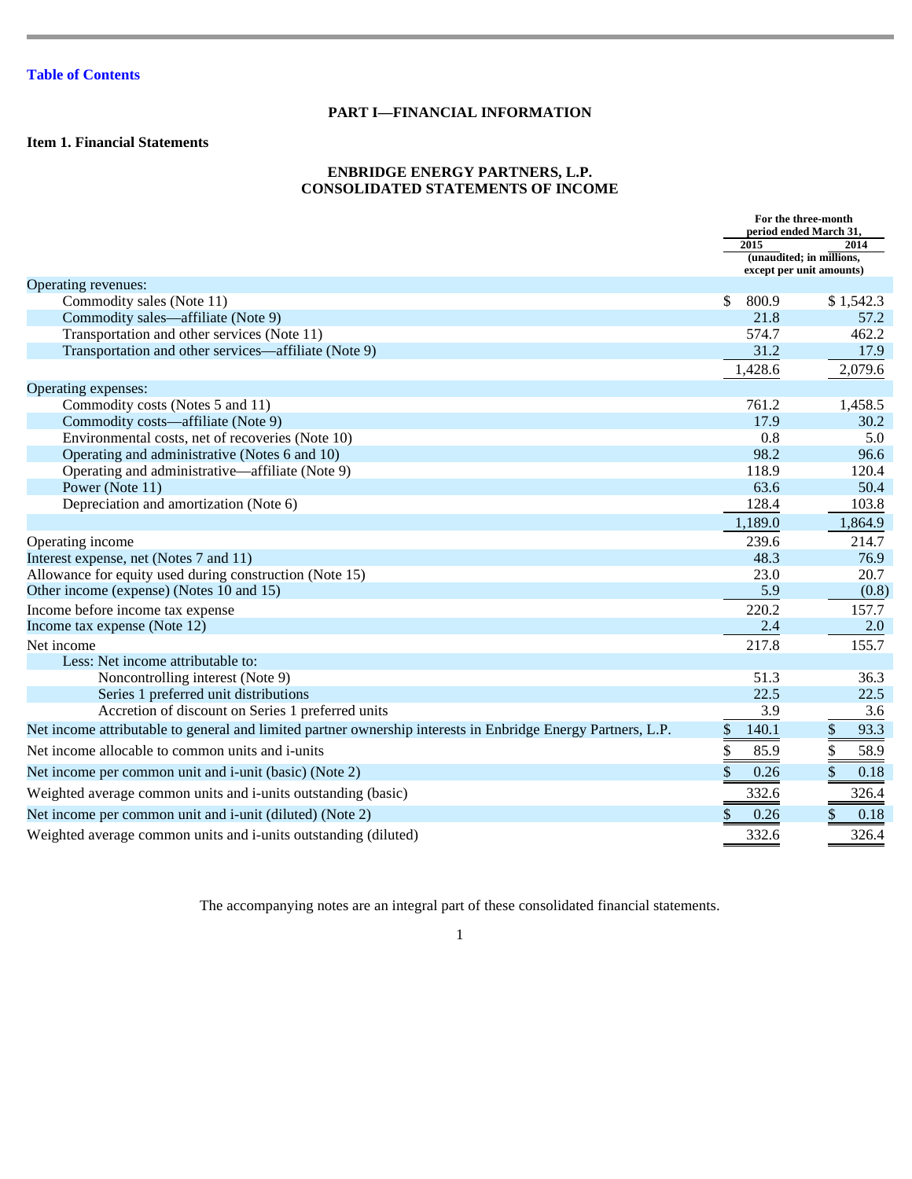Table of Contents

## PART I—FINANCIAL INFORMATION

### Item 1. Financial Statements

## ENBRIDGE ENERGY PARTNERS, L.P.
## CONSOLIDATED STATEMENTS OF INCOME

| | For the three-month period ended March 31, | |
|---|---|---|
| | 2015 | 2014 |
| | (unaudited; in millions, except per unit amounts) | |
| Operating revenues: | | |
| Commodity sales (Note 11) | $ 800.9 | $ 1,542.3 |
| Commodity sales—affiliate (Note 9) | 21.8 | 57.2 |
| Transportation and other services (Note 11) | 574.7 | 462.2 |
| Transportation and other services—affiliate (Note 9) | 31.2 | 17.9 |
| | 1,428.6 | 2,079.6 |
| Operating expenses: | | |
| Commodity costs (Notes 5 and 11) | 761.2 | 1,458.5 |
| Commodity costs—affiliate (Note 9) | 17.9 | 30.2 |
| Environmental costs, net of recoveries (Note 10) | 0.8 | 5.0 |
| Operating and administrative (Notes 6 and 10) | 98.2 | 96.6 |
| Operating and administrative—affiliate (Note 9) | 118.9 | 120.4 |
| Power (Note 11) | 63.6 | 50.4 |
| Depreciation and amortization (Note 6) | 128.4 | 103.8 |
| | 1,189.0 | 1,864.9 |
| Operating income | 239.6 | 214.7 |
| Interest expense, net (Notes 7 and 11) | 48.3 | 76.9 |
| Allowance for equity used during construction (Note 15) | 23.0 | 20.7 |
| Other income (expense) (Notes 10 and 15) | 5.9 | (0.8) |
| Income before income tax expense | 220.2 | 157.7 |
| Income tax expense (Note 12) | 2.4 | 2.0 |
| Net income | 217.8 | 155.7 |
| Less: Net income attributable to: | | |
| Noncontrolling interest (Note 9) | 51.3 | 36.3 |
| Series 1 preferred unit distributions | 22.5 | 22.5 |
| Accretion of discount on Series 1 preferred units | 3.9 | 3.6 |
| Net income attributable to general and limited partner ownership interests in Enbridge Energy Partners, L.P. | $ 140.1 | $ 93.3 |
| Net income allocable to common units and i-units | $ 85.9 | $ 58.9 |
| Net income per common unit and i-unit (basic) (Note 2) | $ 0.26 | $ 0.18 |
| Weighted average common units and i-units outstanding (basic) | 332.6 | 326.4 |
| Net income per common unit and i-unit (diluted) (Note 2) | $ 0.26 | $ 0.18 |
| Weighted average common units and i-units outstanding (diluted) | 332.6 | 326.4 |

The accompanying notes are an integral part of these consolidated financial statements.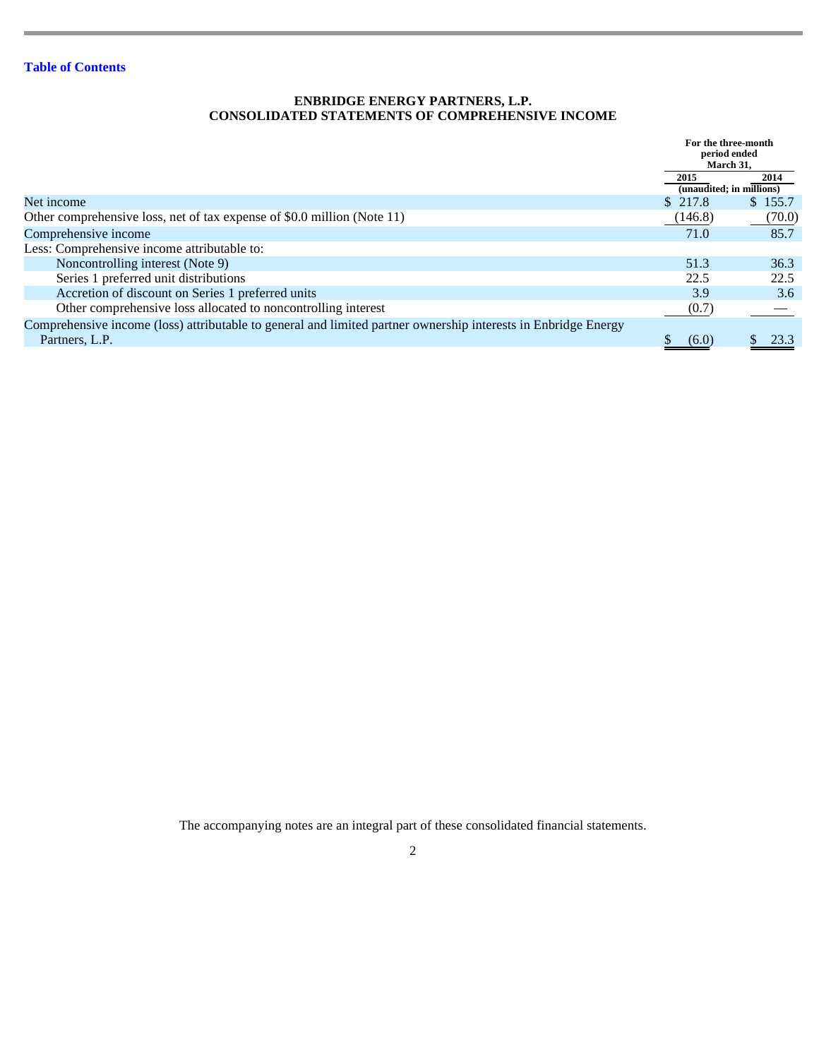Table of Contents

## ENBRIDGE ENERGY PARTNERS, L.P.
## CONSOLIDATED STATEMENTS OF COMPREHENSIVE INCOME

| | For the three-month period ended March 31, | |
|---|---|---|
| | 2015 | 2014 |
| | (unaudited; in millions) | |
| Net income | $ 217.8 | $ 155.7 |
| Other comprehensive loss, net of tax expense of $0.0 million (Note 11) | (146.8) | (70.0) |
| Comprehensive income | 71.0 | 85.7 |
| Less: Comprehensive income attributable to: | | |
| Noncontrolling interest (Note 9) | 51.3 | 36.3 |
| Series 1 preferred unit distributions | 22.5 | 22.5 |
| Accretion of discount on Series 1 preferred units | 3.9 | 3.6 |
| Other comprehensive loss allocated to noncontrolling interest | (0.7) | — |
| Comprehensive income (loss) attributable to general and limited partner ownership interests in Enbridge Energy Partners, L.P. | $ (6.0) | $ 23.3 |

The accompanying notes are an integral part of these consolidated financial statements.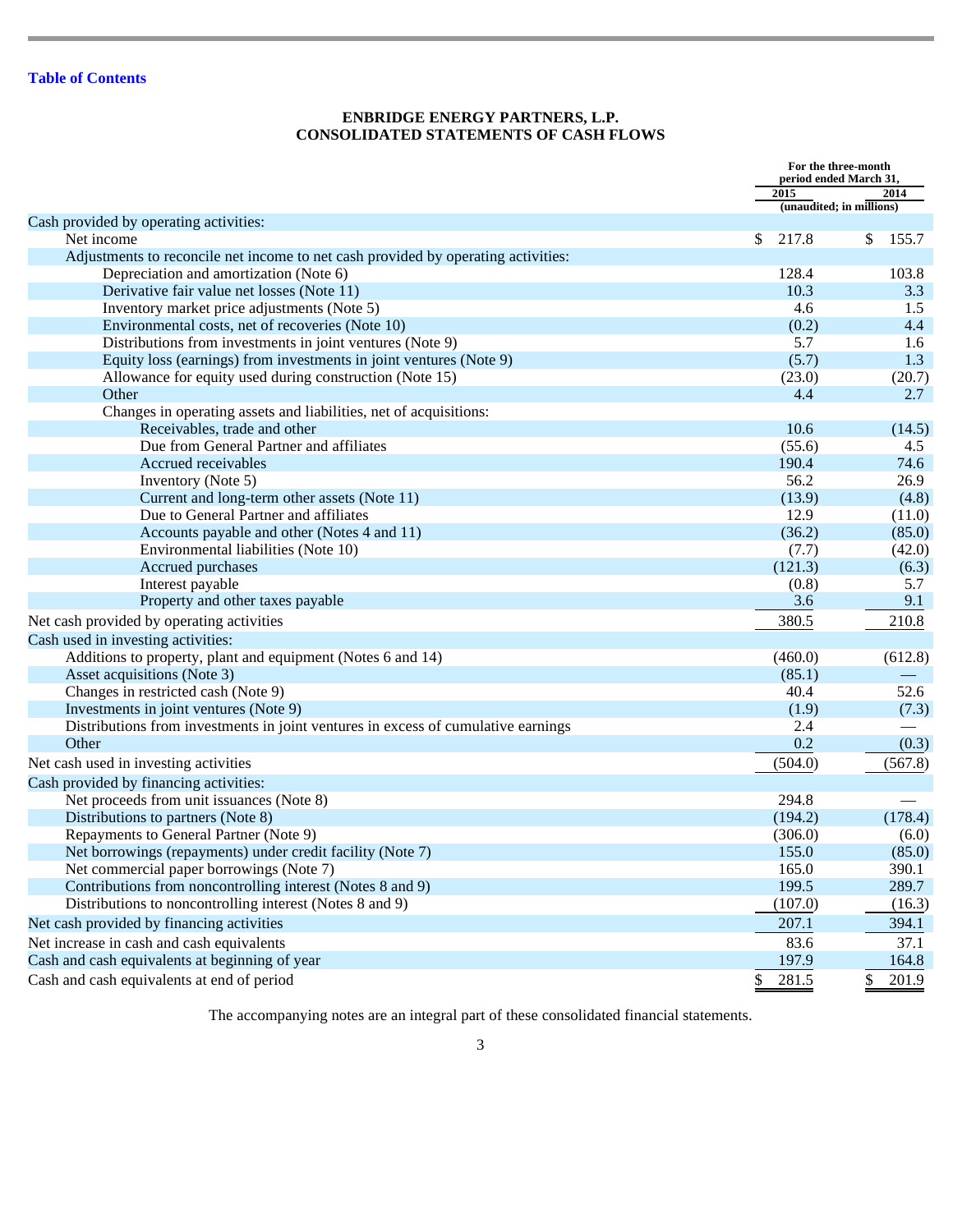**Table of Contents**

**ENBRIDGE ENERGY PARTNERS, L.P.**
**CONSOLIDATED STATEMENTS OF CASH FLOWS**

| | For the three-month period ended March 31, | |
|---|---|---|
| | 2015 | 2014 |
| | (unaudited; in millions) | |
| Cash provided by operating activities: | | |
| Net income | $ 217.8 | $ 155.7 |
| Adjustments to reconcile net income to net cash provided by operating activities: | | |
| Depreciation and amortization (Note 6) | 128.4 | 103.8 |
| Derivative fair value net losses (Note 11) | 10.3 | 3.3 |
| Inventory market price adjustments (Note 5) | 4.6 | 1.5 |
| Environmental costs, net of recoveries (Note 10) | (0.2) | 4.4 |
| Distributions from investments in joint ventures (Note 9) | 5.7 | 1.6 |
| Equity loss (earnings) from investments in joint ventures (Note 9) | (5.7) | 1.3 |
| Allowance for equity used during construction (Note 15) | (23.0) | (20.7) |
| Other | 4.4 | 2.7 |
| Changes in operating assets and liabilities, net of acquisitions: | | |
| Receivables, trade and other | 10.6 | (14.5) |
| Due from General Partner and affiliates | (55.6) | 4.5 |
| Accrued receivables | 190.4 | 74.6 |
| Inventory (Note 5) | 56.2 | 26.9 |
| Current and long-term other assets (Note 11) | (13.9) | (4.8) |
| Due to General Partner and affiliates | 12.9 | (11.0) |
| Accounts payable and other (Notes 4 and 11) | (36.2) | (85.0) |
| Environmental liabilities (Note 10) | (7.7) | (42.0) |
| Accrued purchases | (121.3) | (6.3) |
| Interest payable | (0.8) | 5.7 |
| Property and other taxes payable | 3.6 | 9.1 |
| Net cash provided by operating activities | 380.5 | 210.8 |
| Cash used in investing activities: | | |
| Additions to property, plant and equipment (Notes 6 and 14) | (460.0) | (612.8) |
| Asset acquisitions (Note 3) | (85.1) | — |
| Changes in restricted cash (Note 9) | 40.4 | 52.6 |
| Investments in joint ventures (Note 9) | (1.9) | (7.3) |
| Distributions from investments in joint ventures in excess of cumulative earnings | 2.4 | — |
| Other | 0.2 | (0.3) |
| Net cash used in investing activities | (504.0) | (567.8) |
| Cash provided by financing activities: | | |
| Net proceeds from unit issuances (Note 8) | 294.8 | — |
| Distributions to partners (Note 8) | (194.2) | (178.4) |
| Repayments to General Partner (Note 9) | (306.0) | (6.0) |
| Net borrowings (repayments) under credit facility (Note 7) | 155.0 | (85.0) |
| Net commercial paper borrowings (Note 7) | 165.0 | 390.1 |
| Contributions from noncontrolling interest (Notes 8 and 9) | 199.5 | 289.7 |
| Distributions to noncontrolling interest (Notes 8 and 9) | (107.0) | (16.3) |
| Net cash provided by financing activities | 207.1 | 394.1 |
| Net increase in cash and cash equivalents | 83.6 | 37.1 |
| Cash and cash equivalents at beginning of year | 197.9 | 164.8 |
| Cash and cash equivalents at end of period | $ 281.5 | $ 201.9 |

The accompanying notes are an integral part of these consolidated financial statements.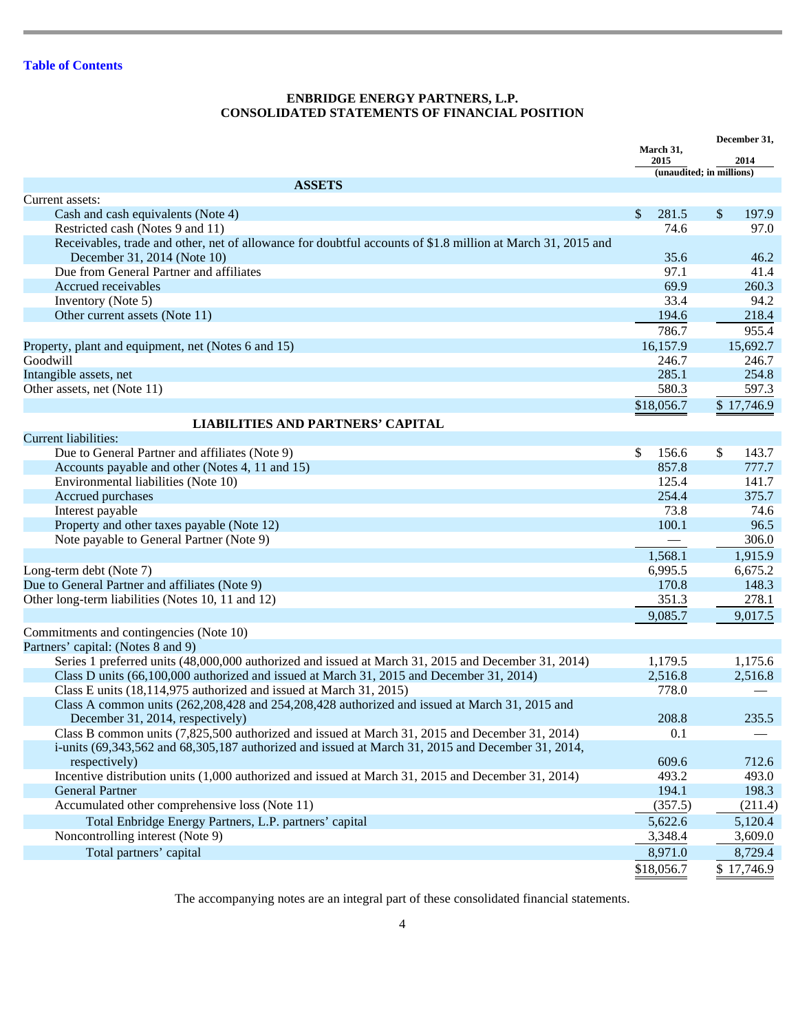Table of Contents

**ENBRIDGE ENERGY PARTNERS, L.P.**
**CONSOLIDATED STATEMENTS OF FINANCIAL POSITION**

| | March 31, 2015 | December 31, 2014 |
|---|---|---|
| | (unaudited; in millions) | |
| **ASSETS** | | |
| Current assets: | | |
| Cash and cash equivalents (Note 4) | $ 281.5 | $ 197.9 |
| Restricted cash (Notes 9 and 11) | 74.6 | 97.0 |
| Receivables, trade and other, net of allowance for doubtful accounts of $1.8 million at March 31, 2015 and December 31, 2014 (Note 10) | 35.6 | 46.2 |
| Due from General Partner and affiliates | 97.1 | 41.4 |
| Accrued receivables | 69.9 | 260.3 |
| Inventory (Note 5) | 33.4 | 94.2 |
| Other current assets (Note 11) | 194.6 | 218.4 |
| | 786.7 | 955.4 |
| Property, plant and equipment, net (Notes 6 and 15) | 16,157.9 | 15,692.7 |
| Goodwill | 246.7 | 246.7 |
| Intangible assets, net | 285.1 | 254.8 |
| Other assets, net (Note 11) | 580.3 | 597.3 |
| | $18,056.7 | $ 17,746.9 |
| **LIABILITIES AND PARTNERS' CAPITAL** | | |
| Current liabilities: | | |
| Due to General Partner and affiliates (Note 9) | $ 156.6 | $ 143.7 |
| Accounts payable and other (Notes 4, 11 and 15) | 857.8 | 777.7 |
| Environmental liabilities (Note 10) | 125.4 | 141.7 |
| Accrued purchases | 254.4 | 375.7 |
| Interest payable | 73.8 | 74.6 |
| Property and other taxes payable (Note 12) | 100.1 | 96.5 |
| Note payable to General Partner (Note 9) | — | 306.0 |
| | 1,568.1 | 1,915.9 |
| Long-term debt (Note 7) | 6,995.5 | 6,675.2 |
| Due to General Partner and affiliates (Note 9) | 170.8 | 148.3 |
| Other long-term liabilities (Notes 10, 11 and 12) | 351.3 | 278.1 |
| | 9,085.7 | 9,017.5 |
| Commitments and contingencies (Note 10) | | |
| Partners' capital: (Notes 8 and 9) | | |
| Series 1 preferred units (48,000,000 authorized and issued at March 31, 2015 and December 31, 2014) | 1,179.5 | 1,175.6 |
| Class D units (66,100,000 authorized and issued at March 31, 2015 and December 31, 2014) | 2,516.8 | 2,516.8 |
| Class E units (18,114,975 authorized and issued at March 31, 2015) | 778.0 | — |
| Class A common units (262,208,428 and 254,208,428 authorized and issued at March 31, 2015 and December 31, 2014, respectively) | 208.8 | 235.5 |
| Class B common units (7,825,500 authorized and issued at March 31, 2015 and December 31, 2014) | 0.1 | — |
| i-units (69,343,562 and 68,305,187 authorized and issued at March 31, 2015 and December 31, 2014, respectively) | 609.6 | 712.6 |
| Incentive distribution units (1,000 authorized and issued at March 31, 2015 and December 31, 2014) | 493.2 | 493.0 |
| General Partner | 194.1 | 198.3 |
| Accumulated other comprehensive loss (Note 11) | (357.5) | (211.4) |
| Total Enbridge Energy Partners, L.P. partners' capital | 5,622.6 | 5,120.4 |
| Noncontrolling interest (Note 9) | 3,348.4 | 3,609.0 |
| Total partners' capital | 8,971.0 | 8,729.4 |
| | $18,056.7 | $ 17,746.9 |

The accompanying notes are an integral part of these consolidated financial statements.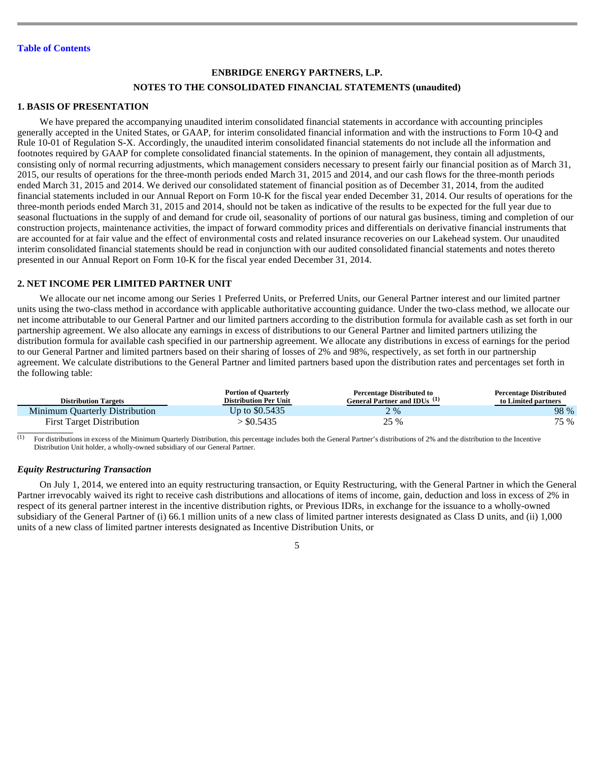[Table of Contents](#)

## ENBRIDGE ENERGY PARTNERS, L.P.

## NOTES TO THE CONSOLIDATED FINANCIAL STATEMENTS (unaudited)

### 1. BASIS OF PRESENTATION

We have prepared the accompanying unaudited interim consolidated financial statements in accordance with accounting principles generally accepted in the United States, or GAAP, for interim consolidated financial information and with the instructions to Form 10-Q and Rule 10-01 of Regulation S-X. Accordingly, the unaudited interim consolidated financial statements do not include all the information and footnotes required by GAAP for complete consolidated financial statements. In the opinion of management, they contain all adjustments, consisting only of normal recurring adjustments, which management considers necessary to present fairly our financial position as of March 31, 2015, our results of operations for the three-month periods ended March 31, 2015 and 2014, and our cash flows for the three-month periods ended March 31, 2015 and 2014. We derived our consolidated statement of financial position as of December 31, 2014, from the audited financial statements included in our Annual Report on Form 10-K for the fiscal year ended December 31, 2014. Our results of operations for the three-month periods ended March 31, 2015 and 2014, should not be taken as indicative of the results to be expected for the full year due to seasonal fluctuations in the supply of and demand for crude oil, seasonality of portions of our natural gas business, timing and completion of our construction projects, maintenance activities, the impact of forward commodity prices and differentials on derivative financial instruments that are accounted for at fair value and the effect of environmental costs and related insurance recoveries on our Lakehead system. Our unaudited interim consolidated financial statements should be read in conjunction with our audited consolidated financial statements and notes thereto presented in our Annual Report on Form 10-K for the fiscal year ended December 31, 2014.

### 2. NET INCOME PER LIMITED PARTNER UNIT

We allocate our net income among our Series 1 Preferred Units, or Preferred Units, our General Partner interest and our limited partner units using the two-class method in accordance with applicable authoritative accounting guidance. Under the two-class method, we allocate our net income attributable to our General Partner and our limited partners according to the distribution formula for available cash as set forth in our partnership agreement. We also allocate any earnings in excess of distributions to our General Partner and limited partners utilizing the distribution formula for available cash specified in our partnership agreement. We allocate any distributions in excess of earnings for the period to our General Partner and limited partners based on their sharing of losses of 2% and 98%, respectively, as set forth in our partnership agreement. We calculate distributions to the General Partner and limited partners based upon the distribution rates and percentages set forth in the following table:

| Distribution Targets | Portion of Quarterly Distribution Per Unit | Percentage Distributed to General Partner and IDUs [(1)] | Percentage Distributed to Limited partners |
|---|---|---|---|
| Minimum Quarterly Distribution | Up to $0.5435 | 2 % | 98 % |
| First Target Distribution | > $0.5435 | 25 % | 75 % |

(1) For distributions in excess of the Minimum Quarterly Distribution, this percentage includes both the General Partner's distributions of 2% and the distribution to the Incentive Distribution Unit holder, a wholly-owned subsidiary of our General Partner.

#### *Equity Restructuring Transaction*

On July 1, 2014, we entered into an equity restructuring transaction, or Equity Restructuring, with the General Partner in which the General Partner irrevocably waived its right to receive cash distributions and allocations of items of income, gain, deduction and loss in excess of 2% in respect of its general partner interest in the incentive distribution rights, or Previous IDRs, in exchange for the issuance to a wholly-owned subsidiary of the General Partner of (i) 66.1 million units of a new class of limited partner interests designated as Class D units, and (ii) 1,000 units of a new class of limited partner interests designated as Incentive Distribution Units, or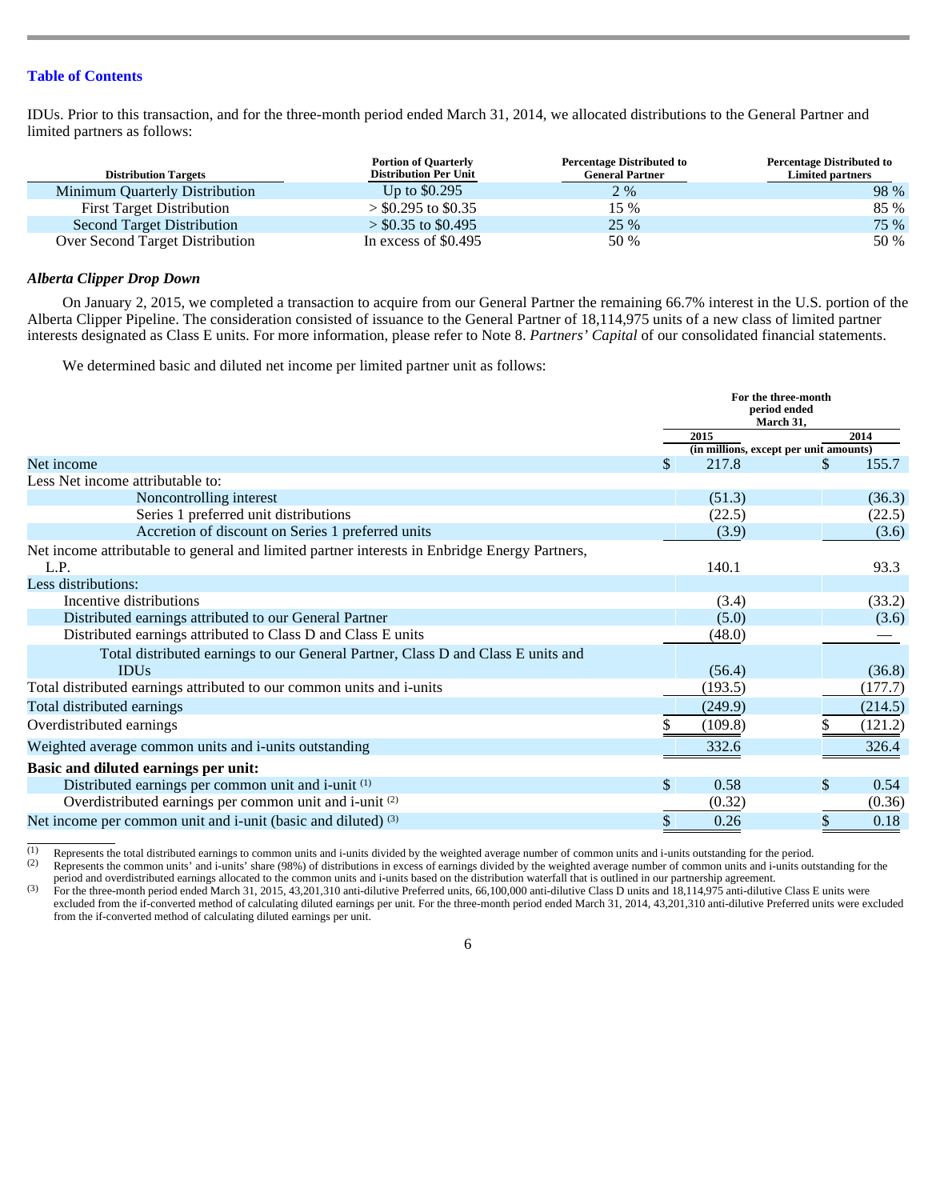IDUs. Prior to this transaction, and for the three-month period ended March 31, 2014, we allocated distributions to the General Partner and limited partners as follows:

| Distribution Targets | Portion of Quarterly Distribution Per Unit | Percentage Distributed to General Partner | Percentage Distributed to Limited partners |
|---|---|---|---|
| Minimum Quarterly Distribution | Up to $0.295 | 2 % | 98 % |
| First Target Distribution | > $0.295 to $0.35 | 15 % | 85 % |
| Second Target Distribution | > $0.35 to $0.495 | 25 % | 75 % |
| Over Second Target Distribution | In excess of $0.495 | 50 % | 50 % |

***Alberta Clipper Drop Down***

On January 2, 2015, we completed a transaction to acquire from our General Partner the remaining 66.7% interest in the U.S. portion of the Alberta Clipper Pipeline. The consideration consisted of issuance to the General Partner of 18,114,975 units of a new class of limited partner interests designated as Class E units. For more information, please refer to Note 8. *Partners' Capital* of our consolidated financial statements.

We determined basic and diluted net income per limited partner unit as follows:

| | For the three-month period ended March 31, | |
|---|---|---|
| | 2015 | 2014 |
| | (in millions, except per unit amounts) | |
| Net income | $ 217.8 | $ 155.7 |
| Less Net income attributable to: | | |
| Noncontrolling interest | (51.3) | (36.3) |
| Series 1 preferred unit distributions | (22.5) | (22.5) |
| Accretion of discount on Series 1 preferred units | (3.9) | (3.6) |
| Net income attributable to general and limited partner interests in Enbridge Energy Partners, L.P. | 140.1 | 93.3 |
| Less distributions: | | |
| Incentive distributions | (3.4) | (33.2) |
| Distributed earnings attributed to our General Partner | (5.0) | (3.6) |
| Distributed earnings attributed to Class D and Class E units | (48.0) | — |
| Total distributed earnings to our General Partner, Class D and Class E units and IDUs | (56.4) | (36.8) |
| Total distributed earnings attributed to our common units and i-units | (193.5) | (177.7) |
| Total distributed earnings | (249.9) | (214.5) |
| Overdistributed earnings | $ (109.8) | $ (121.2) |
| Weighted average common units and i-units outstanding | 332.6 | 326.4 |
| **Basic and diluted earnings per unit:** | | |
| Distributed earnings per common unit and i-unit [(1)] | $ 0.58 | $ 0.54 |
| Overdistributed earnings per common unit and i-unit [(2)] | (0.32) | (0.36) |
| Net income per common unit and i-unit (basic and diluted) [(3)] | $ 0.26 | $ 0.18 |

(1) Represents the total distributed earnings to common units and i-units divided by the weighted average number of common units and i-units outstanding for the period.

(2) Represents the common units' and i-units' share (98%) of distributions in excess of earnings divided by the weighted average number of common units and i-units outstanding for the period and overdistributed earnings allocated to the common units and i-units based on the distribution waterfall that is outlined in our partnership agreement.

(3) For the three-month period ended March 31, 2015, 43,201,310 anti-dilutive Preferred units, 66,100,000 anti-dilutive Class D units and 18,114,975 anti-dilutive Class E units were excluded from the if-converted method of calculating diluted earnings per unit. For the three-month period ended March 31, 2014, 43,201,310 anti-dilutive Preferred units were excluded from the if-converted method of calculating diluted earnings per unit.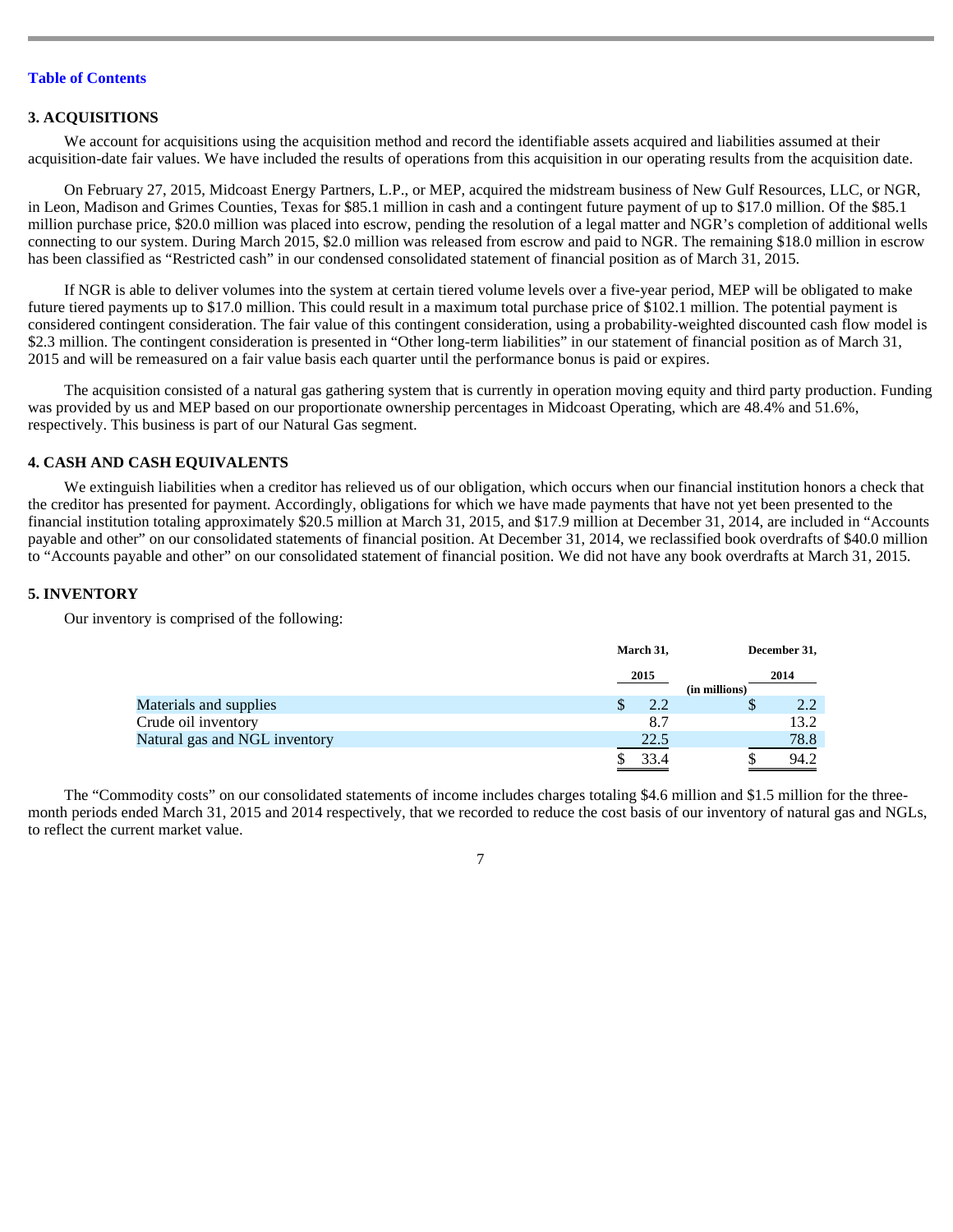## 3. ACQUISITIONS

We account for acquisitions using the acquisition method and record the identifiable assets acquired and liabilities assumed at their acquisition-date fair values. We have included the results of operations from this acquisition in our operating results from the acquisition date.

On February 27, 2015, Midcoast Energy Partners, L.P., or MEP, acquired the midstream business of New Gulf Resources, LLC, or NGR, in Leon, Madison and Grimes Counties, Texas for $85.1 million in cash and a contingent future payment of up to $17.0 million. Of the $85.1 million purchase price, $20.0 million was placed into escrow, pending the resolution of a legal matter and NGR's completion of additional wells connecting to our system. During March 2015, $2.0 million was released from escrow and paid to NGR. The remaining $18.0 million in escrow has been classified as "Restricted cash" in our condensed consolidated statement of financial position as of March 31, 2015.

If NGR is able to deliver volumes into the system at certain tiered volume levels over a five-year period, MEP will be obligated to make future tiered payments up to $17.0 million. This could result in a maximum total purchase price of $102.1 million. The potential payment is considered contingent consideration. The fair value of this contingent consideration, using a probability-weighted discounted cash flow model is $2.3 million. The contingent consideration is presented in "Other long-term liabilities" in our statement of financial position as of March 31, 2015 and will be remeasured on a fair value basis each quarter until the performance bonus is paid or expires.

The acquisition consisted of a natural gas gathering system that is currently in operation moving equity and third party production. Funding was provided by us and MEP based on our proportionate ownership percentages in Midcoast Operating, which are 48.4% and 51.6%, respectively. This business is part of our Natural Gas segment.

## 4. CASH AND CASH EQUIVALENTS

We extinguish liabilities when a creditor has relieved us of our obligation, which occurs when our financial institution honors a check that the creditor has presented for payment. Accordingly, obligations for which we have made payments that have not yet been presented to the financial institution totaling approximately $20.5 million at March 31, 2015, and $17.9 million at December 31, 2014, are included in "Accounts payable and other" on our consolidated statements of financial position. At December 31, 2014, we reclassified book overdrafts of $40.0 million to "Accounts payable and other" on our consolidated statement of financial position. We did not have any book overdrafts at March 31, 2015.

## 5. INVENTORY

Our inventory is comprised of the following:

| | March 31, 2015 | December 31, 2014 |
|---|---|---|
| | (in millions) | |
| Materials and supplies | $ 2.2 | $ 2.2 |
| Crude oil inventory | 8.7 | 13.2 |
| Natural gas and NGL inventory | 22.5 | 78.8 |
| | $ 33.4 | $ 94.2 |

The "Commodity costs" on our consolidated statements of income includes charges totaling $4.6 million and $1.5 million for the three-month periods ended March 31, 2015 and 2014 respectively, that we recorded to reduce the cost basis of our inventory of natural gas and NGLs, to reflect the current market value.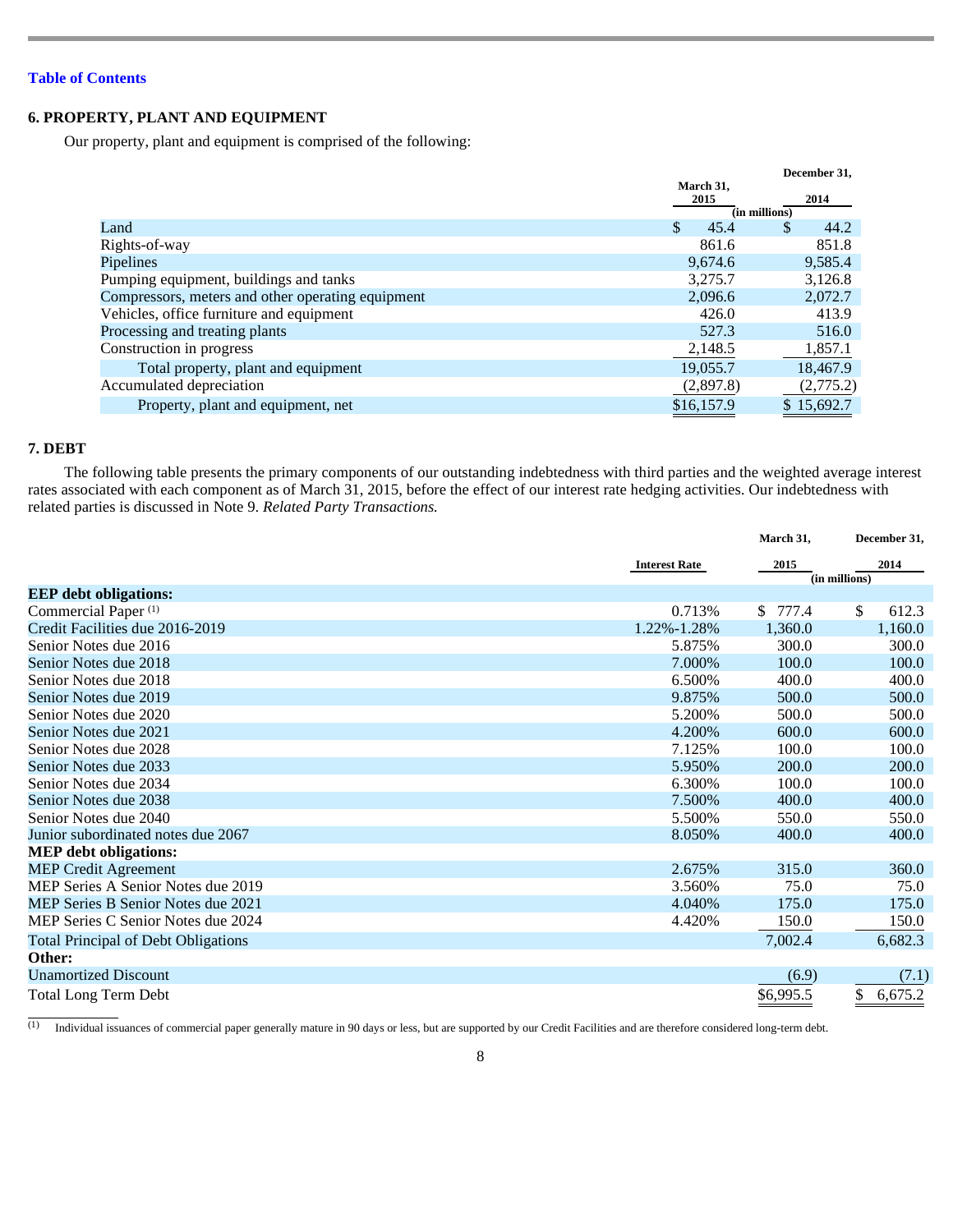Table of Contents

## 6. PROPERTY, PLANT AND EQUIPMENT

Our property, plant and equipment is comprised of the following:

| | March 31, 2015 | December 31, 2014 |
|---|---|---|
| | (in millions) | |
| Land | $ 45.4 | $ 44.2 |
| Rights-of-way | 861.6 | 851.8 |
| Pipelines | 9,674.6 | 9,585.4 |
| Pumping equipment, buildings and tanks | 3,275.7 | 3,126.8 |
| Compressors, meters and other operating equipment | 2,096.6 | 2,072.7 |
| Vehicles, office furniture and equipment | 426.0 | 413.9 |
| Processing and treating plants | 527.3 | 516.0 |
| Construction in progress | 2,148.5 | 1,857.1 |
| Total property, plant and equipment | 19,055.7 | 18,467.9 |
| Accumulated depreciation | (2,897.8) | (2,775.2) |
| Property, plant and equipment, net | $16,157.9 | $ 15,692.7 |

## 7. DEBT

The following table presents the primary components of our outstanding indebtedness with third parties and the weighted average interest rates associated with each component as of March 31, 2015, before the effect of our interest rate hedging activities. Our indebtedness with related parties is discussed in Note 9. *Related Party Transactions.*

| | Interest Rate | March 31, 2015 | December 31, 2014 |
|---|---|---|---|
| | | (in millions) | |
| **EEP debt obligations:** | | | |
| Commercial Paper [1] | 0.713% | $ 777.4 | $ 612.3 |
| Credit Facilities due 2016-2019 | 1.22%-1.28% | 1,360.0 | 1,160.0 |
| Senior Notes due 2016 | 5.875% | 300.0 | 300.0 |
| Senior Notes due 2018 | 7.000% | 100.0 | 100.0 |
| Senior Notes due 2018 | 6.500% | 400.0 | 400.0 |
| Senior Notes due 2019 | 9.875% | 500.0 | 500.0 |
| Senior Notes due 2020 | 5.200% | 500.0 | 500.0 |
| Senior Notes due 2021 | 4.200% | 600.0 | 600.0 |
| Senior Notes due 2028 | 7.125% | 100.0 | 100.0 |
| Senior Notes due 2033 | 5.950% | 200.0 | 200.0 |
| Senior Notes due 2034 | 6.300% | 100.0 | 100.0 |
| Senior Notes due 2038 | 7.500% | 400.0 | 400.0 |
| Senior Notes due 2040 | 5.500% | 550.0 | 550.0 |
| Junior subordinated notes due 2067 | 8.050% | 400.0 | 400.0 |
| **MEP debt obligations:** | | | |
| MEP Credit Agreement | 2.675% | 315.0 | 360.0 |
| MEP Series A Senior Notes due 2019 | 3.560% | 75.0 | 75.0 |
| MEP Series B Senior Notes due 2021 | 4.040% | 175.0 | 175.0 |
| MEP Series C Senior Notes due 2024 | 4.420% | 150.0 | 150.0 |
| Total Principal of Debt Obligations | | 7,002.4 | 6,682.3 |
| **Other:** | | | |
| Unamortized Discount | | (6.9) | (7.1) |
| Total Long Term Debt | | $6,995.5 | $ 6,675.2 |

(1) Individual issuances of commercial paper generally mature in 90 days or less, but are supported by our Credit Facilities and are therefore considered long-term debt.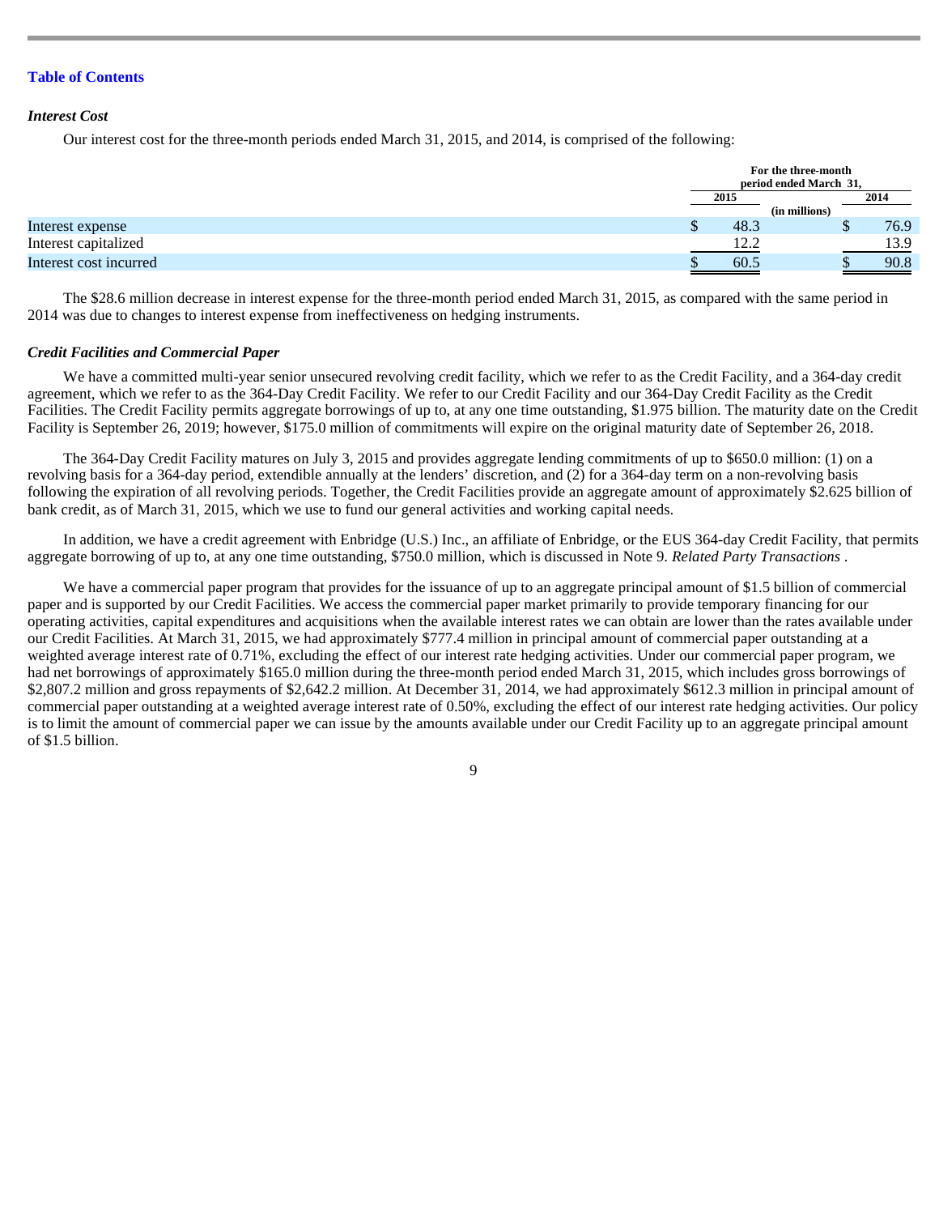### *Interest Cost*

Our interest cost for the three-month periods ended March 31, 2015, and 2014, is comprised of the following:

| | For the three-month period ended March 31, | |
|---|---|---|
| | 2015 | 2014 |
| | (in millions) | |
| Interest expense | $ 48.3 | $ 76.9 |
| Interest capitalized | 12.2 | 13.9 |
| Interest cost incurred | $ 60.5 | $ 90.8 |

The $28.6 million decrease in interest expense for the three-month period ended March 31, 2015, as compared with the same period in 2014 was due to changes to interest expense from ineffectiveness on hedging instruments.

### *Credit Facilities and Commercial Paper*

We have a committed multi-year senior unsecured revolving credit facility, which we refer to as the Credit Facility, and a 364-day credit agreement, which we refer to as the 364-Day Credit Facility. We refer to our Credit Facility and our 364-Day Credit Facility as the Credit Facilities. The Credit Facility permits aggregate borrowings of up to, at any one time outstanding, $1.975 billion. The maturity date on the Credit Facility is September 26, 2019; however, $175.0 million of commitments will expire on the original maturity date of September 26, 2018.

The 364-Day Credit Facility matures on July 3, 2015 and provides aggregate lending commitments of up to $650.0 million: (1) on a revolving basis for a 364-day period, extendible annually at the lenders' discretion, and (2) for a 364-day term on a non-revolving basis following the expiration of all revolving periods. Together, the Credit Facilities provide an aggregate amount of approximately $2.625 billion of bank credit, as of March 31, 2015, which we use to fund our general activities and working capital needs.

In addition, we have a credit agreement with Enbridge (U.S.) Inc., an affiliate of Enbridge, or the EUS 364-day Credit Facility, that permits aggregate borrowing of up to, at any one time outstanding, $750.0 million, which is discussed in Note 9. *Related Party Transactions* .

We have a commercial paper program that provides for the issuance of up to an aggregate principal amount of $1.5 billion of commercial paper and is supported by our Credit Facilities. We access the commercial paper market primarily to provide temporary financing for our operating activities, capital expenditures and acquisitions when the available interest rates we can obtain are lower than the rates available under our Credit Facilities. At March 31, 2015, we had approximately $777.4 million in principal amount of commercial paper outstanding at a weighted average interest rate of 0.71%, excluding the effect of our interest rate hedging activities. Under our commercial paper program, we had net borrowings of approximately $165.0 million during the three-month period ended March 31, 2015, which includes gross borrowings of $2,807.2 million and gross repayments of $2,642.2 million. At December 31, 2014, we had approximately $612.3 million in principal amount of commercial paper outstanding at a weighted average interest rate of 0.50%, excluding the effect of our interest rate hedging activities. Our policy is to limit the amount of commercial paper we can issue by the amounts available under our Credit Facility up to an aggregate principal amount of $1.5 billion.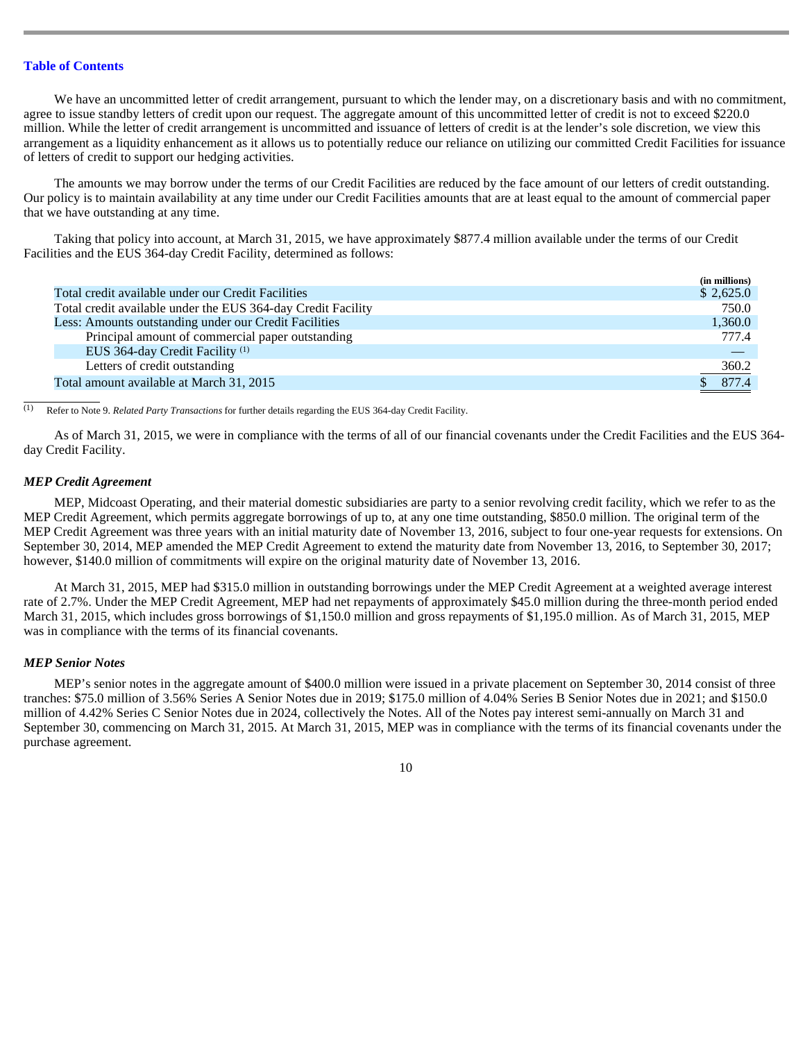We have an uncommitted letter of credit arrangement, pursuant to which the lender may, on a discretionary basis and with no commitment, agree to issue standby letters of credit upon our request. The aggregate amount of this uncommitted letter of credit is not to exceed $220.0 million. While the letter of credit arrangement is uncommitted and issuance of letters of credit is at the lender's sole discretion, we view this arrangement as a liquidity enhancement as it allows us to potentially reduce our reliance on utilizing our committed Credit Facilities for issuance of letters of credit to support our hedging activities.

The amounts we may borrow under the terms of our Credit Facilities are reduced by the face amount of our letters of credit outstanding. Our policy is to maintain availability at any time under our Credit Facilities amounts that are at least equal to the amount of commercial paper that we have outstanding at any time.

Taking that policy into account, at March 31, 2015, we have approximately $877.4 million available under the terms of our Credit Facilities and the EUS 364-day Credit Facility, determined as follows:

| | (in millions) |
|---|---|
| Total credit available under our Credit Facilities | $ 2,625.0 |
| Total credit available under the EUS 364-day Credit Facility | 750.0 |
| Less: Amounts outstanding under our Credit Facilities | 1,360.0 |
| Principal amount of commercial paper outstanding | 777.4 |
| EUS 364-day Credit Facility [1] | — |
| Letters of credit outstanding | 360.2 |
| Total amount available at March 31, 2015 | $ 877.4 |

[1] Refer to Note 9. *Related Party Transactions* for further details regarding the EUS 364-day Credit Facility.

As of March 31, 2015, we were in compliance with the terms of all of our financial covenants under the Credit Facilities and the EUS 364-day Credit Facility.

***MEP Credit Agreement***

MEP, Midcoast Operating, and their material domestic subsidiaries are party to a senior revolving credit facility, which we refer to as the MEP Credit Agreement, which permits aggregate borrowings of up to, at any one time outstanding, $850.0 million. The original term of the MEP Credit Agreement was three years with an initial maturity date of November 13, 2016, subject to four one-year requests for extensions. On September 30, 2014, MEP amended the MEP Credit Agreement to extend the maturity date from November 13, 2016, to September 30, 2017; however, $140.0 million of commitments will expire on the original maturity date of November 13, 2016.

At March 31, 2015, MEP had $315.0 million in outstanding borrowings under the MEP Credit Agreement at a weighted average interest rate of 2.7%. Under the MEP Credit Agreement, MEP had net repayments of approximately $45.0 million during the three-month period ended March 31, 2015, which includes gross borrowings of $1,150.0 million and gross repayments of $1,195.0 million. As of March 31, 2015, MEP was in compliance with the terms of its financial covenants.

***MEP Senior Notes***

MEP's senior notes in the aggregate amount of $400.0 million were issued in a private placement on September 30, 2014 consist of three tranches: $75.0 million of 3.56% Series A Senior Notes due in 2019; $175.0 million of 4.04% Series B Senior Notes due in 2021; and $150.0 million of 4.42% Series C Senior Notes due in 2024, collectively the Notes. All of the Notes pay interest semi-annually on March 31 and September 30, commencing on March 31, 2015. At March 31, 2015, MEP was in compliance with the terms of its financial covenants under the purchase agreement.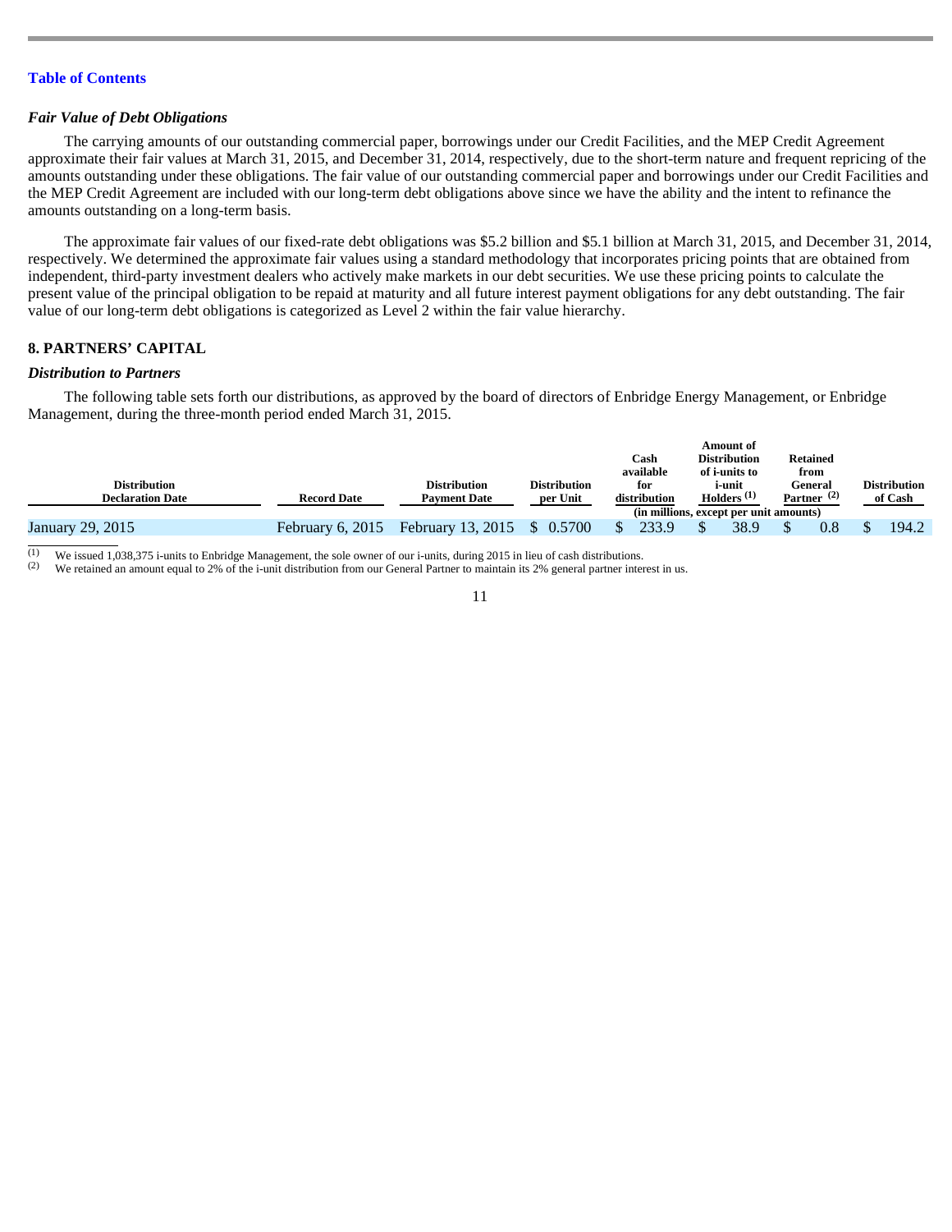*Fair Value of Debt Obligations*

The carrying amounts of our outstanding commercial paper, borrowings under our Credit Facilities, and the MEP Credit Agreement approximate their fair values at March 31, 2015, and December 31, 2014, respectively, due to the short-term nature and frequent repricing of the amounts outstanding under these obligations. The fair value of our outstanding commercial paper and borrowings under our Credit Facilities and the MEP Credit Agreement are included with our long-term debt obligations above since we have the ability and the intent to refinance the amounts outstanding on a long-term basis.

The approximate fair values of our fixed-rate debt obligations was $5.2 billion and $5.1 billion at March 31, 2015, and December 31, 2014, respectively. We determined the approximate fair values using a standard methodology that incorporates pricing points that are obtained from independent, third-party investment dealers who actively make markets in our debt securities. We use these pricing points to calculate the present value of the principal obligation to be repaid at maturity and all future interest payment obligations for any debt outstanding. The fair value of our long-term debt obligations is categorized as Level 2 within the fair value hierarchy.

## 8. PARTNERS' CAPITAL

*Distribution to Partners*

The following table sets forth our distributions, as approved by the board of directors of Enbridge Energy Management, or Enbridge Management, during the three-month period ended March 31, 2015.

| Distribution Declaration Date | Record Date | Distribution Payment Date | Distribution per Unit | Cash available for distribution | Amount of Distribution of i-units to i-unit Holders [(1)] | Retained from General Partner [(2)] | Distribution of Cash |
|---|---|---|---|---|---|---|---|
| | | | | (in millions, except per unit amounts) | | | |
| January 29, 2015 | February 6, 2015 | February 13, 2015 | $ 0.5700 | $ 233.9 | $ 38.9 | $ 0.8 | $ 194.2 |

(1) We issued 1,038,375 i-units to Enbridge Management, the sole owner of our i-units, during 2015 in lieu of cash distributions.

(2) We retained an amount equal to 2% of the i-unit distribution from our General Partner to maintain its 2% general partner interest in us.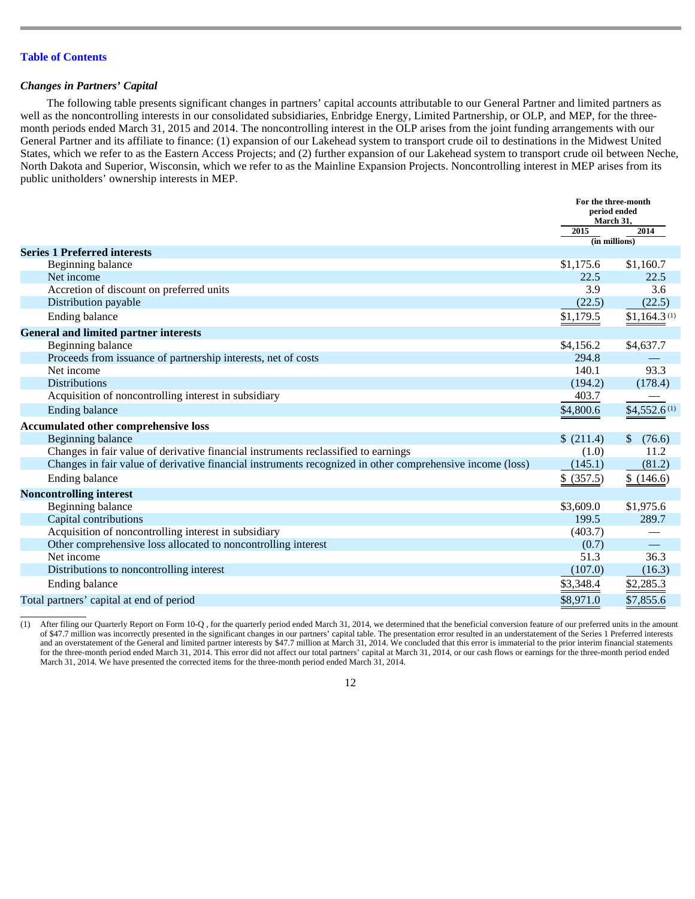[Table of Contents](#)

### *Changes in Partners' Capital*

The following table presents significant changes in partners' capital accounts attributable to our General Partner and limited partners as well as the noncontrolling interests in our consolidated subsidiaries, Enbridge Energy, Limited Partnership, or OLP, and MEP, for the three-month periods ended March 31, 2015 and 2014. The noncontrolling interest in the OLP arises from the joint funding arrangements with our General Partner and its affiliate to finance: (1) expansion of our Lakehead system to transport crude oil to destinations in the Midwest United States, which we refer to as the Eastern Access Projects; and (2) further expansion of our Lakehead system to transport crude oil between Neche, North Dakota and Superior, Wisconsin, which we refer to as the Mainline Expansion Projects. Noncontrolling interest in MEP arises from its public unitholders' ownership interests in MEP.

| | For the three-month period ended March 31, | |
|---|---|---|
| | 2015 | 2014 |
| | (in millions) | |
| **Series 1 Preferred interests** | | |
| Beginning balance | $1,175.6 | $1,160.7 |
| Net income | 22.5 | 22.5 |
| Accretion of discount on preferred units | 3.9 | 3.6 |
| Distribution payable | (22.5) | (22.5) |
| Ending balance | $1,179.5 | $1,164.3 [(1)] |
| **General and limited partner interests** | | |
| Beginning balance | $4,156.2 | $4,637.7 |
| Proceeds from issuance of partnership interests, net of costs | 294.8 | — |
| Net income | 140.1 | 93.3 |
| Distributions | (194.2) | (178.4) |
| Acquisition of noncontrolling interest in subsidiary | 403.7 | — |
| Ending balance | $4,800.6 | $4,552.6 [(1)] |
| **Accumulated other comprehensive loss** | | |
| Beginning balance | $ (211.4) | $ (76.6) |
| Changes in fair value of derivative financial instruments reclassified to earnings | (1.0) | 11.2 |
| Changes in fair value of derivative financial instruments recognized in other comprehensive income (loss) | (145.1) | (81.2) |
| Ending balance | $ (357.5) | $ (146.6) |
| **Noncontrolling interest** | | |
| Beginning balance | $3,609.0 | $1,975.6 |
| Capital contributions | 199.5 | 289.7 |
| Acquisition of noncontrolling interest in subsidiary | (403.7) | — |
| Other comprehensive loss allocated to noncontrolling interest | (0.7) | — |
| Net income | 51.3 | 36.3 |
| Distributions to noncontrolling interest | (107.0) | (16.3) |
| Ending balance | $3,348.4 | $2,285.3 |
| Total partners' capital at end of period | $8,971.0 | $7,855.6 |

(1) After filing our Quarterly Report on Form 10-Q , for the quarterly period ended March 31, 2014, we determined that the beneficial conversion feature of our preferred units in the amount of $47.7 million was incorrectly presented in the significant changes in our partners' capital table. The presentation error resulted in an understatement of the Series 1 Preferred interests and an overstatement of the General and limited partner interests by $47.7 million at March 31, 2014. We concluded that this error is immaterial to the prior interim financial statements for the three-month period ended March 31, 2014. This error did not affect our total partners' capital at March 31, 2014, or our cash flows or earnings for the three-month period ended March 31, 2014. We have presented the corrected items for the three-month period ended March 31, 2014.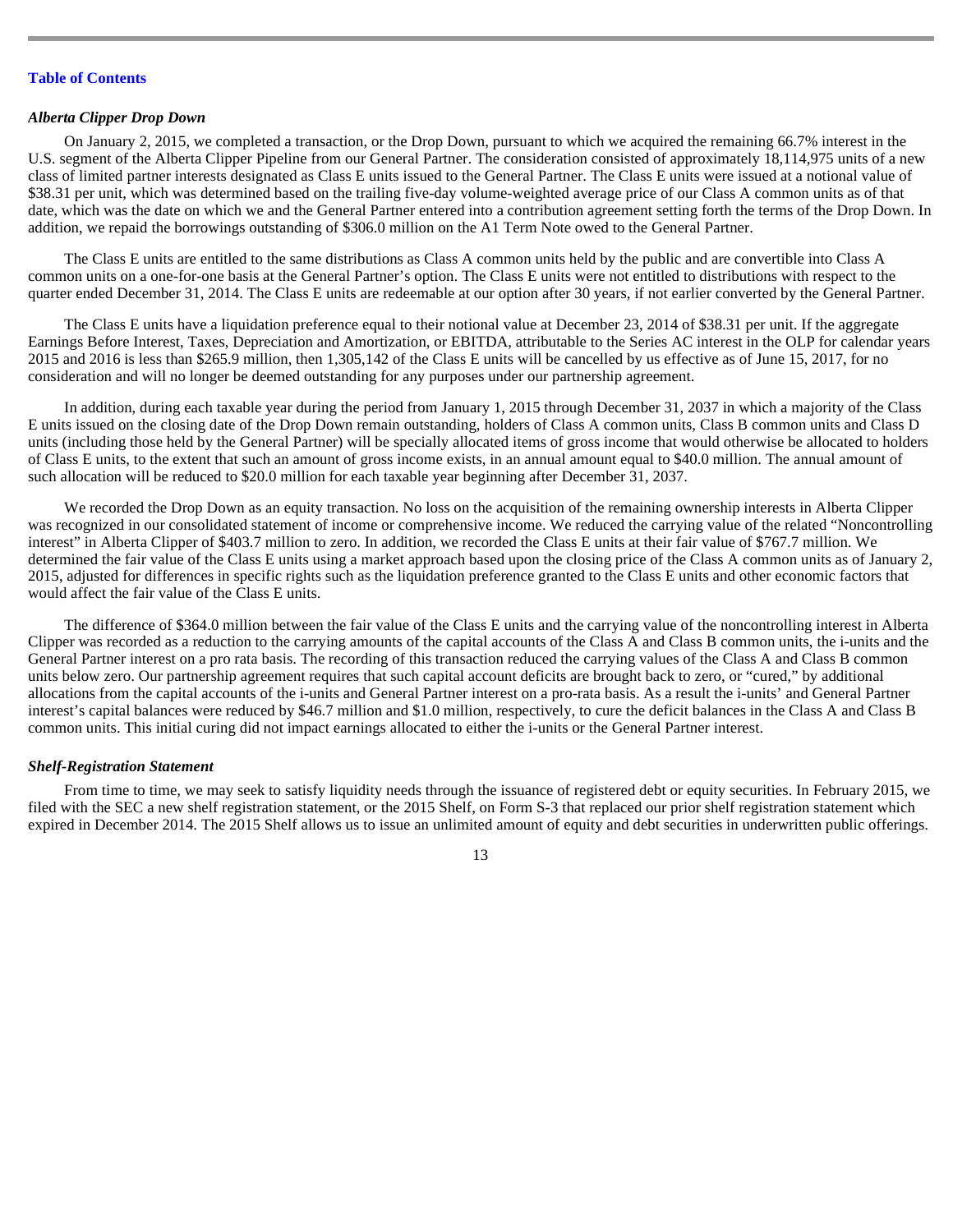***Alberta Clipper Drop Down***

On January 2, 2015, we completed a transaction, or the Drop Down, pursuant to which we acquired the remaining 66.7% interest in the U.S. segment of the Alberta Clipper Pipeline from our General Partner. The consideration consisted of approximately 18,114,975 units of a new class of limited partner interests designated as Class E units issued to the General Partner. The Class E units were issued at a notional value of $38.31 per unit, which was determined based on the trailing five-day volume-weighted average price of our Class A common units as of that date, which was the date on which we and the General Partner entered into a contribution agreement setting forth the terms of the Drop Down. In addition, we repaid the borrowings outstanding of $306.0 million on the A1 Term Note owed to the General Partner.

The Class E units are entitled to the same distributions as Class A common units held by the public and are convertible into Class A common units on a one-for-one basis at the General Partner's option. The Class E units were not entitled to distributions with respect to the quarter ended December 31, 2014. The Class E units are redeemable at our option after 30 years, if not earlier converted by the General Partner.

The Class E units have a liquidation preference equal to their notional value at December 23, 2014 of $38.31 per unit. If the aggregate Earnings Before Interest, Taxes, Depreciation and Amortization, or EBITDA, attributable to the Series AC interest in the OLP for calendar years 2015 and 2016 is less than $265.9 million, then 1,305,142 of the Class E units will be cancelled by us effective as of June 15, 2017, for no consideration and will no longer be deemed outstanding for any purposes under our partnership agreement.

In addition, during each taxable year during the period from January 1, 2015 through December 31, 2037 in which a majority of the Class E units issued on the closing date of the Drop Down remain outstanding, holders of Class A common units, Class B common units and Class D units (including those held by the General Partner) will be specially allocated items of gross income that would otherwise be allocated to holders of Class E units, to the extent that such an amount of gross income exists, in an annual amount equal to $40.0 million. The annual amount of such allocation will be reduced to $20.0 million for each taxable year beginning after December 31, 2037.

We recorded the Drop Down as an equity transaction. No loss on the acquisition of the remaining ownership interests in Alberta Clipper was recognized in our consolidated statement of income or comprehensive income. We reduced the carrying value of the related "Noncontrolling interest" in Alberta Clipper of $403.7 million to zero. In addition, we recorded the Class E units at their fair value of $767.7 million. We determined the fair value of the Class E units using a market approach based upon the closing price of the Class A common units as of January 2, 2015, adjusted for differences in specific rights such as the liquidation preference granted to the Class E units and other economic factors that would affect the fair value of the Class E units.

The difference of $364.0 million between the fair value of the Class E units and the carrying value of the noncontrolling interest in Alberta Clipper was recorded as a reduction to the carrying amounts of the capital accounts of the Class A and Class B common units, the i-units and the General Partner interest on a pro rata basis. The recording of this transaction reduced the carrying values of the Class A and Class B common units below zero. Our partnership agreement requires that such capital account deficits are brought back to zero, or "cured," by additional allocations from the capital accounts of the i-units and General Partner interest on a pro-rata basis. As a result the i-units' and General Partner interest's capital balances were reduced by $46.7 million and $1.0 million, respectively, to cure the deficit balances in the Class A and Class B common units. This initial curing did not impact earnings allocated to either the i-units or the General Partner interest.

***Shelf-Registration Statement***

From time to time, we may seek to satisfy liquidity needs through the issuance of registered debt or equity securities. In February 2015, we filed with the SEC a new shelf registration statement, or the 2015 Shelf, on Form S-3 that replaced our prior shelf registration statement which expired in December 2014. The 2015 Shelf allows us to issue an unlimited amount of equity and debt securities in underwritten public offerings.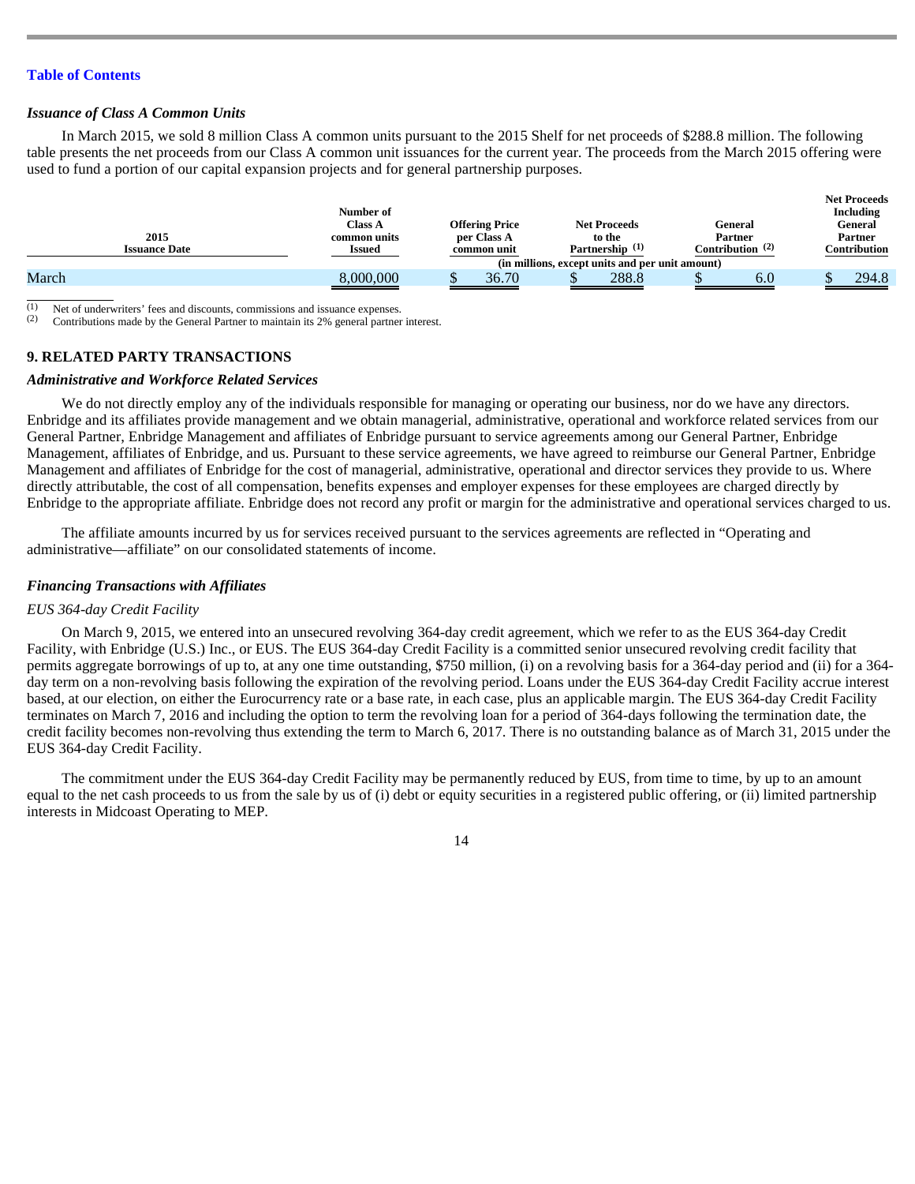[Table of Contents](#)

### *Issuance of Class A Common Units*

In March 2015, we sold 8 million Class A common units pursuant to the 2015 Shelf for net proceeds of $288.8 million. The following table presents the net proceeds from our Class A common unit issuances for the current year. The proceeds from the March 2015 offering were used to fund a portion of our capital expansion projects and for general partnership purposes.

| 2015 Issuance Date | Number of Class A common units Issued | Offering Price per Class A common unit | Net Proceeds to the Partnership [(1)] | General Partner Contribution [(2)] | Net Proceeds Including General Partner Contribution |
|---|---|---|---|---|---|
| | | (in millions, except units and per unit amount) | | | |
| March | 8,000,000 | $ 36.70 | $ 288.8 | $ 6.0 | $ 294.8 |

(1) Net of underwriters' fees and discounts, commissions and issuance expenses.
(2) Contributions made by the General Partner to maintain its 2% general partner interest.

## 9. RELATED PARTY TRANSACTIONS

### *Administrative and Workforce Related Services*

We do not directly employ any of the individuals responsible for managing or operating our business, nor do we have any directors. Enbridge and its affiliates provide management and we obtain managerial, administrative, operational and workforce related services from our General Partner, Enbridge Management and affiliates of Enbridge pursuant to service agreements among our General Partner, Enbridge Management, affiliates of Enbridge, and us. Pursuant to these service agreements, we have agreed to reimburse our General Partner, Enbridge Management and affiliates of Enbridge for the cost of managerial, administrative, operational and director services they provide to us. Where directly attributable, the cost of all compensation, benefits expenses and employer expenses for these employees are charged directly by Enbridge to the appropriate affiliate. Enbridge does not record any profit or margin for the administrative and operational services charged to us.

The affiliate amounts incurred by us for services received pursuant to the services agreements are reflected in "Operating and administrative—affiliate" on our consolidated statements of income.

### *Financing Transactions with Affiliates*

*EUS 364-day Credit Facility*

On March 9, 2015, we entered into an unsecured revolving 364-day credit agreement, which we refer to as the EUS 364-day Credit Facility, with Enbridge (U.S.) Inc., or EUS. The EUS 364-day Credit Facility is a committed senior unsecured revolving credit facility that permits aggregate borrowings of up to, at any one time outstanding, $750 million, (i) on a revolving basis for a 364-day period and (ii) for a 364-day term on a non-revolving basis following the expiration of the revolving period. Loans under the EUS 364-day Credit Facility accrue interest based, at our election, on either the Eurocurrency rate or a base rate, in each case, plus an applicable margin. The EUS 364-day Credit Facility terminates on March 7, 2016 and including the option to term the revolving loan for a period of 364-days following the termination date, the credit facility becomes non-revolving thus extending the term to March 6, 2017. There is no outstanding balance as of March 31, 2015 under the EUS 364-day Credit Facility.

The commitment under the EUS 364-day Credit Facility may be permanently reduced by EUS, from time to time, by up to an amount equal to the net cash proceeds to us from the sale by us of (i) debt or equity securities in a registered public offering, or (ii) limited partnership interests in Midcoast Operating to MEP.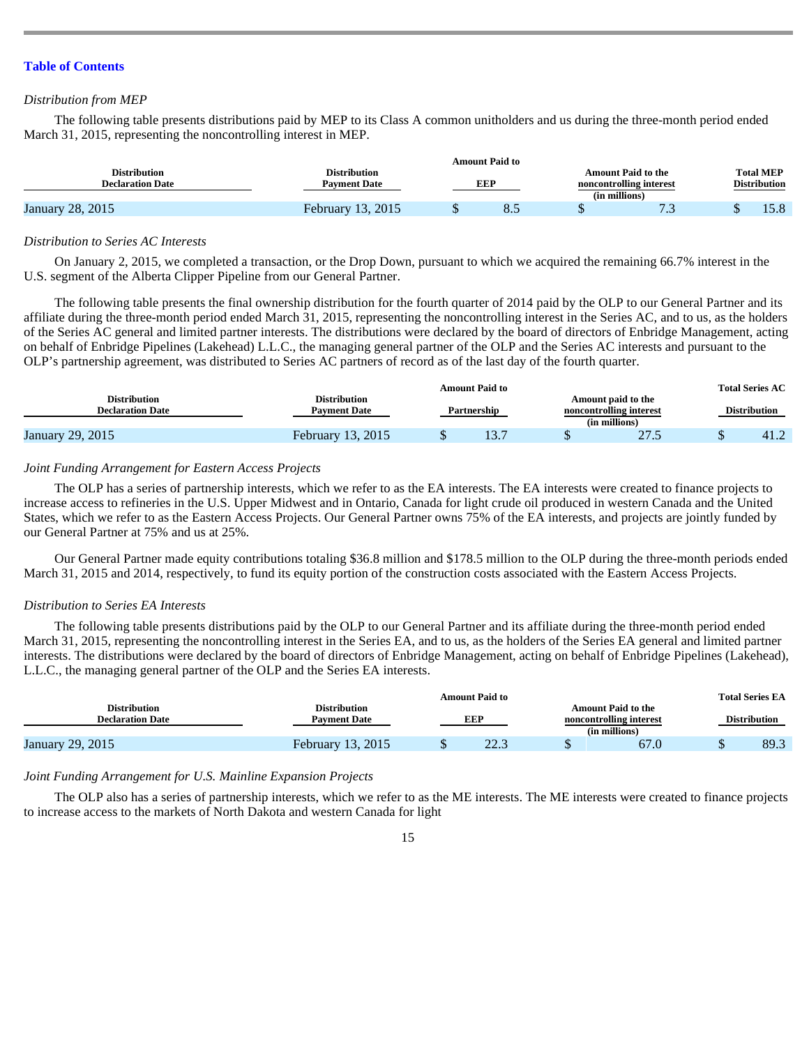*Distribution from MEP*

The following table presents distributions paid by MEP to its Class A common unitholders and us during the three-month period ended March 31, 2015, representing the noncontrolling interest in MEP.

| Distribution Declaration Date | Distribution Payment Date | Amount Paid to EEP | Amount Paid to the noncontrolling interest | Total MEP Distribution |
|---|---|---|---|---|
| | | | (in millions) | |
| January 28, 2015 | February 13, 2015 | $ 8.5 | $ 7.3 | $ 15.8 |

*Distribution to Series AC Interests*

On January 2, 2015, we completed a transaction, or the Drop Down, pursuant to which we acquired the remaining 66.7% interest in the U.S. segment of the Alberta Clipper Pipeline from our General Partner.

The following table presents the final ownership distribution for the fourth quarter of 2014 paid by the OLP to our General Partner and its affiliate during the three-month period ended March 31, 2015, representing the noncontrolling interest in the Series AC, and to us, as the holders of the Series AC general and limited partner interests. The distributions were declared by the board of directors of Enbridge Management, acting on behalf of Enbridge Pipelines (Lakehead) L.L.C., the managing general partner of the OLP and the Series AC interests and pursuant to the OLP's partnership agreement, was distributed to Series AC partners of record as of the last day of the fourth quarter.

| Distribution Declaration Date | Distribution Payment Date | Amount Paid to Partnership | Amount paid to the noncontrolling interest | Total Series AC Distribution |
|---|---|---|---|---|
| | | | (in millions) | |
| January 29, 2015 | February 13, 2015 | $ 13.7 | $ 27.5 | $ 41.2 |

*Joint Funding Arrangement for Eastern Access Projects*

The OLP has a series of partnership interests, which we refer to as the EA interests. The EA interests were created to finance projects to increase access to refineries in the U.S. Upper Midwest and in Ontario, Canada for light crude oil produced in western Canada and the United States, which we refer to as the Eastern Access Projects. Our General Partner owns 75% of the EA interests, and projects are jointly funded by our General Partner at 75% and us at 25%.

Our General Partner made equity contributions totaling $36.8 million and $178.5 million to the OLP during the three-month periods ended March 31, 2015 and 2014, respectively, to fund its equity portion of the construction costs associated with the Eastern Access Projects.

*Distribution to Series EA Interests*

The following table presents distributions paid by the OLP to our General Partner and its affiliate during the three-month period ended March 31, 2015, representing the noncontrolling interest in the Series EA, and to us, as the holders of the Series EA general and limited partner interests. The distributions were declared by the board of directors of Enbridge Management, acting on behalf of Enbridge Pipelines (Lakehead), L.L.C., the managing general partner of the OLP and the Series EA interests.

| Distribution Declaration Date | Distribution Payment Date | Amount Paid to EEP | Amount Paid to the noncontrolling interest | Total Series EA Distribution |
|---|---|---|---|---|
| | | | (in millions) | |
| January 29, 2015 | February 13, 2015 | $ 22.3 | $ 67.0 | $ 89.3 |

*Joint Funding Arrangement for U.S. Mainline Expansion Projects*

The OLP also has a series of partnership interests, which we refer to as the ME interests. The ME interests were created to finance projects to increase access to the markets of North Dakota and western Canada for light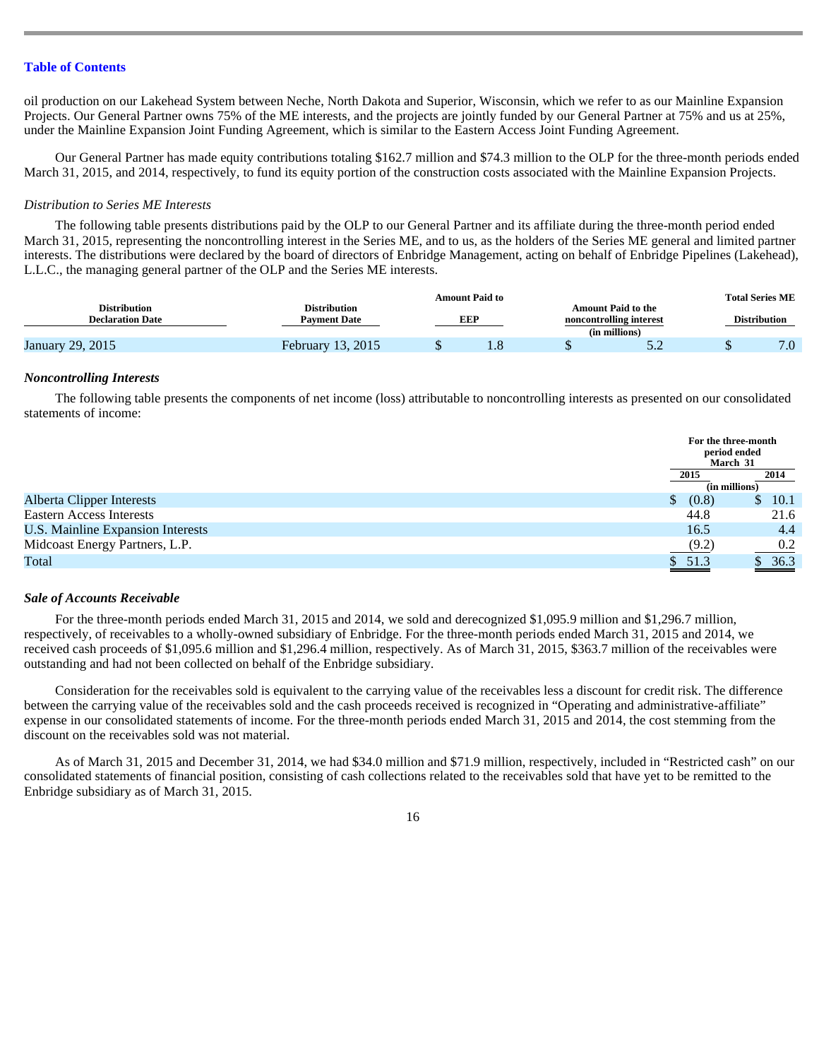oil production on our Lakehead System between Neche, North Dakota and Superior, Wisconsin, which we refer to as our Mainline Expansion Projects. Our General Partner owns 75% of the ME interests, and the projects are jointly funded by our General Partner at 75% and us at 25%, under the Mainline Expansion Joint Funding Agreement, which is similar to the Eastern Access Joint Funding Agreement.

Our General Partner has made equity contributions totaling $162.7 million and $74.3 million to the OLP for the three-month periods ended March 31, 2015, and 2014, respectively, to fund its equity portion of the construction costs associated with the Mainline Expansion Projects.

*Distribution to Series ME Interests*

The following table presents distributions paid by the OLP to our General Partner and its affiliate during the three-month period ended March 31, 2015, representing the noncontrolling interest in the Series ME, and to us, as the holders of the Series ME general and limited partner interests. The distributions were declared by the board of directors of Enbridge Management, acting on behalf of Enbridge Pipelines (Lakehead), L.L.C., the managing general partner of the OLP and the Series ME interests.

| Distribution Declaration Date | Distribution Payment Date | Amount Paid to EEP | Amount Paid to the noncontrolling interest | Total Series ME Distribution |
|---|---|---|---|---|
| | | | (in millions) | |
| January 29, 2015 | February 13, 2015 | $ 1.8 | $ 5.2 | $ 7.0 |

***Noncontrolling Interests***

The following table presents the components of net income (loss) attributable to noncontrolling interests as presented on our consolidated statements of income:

| | For the three-month period ended March 31 | |
|---|---|---|
| | 2015 | 2014 |
| | (in millions) | |
| Alberta Clipper Interests | $ (0.8) | $ 10.1 |
| Eastern Access Interests | 44.8 | 21.6 |
| U.S. Mainline Expansion Interests | 16.5 | 4.4 |
| Midcoast Energy Partners, L.P. | (9.2) | 0.2 |
| Total | $ 51.3 | $ 36.3 |

***Sale of Accounts Receivable***

For the three-month periods ended March 31, 2015 and 2014, we sold and derecognized $1,095.9 million and $1,296.7 million, respectively, of receivables to a wholly-owned subsidiary of Enbridge. For the three-month periods ended March 31, 2015 and 2014, we received cash proceeds of $1,095.6 million and $1,296.4 million, respectively. As of March 31, 2015, $363.7 million of the receivables were outstanding and had not been collected on behalf of the Enbridge subsidiary.

Consideration for the receivables sold is equivalent to the carrying value of the receivables less a discount for credit risk. The difference between the carrying value of the receivables sold and the cash proceeds received is recognized in "Operating and administrative-affiliate" expense in our consolidated statements of income. For the three-month periods ended March 31, 2015 and 2014, the cost stemming from the discount on the receivables sold was not material.

As of March 31, 2015 and December 31, 2014, we had $34.0 million and $71.9 million, respectively, included in "Restricted cash" on our consolidated statements of financial position, consisting of cash collections related to the receivables sold that have yet to be remitted to the Enbridge subsidiary as of March 31, 2015.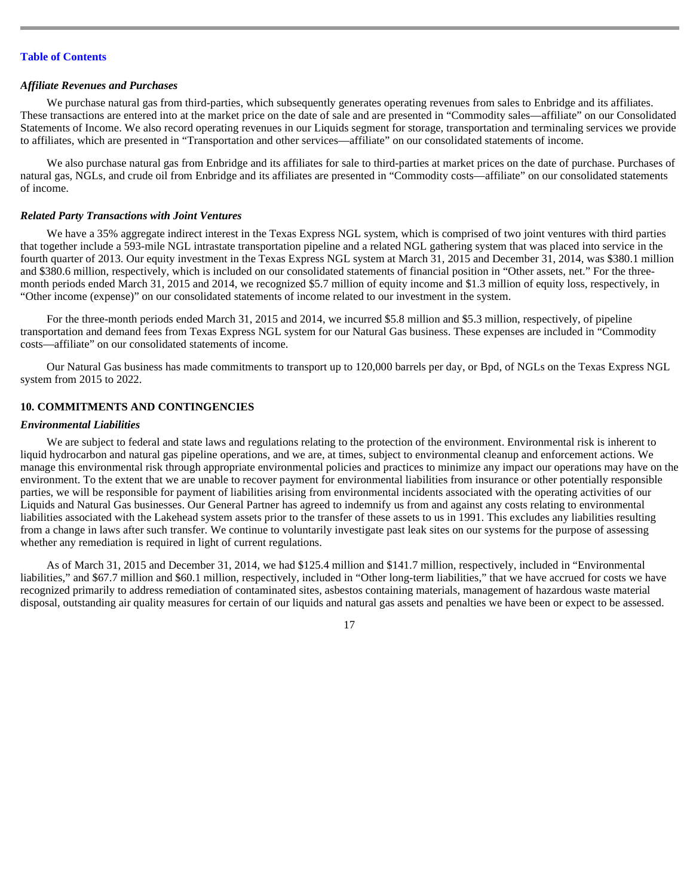### *Affiliate Revenues and Purchases*

We purchase natural gas from third-parties, which subsequently generates operating revenues from sales to Enbridge and its affiliates. These transactions are entered into at the market price on the date of sale and are presented in "Commodity sales—affiliate" on our Consolidated Statements of Income. We also record operating revenues in our Liquids segment for storage, transportation and terminaling services we provide to affiliates, which are presented in "Transportation and other services—affiliate" on our consolidated statements of income.

We also purchase natural gas from Enbridge and its affiliates for sale to third-parties at market prices on the date of purchase. Purchases of natural gas, NGLs, and crude oil from Enbridge and its affiliates are presented in "Commodity costs—affiliate" on our consolidated statements of income.

### *Related Party Transactions with Joint Ventures*

We have a 35% aggregate indirect interest in the Texas Express NGL system, which is comprised of two joint ventures with third parties that together include a 593-mile NGL intrastate transportation pipeline and a related NGL gathering system that was placed into service in the fourth quarter of 2013. Our equity investment in the Texas Express NGL system at March 31, 2015 and December 31, 2014, was $380.1 million and $380.6 million, respectively, which is included on our consolidated statements of financial position in "Other assets, net." For the three-month periods ended March 31, 2015 and 2014, we recognized $5.7 million of equity income and $1.3 million of equity loss, respectively, in "Other income (expense)" on our consolidated statements of income related to our investment in the system.

For the three-month periods ended March 31, 2015 and 2014, we incurred $5.8 million and $5.3 million, respectively, of pipeline transportation and demand fees from Texas Express NGL system for our Natural Gas business. These expenses are included in "Commodity costs—affiliate" on our consolidated statements of income.

Our Natural Gas business has made commitments to transport up to 120,000 barrels per day, or Bpd, of NGLs on the Texas Express NGL system from 2015 to 2022.

## 10. COMMITMENTS AND CONTINGENCIES

### *Environmental Liabilities*

We are subject to federal and state laws and regulations relating to the protection of the environment. Environmental risk is inherent to liquid hydrocarbon and natural gas pipeline operations, and we are, at times, subject to environmental cleanup and enforcement actions. We manage this environmental risk through appropriate environmental policies and practices to minimize any impact our operations may have on the environment. To the extent that we are unable to recover payment for environmental liabilities from insurance or other potentially responsible parties, we will be responsible for payment of liabilities arising from environmental incidents associated with the operating activities of our Liquids and Natural Gas businesses. Our General Partner has agreed to indemnify us from and against any costs relating to environmental liabilities associated with the Lakehead system assets prior to the transfer of these assets to us in 1991. This excludes any liabilities resulting from a change in laws after such transfer. We continue to voluntarily investigate past leak sites on our systems for the purpose of assessing whether any remediation is required in light of current regulations.

As of March 31, 2015 and December 31, 2014, we had $125.4 million and $141.7 million, respectively, included in "Environmental liabilities," and $67.7 million and $60.1 million, respectively, included in "Other long-term liabilities," that we have accrued for costs we have recognized primarily to address remediation of contaminated sites, asbestos containing materials, management of hazardous waste material disposal, outstanding air quality measures for certain of our liquids and natural gas assets and penalties we have been or expect to be assessed.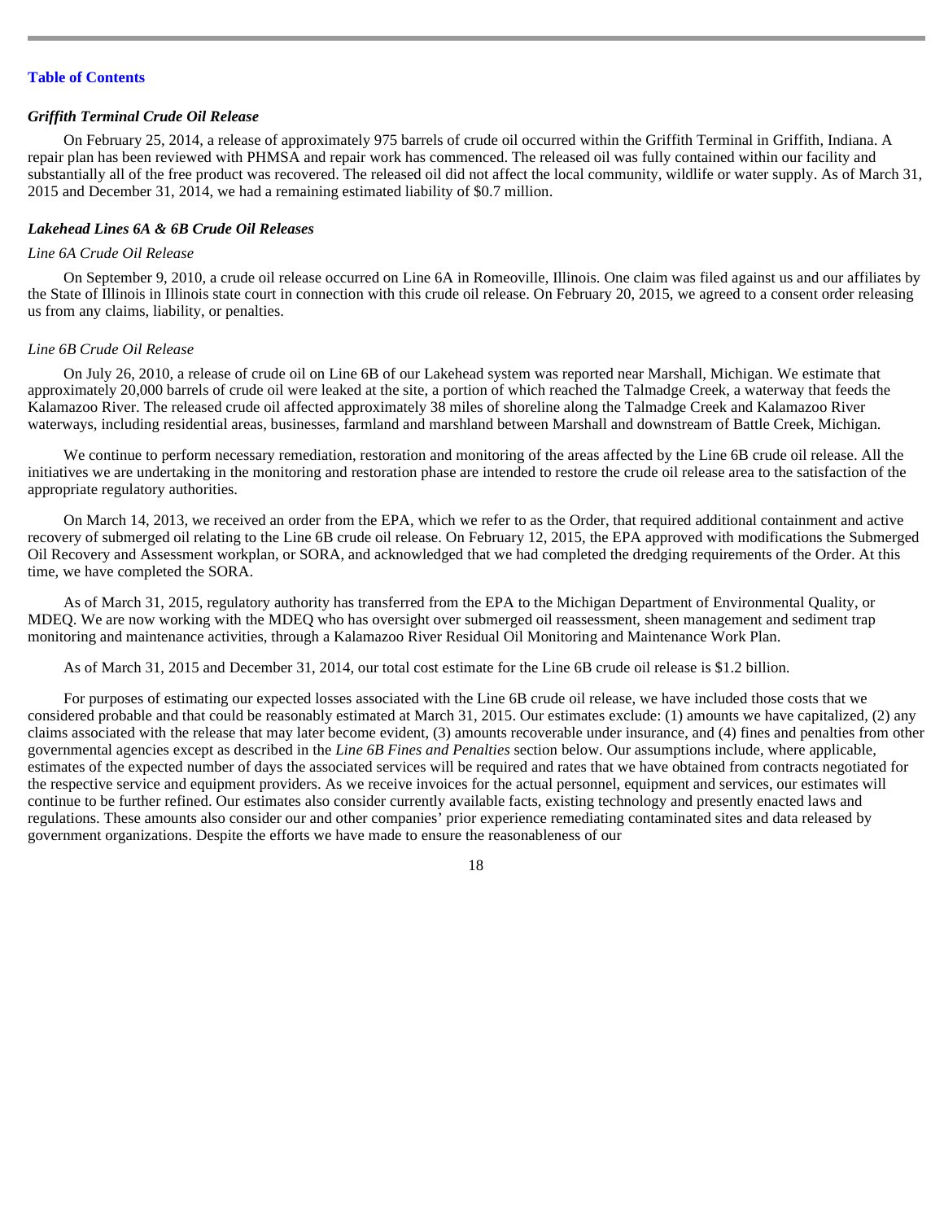### *Griffith Terminal Crude Oil Release*

On February 25, 2014, a release of approximately 975 barrels of crude oil occurred within the Griffith Terminal in Griffith, Indiana. A repair plan has been reviewed with PHMSA and repair work has commenced. The released oil was fully contained within our facility and substantially all of the free product was recovered. The released oil did not affect the local community, wildlife or water supply. As of March 31, 2015 and December 31, 2014, we had a remaining estimated liability of $0.7 million.

### *Lakehead Lines 6A & 6B Crude Oil Releases*

*Line 6A Crude Oil Release*

On September 9, 2010, a crude oil release occurred on Line 6A in Romeoville, Illinois. One claim was filed against us and our affiliates by the State of Illinois in Illinois state court in connection with this crude oil release. On February 20, 2015, we agreed to a consent order releasing us from any claims, liability, or penalties.

*Line 6B Crude Oil Release*

On July 26, 2010, a release of crude oil on Line 6B of our Lakehead system was reported near Marshall, Michigan. We estimate that approximately 20,000 barrels of crude oil were leaked at the site, a portion of which reached the Talmadge Creek, a waterway that feeds the Kalamazoo River. The released crude oil affected approximately 38 miles of shoreline along the Talmadge Creek and Kalamazoo River waterways, including residential areas, businesses, farmland and marshland between Marshall and downstream of Battle Creek, Michigan.

We continue to perform necessary remediation, restoration and monitoring of the areas affected by the Line 6B crude oil release. All the initiatives we are undertaking in the monitoring and restoration phase are intended to restore the crude oil release area to the satisfaction of the appropriate regulatory authorities.

On March 14, 2013, we received an order from the EPA, which we refer to as the Order, that required additional containment and active recovery of submerged oil relating to the Line 6B crude oil release. On February 12, 2015, the EPA approved with modifications the Submerged Oil Recovery and Assessment workplan, or SORA, and acknowledged that we had completed the dredging requirements of the Order. At this time, we have completed the SORA.

As of March 31, 2015, regulatory authority has transferred from the EPA to the Michigan Department of Environmental Quality, or MDEQ. We are now working with the MDEQ who has oversight over submerged oil reassessment, sheen management and sediment trap monitoring and maintenance activities, through a Kalamazoo River Residual Oil Monitoring and Maintenance Work Plan.

As of March 31, 2015 and December 31, 2014, our total cost estimate for the Line 6B crude oil release is $1.2 billion.

For purposes of estimating our expected losses associated with the Line 6B crude oil release, we have included those costs that we considered probable and that could be reasonably estimated at March 31, 2015. Our estimates exclude: (1) amounts we have capitalized, (2) any claims associated with the release that may later become evident, (3) amounts recoverable under insurance, and (4) fines and penalties from other governmental agencies except as described in the *Line 6B Fines and Penalties* section below. Our assumptions include, where applicable, estimates of the expected number of days the associated services will be required and rates that we have obtained from contracts negotiated for the respective service and equipment providers. As we receive invoices for the actual personnel, equipment and services, our estimates will continue to be further refined. Our estimates also consider currently available facts, existing technology and presently enacted laws and regulations. These amounts also consider our and other companies' prior experience remediating contaminated sites and data released by government organizations. Despite the efforts we have made to ensure the reasonableness of our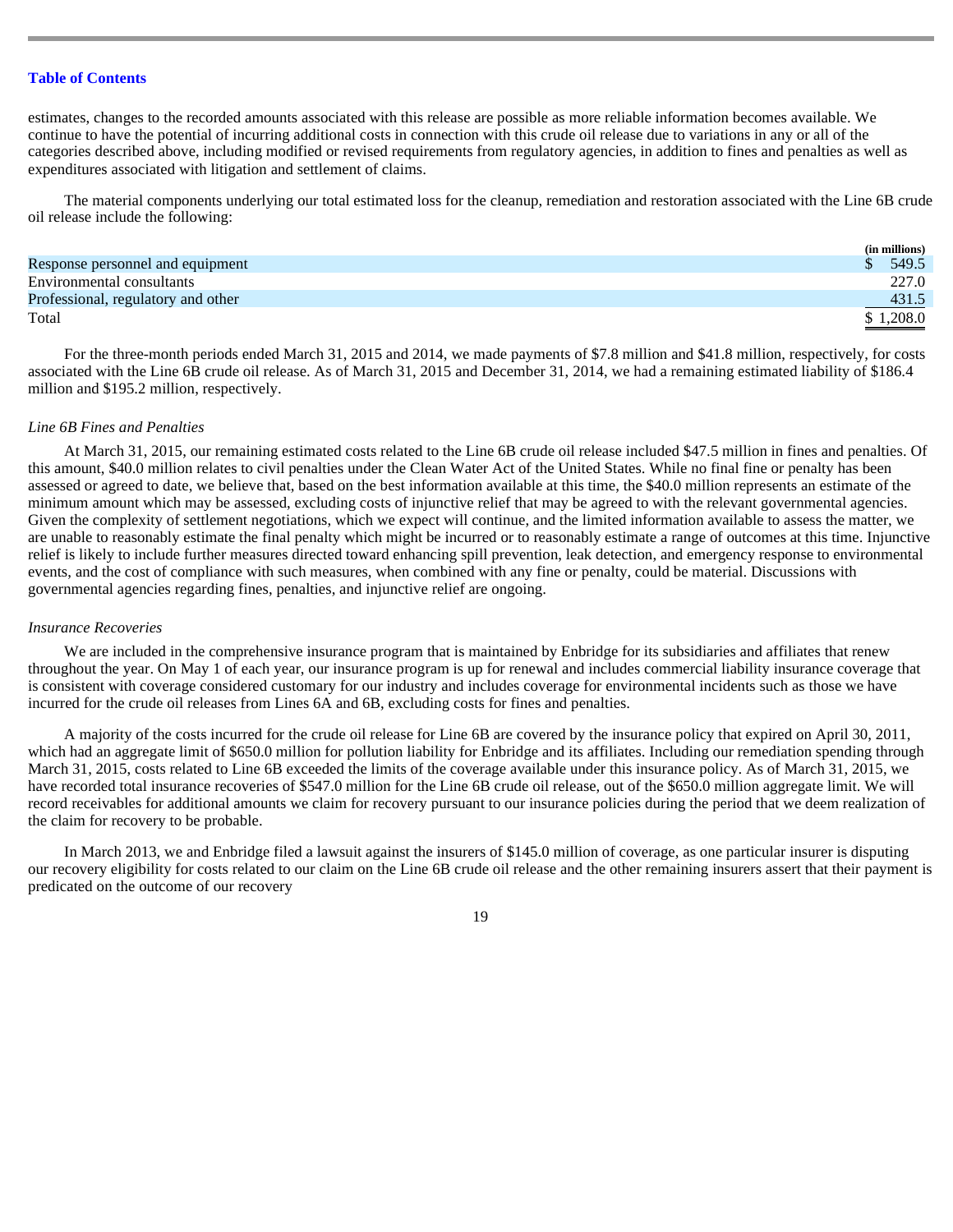estimates, changes to the recorded amounts associated with this release are possible as more reliable information becomes available. We continue to have the potential of incurring additional costs in connection with this crude oil release due to variations in any or all of the categories described above, including modified or revised requirements from regulatory agencies, in addition to fines and penalties as well as expenditures associated with litigation and settlement of claims.

The material components underlying our total estimated loss for the cleanup, remediation and restoration associated with the Line 6B crude oil release include the following:

| | (in millions) |
|---|---|
| Response personnel and equipment | $ 549.5 |
| Environmental consultants | 227.0 |
| Professional, regulatory and other | 431.5 |
| Total | $ 1,208.0 |

For the three-month periods ended March 31, 2015 and 2014, we made payments of $7.8 million and $41.8 million, respectively, for costs associated with the Line 6B crude oil release. As of March 31, 2015 and December 31, 2014, we had a remaining estimated liability of $186.4 million and $195.2 million, respectively.

*Line 6B Fines and Penalties*

At March 31, 2015, our remaining estimated costs related to the Line 6B crude oil release included $47.5 million in fines and penalties. Of this amount, $40.0 million relates to civil penalties under the Clean Water Act of the United States. While no final fine or penalty has been assessed or agreed to date, we believe that, based on the best information available at this time, the $40.0 million represents an estimate of the minimum amount which may be assessed, excluding costs of injunctive relief that may be agreed to with the relevant governmental agencies. Given the complexity of settlement negotiations, which we expect will continue, and the limited information available to assess the matter, we are unable to reasonably estimate the final penalty which might be incurred or to reasonably estimate a range of outcomes at this time. Injunctive relief is likely to include further measures directed toward enhancing spill prevention, leak detection, and emergency response to environmental events, and the cost of compliance with such measures, when combined with any fine or penalty, could be material. Discussions with governmental agencies regarding fines, penalties, and injunctive relief are ongoing.

*Insurance Recoveries*

We are included in the comprehensive insurance program that is maintained by Enbridge for its subsidiaries and affiliates that renew throughout the year. On May 1 of each year, our insurance program is up for renewal and includes commercial liability insurance coverage that is consistent with coverage considered customary for our industry and includes coverage for environmental incidents such as those we have incurred for the crude oil releases from Lines 6A and 6B, excluding costs for fines and penalties.

A majority of the costs incurred for the crude oil release for Line 6B are covered by the insurance policy that expired on April 30, 2011, which had an aggregate limit of $650.0 million for pollution liability for Enbridge and its affiliates. Including our remediation spending through March 31, 2015, costs related to Line 6B exceeded the limits of the coverage available under this insurance policy. As of March 31, 2015, we have recorded total insurance recoveries of $547.0 million for the Line 6B crude oil release, out of the $650.0 million aggregate limit. We will record receivables for additional amounts we claim for recovery pursuant to our insurance policies during the period that we deem realization of the claim for recovery to be probable.

In March 2013, we and Enbridge filed a lawsuit against the insurers of $145.0 million of coverage, as one particular insurer is disputing our recovery eligibility for costs related to our claim on the Line 6B crude oil release and the other remaining insurers assert that their payment is predicated on the outcome of our recovery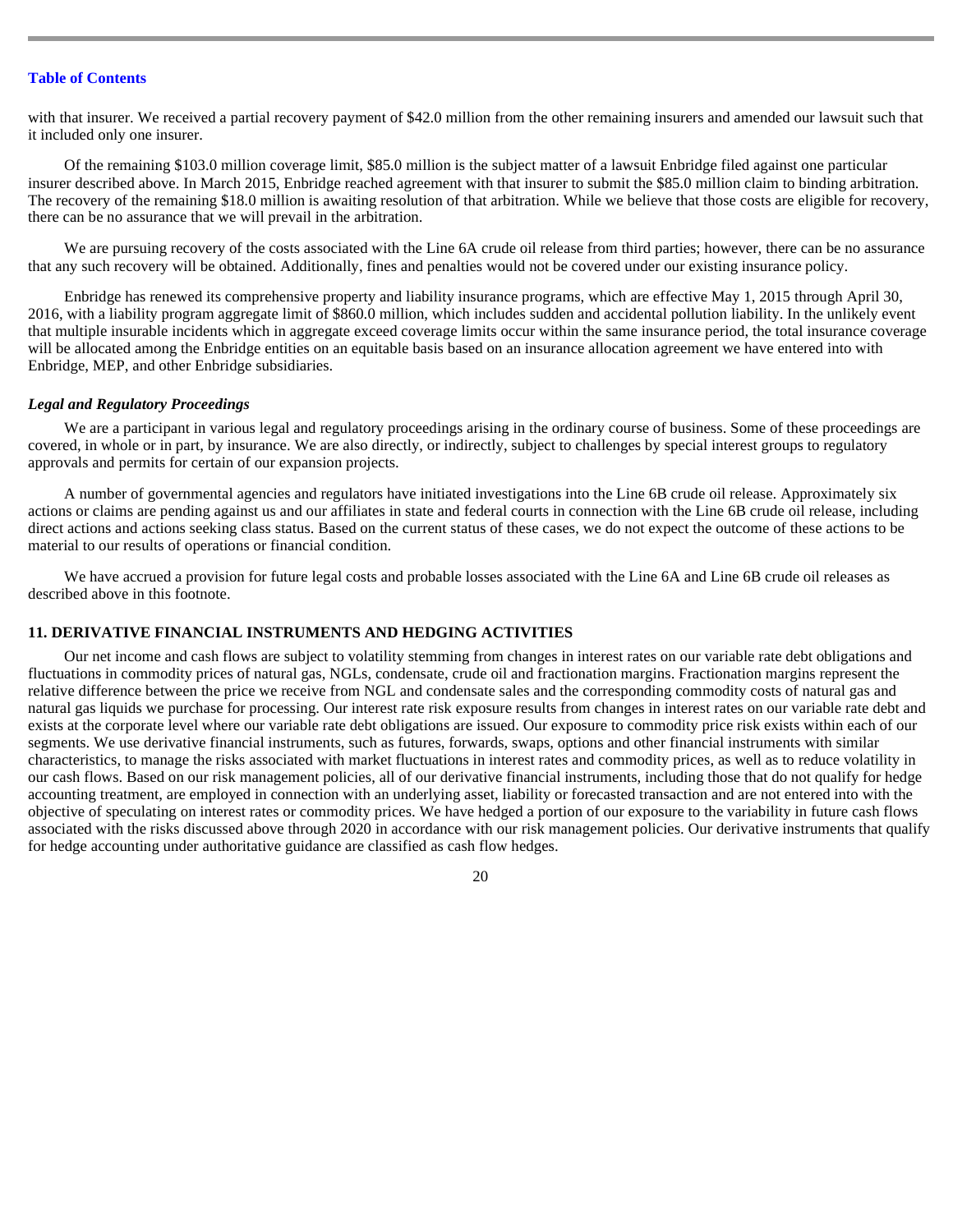with that insurer. We received a partial recovery payment of $42.0 million from the other remaining insurers and amended our lawsuit such that it included only one insurer.

Of the remaining $103.0 million coverage limit, $85.0 million is the subject matter of a lawsuit Enbridge filed against one particular insurer described above. In March 2015, Enbridge reached agreement with that insurer to submit the $85.0 million claim to binding arbitration. The recovery of the remaining $18.0 million is awaiting resolution of that arbitration. While we believe that those costs are eligible for recovery, there can be no assurance that we will prevail in the arbitration.

We are pursuing recovery of the costs associated with the Line 6A crude oil release from third parties; however, there can be no assurance that any such recovery will be obtained. Additionally, fines and penalties would not be covered under our existing insurance policy.

Enbridge has renewed its comprehensive property and liability insurance programs, which are effective May 1, 2015 through April 30, 2016, with a liability program aggregate limit of $860.0 million, which includes sudden and accidental pollution liability. In the unlikely event that multiple insurable incidents which in aggregate exceed coverage limits occur within the same insurance period, the total insurance coverage will be allocated among the Enbridge entities on an equitable basis based on an insurance allocation agreement we have entered into with Enbridge, MEP, and other Enbridge subsidiaries.

***Legal and Regulatory Proceedings***

We are a participant in various legal and regulatory proceedings arising in the ordinary course of business. Some of these proceedings are covered, in whole or in part, by insurance. We are also directly, or indirectly, subject to challenges by special interest groups to regulatory approvals and permits for certain of our expansion projects.

A number of governmental agencies and regulators have initiated investigations into the Line 6B crude oil release. Approximately six actions or claims are pending against us and our affiliates in state and federal courts in connection with the Line 6B crude oil release, including direct actions and actions seeking class status. Based on the current status of these cases, we do not expect the outcome of these actions to be material to our results of operations or financial condition.

We have accrued a provision for future legal costs and probable losses associated with the Line 6A and Line 6B crude oil releases as described above in this footnote.

## 11. DERIVATIVE FINANCIAL INSTRUMENTS AND HEDGING ACTIVITIES

Our net income and cash flows are subject to volatility stemming from changes in interest rates on our variable rate debt obligations and fluctuations in commodity prices of natural gas, NGLs, condensate, crude oil and fractionation margins. Fractionation margins represent the relative difference between the price we receive from NGL and condensate sales and the corresponding commodity costs of natural gas and natural gas liquids we purchase for processing. Our interest rate risk exposure results from changes in interest rates on our variable rate debt and exists at the corporate level where our variable rate debt obligations are issued. Our exposure to commodity price risk exists within each of our segments. We use derivative financial instruments, such as futures, forwards, swaps, options and other financial instruments with similar characteristics, to manage the risks associated with market fluctuations in interest rates and commodity prices, as well as to reduce volatility in our cash flows. Based on our risk management policies, all of our derivative financial instruments, including those that do not qualify for hedge accounting treatment, are employed in connection with an underlying asset, liability or forecasted transaction and are not entered into with the objective of speculating on interest rates or commodity prices. We have hedged a portion of our exposure to the variability in future cash flows associated with the risks discussed above through 2020 in accordance with our risk management policies. Our derivative instruments that qualify for hedge accounting under authoritative guidance are classified as cash flow hedges.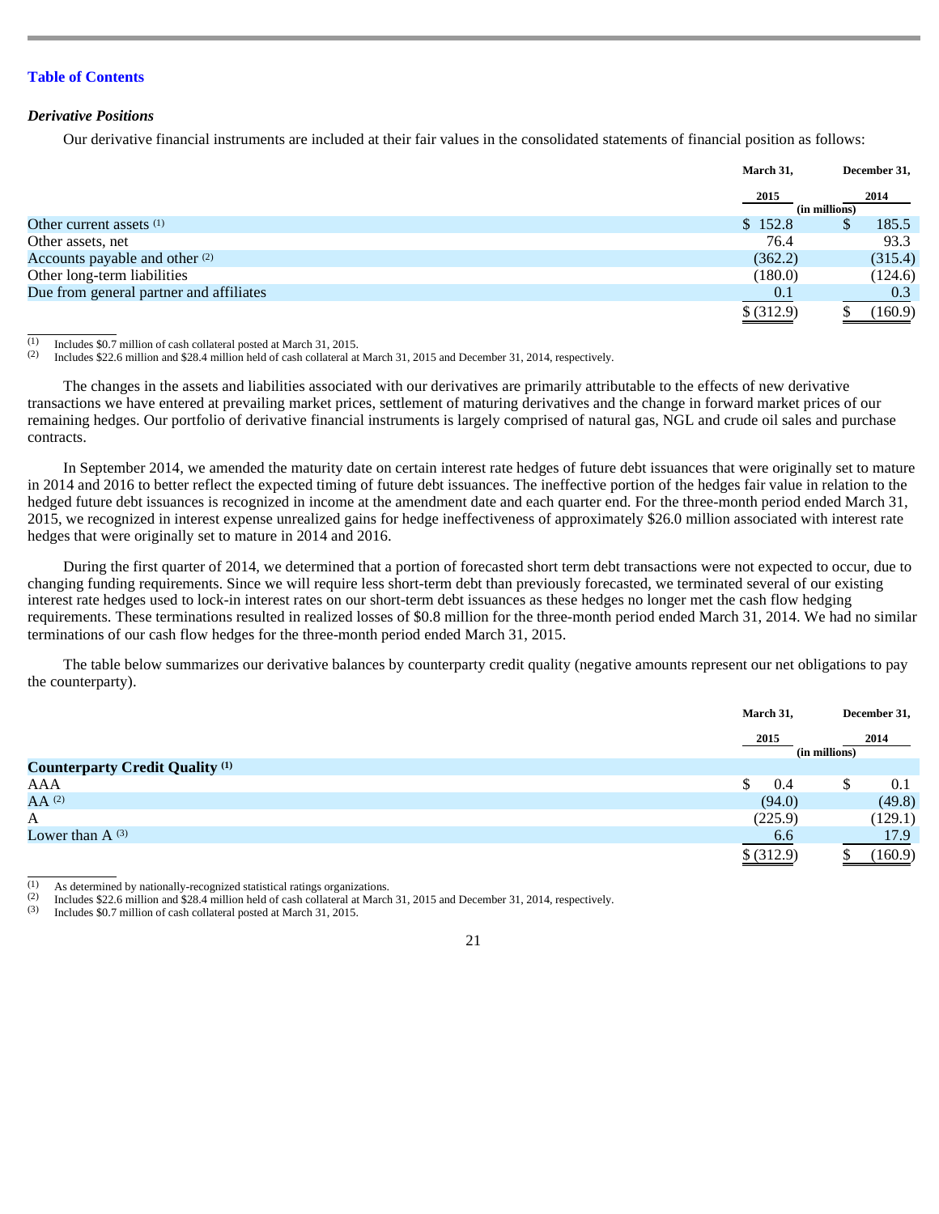[Table of Contents](#)

### *Derivative Positions*

Our derivative financial instruments are included at their fair values in the consolidated statements of financial position as follows:

| | March 31, 2015 | December 31, 2014 |
|---|---|---|
| | (in millions) | |
| Other current assets [(1)] | $ 152.8 | $ 185.5 |
| Other assets, net | 76.4 | 93.3 |
| Accounts payable and other [(2)] | (362.2) | (315.4) |
| Other long-term liabilities | (180.0) | (124.6) |
| Due from general partner and affiliates | 0.1 | 0.3 |
| | $ (312.9) | $ (160.9) |

(1) Includes $0.7 million of cash collateral posted at March 31, 2015.
(2) Includes $22.6 million and $28.4 million held of cash collateral at March 31, 2015 and December 31, 2014, respectively.

The changes in the assets and liabilities associated with our derivatives are primarily attributable to the effects of new derivative transactions we have entered at prevailing market prices, settlement of maturing derivatives and the change in forward market prices of our remaining hedges. Our portfolio of derivative financial instruments is largely comprised of natural gas, NGL and crude oil sales and purchase contracts.

In September 2014, we amended the maturity date on certain interest rate hedges of future debt issuances that were originally set to mature in 2014 and 2016 to better reflect the expected timing of future debt issuances. The ineffective portion of the hedges fair value in relation to the hedged future debt issuances is recognized in income at the amendment date and each quarter end. For the three-month period ended March 31, 2015, we recognized in interest expense unrealized gains for hedge ineffectiveness of approximately $26.0 million associated with interest rate hedges that were originally set to mature in 2014 and 2016.

During the first quarter of 2014, we determined that a portion of forecasted short term debt transactions were not expected to occur, due to changing funding requirements. Since we will require less short-term debt than previously forecasted, we terminated several of our existing interest rate hedges used to lock-in interest rates on our short-term debt issuances as these hedges no longer met the cash flow hedging requirements. These terminations resulted in realized losses of $0.8 million for the three-month period ended March 31, 2014. We had no similar terminations of our cash flow hedges for the three-month period ended March 31, 2015.

The table below summarizes our derivative balances by counterparty credit quality (negative amounts represent our net obligations to pay the counterparty).

| | March 31, 2015 | December 31, 2014 |
|---|---|---|
| | (in millions) | |
| **Counterparty Credit Quality [(1)]** | | |
| AAA | $ 0.4 | $ 0.1 |
| AA [(2)] | (94.0) | (49.8) |
| A | (225.9) | (129.1) |
| Lower than A [(3)] | 6.6 | 17.9 |
| | $ (312.9) | $ (160.9) |

(1) As determined by nationally-recognized statistical ratings organizations.
(2) Includes $22.6 million and $28.4 million held of cash collateral at March 31, 2015 and December 31, 2014, respectively.
(3) Includes $0.7 million of cash collateral posted at March 31, 2015.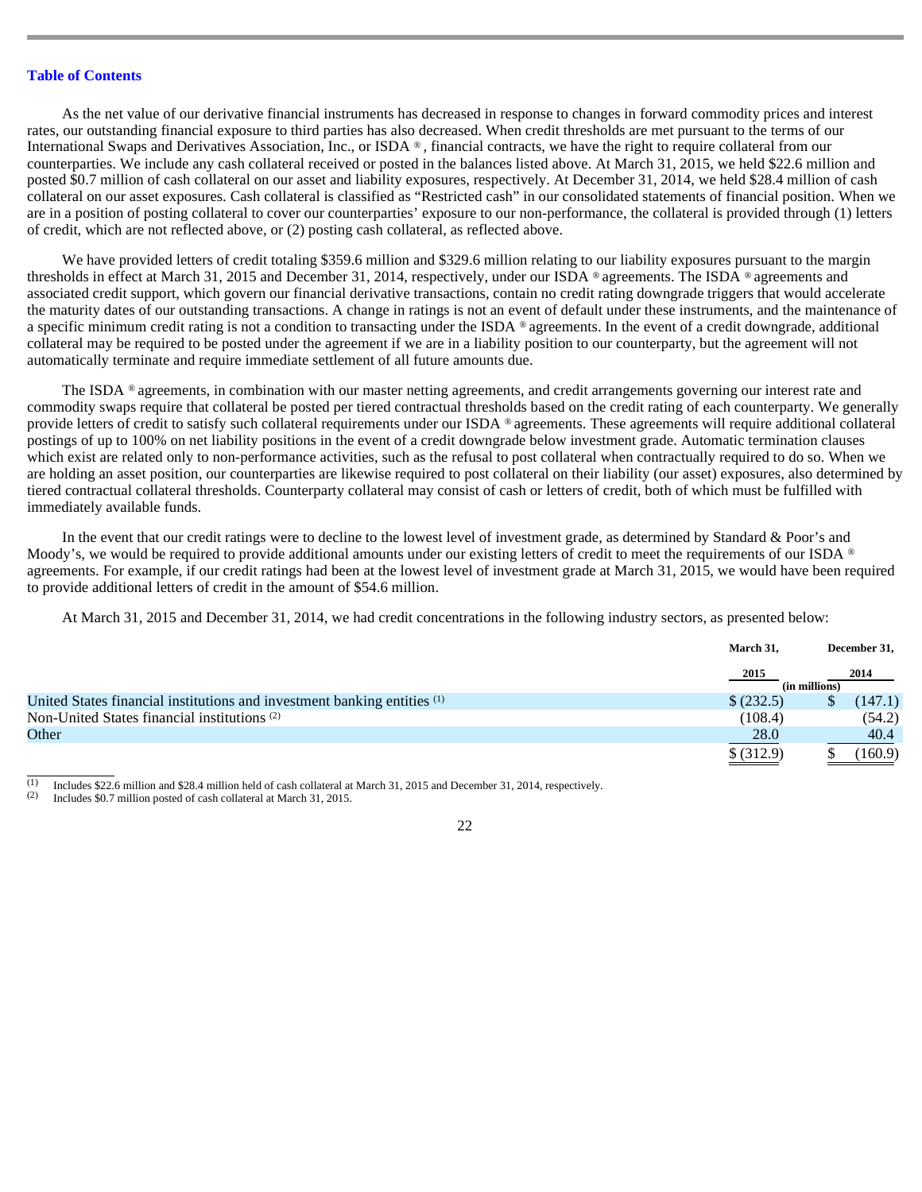As the net value of our derivative financial instruments has decreased in response to changes in forward commodity prices and interest rates, our outstanding financial exposure to third parties has also decreased. When credit thresholds are met pursuant to the terms of our International Swaps and Derivatives Association, Inc., or ISDA ®, financial contracts, we have the right to require collateral from our counterparties. We include any cash collateral received or posted in the balances listed above. At March 31, 2015, we held $22.6 million and posted $0.7 million of cash collateral on our asset and liability exposures, respectively. At December 31, 2014, we held $28.4 million of cash collateral on our asset exposures. Cash collateral is classified as "Restricted cash" in our consolidated statements of financial position. When we are in a position of posting collateral to cover our counterparties' exposure to our non-performance, the collateral is provided through (1) letters of credit, which are not reflected above, or (2) posting cash collateral, as reflected above.

We have provided letters of credit totaling $359.6 million and $329.6 million relating to our liability exposures pursuant to the margin thresholds in effect at March 31, 2015 and December 31, 2014, respectively, under our ISDA ® agreements. The ISDA ® agreements and associated credit support, which govern our financial derivative transactions, contain no credit rating downgrade triggers that would accelerate the maturity dates of our outstanding transactions. A change in ratings is not an event of default under these instruments, and the maintenance of a specific minimum credit rating is not a condition to transacting under the ISDA ® agreements. In the event of a credit downgrade, additional collateral may be required to be posted under the agreement if we are in a liability position to our counterparty, but the agreement will not automatically terminate and require immediate settlement of all future amounts due.

The ISDA ® agreements, in combination with our master netting agreements, and credit arrangements governing our interest rate and commodity swaps require that collateral be posted per tiered contractual thresholds based on the credit rating of each counterparty. We generally provide letters of credit to satisfy such collateral requirements under our ISDA ® agreements. These agreements will require additional collateral postings of up to 100% on net liability positions in the event of a credit downgrade below investment grade. Automatic termination clauses which exist are related only to non-performance activities, such as the refusal to post collateral when contractually required to do so. When we are holding an asset position, our counterparties are likewise required to post collateral on their liability (our asset) exposures, also determined by tiered contractual collateral thresholds. Counterparty collateral may consist of cash or letters of credit, both of which must be fulfilled with immediately available funds.

In the event that our credit ratings were to decline to the lowest level of investment grade, as determined by Standard & Poor's and Moody's, we would be required to provide additional amounts under our existing letters of credit to meet the requirements of our ISDA ® agreements. For example, if our credit ratings had been at the lowest level of investment grade at March 31, 2015, we would have been required to provide additional letters of credit in the amount of $54.6 million.

At March 31, 2015 and December 31, 2014, we had credit concentrations in the following industry sectors, as presented below:

| | March 31, 2015 | December 31, 2014 |
|---|---|---|
| | (in millions) | |
| United States financial institutions and investment banking entities [(1)] | $ (232.5) | $ (147.1) |
| Non-United States financial institutions [(2)] | (108.4) | (54.2) |
| Other | 28.0 | 40.4 |
| | $ (312.9) | $ (160.9) |

(1) Includes $22.6 million and $28.4 million held of cash collateral at March 31, 2015 and December 31, 2014, respectively.
(2) Includes $0.7 million posted of cash collateral at March 31, 2015.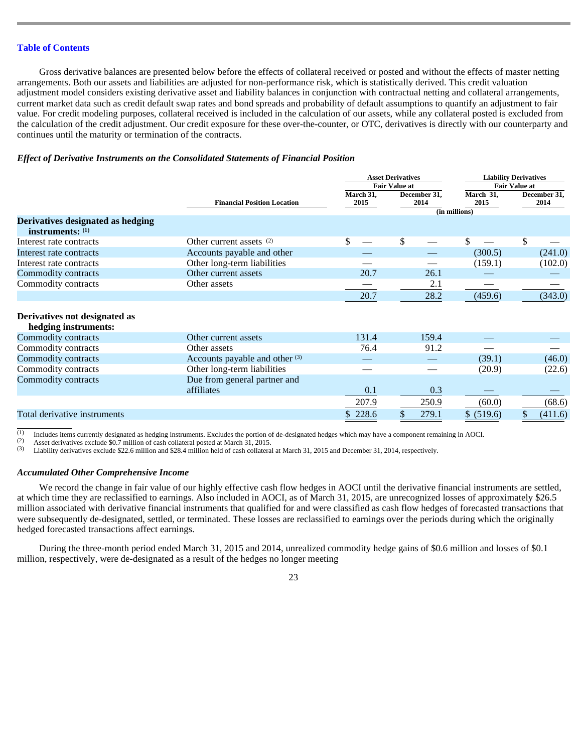Gross derivative balances are presented below before the effects of collateral received or posted and without the effects of master netting arrangements. Both our assets and liabilities are adjusted for non-performance risk, which is statistically derived. This credit valuation adjustment model considers existing derivative asset and liability balances in conjunction with contractual netting and collateral arrangements, current market data such as credit default swap rates and bond spreads and probability of default assumptions to quantify an adjustment to fair value. For credit modeling purposes, collateral received is included in the calculation of our assets, while any collateral posted is excluded from the calculation of the credit adjustment. Our credit exposure for these over-the-counter, or OTC, derivatives is directly with our counterparty and continues until the maturity or termination of the contracts.

***Effect of Derivative Instruments on the Consolidated Statements of Financial Position***

| | | Asset Derivatives Fair Value at | | Liability Derivatives Fair Value at | |
|---|---|---|---|---|---|
| | Financial Position Location | March 31, 2015 | December 31, 2014 | March 31, 2015 | December 31, 2014 |
| | | (in millions) | | | |
| **Derivatives designated as hedging instruments:** [1] | | | | | |
| Interest rate contracts | Other current assets [2] | $ — | $ — | $ — | $ — |
| Interest rate contracts | Accounts payable and other | — | — | (300.5) | (241.0) |
| Interest rate contracts | Other long-term liabilities | — | — | (159.1) | (102.0) |
| Commodity contracts | Other current assets | 20.7 | 26.1 | — | — |
| Commodity contracts | Other assets | — | 2.1 | — | — |
| | | 20.7 | 28.2 | (459.6) | (343.0) |
| **Derivatives not designated as hedging instruments:** | | | | | |
| Commodity contracts | Other current assets | 131.4 | 159.4 | — | — |
| Commodity contracts | Other assets | 76.4 | 91.2 | — | — |
| Commodity contracts | Accounts payable and other [3] | — | — | (39.1) | (46.0) |
| Commodity contracts | Other long-term liabilities | — | — | (20.9) | (22.6) |
| Commodity contracts | Due from general partner and affiliates | 0.1 | 0.3 | — | — |
| | | 207.9 | 250.9 | (60.0) | (68.6) |
| Total derivative instruments | | $ 228.6 | $ 279.1 | $ (519.6) | $ (411.6) |

[1] Includes items currently designated as hedging instruments. Excludes the portion of de-designated hedges which may have a component remaining in AOCI.
[2] Asset derivatives exclude $0.7 million of cash collateral posted at March 31, 2015.
[3] Liability derivatives exclude $22.6 million and $28.4 million held of cash collateral at March 31, 2015 and December 31, 2014, respectively.

***Accumulated Other Comprehensive Income***

We record the change in fair value of our highly effective cash flow hedges in AOCI until the derivative financial instruments are settled, at which time they are reclassified to earnings. Also included in AOCI, as of March 31, 2015, are unrecognized losses of approximately $26.5 million associated with derivative financial instruments that qualified for and were classified as cash flow hedges of forecasted transactions that were subsequently de-designated, settled, or terminated. These losses are reclassified to earnings over the periods during which the originally hedged forecasted transactions affect earnings.

During the three-month period ended March 31, 2015 and 2014, unrealized commodity hedge gains of $0.6 million and losses of $0.1 million, respectively, were de-designated as a result of the hedges no longer meeting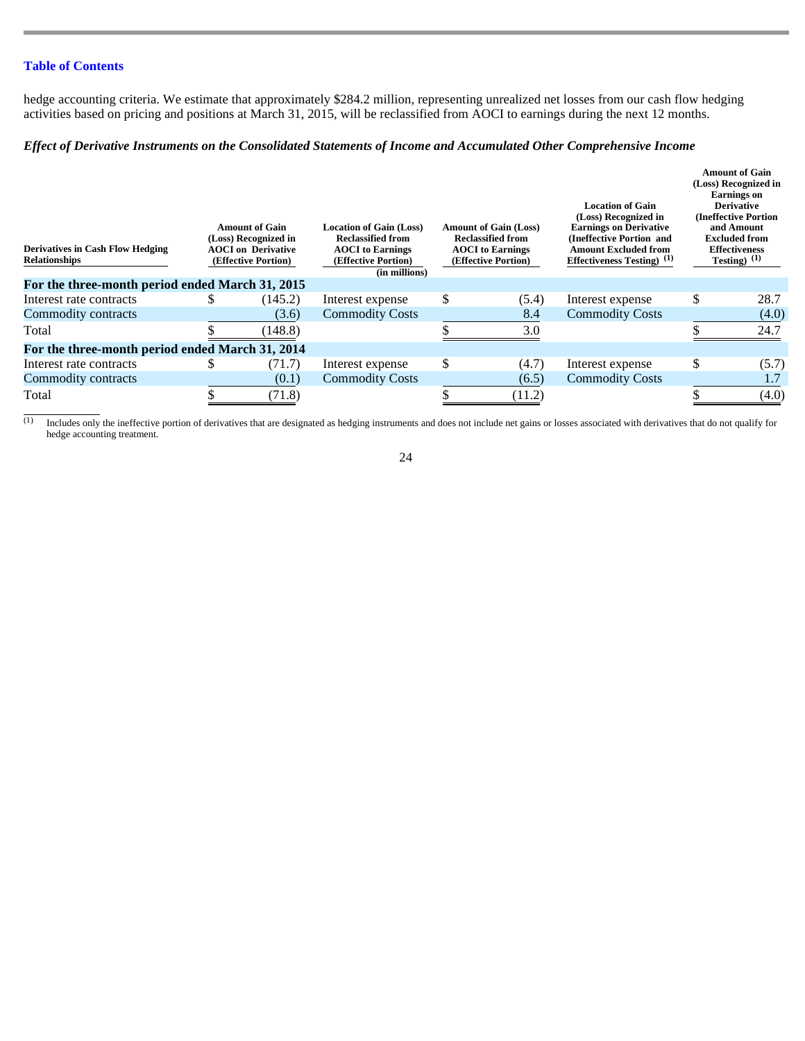hedge accounting criteria. We estimate that approximately $284.2 million, representing unrealized net losses from our cash flow hedging activities based on pricing and positions at March 31, 2015, will be reclassified from AOCI to earnings during the next 12 months.

***Effect of Derivative Instruments on the Consolidated Statements of Income and Accumulated Other Comprehensive Income***

| Derivatives in Cash Flow Hedging Relationships | Amount of Gain (Loss) Recognized in AOCI on Derivative (Effective Portion) | Location of Gain (Loss) Reclassified from AOCI to Earnings (Effective Portion) | Amount of Gain (Loss) Reclassified from AOCI to Earnings (Effective Portion) | Location of Gain (Loss) Recognized in Earnings on Derivative (Ineffective Portion and Amount Excluded from Effectiveness Testing) (1) | Amount of Gain (Loss) Recognized in Earnings on Derivative (Ineffective Portion and Amount Excluded from Effectiveness Testing) (1) |
|---|---|---|---|---|---|
| | | (in millions) | | | |
| **For the three-month period ended March 31, 2015** | | | | | |
| Interest rate contracts | $ (145.2) | Interest expense | $ (5.4) | Interest expense | $ 28.7 |
| Commodity contracts | (3.6) | Commodity Costs | 8.4 | Commodity Costs | (4.0) |
| Total | $ (148.8) | | $ 3.0 | | $ 24.7 |
| **For the three-month period ended March 31, 2014** | | | | | |
| Interest rate contracts | $ (71.7) | Interest expense | $ (4.7) | Interest expense | $ (5.7) |
| Commodity contracts | (0.1) | Commodity Costs | (6.5) | Commodity Costs | 1.7 |
| Total | $ (71.8) | | $ (11.2) | | $ (4.0) |

(1) Includes only the ineffective portion of derivatives that are designated as hedging instruments and does not include net gains or losses associated with derivatives that do not qualify for hedge accounting treatment.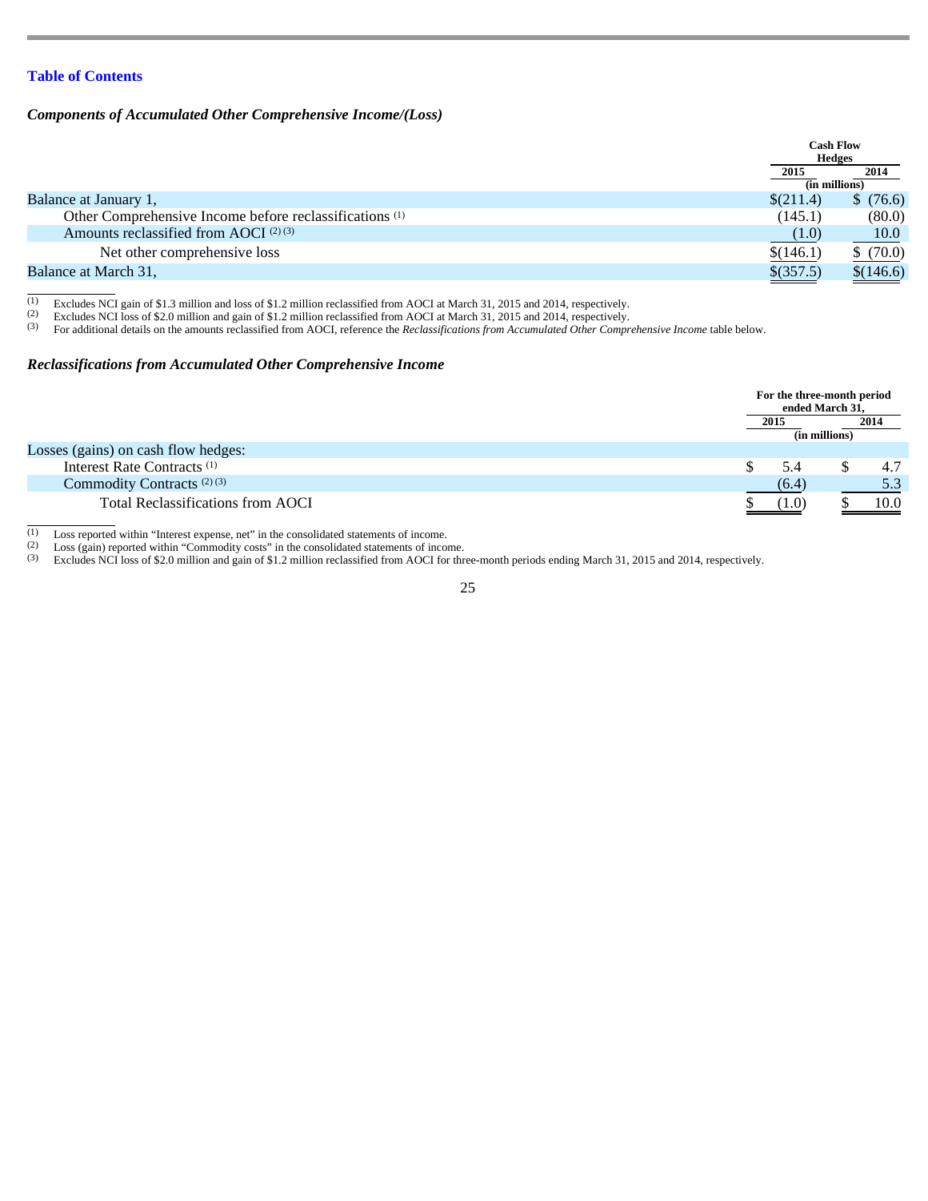**Table of Contents**

### *Components of Accumulated Other Comprehensive Income/(Loss)*

| | Cash Flow Hedges | |
|---|---|---|
| | 2015 | 2014 |
| | (in millions) | |
| Balance at January 1, | $(211.4) | $ (76.6) |
| Other Comprehensive Income before reclassifications [1] | (145.1) | (80.0) |
| Amounts reclassified from AOCI [2] [3] | (1.0) | 10.0 |
| Net other comprehensive loss | $(146.1) | $ (70.0) |
| Balance at March 31, | $(357.5) | $(146.6) |

(1) Excludes NCI gain of $1.3 million and loss of $1.2 million reclassified from AOCI at March 31, 2015 and 2014, respectively.
(2) Excludes NCI loss of $2.0 million and gain of $1.2 million reclassified from AOCI at March 31, 2015 and 2014, respectively.
(3) For additional details on the amounts reclassified from AOCI, reference the *Reclassifications from Accumulated Other Comprehensive Income* table below.

### *Reclassifications from Accumulated Other Comprehensive Income*

| | For the three-month period ended March 31, | |
|---|---|---|
| | 2015 | 2014 |
| | (in millions) | |
| Losses (gains) on cash flow hedges: | | |
| Interest Rate Contracts [1] | $ 5.4 | $ 4.7 |
| Commodity Contracts [2] [3] | (6.4) | 5.3 |
| Total Reclassifications from AOCI | $ (1.0) | $ 10.0 |

(1) Loss reported within "Interest expense, net" in the consolidated statements of income.
(2) Loss (gain) reported within "Commodity costs" in the consolidated statements of income.
(3) Excludes NCI loss of $2.0 million and gain of $1.2 million reclassified from AOCI for three-month periods ending March 31, 2015 and 2014, respectively.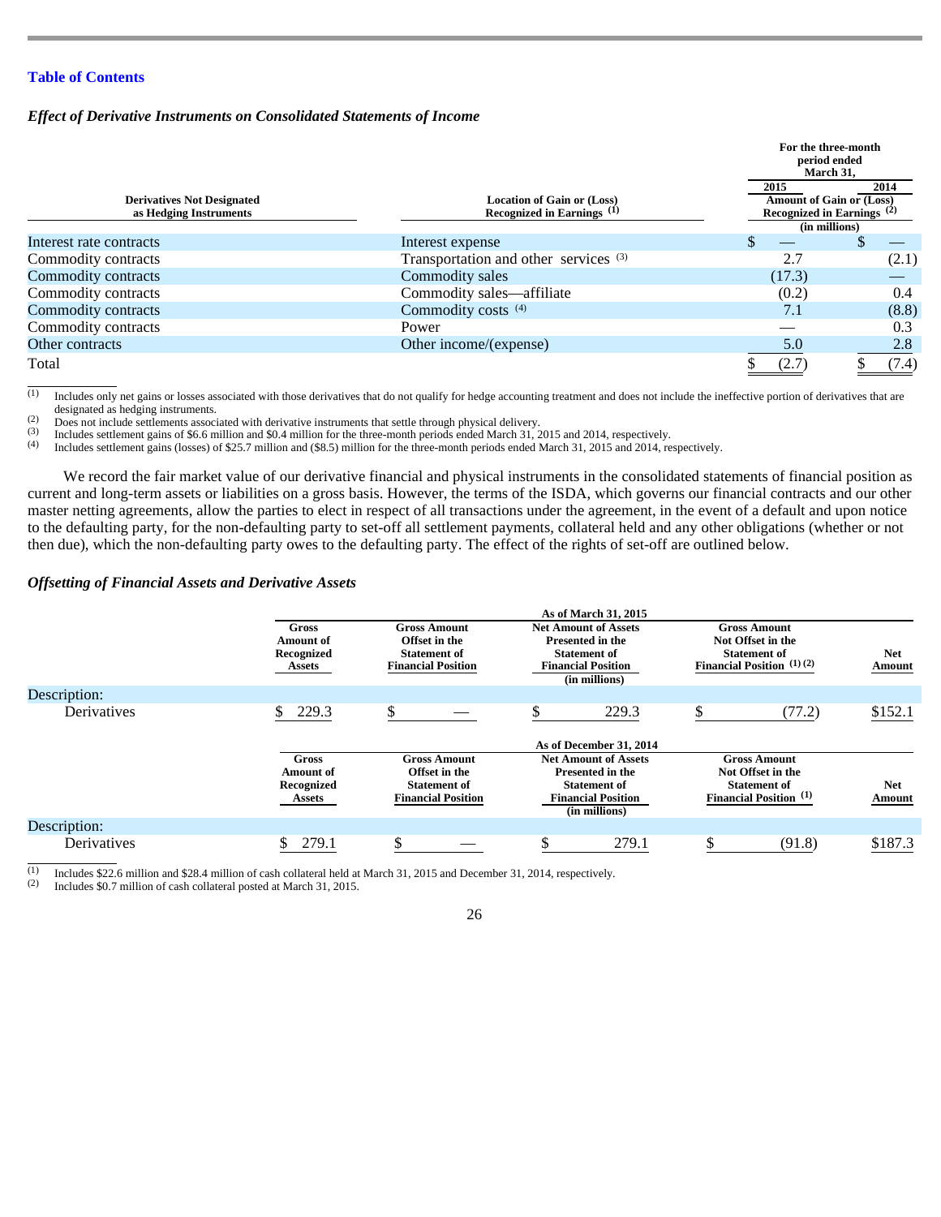[Table of Contents](#)

### *Effect of Derivative Instruments on Consolidated Statements of Income*

| Derivatives Not Designated as Hedging Instruments | Location of Gain or (Loss) Recognized in Earnings [(1)] | For the three-month period ended March 31, 2015 | 2014 |
|---|---|---|---|
| | | Amount of Gain or (Loss) Recognized in Earnings [(2)] (in millions) | |
| Interest rate contracts | Interest expense | $ — | $ — |
| Commodity contracts | Transportation and other services [(3)] | 2.7 | (2.1) |
| Commodity contracts | Commodity sales | (17.3) | — |
| Commodity contracts | Commodity sales—affiliate | (0.2) | 0.4 |
| Commodity contracts | Commodity costs [(4)] | 7.1 | (8.8) |
| Commodity contracts | Power | — | 0.3 |
| Other contracts | Other income/(expense) | 5.0 | 2.8 |
| Total | | $ (2.7) | $ (7.4) |

(1) Includes only net gains or losses associated with those derivatives that do not qualify for hedge accounting treatment and does not include the ineffective portion of derivatives that are designated as hedging instruments.
(2) Does not include settlements associated with derivative instruments that settle through physical delivery.
(3) Includes settlement gains of $6.6 million and $0.4 million for the three-month periods ended March 31, 2015 and 2014, respectively.
(4) Includes settlement gains (losses) of $25.7 million and ($8.5) million for the three-month periods ended March 31, 2015 and 2014, respectively.

We record the fair market value of our derivative financial and physical instruments in the consolidated statements of financial position as current and long-term assets or liabilities on a gross basis. However, the terms of the ISDA, which governs our financial contracts and our other master netting agreements, allow the parties to elect in respect of all transactions under the agreement, in the event of a default and upon notice to the defaulting party, for the non-defaulting party to set-off all settlement payments, collateral held and any other obligations (whether or not then due), which the non-defaulting party owes to the defaulting party. The effect of the rights of set-off are outlined below.

### *Offsetting of Financial Assets and Derivative Assets*

| | As of March 31, 2015 | | | | |
|---|---|---|---|---|---|
| | Gross Amount of Recognized Assets | Gross Amount Offset in the Statement of Financial Position | Net Amount of Assets Presented in the Statement of Financial Position | Gross Amount Not Offset in the Statement of Financial Position [(1) (2)] | Net Amount |
| | (in millions) | | | | |
| Description: | | | | | |
| Derivatives | $ 229.3 | $ — | $ 229.3 | $ (77.2) | $152.1 |

| | As of December 31, 2014 | | | | |
|---|---|---|---|---|---|
| | Gross Amount of Recognized Assets | Gross Amount Offset in the Statement of Financial Position | Net Amount of Assets Presented in the Statement of Financial Position | Gross Amount Not Offset in the Statement of Financial Position [(1)] | Net Amount |
| | (in millions) | | | | |
| Description: | | | | | |
| Derivatives | $ 279.1 | $ — | $ 279.1 | $ (91.8) | $187.3 |

(1) Includes $22.6 million and $28.4 million of cash collateral held at March 31, 2015 and December 31, 2014, respectively.
(2) Includes $0.7 million of cash collateral posted at March 31, 2015.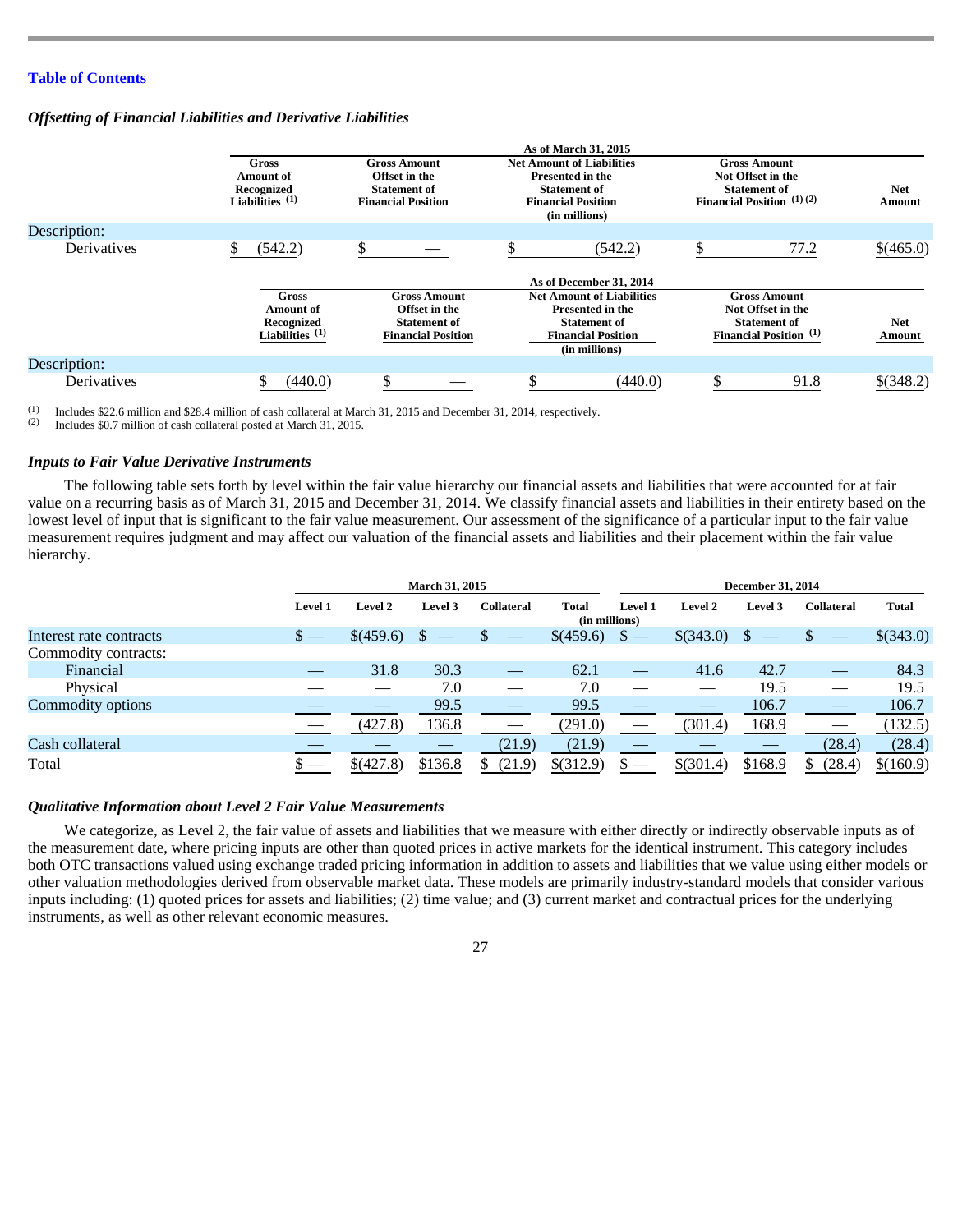Table of Contents

***Offsetting of Financial Liabilities and Derivative Liabilities***

| | As of March 31, 2015 | | | | |
|---|---|---|---|---|---|
| | Gross Amount of Recognized Liabilities [(1)] | Gross Amount Offset in the Statement of Financial Position | Net Amount of Liabilities Presented in the Statement of Financial Position (in millions) | Gross Amount Not Offset in the Statement of Financial Position [(1) (2)] | Net Amount |
| Description: | | | | | |
| Derivatives | $ (542.2) | $ — | $ (542.2) | $ 77.2 | $(465.0) |

| | As of December 31, 2014 | | | | |
|---|---|---|---|---|---|
| | Gross Amount of Recognized Liabilities [(1)] | Gross Amount Offset in the Statement of Financial Position | Net Amount of Liabilities Presented in the Statement of Financial Position (in millions) | Gross Amount Not Offset in the Statement of Financial Position [(1)] | Net Amount |
| Description: | | | | | |
| Derivatives | $ (440.0) | $ — | $ (440.0) | $ 91.8 | $(348.2) |

(1) Includes $22.6 million and $28.4 million of cash collateral at March 31, 2015 and December 31, 2014, respectively.
(2) Includes $0.7 million of cash collateral posted at March 31, 2015.

***Inputs to Fair Value Derivative Instruments***

The following table sets forth by level within the fair value hierarchy our financial assets and liabilities that were accounted for at fair value on a recurring basis as of March 31, 2015 and December 31, 2014. We classify financial assets and liabilities in their entirety based on the lowest level of input that is significant to the fair value measurement. Our assessment of the significance of a particular input to the fair value measurement requires judgment and may affect our valuation of the financial assets and liabilities and their placement within the fair value hierarchy.

| | March 31, 2015 | | | | | December 31, 2014 | | | | |
|---|---|---|---|---|---|---|---|---|---|---|
| | Level 1 | Level 2 | Level 3 | Collateral | Total | Level 1 | Level 2 | Level 3 | Collateral | Total |
| | | | | | (in millions) | | | | | |
| Interest rate contracts | $ — | $(459.6) | $ — | $ — | $(459.6) | $ — | $(343.0) | $ — | $ — | $(343.0) |
| Commodity contracts: | | | | | | | | | | |
| Financial | — | 31.8 | 30.3 | — | 62.1 | — | 41.6 | 42.7 | — | 84.3 |
| Physical | — | — | 7.0 | — | 7.0 | — | — | 19.5 | — | 19.5 |
| Commodity options | — | — | 99.5 | — | 99.5 | — | — | 106.7 | — | 106.7 |
| | — | (427.8) | 136.8 | — | (291.0) | — | (301.4) | 168.9 | — | (132.5) |
| Cash collateral | — | — | — | (21.9) | (21.9) | — | — | — | (28.4) | (28.4) |
| Total | $ — | $(427.8) | $136.8 | $ (21.9) | $(312.9) | $ — | $(301.4) | $168.9 | $ (28.4) | $(160.9) |

***Qualitative Information about Level 2 Fair Value Measurements***

We categorize, as Level 2, the fair value of assets and liabilities that we measure with either directly or indirectly observable inputs as of the measurement date, where pricing inputs are other than quoted prices in active markets for the identical instrument. This category includes both OTC transactions valued using exchange traded pricing information in addition to assets and liabilities that we value using either models or other valuation methodologies derived from observable market data. These models are primarily industry-standard models that consider various inputs including: (1) quoted prices for assets and liabilities; (2) time value; and (3) current market and contractual prices for the underlying instruments, as well as other relevant economic measures.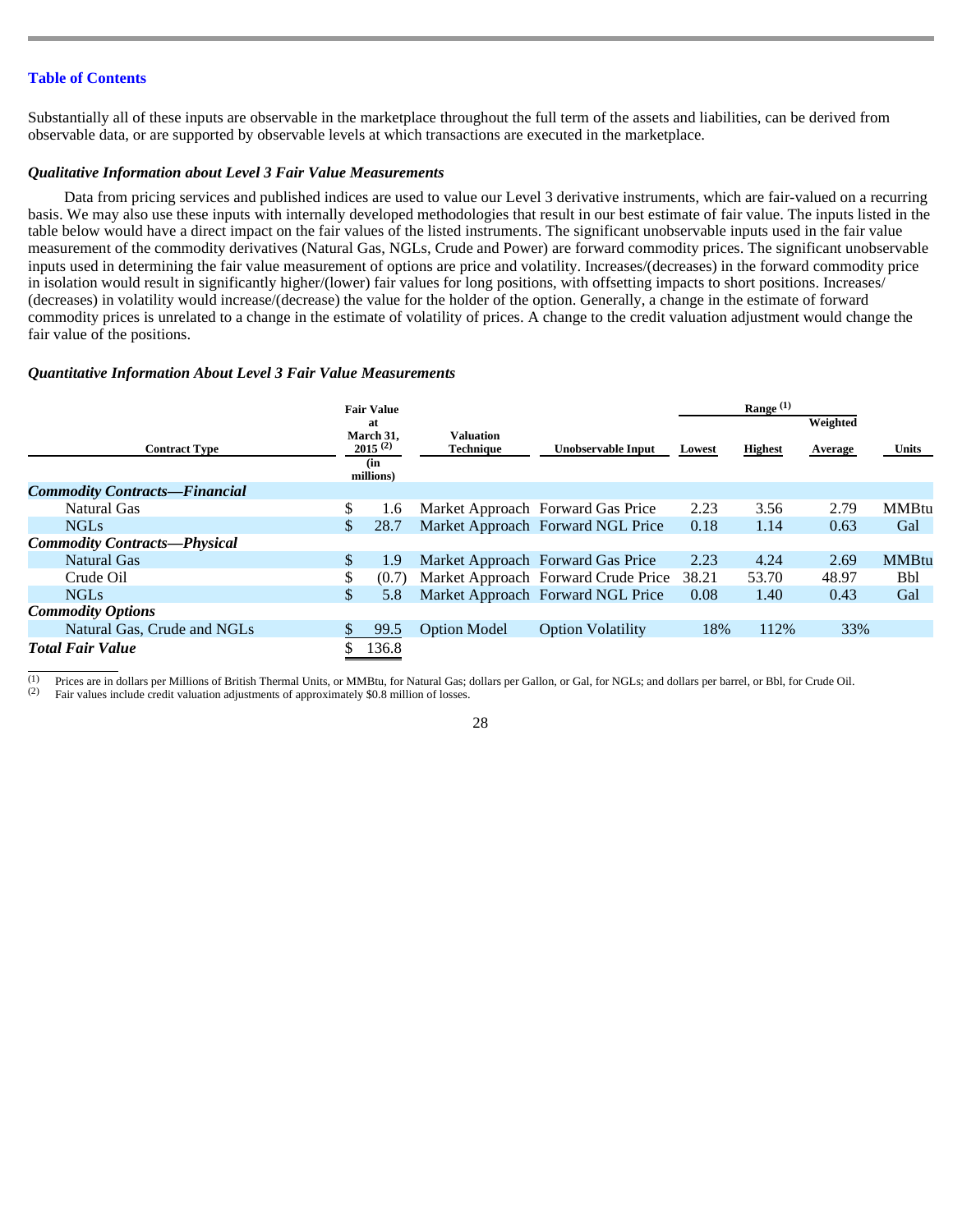Substantially all of these inputs are observable in the marketplace throughout the full term of the assets and liabilities, can be derived from observable data, or are supported by observable levels at which transactions are executed in the marketplace.

***Qualitative Information about Level 3 Fair Value Measurements***

Data from pricing services and published indices are used to value our Level 3 derivative instruments, which are fair-valued on a recurring basis. We may also use these inputs with internally developed methodologies that result in our best estimate of fair value. The inputs listed in the table below would have a direct impact on the fair values of the listed instruments. The significant unobservable inputs used in the fair value measurement of the commodity derivatives (Natural Gas, NGLs, Crude and Power) are forward commodity prices. The significant unobservable inputs used in determining the fair value measurement of options are price and volatility. Increases/(decreases) in the forward commodity price in isolation would result in significantly higher/(lower) fair values for long positions, with offsetting impacts to short positions. Increases/(decreases) in volatility would increase/(decrease) the value for the holder of the option. Generally, a change in the estimate of forward commodity prices is unrelated to a change in the estimate of volatility of prices. A change to the credit valuation adjustment would change the fair value of the positions.

***Quantitative Information About Level 3 Fair Value Measurements***

| Contract Type | Fair Value at March 31, 2015 [(2)] (in millions) | Valuation Technique | Unobservable Input | Range [(1)] Lowest | Range [(1)] Highest | Range [(1)] Weighted Average | Units |
|---|---|---|---|---|---|---|---|
| ***Commodity Contracts—Financial*** | | | | | | | |
| Natural Gas | $ 1.6 | Market Approach | Forward Gas Price | 2.23 | 3.56 | 2.79 | MMBtu |
| NGLs | $ 28.7 | Market Approach | Forward NGL Price | 0.18 | 1.14 | 0.63 | Gal |
| ***Commodity Contracts—Physical*** | | | | | | | |
| Natural Gas | $ 1.9 | Market Approach | Forward Gas Price | 2.23 | 4.24 | 2.69 | MMBtu |
| Crude Oil | $ (0.7) | Market Approach | Forward Crude Price | 38.21 | 53.70 | 48.97 | Bbl |
| NGLs | $ 5.8 | Market Approach | Forward NGL Price | 0.08 | 1.40 | 0.43 | Gal |
| ***Commodity Options*** | | | | | | | |
| Natural Gas, Crude and NGLs | $ 99.5 | Option Model | Option Volatility | 18% | 112% | 33% | |
| ***Total Fair Value*** | $ 136.8 | | | | | | |

(1) Prices are in dollars per Millions of British Thermal Units, or MMBtu, for Natural Gas; dollars per Gallon, or Gal, for NGLs; and dollars per barrel, or Bbl, for Crude Oil.
(2) Fair values include credit valuation adjustments of approximately $0.8 million of losses.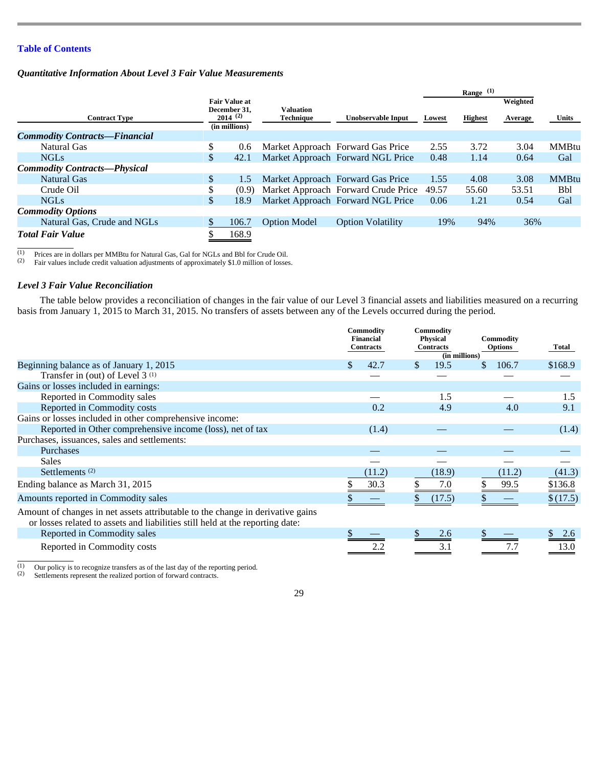[Table of Contents](#)

### *Quantitative Information About Level 3 Fair Value Measurements*

| Contract Type | Fair Value at December 31, 2014 [(2)] (in millions) | Valuation Technique | Unobservable Input | Range [(1)] Lowest | Highest | Weighted Average | Units |
|---|---|---|---|---|---|---|---|
| ***Commodity Contracts—Financial*** | | | | | | | |
| Natural Gas | $ 0.6 | Market Approach | Forward Gas Price | 2.55 | 3.72 | 3.04 | MMBtu |
| NGLs | $ 42.1 | Market Approach | Forward NGL Price | 0.48 | 1.14 | 0.64 | Gal |
| ***Commodity Contracts—Physical*** | | | | | | | |
| Natural Gas | $ 1.5 | Market Approach | Forward Gas Price | 1.55 | 4.08 | 3.08 | MMBtu |
| Crude Oil | $ (0.9) | Market Approach | Forward Crude Price | 49.57 | 55.60 | 53.51 | Bbl |
| NGLs | $ 18.9 | Market Approach | Forward NGL Price | 0.06 | 1.21 | 0.54 | Gal |
| ***Commodity Options*** | | | | | | | |
| Natural Gas, Crude and NGLs | $ 106.7 | Option Model | Option Volatility | 19% | 94% | 36% | |
| ***Total Fair Value*** | $ 168.9 | | | | | | |

(1) Prices are in dollars per MMBtu for Natural Gas, Gal for NGLs and Bbl for Crude Oil.
(2) Fair values include credit valuation adjustments of approximately $1.0 million of losses.

### *Level 3 Fair Value Reconciliation*

The table below provides a reconciliation of changes in the fair value of our Level 3 financial assets and liabilities measured on a recurring basis from January 1, 2015 to March 31, 2015. No transfers of assets between any of the Levels occurred during the period.

| | Commodity Financial Contracts | Commodity Physical Contracts | Commodity Options | Total |
|---|---|---|---|---|
| | | (in millions) | | |
| Beginning balance as of January 1, 2015 | $ 42.7 | $ 19.5 | $ 106.7 | $168.9 |
| Transfer in (out) of Level 3 [(1)] | — | — | — | — |
| Gains or losses included in earnings: | | | | |
| Reported in Commodity sales | — | 1.5 | — | 1.5 |
| Reported in Commodity costs | 0.2 | 4.9 | 4.0 | 9.1 |
| Gains or losses included in other comprehensive income: | | | | |
| Reported in Other comprehensive income (loss), net of tax | (1.4) | — | — | (1.4) |
| Purchases, issuances, sales and settlements: | | | | |
| Purchases | — | — | — | — |
| Sales | — | — | — | — |
| Settlements [(2)] | (11.2) | (18.9) | (11.2) | (41.3) |
| Ending balance as March 31, 2015 | $ 30.3 | $ 7.0 | $ 99.5 | $136.8 |
| Amounts reported in Commodity sales | $ — | $ (17.5) | $ — | $ (17.5) |
| Amount of changes in net assets attributable to the change in derivative gains or losses related to assets and liabilities still held at the reporting date: | | | | |
| Reported in Commodity sales | $ — | $ 2.6 | $ — | $ 2.6 |
| Reported in Commodity costs | 2.2 | 3.1 | 7.7 | 13.0 |

(1) Our policy is to recognize transfers as of the last day of the reporting period.
(2) Settlements represent the realized portion of forward contracts.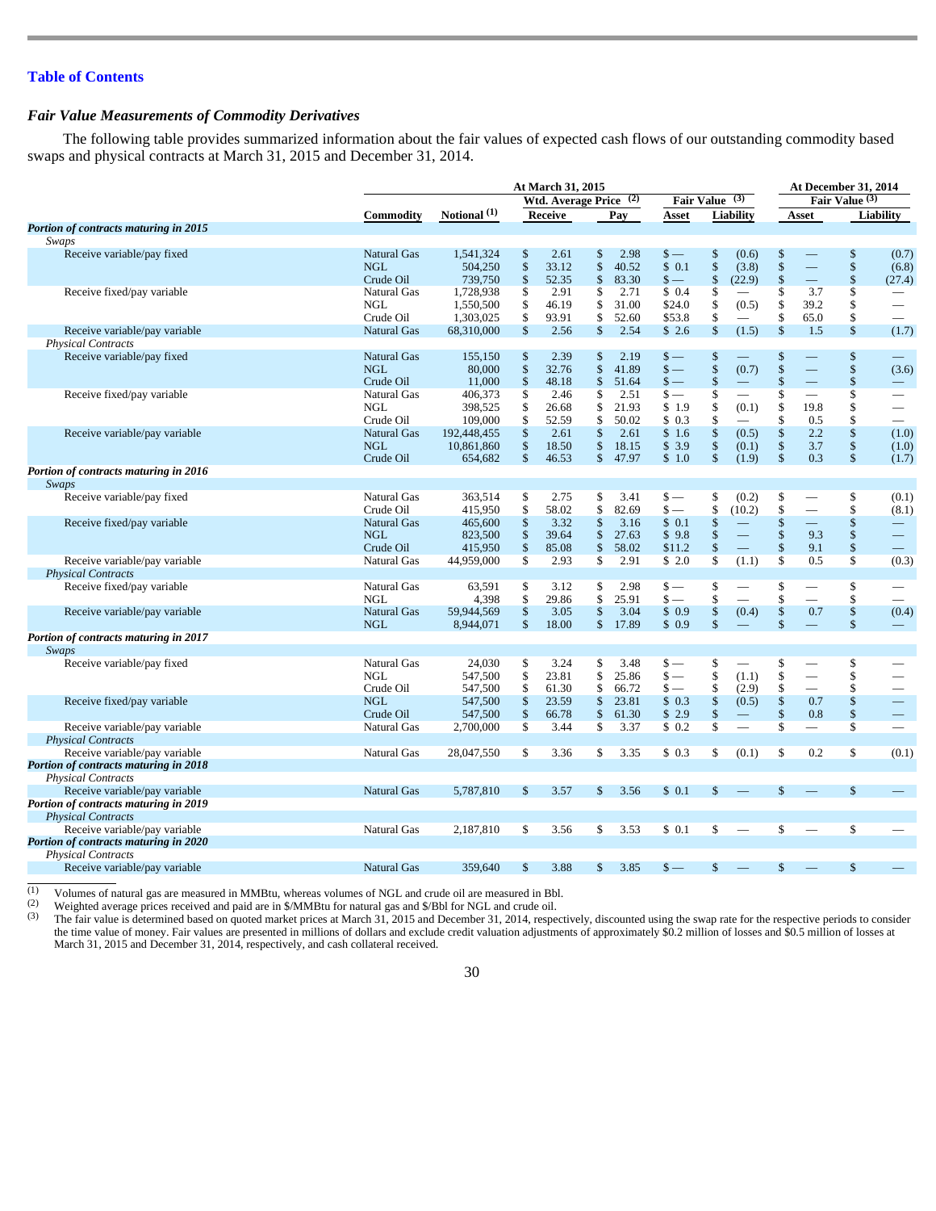[Table of Contents](#)

### *Fair Value Measurements of Commodity Derivatives*

The following table provides summarized information about the fair values of expected cash flows of our outstanding commodity based swaps and physical contracts at March 31, 2015 and December 31, 2014.

| | At March 31, 2015 | | | | | | At December 31, 2014 | |
|---|---|---|---|---|---|---|---|---|
| | | | Wtd. Average Price (2) | | Fair Value (3) | | Fair Value (3) | |
| | Commodity | Notional (1) | Receive | Pay | Asset | Liability | Asset | Liability |
| ***Portion of contracts maturing in 2015*** | | | | | | | | |
| *Swaps* | | | | | | | | |
| Receive variable/pay fixed | Natural Gas | 1,541,324 | $ 2.61 | $ 2.98 | $ — | $ (0.6) | $ — | $ (0.7) |
| | NGL | 504,250 | $ 33.12 | $ 40.52 | $ 0.1 | $ (3.8) | $ — | $ (6.8) |
| | Crude Oil | 739,750 | $ 52.35 | $ 83.30 | $ — | $ (22.9) | $ — | $ (27.4) |
| Receive fixed/pay variable | Natural Gas | 1,728,938 | $ 2.91 | $ 2.71 | $ 0.4 | $ — | $ 3.7 | $ — |
| | NGL | 1,550,500 | $ 46.19 | $ 31.00 | $24.0 | $ (0.5) | $ 39.2 | $ — |
| | Crude Oil | 1,303,025 | $ 93.91 | $ 52.60 | $53.8 | $ — | $ 65.0 | $ — |
| Receive variable/pay variable | Natural Gas | 68,310,000 | $ 2.56 | $ 2.54 | $ 2.6 | $ (1.5) | $ 1.5 | $ (1.7) |
| *Physical Contracts* | | | | | | | | |
| Receive variable/pay fixed | Natural Gas | 155,150 | $ 2.39 | $ 2.19 | $ — | $ — | $ — | $ — |
| | NGL | 80,000 | $ 32.76 | $ 41.89 | $ — | $ (0.7) | $ — | $ (3.6) |
| | Crude Oil | 11,000 | $ 48.18 | $ 51.64 | $ — | $ — | $ — | $ — |
| Receive fixed/pay variable | Natural Gas | 406,373 | $ 2.46 | $ 2.51 | $ — | $ — | $ — | $ — |
| | NGL | 398,525 | $ 26.68 | $ 21.93 | $ 1.9 | $ (0.1) | $ 19.8 | $ — |
| | Crude Oil | 109,000 | $ 52.59 | $ 50.02 | $ 0.3 | $ — | $ 0.5 | $ — |
| Receive variable/pay variable | Natural Gas | 192,448,455 | $ 2.61 | $ 2.61 | $ 1.6 | $ (0.5) | $ 2.2 | $ (1.0) |
| | NGL | 10,861,860 | $ 18.50 | $ 18.15 | $ 3.9 | $ (0.1) | $ 3.7 | $ (1.0) |
| | Crude Oil | 654,682 | $ 46.53 | $ 47.97 | $ 1.0 | $ (1.9) | $ 0.3 | $ (1.7) |
| ***Portion of contracts maturing in 2016*** | | | | | | | | |
| *Swaps* | | | | | | | | |
| Receive variable/pay fixed | Natural Gas | 363,514 | $ 2.75 | $ 3.41 | $ — | $ (0.2) | $ — | $ (0.1) |
| | Crude Oil | 415,950 | $ 58.02 | $ 82.69 | $ — | $ (10.2) | $ — | $ (8.1) |
| Receive fixed/pay variable | Natural Gas | 465,600 | $ 3.32 | $ 3.16 | $ 0.1 | $ — | $ — | $ — |
| | NGL | 823,500 | $ 39.64 | $ 27.63 | $ 9.8 | $ — | $ 9.3 | $ — |
| | Crude Oil | 415,950 | $ 85.08 | $ 58.02 | $11.2 | $ — | $ 9.1 | $ — |
| Receive variable/pay variable | Natural Gas | 44,959,000 | $ 2.93 | $ 2.91 | $ 2.0 | $ (1.1) | $ 0.5 | $ (0.3) |
| *Physical Contracts* | | | | | | | | |
| Receive fixed/pay variable | Natural Gas | 63,591 | $ 3.12 | $ 2.98 | $ — | $ — | $ — | $ — |
| | NGL | 4,398 | $ 29.86 | $ 25.91 | $ — | $ — | $ — | $ — |
| Receive variable/pay variable | Natural Gas | 59,944,569 | $ 3.05 | $ 3.04 | $ 0.9 | $ (0.4) | $ 0.7 | $ (0.4) |
| | NGL | 8,944,071 | $ 18.00 | $ 17.89 | $ 0.9 | $ — | $ — | $ — |
| ***Portion of contracts maturing in 2017*** | | | | | | | | |
| *Swaps* | | | | | | | | |
| Receive variable/pay fixed | Natural Gas | 24,030 | $ 3.24 | $ 3.48 | $ — | $ — | $ — | $ — |
| | NGL | 547,500 | $ 23.81 | $ 25.86 | $ — | $ (1.1) | $ — | $ — |
| | Crude Oil | 547,500 | $ 61.30 | $ 66.72 | $ — | $ (2.9) | $ — | $ — |
| Receive fixed/pay variable | NGL | 547,500 | $ 23.59 | $ 23.81 | $ 0.3 | $ (0.5) | $ 0.7 | $ — |
| | Crude Oil | 547,500 | $ 66.78 | $ 61.30 | $ 2.9 | $ — | $ 0.8 | $ — |
| Receive variable/pay variable | Natural Gas | 2,700,000 | $ 3.44 | $ 3.37 | $ 0.2 | $ — | $ — | $ — |
| *Physical Contracts* | | | | | | | | |
| Receive variable/pay variable | Natural Gas | 28,047,550 | $ 3.36 | $ 3.35 | $ 0.3 | $ (0.1) | $ 0.2 | $ (0.1) |
| ***Portion of contracts maturing in 2018*** | | | | | | | | |
| *Physical Contracts* | | | | | | | | |
| Receive variable/pay variable | Natural Gas | 5,787,810 | $ 3.57 | $ 3.56 | $ 0.1 | $ — | $ — | $ — |
| ***Portion of contracts maturing in 2019*** | | | | | | | | |
| *Physical Contracts* | | | | | | | | |
| Receive variable/pay variable | Natural Gas | 2,187,810 | $ 3.56 | $ 3.53 | $ 0.1 | $ — | $ — | $ — |
| ***Portion of contracts maturing in 2020*** | | | | | | | | |
| *Physical Contracts* | | | | | | | | |
| Receive variable/pay variable | Natural Gas | 359,640 | $ 3.88 | $ 3.85 | $ — | $ — | $ — | $ — |

(1) Volumes of natural gas are measured in MMBtu, whereas volumes of NGL and crude oil are measured in Bbl.

(2) Weighted average prices received and paid are in $/MMBtu for natural gas and $/Bbl for NGL and crude oil.

(3) The fair value is determined based on quoted market prices at March 31, 2015 and December 31, 2014, respectively, discounted using the swap rate for the respective periods to consider the time value of money. Fair values are presented in millions of dollars and exclude credit valuation adjustments of approximately $0.2 million of losses and $0.5 million of losses at March 31, 2015 and December 31, 2014, respectively, and cash collateral received.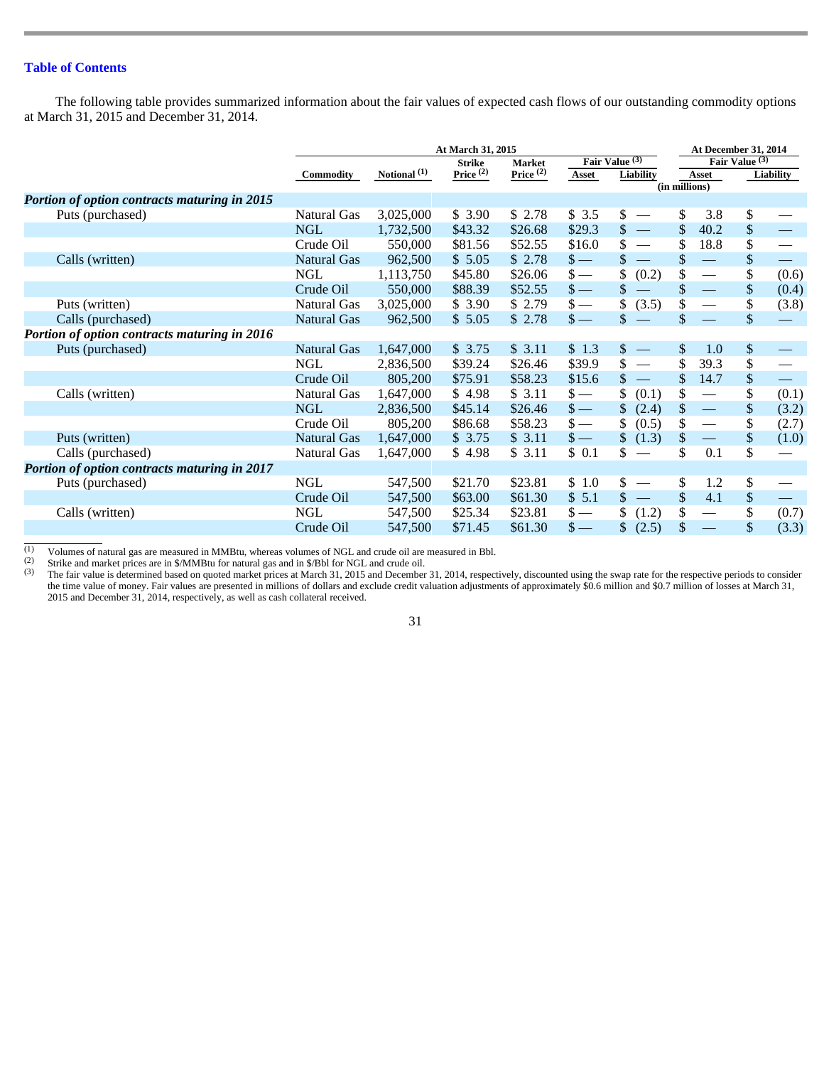The following table provides summarized information about the fair values of expected cash flows of our outstanding commodity options at March 31, 2015 and December 31, 2014.

| | At March 31, 2015 | | | | | | At December 31, 2014 | |
|---|---|---|---|---|---|---|---|---|
| | | | | | Fair Value [3] | | Fair Value [3] | |
| | Commodity | Notional [1] | Strike Price [2] | Market Price [2] | Asset | Liability | Asset | Liability |
| | | | | | (in millions) | | | |
| ***Portion of option contracts maturing in 2015*** | | | | | | | | |
| Puts (purchased) | Natural Gas | 3,025,000 | $ 3.90 | $ 2.78 | $ 3.5 | $ — | $ 3.8 | $ — |
| | NGL | 1,732,500 | $43.32 | $26.68 | $29.3 | $ — | $ 40.2 | $ — |
| | Crude Oil | 550,000 | $81.56 | $52.55 | $16.0 | $ — | $ 18.8 | $ — |
| Calls (written) | Natural Gas | 962,500 | $ 5.05 | $ 2.78 | $— | $ — | $ — | $ — |
| | NGL | 1,113,750 | $45.80 | $26.06 | $— | $ (0.2) | $ — | $ (0.6) |
| | Crude Oil | 550,000 | $88.39 | $52.55 | $— | $ — | $ — | $ (0.4) |
| Puts (written) | Natural Gas | 3,025,000 | $ 3.90 | $ 2.79 | $— | $ (3.5) | $ — | $ (3.8) |
| Calls (purchased) | Natural Gas | 962,500 | $ 5.05 | $ 2.78 | $— | $ — | $ — | $ — |
| ***Portion of option contracts maturing in 2016*** | | | | | | | | |
| Puts (purchased) | Natural Gas | 1,647,000 | $ 3.75 | $ 3.11 | $ 1.3 | $ — | $ 1.0 | $ — |
| | NGL | 2,836,500 | $39.24 | $26.46 | $39.9 | $ — | $ 39.3 | $ — |
| | Crude Oil | 805,200 | $75.91 | $58.23 | $15.6 | $ — | $ 14.7 | $ — |
| Calls (written) | Natural Gas | 1,647,000 | $ 4.98 | $ 3.11 | $— | $ (0.1) | $ — | $ (0.1) |
| | NGL | 2,836,500 | $45.14 | $26.46 | $— | $ (2.4) | $ — | $ (3.2) |
| | Crude Oil | 805,200 | $86.68 | $58.23 | $— | $ (0.5) | $ — | $ (2.7) |
| Puts (written) | Natural Gas | 1,647,000 | $ 3.75 | $ 3.11 | $— | $ (1.3) | $ — | $ (1.0) |
| Calls (purchased) | Natural Gas | 1,647,000 | $ 4.98 | $ 3.11 | $ 0.1 | $ — | $ 0.1 | $ — |
| ***Portion of option contracts maturing in 2017*** | | | | | | | | |
| Puts (purchased) | NGL | 547,500 | $21.70 | $23.81 | $ 1.0 | $ — | $ 1.2 | $ — |
| | Crude Oil | 547,500 | $63.00 | $61.30 | $ 5.1 | $ — | $ 4.1 | $ — |
| Calls (written) | NGL | 547,500 | $25.34 | $23.81 | $— | $ (1.2) | $ — | $ (0.7) |
| | Crude Oil | 547,500 | $71.45 | $61.30 | $— | $ (2.5) | $ — | $ (3.3) |

(1) Volumes of natural gas are measured in MMBtu, whereas volumes of NGL and crude oil are measured in Bbl.

(2) Strike and market prices are in $/MMBtu for natural gas and in $/Bbl for NGL and crude oil.

(3) The fair value is determined based on quoted market prices at March 31, 2015 and December 31, 2014, respectively, discounted using the swap rate for the respective periods to consider the time value of money. Fair values are presented in millions of dollars and exclude credit valuation adjustments of approximately $0.6 million and $0.7 million of losses at March 31, 2015 and December 31, 2014, respectively, as well as cash collateral received.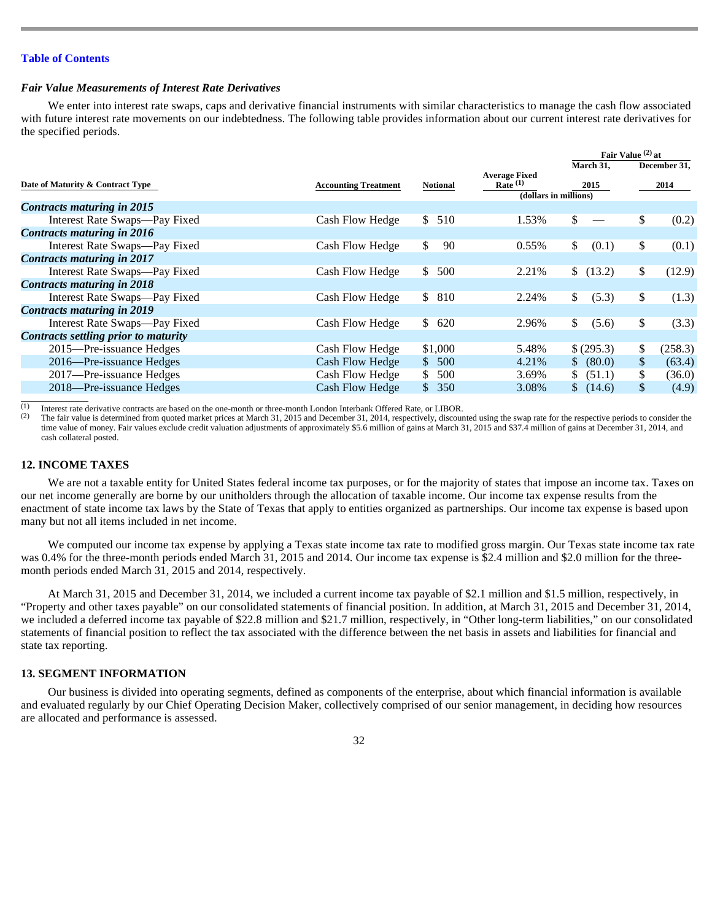**Table of Contents**

### *Fair Value Measurements of Interest Rate Derivatives*

We enter into interest rate swaps, caps and derivative financial instruments with similar characteristics to manage the cash flow associated with future interest rate movements on our indebtedness. The following table provides information about our current interest rate derivatives for the specified periods.

| | | | | Fair Value [2] at | |
|---|---|---|---|---|---|
| Date of Maturity & Contract Type | Accounting Treatment | Notional | Average Fixed Rate [1] | March 31, 2015 | December 31, 2014 |
| | | (dollars in millions) | | | |
| ***Contracts maturing in 2015*** | | | | | |
| Interest Rate Swaps—Pay Fixed | Cash Flow Hedge | $ 510 | 1.53% | $ — | $ (0.2) |
| ***Contracts maturing in 2016*** | | | | | |
| Interest Rate Swaps—Pay Fixed | Cash Flow Hedge | $ 90 | 0.55% | $ (0.1) | $ (0.1) |
| ***Contracts maturing in 2017*** | | | | | |
| Interest Rate Swaps—Pay Fixed | Cash Flow Hedge | $ 500 | 2.21% | $ (13.2) | $ (12.9) |
| ***Contracts maturing in 2018*** | | | | | |
| Interest Rate Swaps—Pay Fixed | Cash Flow Hedge | $ 810 | 2.24% | $ (5.3) | $ (1.3) |
| ***Contracts maturing in 2019*** | | | | | |
| Interest Rate Swaps—Pay Fixed | Cash Flow Hedge | $ 620 | 2.96% | $ (5.6) | $ (3.3) |
| ***Contracts settling prior to maturity*** | | | | | |
| 2015—Pre-issuance Hedges | Cash Flow Hedge | $1,000 | 5.48% | $ (295.3) | $ (258.3) |
| 2016—Pre-issuance Hedges | Cash Flow Hedge | $ 500 | 4.21% | $ (80.0) | $ (63.4) |
| 2017—Pre-issuance Hedges | Cash Flow Hedge | $ 500 | 3.69% | $ (51.1) | $ (36.0) |
| 2018—Pre-issuance Hedges | Cash Flow Hedge | $ 350 | 3.08% | $ (14.6) | $ (4.9) |

(1) Interest rate derivative contracts are based on the one-month or three-month London Interbank Offered Rate, or LIBOR.

(2) The fair value is determined from quoted market prices at March 31, 2015 and December 31, 2014, respectively, discounted using the swap rate for the respective periods to consider the time value of money. Fair values exclude credit valuation adjustments of approximately $5.6 million of gains at March 31, 2015 and $37.4 million of gains at December 31, 2014, and cash collateral posted.

## 12. INCOME TAXES

We are not a taxable entity for United States federal income tax purposes, or for the majority of states that impose an income tax. Taxes on our net income generally are borne by our unitholders through the allocation of taxable income. Our income tax expense results from the enactment of state income tax laws by the State of Texas that apply to entities organized as partnerships. Our income tax expense is based upon many but not all items included in net income.

We computed our income tax expense by applying a Texas state income tax rate to modified gross margin. Our Texas state income tax rate was 0.4% for the three-month periods ended March 31, 2015 and 2014. Our income tax expense is $2.4 million and $2.0 million for the three-month periods ended March 31, 2015 and 2014, respectively.

At March 31, 2015 and December 31, 2014, we included a current income tax payable of $2.1 million and $1.5 million, respectively, in “Property and other taxes payable” on our consolidated statements of financial position. In addition, at March 31, 2015 and December 31, 2014, we included a deferred income tax payable of $22.8 million and $21.7 million, respectively, in “Other long-term liabilities,” on our consolidated statements of financial position to reflect the tax associated with the difference between the net basis in assets and liabilities for financial and state tax reporting.

## 13. SEGMENT INFORMATION

Our business is divided into operating segments, defined as components of the enterprise, about which financial information is available and evaluated regularly by our Chief Operating Decision Maker, collectively comprised of our senior management, in deciding how resources are allocated and performance is assessed.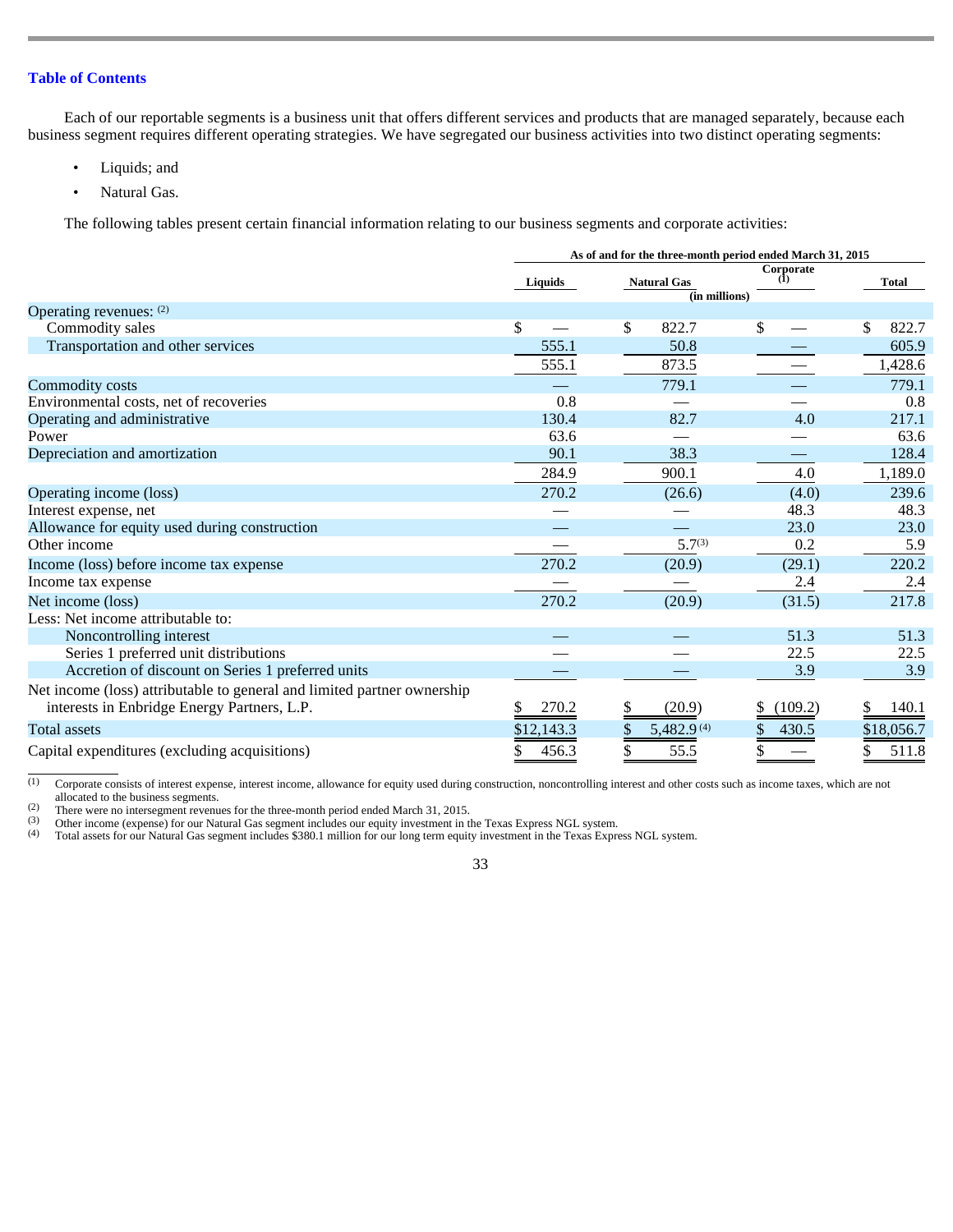Table of Contents

Each of our reportable segments is a business unit that offers different services and products that are managed separately, because each business segment requires different operating strategies. We have segregated our business activities into two distinct operating segments:

- Liquids; and
- Natural Gas.

The following tables present certain financial information relating to our business segments and corporate activities:

| | As of and for the three-month period ended March 31, 2015 | | | |
|---|---|---|---|---|
| | Liquids | Natural Gas | Corporate [1] | Total |
| | (in millions) | | | |
| Operating revenues: [2] | | | | |
| Commodity sales | $ — | $ 822.7 | $ — | $ 822.7 |
| Transportation and other services | 555.1 | 50.8 | — | 605.9 |
| | 555.1 | 873.5 | — | 1,428.6 |
| Commodity costs | — | 779.1 | — | 779.1 |
| Environmental costs, net of recoveries | 0.8 | — | — | 0.8 |
| Operating and administrative | 130.4 | 82.7 | 4.0 | 217.1 |
| Power | 63.6 | — | — | 63.6 |
| Depreciation and amortization | 90.1 | 38.3 | — | 128.4 |
| | 284.9 | 900.1 | 4.0 | 1,189.0 |
| Operating income (loss) | 270.2 | (26.6) | (4.0) | 239.6 |
| Interest expense, net | — | — | 48.3 | 48.3 |
| Allowance for equity used during construction | — | — | 23.0 | 23.0 |
| Other income | — | 5.7 [3] | 0.2 | 5.9 |
| Income (loss) before income tax expense | 270.2 | (20.9) | (29.1) | 220.2 |
| Income tax expense | — | — | 2.4 | 2.4 |
| Net income (loss) | 270.2 | (20.9) | (31.5) | 217.8 |
| Less: Net income attributable to: | | | | |
| Noncontrolling interest | — | — | 51.3 | 51.3 |
| Series 1 preferred unit distributions | — | — | 22.5 | 22.5 |
| Accretion of discount on Series 1 preferred units | — | — | 3.9 | 3.9 |
| Net income (loss) attributable to general and limited partner ownership interests in Enbridge Energy Partners, L.P. | $ 270.2 | $ (20.9) | $ (109.2) | $ 140.1 |
| Total assets | $12,143.3 | $ 5,482.9 [4] | $ 430.5 | $18,056.7 |
| Capital expenditures (excluding acquisitions) | $ 456.3 | $ 55.5 | $ — | $ 511.8 |

(1) Corporate consists of interest expense, interest income, allowance for equity used during construction, noncontrolling interest and other costs such as income taxes, which are not allocated to the business segments.

(2) There were no intersegment revenues for the three-month period ended March 31, 2015.

(3) Other income (expense) for our Natural Gas segment includes our equity investment in the Texas Express NGL system.

(4) Total assets for our Natural Gas segment includes $380.1 million for our long term equity investment in the Texas Express NGL system.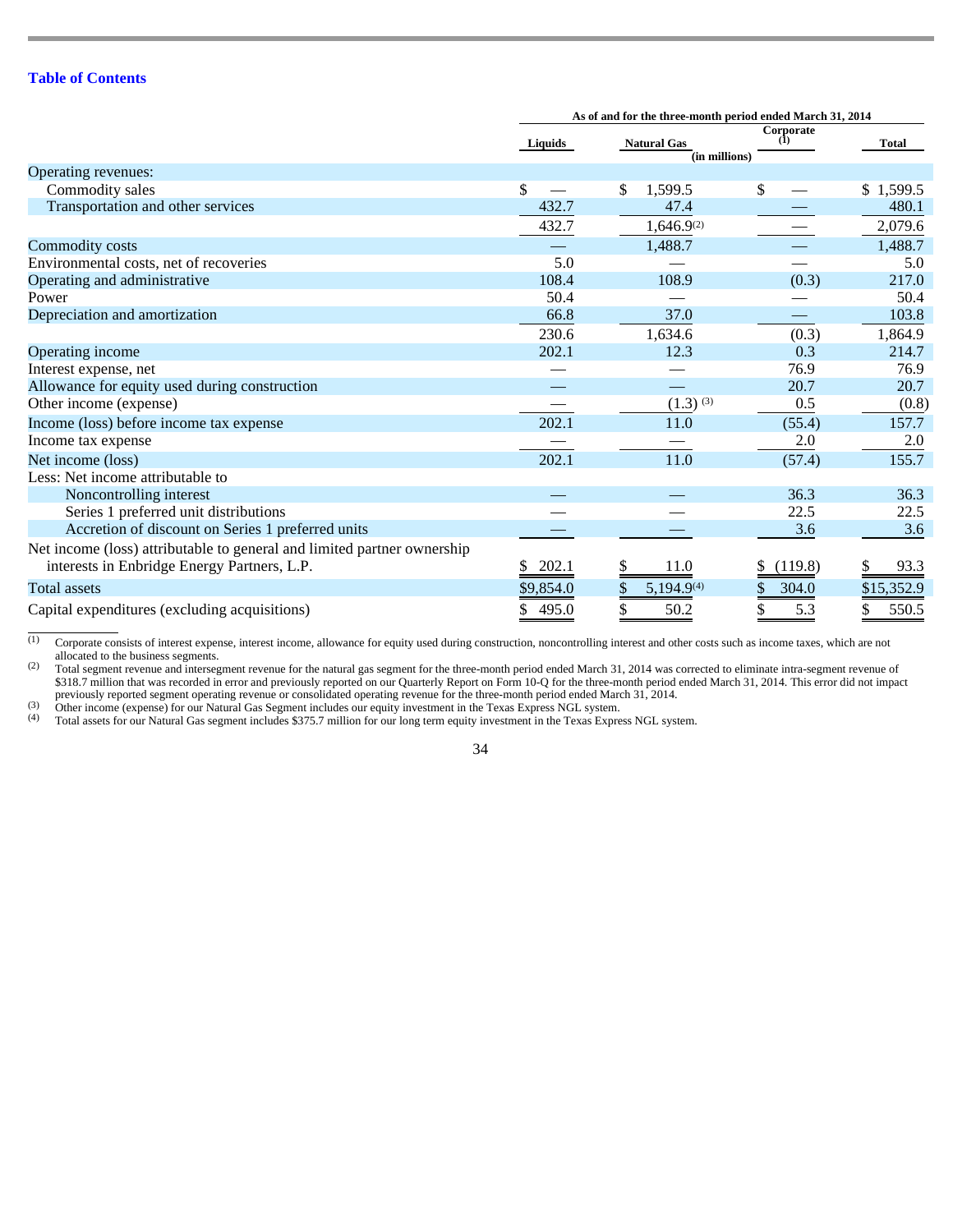[Table of Contents](#)

| | As of and for the three-month period ended March 31, 2014 | | | |
|---|---|---|---|---|
| | Liquids | Natural Gas | Corporate [(1)] | Total |
| | (in millions) | | | |
| Operating revenues: | | | | |
| Commodity sales | $ — | $ 1,599.5 | $ — | $ 1,599.5 |
| Transportation and other services | 432.7 | 47.4 | — | 480.1 |
| | 432.7 | 1,646.9 [(2)] | — | 2,079.6 |
| Commodity costs | — | 1,488.7 | — | 1,488.7 |
| Environmental costs, net of recoveries | 5.0 | — | — | 5.0 |
| Operating and administrative | 108.4 | 108.9 | (0.3) | 217.0 |
| Power | 50.4 | — | — | 50.4 |
| Depreciation and amortization | 66.8 | 37.0 | — | 103.8 |
| | 230.6 | 1,634.6 | (0.3) | 1,864.9 |
| Operating income | 202.1 | 12.3 | 0.3 | 214.7 |
| Interest expense, net | — | — | 76.9 | 76.9 |
| Allowance for equity used during construction | — | — | 20.7 | 20.7 |
| Other income (expense) | — | (1.3) [(3)] | 0.5 | (0.8) |
| Income (loss) before income tax expense | 202.1 | 11.0 | (55.4) | 157.7 |
| Income tax expense | — | — | 2.0 | 2.0 |
| Net income (loss) | 202.1 | 11.0 | (57.4) | 155.7 |
| Less: Net income attributable to | | | | |
| Noncontrolling interest | — | — | 36.3 | 36.3 |
| Series 1 preferred unit distributions | — | — | 22.5 | 22.5 |
| Accretion of discount on Series 1 preferred units | — | — | 3.6 | 3.6 |
| Net income (loss) attributable to general and limited partner ownership interests in Enbridge Energy Partners, L.P. | $ 202.1 | $ 11.0 | $ (119.8) | $ 93.3 |
| Total assets | $9,854.0 | $ 5,194.9 [(4)] | $ 304.0 | $15,352.9 |
| Capital expenditures (excluding acquisitions) | $ 495.0 | $ 50.2 | $ 5.3 | $ 550.5 |

(1) Corporate consists of interest expense, interest income, allowance for equity used during construction, noncontrolling interest and other costs such as income taxes, which are not allocated to the business segments.

(2) Total segment revenue and intersegment revenue for the natural gas segment for the three-month period ended March 31, 2014 was corrected to eliminate intra-segment revenue of $318.7 million that was recorded in error and previously reported on our Quarterly Report on Form 10-Q for the three-month period ended March 31, 2014. This error did not impact previously reported segment operating revenue or consolidated operating revenue for the three-month period ended March 31, 2014.

(3) Other income (expense) for our Natural Gas Segment includes our equity investment in the Texas Express NGL system.

(4) Total assets for our Natural Gas segment includes $375.7 million for our long term equity investment in the Texas Express NGL system.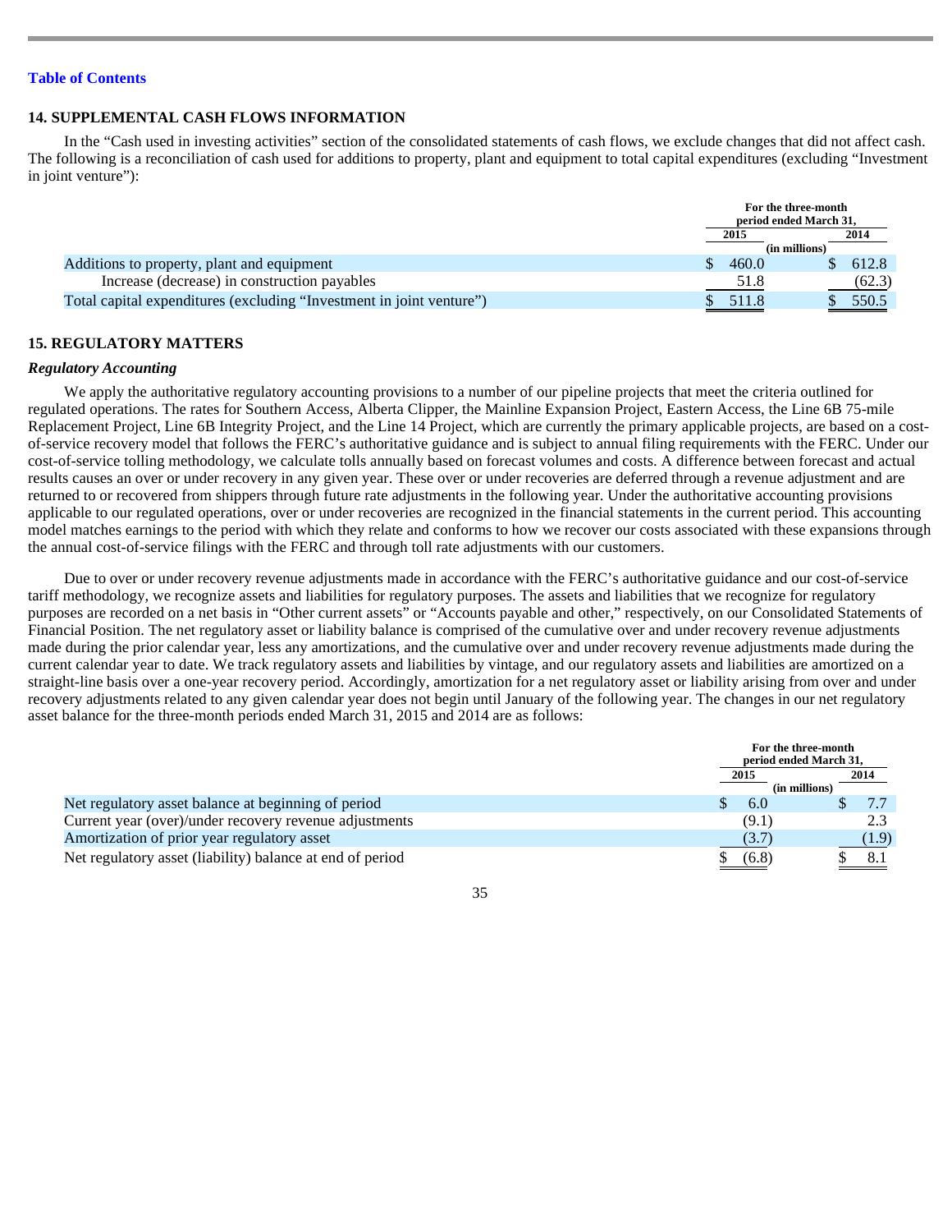Table of Contents

## 14. SUPPLEMENTAL CASH FLOWS INFORMATION

In the "Cash used in investing activities" section of the consolidated statements of cash flows, we exclude changes that did not affect cash. The following is a reconciliation of cash used for additions to property, plant and equipment to total capital expenditures (excluding "Investment in joint venture"):

| | For the three-month period ended March 31, | |
|---|---|---|
| | 2015 | 2014 |
| | (in millions) | |
| Additions to property, plant and equipment | $ 460.0 | $ 612.8 |
| Increase (decrease) in construction payables | 51.8 | (62.3) |
| Total capital expenditures (excluding "Investment in joint venture") | $ 511.8 | $ 550.5 |

## 15. REGULATORY MATTERS

### *Regulatory Accounting*

We apply the authoritative regulatory accounting provisions to a number of our pipeline projects that meet the criteria outlined for regulated operations. The rates for Southern Access, Alberta Clipper, the Mainline Expansion Project, Eastern Access, the Line 6B 75-mile Replacement Project, Line 6B Integrity Project, and the Line 14 Project, which are currently the primary applicable projects, are based on a cost-of-service recovery model that follows the FERC's authoritative guidance and is subject to annual filing requirements with the FERC. Under our cost-of-service tolling methodology, we calculate tolls annually based on forecast volumes and costs. A difference between forecast and actual results causes an over or under recovery in any given year. These over or under recoveries are deferred through a revenue adjustment and are returned to or recovered from shippers through future rate adjustments in the following year. Under the authoritative accounting provisions applicable to our regulated operations, over or under recoveries are recognized in the financial statements in the current period. This accounting model matches earnings to the period with which they relate and conforms to how we recover our costs associated with these expansions through the annual cost-of-service filings with the FERC and through toll rate adjustments with our customers.

Due to over or under recovery revenue adjustments made in accordance with the FERC's authoritative guidance and our cost-of-service tariff methodology, we recognize assets and liabilities for regulatory purposes. The assets and liabilities that we recognize for regulatory purposes are recorded on a net basis in "Other current assets" or "Accounts payable and other," respectively, on our Consolidated Statements of Financial Position. The net regulatory asset or liability balance is comprised of the cumulative over and under recovery revenue adjustments made during the prior calendar year, less any amortizations, and the cumulative over and under recovery revenue adjustments made during the current calendar year to date. We track regulatory assets and liabilities by vintage, and our regulatory assets and liabilities are amortized on a straight-line basis over a one-year recovery period. Accordingly, amortization for a net regulatory asset or liability arising from over and under recovery adjustments related to any given calendar year does not begin until January of the following year. The changes in our net regulatory asset balance for the three-month periods ended March 31, 2015 and 2014 are as follows:

| | For the three-month period ended March 31, | |
|---|---|---|
| | 2015 | 2014 |
| | (in millions) | |
| Net regulatory asset balance at beginning of period | $ 6.0 | $ 7.7 |
| Current year (over)/under recovery revenue adjustments | (9.1) | 2.3 |
| Amortization of prior year regulatory asset | (3.7) | (1.9) |
| Net regulatory asset (liability) balance at end of period | $ (6.8) | $ 8.1 |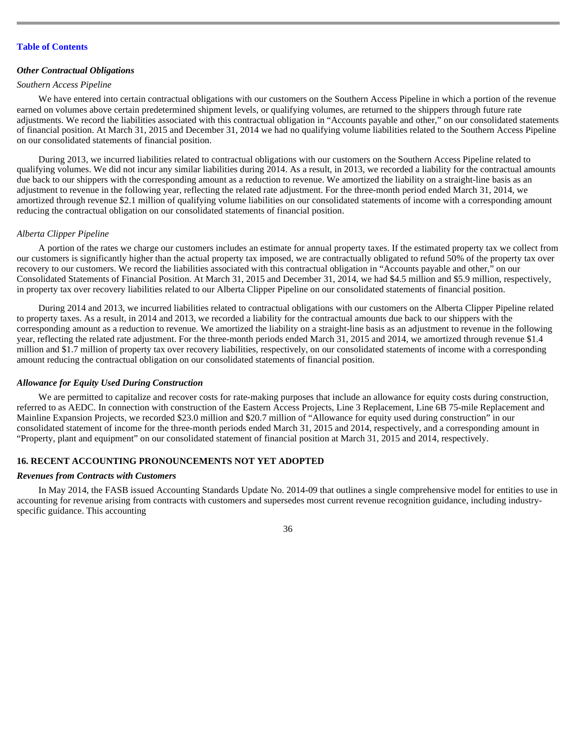*Other Contractual Obligations*

*Southern Access Pipeline*

We have entered into certain contractual obligations with our customers on the Southern Access Pipeline in which a portion of the revenue earned on volumes above certain predetermined shipment levels, or qualifying volumes, are returned to the shippers through future rate adjustments. We record the liabilities associated with this contractual obligation in "Accounts payable and other," on our consolidated statements of financial position. At March 31, 2015 and December 31, 2014 we had no qualifying volume liabilities related to the Southern Access Pipeline on our consolidated statements of financial position.

During 2013, we incurred liabilities related to contractual obligations with our customers on the Southern Access Pipeline related to qualifying volumes. We did not incur any similar liabilities during 2014. As a result, in 2013, we recorded a liability for the contractual amounts due back to our shippers with the corresponding amount as a reduction to revenue. We amortized the liability on a straight-line basis as an adjustment to revenue in the following year, reflecting the related rate adjustment. For the three-month period ended March 31, 2014, we amortized through revenue $2.1 million of qualifying volume liabilities on our consolidated statements of income with a corresponding amount reducing the contractual obligation on our consolidated statements of financial position.

*Alberta Clipper Pipeline*

A portion of the rates we charge our customers includes an estimate for annual property taxes. If the estimated property tax we collect from our customers is significantly higher than the actual property tax imposed, we are contractually obligated to refund 50% of the property tax over recovery to our customers. We record the liabilities associated with this contractual obligation in "Accounts payable and other," on our Consolidated Statements of Financial Position. At March 31, 2015 and December 31, 2014, we had $4.5 million and $5.9 million, respectively, in property tax over recovery liabilities related to our Alberta Clipper Pipeline on our consolidated statements of financial position.

During 2014 and 2013, we incurred liabilities related to contractual obligations with our customers on the Alberta Clipper Pipeline related to property taxes. As a result, in 2014 and 2013, we recorded a liability for the contractual amounts due back to our shippers with the corresponding amount as a reduction to revenue. We amortized the liability on a straight-line basis as an adjustment to revenue in the following year, reflecting the related rate adjustment. For the three-month periods ended March 31, 2015 and 2014, we amortized through revenue $1.4 million and $1.7 million of property tax over recovery liabilities, respectively, on our consolidated statements of income with a corresponding amount reducing the contractual obligation on our consolidated statements of financial position.

***Allowance for Equity Used During Construction***

We are permitted to capitalize and recover costs for rate-making purposes that include an allowance for equity costs during construction, referred to as AEDC. In connection with construction of the Eastern Access Projects, Line 3 Replacement, Line 6B 75-mile Replacement and Mainline Expansion Projects, we recorded $23.0 million and $20.7 million of "Allowance for equity used during construction" in our consolidated statement of income for the three-month periods ended March 31, 2015 and 2014, respectively, and a corresponding amount in "Property, plant and equipment" on our consolidated statement of financial position at March 31, 2015 and 2014, respectively.

## 16. RECENT ACCOUNTING PRONOUNCEMENTS NOT YET ADOPTED

***Revenues from Contracts with Customers***

In May 2014, the FASB issued Accounting Standards Update No. 2014-09 that outlines a single comprehensive model for entities to use in accounting for revenue arising from contracts with customers and supersedes most current revenue recognition guidance, including industry-specific guidance. This accounting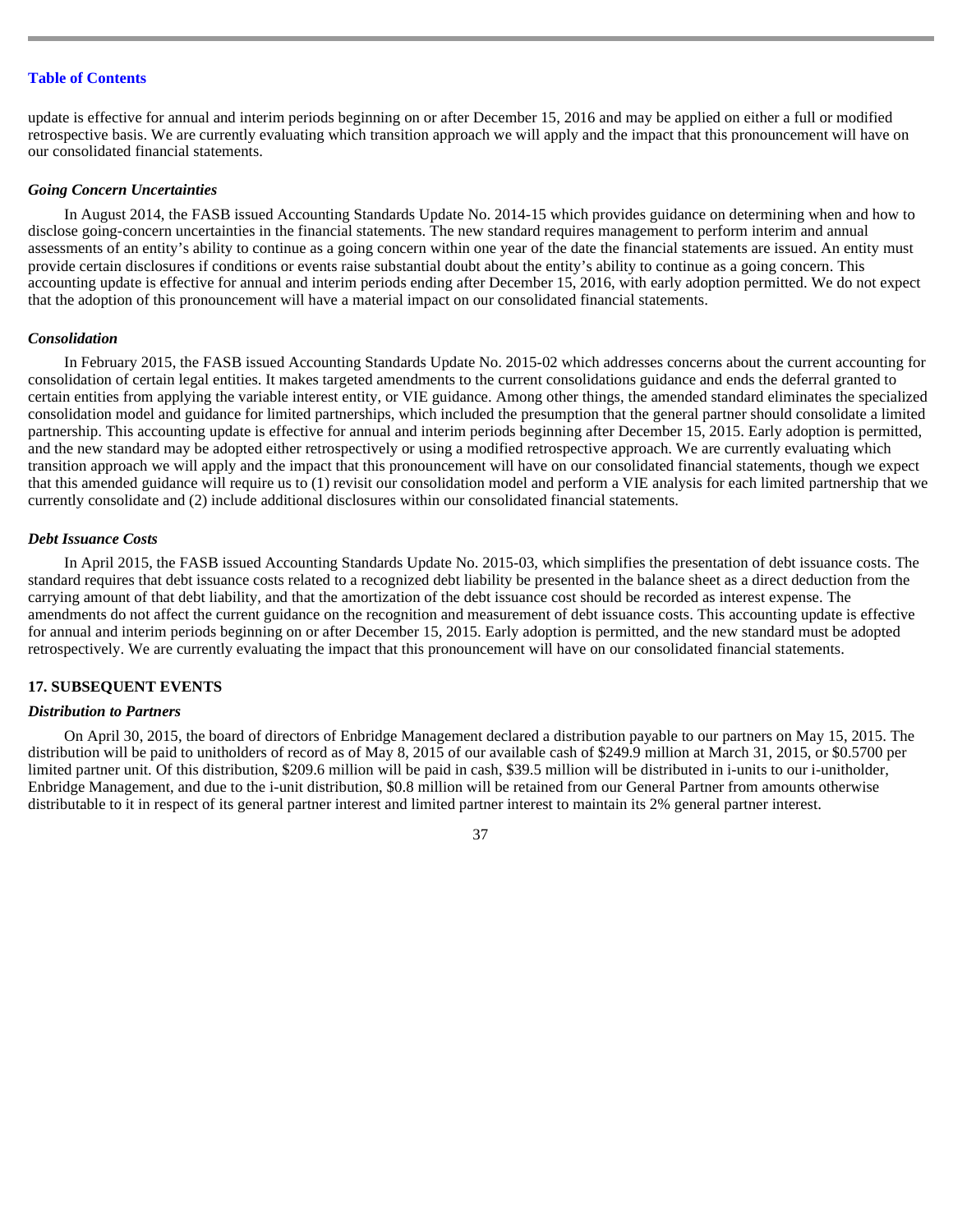update is effective for annual and interim periods beginning on or after December 15, 2016 and may be applied on either a full or modified retrospective basis. We are currently evaluating which transition approach we will apply and the impact that this pronouncement will have on our consolidated financial statements.

***Going Concern Uncertainties***

In August 2014, the FASB issued Accounting Standards Update No. 2014-15 which provides guidance on determining when and how to disclose going-concern uncertainties in the financial statements. The new standard requires management to perform interim and annual assessments of an entity's ability to continue as a going concern within one year of the date the financial statements are issued. An entity must provide certain disclosures if conditions or events raise substantial doubt about the entity's ability to continue as a going concern. This accounting update is effective for annual and interim periods ending after December 15, 2016, with early adoption permitted. We do not expect that the adoption of this pronouncement will have a material impact on our consolidated financial statements.

***Consolidation***

In February 2015, the FASB issued Accounting Standards Update No. 2015-02 which addresses concerns about the current accounting for consolidation of certain legal entities. It makes targeted amendments to the current consolidations guidance and ends the deferral granted to certain entities from applying the variable interest entity, or VIE guidance. Among other things, the amended standard eliminates the specialized consolidation model and guidance for limited partnerships, which included the presumption that the general partner should consolidate a limited partnership. This accounting update is effective for annual and interim periods beginning after December 15, 2015. Early adoption is permitted, and the new standard may be adopted either retrospectively or using a modified retrospective approach. We are currently evaluating which transition approach we will apply and the impact that this pronouncement will have on our consolidated financial statements, though we expect that this amended guidance will require us to (1) revisit our consolidation model and perform a VIE analysis for each limited partnership that we currently consolidate and (2) include additional disclosures within our consolidated financial statements.

***Debt Issuance Costs***

In April 2015, the FASB issued Accounting Standards Update No. 2015-03, which simplifies the presentation of debt issuance costs. The standard requires that debt issuance costs related to a recognized debt liability be presented in the balance sheet as a direct deduction from the carrying amount of that debt liability, and that the amortization of the debt issuance cost should be recorded as interest expense. The amendments do not affect the current guidance on the recognition and measurement of debt issuance costs. This accounting update is effective for annual and interim periods beginning on or after December 15, 2015. Early adoption is permitted, and the new standard must be adopted retrospectively. We are currently evaluating the impact that this pronouncement will have on our consolidated financial statements.

**17. SUBSEQUENT EVENTS**

***Distribution to Partners***

On April 30, 2015, the board of directors of Enbridge Management declared a distribution payable to our partners on May 15, 2015. The distribution will be paid to unitholders of record as of May 8, 2015 of our available cash of $249.9 million at March 31, 2015, or $0.5700 per limited partner unit. Of this distribution, $209.6 million will be paid in cash, $39.5 million will be distributed in i-units to our i-unitholder, Enbridge Management, and due to the i-unit distribution, $0.8 million will be retained from our General Partner from amounts otherwise distributable to it in respect of its general partner interest and limited partner interest to maintain its 2% general partner interest.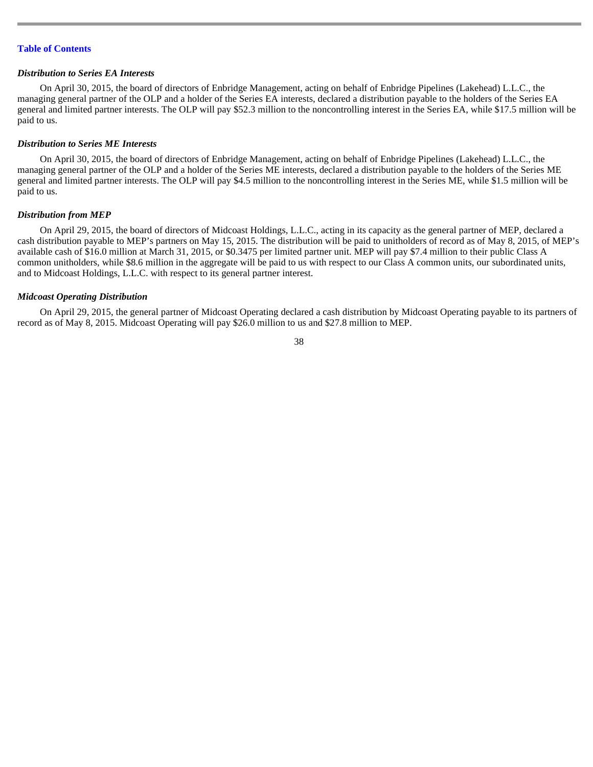### *Distribution to Series EA Interests*

On April 30, 2015, the board of directors of Enbridge Management, acting on behalf of Enbridge Pipelines (Lakehead) L.L.C., the managing general partner of the OLP and a holder of the Series EA interests, declared a distribution payable to the holders of the Series EA general and limited partner interests. The OLP will pay $52.3 million to the noncontrolling interest in the Series EA, while $17.5 million will be paid to us.

### *Distribution to Series ME Interests*

On April 30, 2015, the board of directors of Enbridge Management, acting on behalf of Enbridge Pipelines (Lakehead) L.L.C., the managing general partner of the OLP and a holder of the Series ME interests, declared a distribution payable to the holders of the Series ME general and limited partner interests. The OLP will pay $4.5 million to the noncontrolling interest in the Series ME, while $1.5 million will be paid to us.

### *Distribution from MEP*

On April 29, 2015, the board of directors of Midcoast Holdings, L.L.C., acting in its capacity as the general partner of MEP, declared a cash distribution payable to MEP's partners on May 15, 2015. The distribution will be paid to unitholders of record as of May 8, 2015, of MEP's available cash of $16.0 million at March 31, 2015, or $0.3475 per limited partner unit. MEP will pay $7.4 million to their public Class A common unitholders, while $8.6 million in the aggregate will be paid to us with respect to our Class A common units, our subordinated units, and to Midcoast Holdings, L.L.C. with respect to its general partner interest.

### *Midcoast Operating Distribution*

On April 29, 2015, the general partner of Midcoast Operating declared a cash distribution by Midcoast Operating payable to its partners of record as of May 8, 2015. Midcoast Operating will pay $26.0 million to us and $27.8 million to MEP.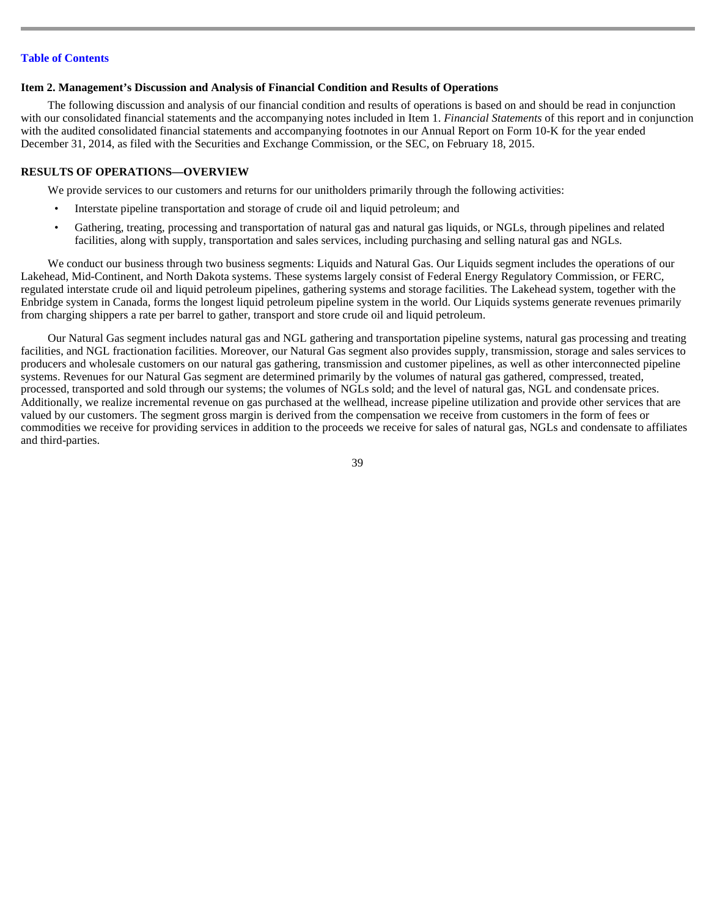## Item 2. Management's Discussion and Analysis of Financial Condition and Results of Operations

The following discussion and analysis of our financial condition and results of operations is based on and should be read in conjunction with our consolidated financial statements and the accompanying notes included in Item 1. *Financial Statements* of this report and in conjunction with the audited consolidated financial statements and accompanying footnotes in our Annual Report on Form 10-K for the year ended December 31, 2014, as filed with the Securities and Exchange Commission, or the SEC, on February 18, 2015.

## RESULTS OF OPERATIONS—OVERVIEW

We provide services to our customers and returns for our unitholders primarily through the following activities:

- Interstate pipeline transportation and storage of crude oil and liquid petroleum; and
- Gathering, treating, processing and transportation of natural gas and natural gas liquids, or NGLs, through pipelines and related facilities, along with supply, transportation and sales services, including purchasing and selling natural gas and NGLs.

We conduct our business through two business segments: Liquids and Natural Gas. Our Liquids segment includes the operations of our Lakehead, Mid-Continent, and North Dakota systems. These systems largely consist of Federal Energy Regulatory Commission, or FERC, regulated interstate crude oil and liquid petroleum pipelines, gathering systems and storage facilities. The Lakehead system, together with the Enbridge system in Canada, forms the longest liquid petroleum pipeline system in the world. Our Liquids systems generate revenues primarily from charging shippers a rate per barrel to gather, transport and store crude oil and liquid petroleum.

Our Natural Gas segment includes natural gas and NGL gathering and transportation pipeline systems, natural gas processing and treating facilities, and NGL fractionation facilities. Moreover, our Natural Gas segment also provides supply, transmission, storage and sales services to producers and wholesale customers on our natural gas gathering, transmission and customer pipelines, as well as other interconnected pipeline systems. Revenues for our Natural Gas segment are determined primarily by the volumes of natural gas gathered, compressed, treated, processed, transported and sold through our systems; the volumes of NGLs sold; and the level of natural gas, NGL and condensate prices. Additionally, we realize incremental revenue on gas purchased at the wellhead, increase pipeline utilization and provide other services that are valued by our customers. The segment gross margin is derived from the compensation we receive from customers in the form of fees or commodities we receive for providing services in addition to the proceeds we receive for sales of natural gas, NGLs and condensate to affiliates and third-parties.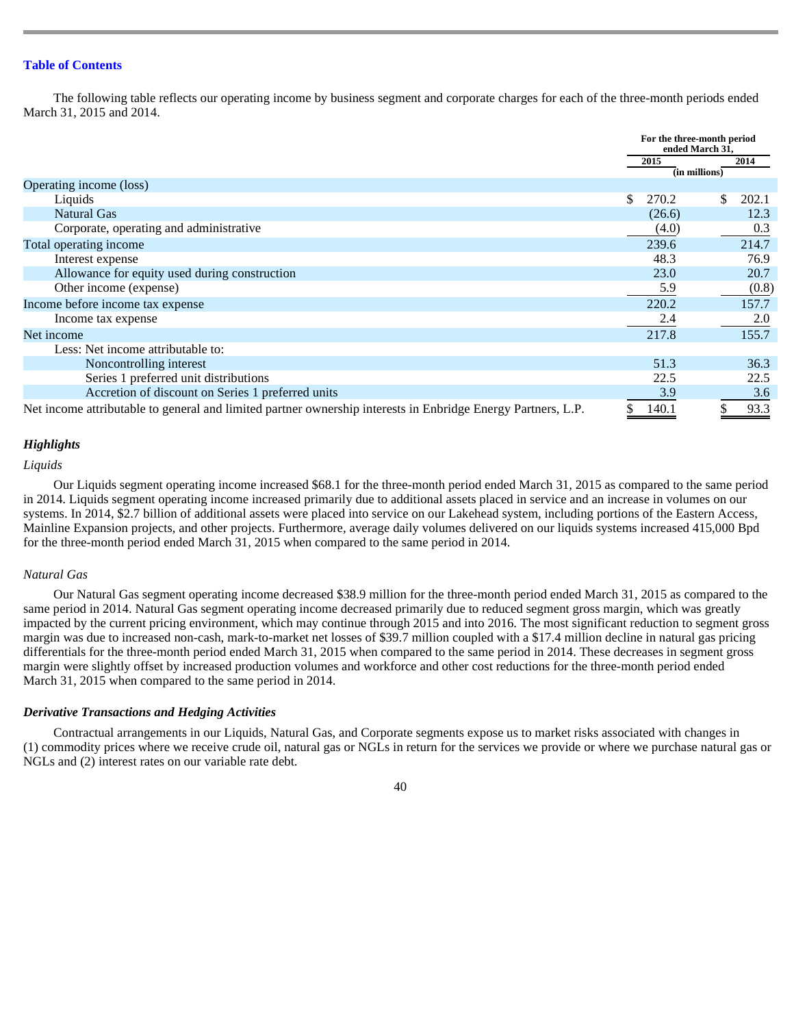Table of Contents

The following table reflects our operating income by business segment and corporate charges for each of the three-month periods ended March 31, 2015 and 2014.

| | For the three-month period ended March 31, | |
|---|---|---|
| | 2015 | 2014 |
| | (in millions) | |
| Operating income (loss) | | |
| Liquids | $ 270.2 | $ 202.1 |
| Natural Gas | (26.6) | 12.3 |
| Corporate, operating and administrative | (4.0) | 0.3 |
| Total operating income | 239.6 | 214.7 |
| Interest expense | 48.3 | 76.9 |
| Allowance for equity used during construction | 23.0 | 20.7 |
| Other income (expense) | 5.9 | (0.8) |
| Income before income tax expense | 220.2 | 157.7 |
| Income tax expense | 2.4 | 2.0 |
| Net income | 217.8 | 155.7 |
| Less: Net income attributable to: | | |
| Noncontrolling interest | 51.3 | 36.3 |
| Series 1 preferred unit distributions | 22.5 | 22.5 |
| Accretion of discount on Series 1 preferred units | 3.9 | 3.6 |
| Net income attributable to general and limited partner ownership interests in Enbridge Energy Partners, L.P. | $ 140.1 | $ 93.3 |

***Highlights***

*Liquids*

Our Liquids segment operating income increased $68.1 for the three-month period ended March 31, 2015 as compared to the same period in 2014. Liquids segment operating income increased primarily due to additional assets placed in service and an increase in volumes on our systems. In 2014, $2.7 billion of additional assets were placed into service on our Lakehead system, including portions of the Eastern Access, Mainline Expansion projects, and other projects. Furthermore, average daily volumes delivered on our liquids systems increased 415,000 Bpd for the three-month period ended March 31, 2015 when compared to the same period in 2014.

*Natural Gas*

Our Natural Gas segment operating income decreased $38.9 million for the three-month period ended March 31, 2015 as compared to the same period in 2014. Natural Gas segment operating income decreased primarily due to reduced segment gross margin, which was greatly impacted by the current pricing environment, which may continue through 2015 and into 2016. The most significant reduction to segment gross margin was due to increased non-cash, mark-to-market net losses of $39.7 million coupled with a $17.4 million decline in natural gas pricing differentials for the three-month period ended March 31, 2015 when compared to the same period in 2014. These decreases in segment gross margin were slightly offset by increased production volumes and workforce and other cost reductions for the three-month period ended March 31, 2015 when compared to the same period in 2014.

***Derivative Transactions and Hedging Activities***

Contractual arrangements in our Liquids, Natural Gas, and Corporate segments expose us to market risks associated with changes in (1) commodity prices where we receive crude oil, natural gas or NGLs in return for the services we provide or where we purchase natural gas or NGLs and (2) interest rates on our variable rate debt.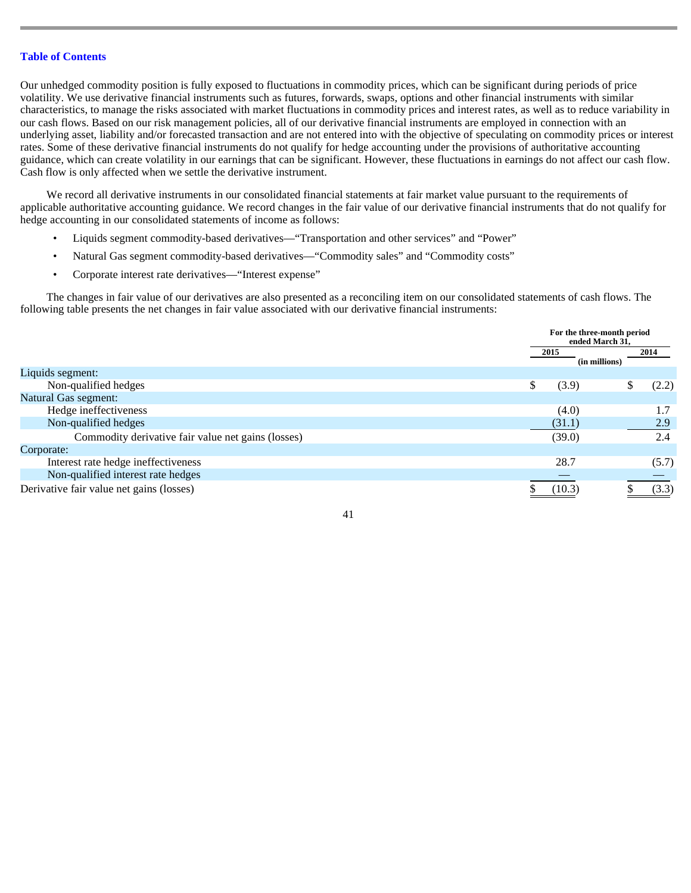Our unhedged commodity position is fully exposed to fluctuations in commodity prices, which can be significant during periods of price volatility. We use derivative financial instruments such as futures, forwards, swaps, options and other financial instruments with similar characteristics, to manage the risks associated with market fluctuations in commodity prices and interest rates, as well as to reduce variability in our cash flows. Based on our risk management policies, all of our derivative financial instruments are employed in connection with an underlying asset, liability and/or forecasted transaction and are not entered into with the objective of speculating on commodity prices or interest rates. Some of these derivative financial instruments do not qualify for hedge accounting under the provisions of authoritative accounting guidance, which can create volatility in our earnings that can be significant. However, these fluctuations in earnings do not affect our cash flow. Cash flow is only affected when we settle the derivative instrument.

We record all derivative instruments in our consolidated financial statements at fair market value pursuant to the requirements of applicable authoritative accounting guidance. We record changes in the fair value of our derivative financial instruments that do not qualify for hedge accounting in our consolidated statements of income as follows:

- Liquids segment commodity-based derivatives—"Transportation and other services" and "Power"
- Natural Gas segment commodity-based derivatives—"Commodity sales" and "Commodity costs"
- Corporate interest rate derivatives—"Interest expense"

The changes in fair value of our derivatives are also presented as a reconciling item on our consolidated statements of cash flows. The following table presents the net changes in fair value associated with our derivative financial instruments:

| | For the three-month period ended March 31, | |
|---|---|---|
| | 2015 | 2014 |
| | (in millions) | |
| Liquids segment: | | |
| Non-qualified hedges | $ (3.9) | $ (2.2) |
| Natural Gas segment: | | |
| Hedge ineffectiveness | (4.0) | 1.7 |
| Non-qualified hedges | (31.1) | 2.9 |
| Commodity derivative fair value net gains (losses) | (39.0) | 2.4 |
| Corporate: | | |
| Interest rate hedge ineffectiveness | 28.7 | (5.7) |
| Non-qualified interest rate hedges | — | — |
| Derivative fair value net gains (losses) | $ (10.3) | $ (3.3) |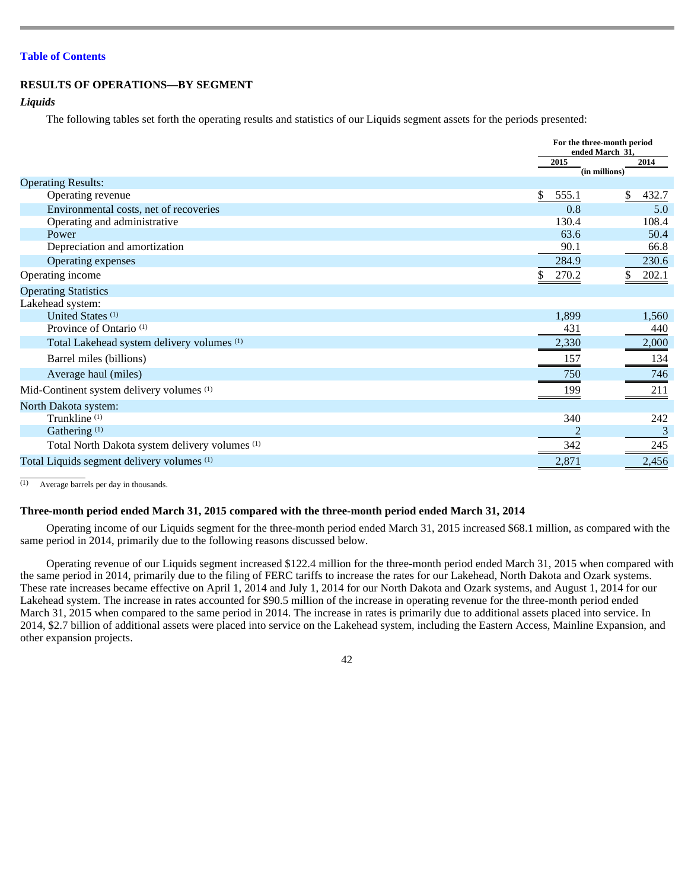[Table of Contents](#)

## RESULTS OF OPERATIONS—BY SEGMENT

### *Liquids*

The following tables set forth the operating results and statistics of our Liquids segment assets for the periods presented:

| | For the three-month period ended March 31, | |
|---|---|---|
| | 2015 | 2014 |
| | (in millions) | |
| Operating Results: | | |
| Operating revenue | $ 555.1 | $ 432.7 |
| Environmental costs, net of recoveries | 0.8 | 5.0 |
| Operating and administrative | 130.4 | 108.4 |
| Power | 63.6 | 50.4 |
| Depreciation and amortization | 90.1 | 66.8 |
| Operating expenses | 284.9 | 230.6 |
| Operating income | $ 270.2 | $ 202.1 |
| Operating Statistics | | |
| Lakehead system: | | |
| United States [(1)] | 1,899 | 1,560 |
| Province of Ontario [(1)] | 431 | 440 |
| Total Lakehead system delivery volumes [(1)] | 2,330 | 2,000 |
| Barrel miles (billions) | 157 | 134 |
| Average haul (miles) | 750 | 746 |
| Mid-Continent system delivery volumes [(1)] | 199 | 211 |
| North Dakota system: | | |
| Trunkline [(1)] | 340 | 242 |
| Gathering [(1)] | 2 | 3 |
| Total North Dakota system delivery volumes [(1)] | 342 | 245 |
| Total Liquids segment delivery volumes [(1)] | 2,871 | 2,456 |

(1) Average barrels per day in thousands.

**Three-month period ended March 31, 2015 compared with the three-month period ended March 31, 2014**

Operating income of our Liquids segment for the three-month period ended March 31, 2015 increased $68.1 million, as compared with the same period in 2014, primarily due to the following reasons discussed below.

Operating revenue of our Liquids segment increased $122.4 million for the three-month period ended March 31, 2015 when compared with the same period in 2014, primarily due to the filing of FERC tariffs to increase the rates for our Lakehead, North Dakota and Ozark systems. These rate increases became effective on April 1, 2014 and July 1, 2014 for our North Dakota and Ozark systems, and August 1, 2014 for our Lakehead system. The increase in rates accounted for $90.5 million of the increase in operating revenue for the three-month period ended March 31, 2015 when compared to the same period in 2014. The increase in rates is primarily due to additional assets placed into service. In 2014, $2.7 billion of additional assets were placed into service on the Lakehead system, including the Eastern Access, Mainline Expansion, and other expansion projects.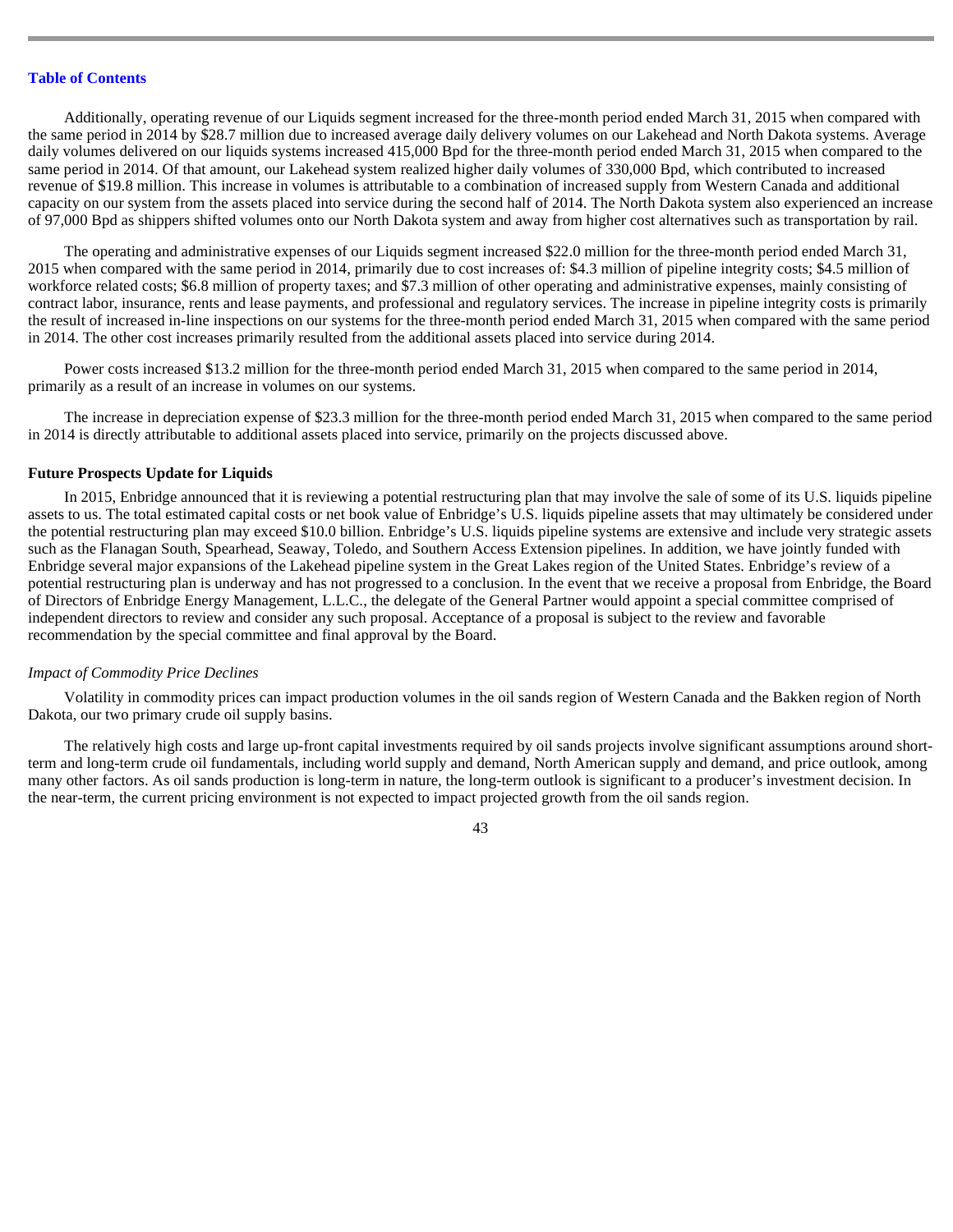Additionally, operating revenue of our Liquids segment increased for the three-month period ended March 31, 2015 when compared with the same period in 2014 by $28.7 million due to increased average daily delivery volumes on our Lakehead and North Dakota systems. Average daily volumes delivered on our liquids systems increased 415,000 Bpd for the three-month period ended March 31, 2015 when compared to the same period in 2014. Of that amount, our Lakehead system realized higher daily volumes of 330,000 Bpd, which contributed to increased revenue of $19.8 million. This increase in volumes is attributable to a combination of increased supply from Western Canada and additional capacity on our system from the assets placed into service during the second half of 2014. The North Dakota system also experienced an increase of 97,000 Bpd as shippers shifted volumes onto our North Dakota system and away from higher cost alternatives such as transportation by rail.

The operating and administrative expenses of our Liquids segment increased $22.0 million for the three-month period ended March 31, 2015 when compared with the same period in 2014, primarily due to cost increases of: $4.3 million of pipeline integrity costs; $4.5 million of workforce related costs; $6.8 million of property taxes; and $7.3 million of other operating and administrative expenses, mainly consisting of contract labor, insurance, rents and lease payments, and professional and regulatory services. The increase in pipeline integrity costs is primarily the result of increased in-line inspections on our systems for the three-month period ended March 31, 2015 when compared with the same period in 2014. The other cost increases primarily resulted from the additional assets placed into service during 2014.

Power costs increased $13.2 million for the three-month period ended March 31, 2015 when compared to the same period in 2014, primarily as a result of an increase in volumes on our systems.

The increase in depreciation expense of $23.3 million for the three-month period ended March 31, 2015 when compared to the same period in 2014 is directly attributable to additional assets placed into service, primarily on the projects discussed above.

**Future Prospects Update for Liquids**

In 2015, Enbridge announced that it is reviewing a potential restructuring plan that may involve the sale of some of its U.S. liquids pipeline assets to us. The total estimated capital costs or net book value of Enbridge's U.S. liquids pipeline assets that may ultimately be considered under the potential restructuring plan may exceed $10.0 billion. Enbridge's U.S. liquids pipeline systems are extensive and include very strategic assets such as the Flanagan South, Spearhead, Seaway, Toledo, and Southern Access Extension pipelines. In addition, we have jointly funded with Enbridge several major expansions of the Lakehead pipeline system in the Great Lakes region of the United States. Enbridge's review of a potential restructuring plan is underway and has not progressed to a conclusion. In the event that we receive a proposal from Enbridge, the Board of Directors of Enbridge Energy Management, L.L.C., the delegate of the General Partner would appoint a special committee comprised of independent directors to review and consider any such proposal. Acceptance of a proposal is subject to the review and favorable recommendation by the special committee and final approval by the Board.

*Impact of Commodity Price Declines*

Volatility in commodity prices can impact production volumes in the oil sands region of Western Canada and the Bakken region of North Dakota, our two primary crude oil supply basins.

The relatively high costs and large up-front capital investments required by oil sands projects involve significant assumptions around short-term and long-term crude oil fundamentals, including world supply and demand, North American supply and demand, and price outlook, among many other factors. As oil sands production is long-term in nature, the long-term outlook is significant to a producer's investment decision. In the near-term, the current pricing environment is not expected to impact projected growth from the oil sands region.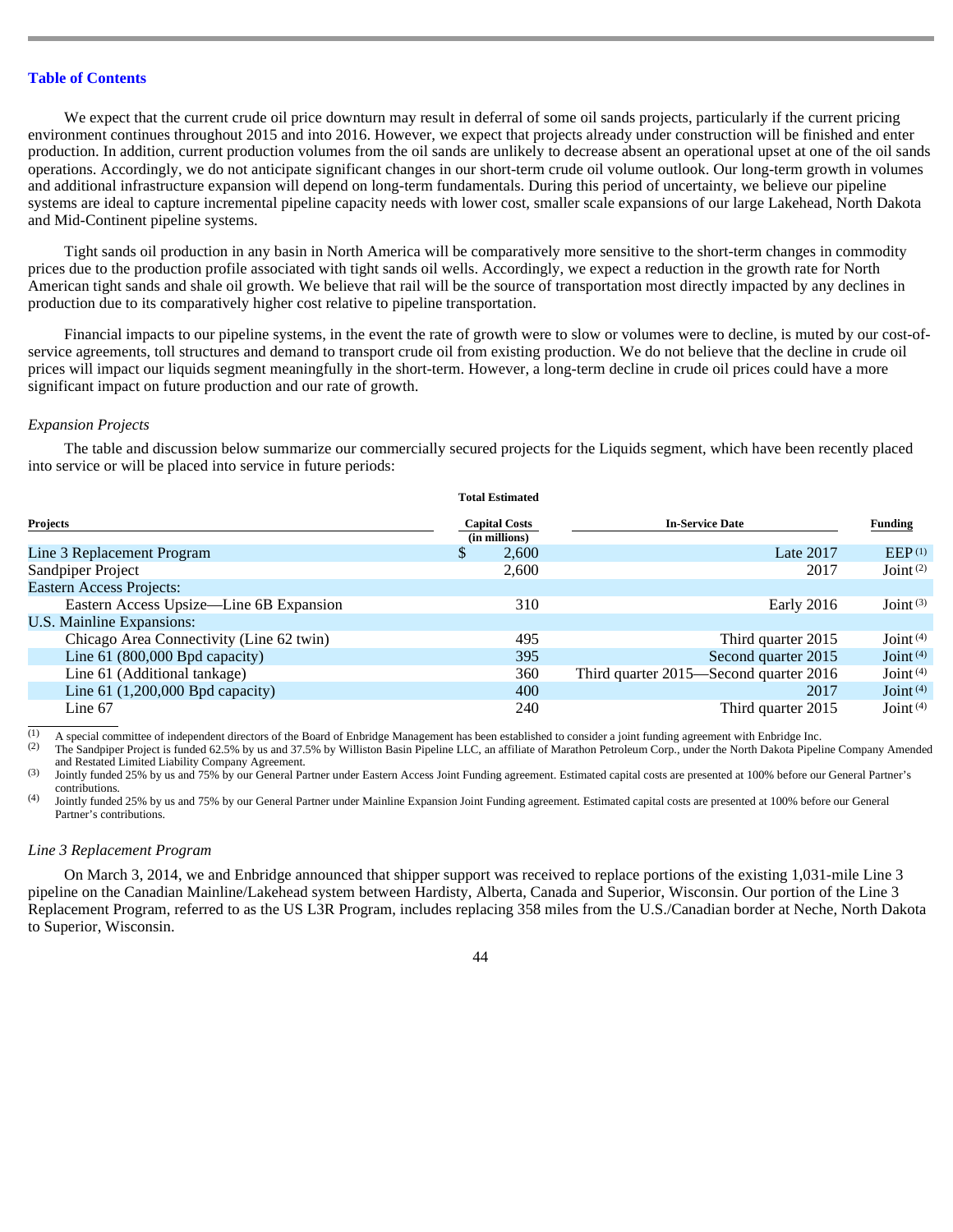We expect that the current crude oil price downturn may result in deferral of some oil sands projects, particularly if the current pricing environment continues throughout 2015 and into 2016. However, we expect that projects already under construction will be finished and enter production. In addition, current production volumes from the oil sands are unlikely to decrease absent an operational upset at one of the oil sands operations. Accordingly, we do not anticipate significant changes in our short-term crude oil volume outlook. Our long-term growth in volumes and additional infrastructure expansion will depend on long-term fundamentals. During this period of uncertainty, we believe our pipeline systems are ideal to capture incremental pipeline capacity needs with lower cost, smaller scale expansions of our large Lakehead, North Dakota and Mid-Continent pipeline systems.

Tight sands oil production in any basin in North America will be comparatively more sensitive to the short-term changes in commodity prices due to the production profile associated with tight sands oil wells. Accordingly, we expect a reduction in the growth rate for North American tight sands and shale oil growth. We believe that rail will be the source of transportation most directly impacted by any declines in production due to its comparatively higher cost relative to pipeline transportation.

Financial impacts to our pipeline systems, in the event the rate of growth were to slow or volumes were to decline, is muted by our cost-of-service agreements, toll structures and demand to transport crude oil from existing production. We do not believe that the decline in crude oil prices will impact our liquids segment meaningfully in the short-term. However, a long-term decline in crude oil prices could have a more significant impact on future production and our rate of growth.

*Expansion Projects*

The table and discussion below summarize our commercially secured projects for the Liquids segment, which have been recently placed into service or will be placed into service in future periods:

| Projects | Total Estimated Capital Costs (in millions) | In-Service Date | Funding |
|---|---|---|---|
| Line 3 Replacement Program | $ 2,600 | Late 2017 | EEP [1] |
| Sandpiper Project | 2,600 | 2017 | Joint [2] |
| Eastern Access Projects: | | | |
| Eastern Access Upsize—Line 6B Expansion | 310 | Early 2016 | Joint [3] |
| U.S. Mainline Expansions: | | | |
| Chicago Area Connectivity (Line 62 twin) | 495 | Third quarter 2015 | Joint [4] |
| Line 61 (800,000 Bpd capacity) | 395 | Second quarter 2015 | Joint [4] |
| Line 61 (Additional tankage) | 360 | Third quarter 2015—Second quarter 2016 | Joint [4] |
| Line 61 (1,200,000 Bpd capacity) | 400 | 2017 | Joint [4] |
| Line 67 | 240 | Third quarter 2015 | Joint [4] |

(1) A special committee of independent directors of the Board of Enbridge Management has been established to consider a joint funding agreement with Enbridge Inc.

(2) The Sandpiper Project is funded 62.5% by us and 37.5% by Williston Basin Pipeline LLC, an affiliate of Marathon Petroleum Corp., under the North Dakota Pipeline Company Amended and Restated Limited Liability Company Agreement.

(3) Jointly funded 25% by us and 75% by our General Partner under Eastern Access Joint Funding agreement. Estimated capital costs are presented at 100% before our General Partner's contributions.

(4) Jointly funded 25% by us and 75% by our General Partner under Mainline Expansion Joint Funding agreement. Estimated capital costs are presented at 100% before our General Partner's contributions.

*Line 3 Replacement Program*

On March 3, 2014, we and Enbridge announced that shipper support was received to replace portions of the existing 1,031-mile Line 3 pipeline on the Canadian Mainline/Lakehead system between Hardisty, Alberta, Canada and Superior, Wisconsin. Our portion of the Line 3 Replacement Program, referred to as the US L3R Program, includes replacing 358 miles from the U.S./Canadian border at Neche, North Dakota to Superior, Wisconsin.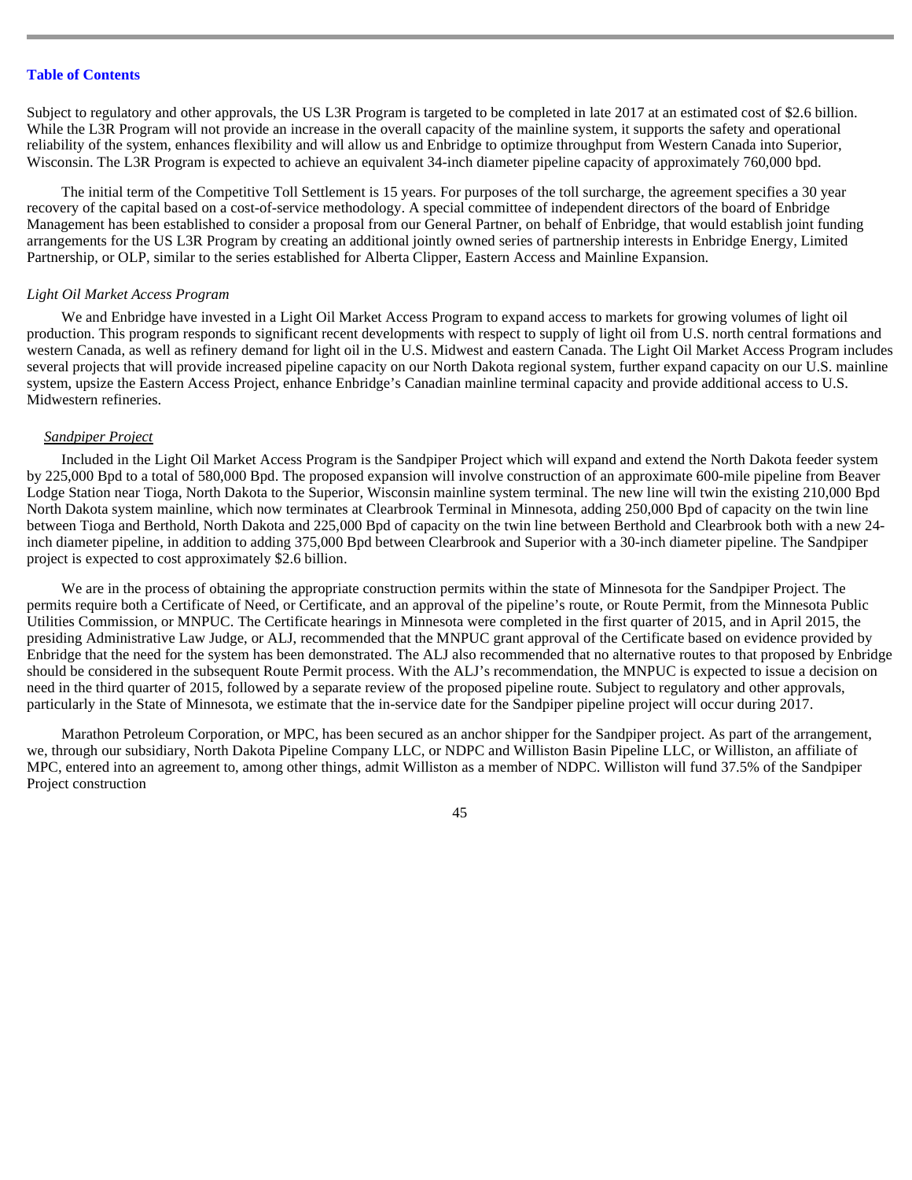Subject to regulatory and other approvals, the US L3R Program is targeted to be completed in late 2017 at an estimated cost of $2.6 billion. While the L3R Program will not provide an increase in the overall capacity of the mainline system, it supports the safety and operational reliability of the system, enhances flexibility and will allow us and Enbridge to optimize throughput from Western Canada into Superior, Wisconsin. The L3R Program is expected to achieve an equivalent 34-inch diameter pipeline capacity of approximately 760,000 bpd.

The initial term of the Competitive Toll Settlement is 15 years. For purposes of the toll surcharge, the agreement specifies a 30 year recovery of the capital based on a cost-of-service methodology. A special committee of independent directors of the board of Enbridge Management has been established to consider a proposal from our General Partner, on behalf of Enbridge, that would establish joint funding arrangements for the US L3R Program by creating an additional jointly owned series of partnership interests in Enbridge Energy, Limited Partnership, or OLP, similar to the series established for Alberta Clipper, Eastern Access and Mainline Expansion.

*Light Oil Market Access Program*

We and Enbridge have invested in a Light Oil Market Access Program to expand access to markets for growing volumes of light oil production. This program responds to significant recent developments with respect to supply of light oil from U.S. north central formations and western Canada, as well as refinery demand for light oil in the U.S. Midwest and eastern Canada. The Light Oil Market Access Program includes several projects that will provide increased pipeline capacity on our North Dakota regional system, further expand capacity on our U.S. mainline system, upsize the Eastern Access Project, enhance Enbridge's Canadian mainline terminal capacity and provide additional access to U.S. Midwestern refineries.

*Sandpiper Project*

Included in the Light Oil Market Access Program is the Sandpiper Project which will expand and extend the North Dakota feeder system by 225,000 Bpd to a total of 580,000 Bpd. The proposed expansion will involve construction of an approximate 600-mile pipeline from Beaver Lodge Station near Tioga, North Dakota to the Superior, Wisconsin mainline system terminal. The new line will twin the existing 210,000 Bpd North Dakota system mainline, which now terminates at Clearbrook Terminal in Minnesota, adding 250,000 Bpd of capacity on the twin line between Tioga and Berthold, North Dakota and 225,000 Bpd of capacity on the twin line between Berthold and Clearbrook both with a new 24-inch diameter pipeline, in addition to adding 375,000 Bpd between Clearbrook and Superior with a 30-inch diameter pipeline. The Sandpiper project is expected to cost approximately $2.6 billion.

We are in the process of obtaining the appropriate construction permits within the state of Minnesota for the Sandpiper Project. The permits require both a Certificate of Need, or Certificate, and an approval of the pipeline's route, or Route Permit, from the Minnesota Public Utilities Commission, or MNPUC. The Certificate hearings in Minnesota were completed in the first quarter of 2015, and in April 2015, the presiding Administrative Law Judge, or ALJ, recommended that the MNPUC grant approval of the Certificate based on evidence provided by Enbridge that the need for the system has been demonstrated. The ALJ also recommended that no alternative routes to that proposed by Enbridge should be considered in the subsequent Route Permit process. With the ALJ's recommendation, the MNPUC is expected to issue a decision on need in the third quarter of 2015, followed by a separate review of the proposed pipeline route. Subject to regulatory and other approvals, particularly in the State of Minnesota, we estimate that the in-service date for the Sandpiper pipeline project will occur during 2017.

Marathon Petroleum Corporation, or MPC, has been secured as an anchor shipper for the Sandpiper project. As part of the arrangement, we, through our subsidiary, North Dakota Pipeline Company LLC, or NDPC and Williston Basin Pipeline LLC, or Williston, an affiliate of MPC, entered into an agreement to, among other things, admit Williston as a member of NDPC. Williston will fund 37.5% of the Sandpiper Project construction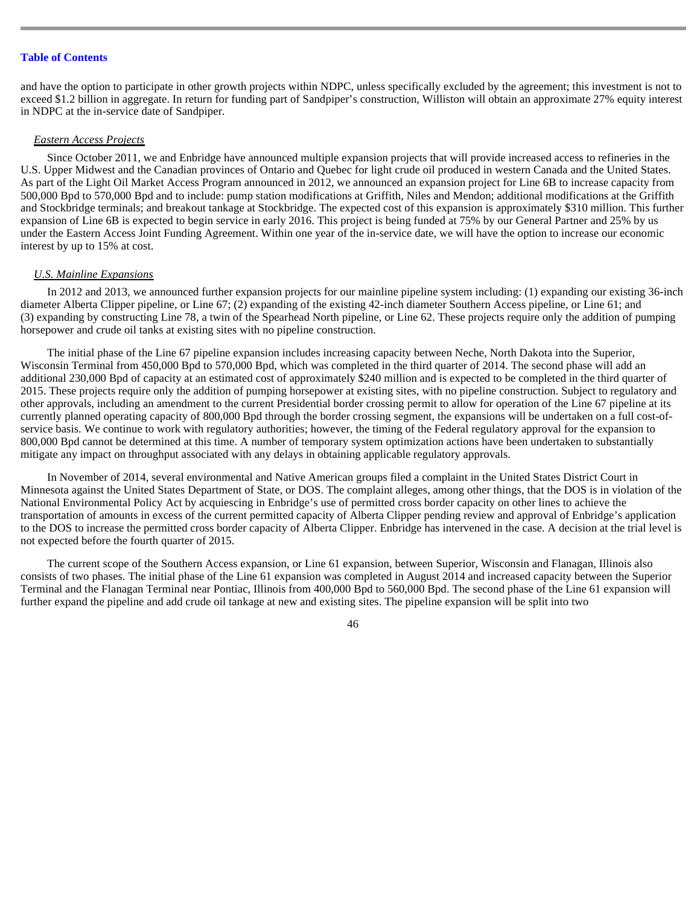and have the option to participate in other growth projects within NDPC, unless specifically excluded by the agreement; this investment is not to exceed $1.2 billion in aggregate. In return for funding part of Sandpiper's construction, Williston will obtain an approximate 27% equity interest in NDPC at the in-service date of Sandpiper.

*Eastern Access Projects*

Since October 2011, we and Enbridge have announced multiple expansion projects that will provide increased access to refineries in the U.S. Upper Midwest and the Canadian provinces of Ontario and Quebec for light crude oil produced in western Canada and the United States. As part of the Light Oil Market Access Program announced in 2012, we announced an expansion project for Line 6B to increase capacity from 500,000 Bpd to 570,000 Bpd and to include: pump station modifications at Griffith, Niles and Mendon; additional modifications at the Griffith and Stockbridge terminals; and breakout tankage at Stockbridge. The expected cost of this expansion is approximately $310 million. This further expansion of Line 6B is expected to begin service in early 2016. This project is being funded at 75% by our General Partner and 25% by us under the Eastern Access Joint Funding Agreement. Within one year of the in-service date, we will have the option to increase our economic interest by up to 15% at cost.

*U.S. Mainline Expansions*

In 2012 and 2013, we announced further expansion projects for our mainline pipeline system including: (1) expanding our existing 36-inch diameter Alberta Clipper pipeline, or Line 67; (2) expanding of the existing 42-inch diameter Southern Access pipeline, or Line 61; and (3) expanding by constructing Line 78, a twin of the Spearhead North pipeline, or Line 62. These projects require only the addition of pumping horsepower and crude oil tanks at existing sites with no pipeline construction.

The initial phase of the Line 67 pipeline expansion includes increasing capacity between Neche, North Dakota into the Superior, Wisconsin Terminal from 450,000 Bpd to 570,000 Bpd, which was completed in the third quarter of 2014. The second phase will add an additional 230,000 Bpd of capacity at an estimated cost of approximately $240 million and is expected to be completed in the third quarter of 2015. These projects require only the addition of pumping horsepower at existing sites, with no pipeline construction. Subject to regulatory and other approvals, including an amendment to the current Presidential border crossing permit to allow for operation of the Line 67 pipeline at its currently planned operating capacity of 800,000 Bpd through the border crossing segment, the expansions will be undertaken on a full cost-of-service basis. We continue to work with regulatory authorities; however, the timing of the Federal regulatory approval for the expansion to 800,000 Bpd cannot be determined at this time. A number of temporary system optimization actions have been undertaken to substantially mitigate any impact on throughput associated with any delays in obtaining applicable regulatory approvals.

In November of 2014, several environmental and Native American groups filed a complaint in the United States District Court in Minnesota against the United States Department of State, or DOS. The complaint alleges, among other things, that the DOS is in violation of the National Environmental Policy Act by acquiescing in Enbridge's use of permitted cross border capacity on other lines to achieve the transportation of amounts in excess of the current permitted capacity of Alberta Clipper pending review and approval of Enbridge's application to the DOS to increase the permitted cross border capacity of Alberta Clipper. Enbridge has intervened in the case. A decision at the trial level is not expected before the fourth quarter of 2015.

The current scope of the Southern Access expansion, or Line 61 expansion, between Superior, Wisconsin and Flanagan, Illinois also consists of two phases. The initial phase of the Line 61 expansion was completed in August 2014 and increased capacity between the Superior Terminal and the Flanagan Terminal near Pontiac, Illinois from 400,000 Bpd to 560,000 Bpd. The second phase of the Line 61 expansion will further expand the pipeline and add crude oil tankage at new and existing sites. The pipeline expansion will be split into two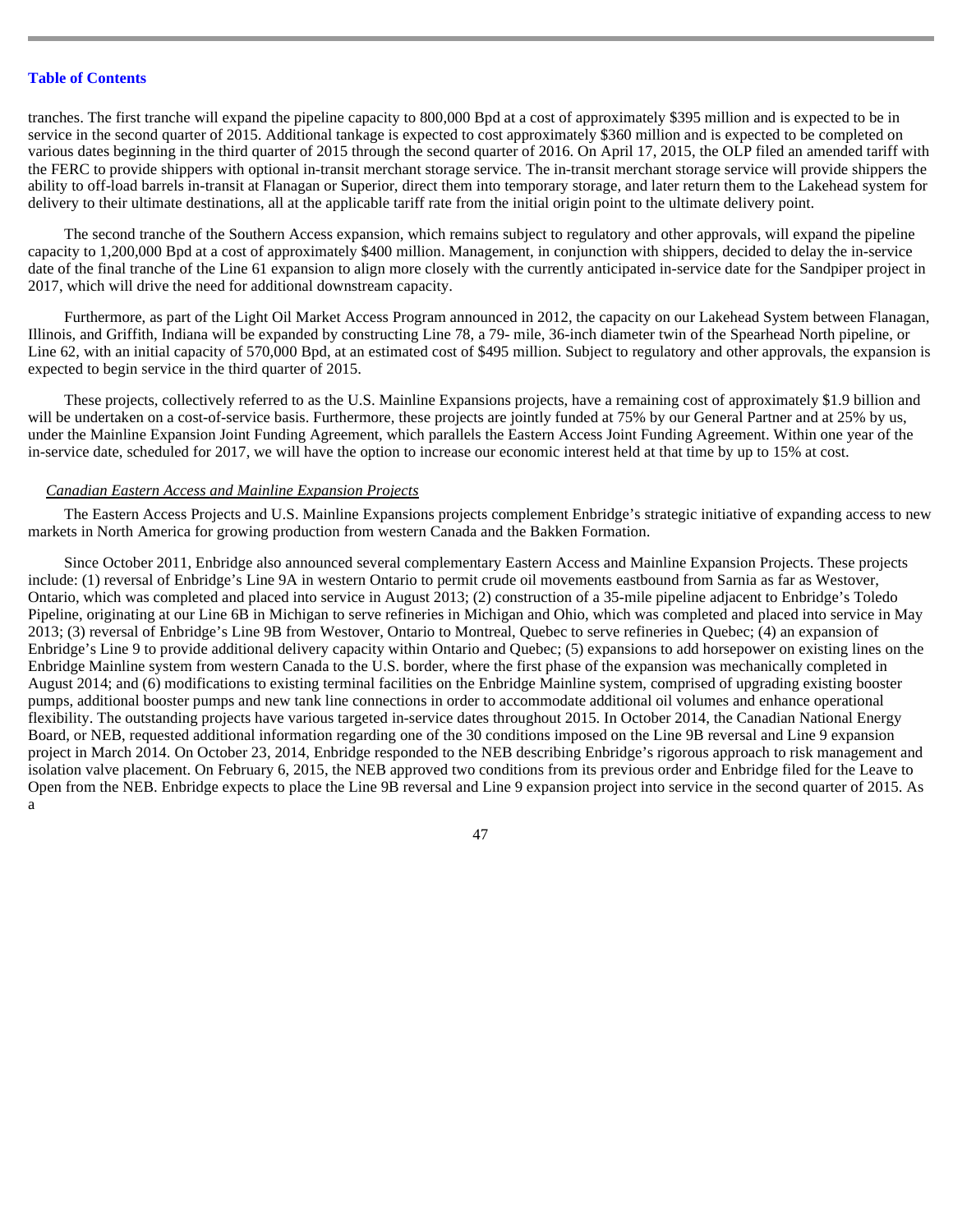tranches. The first tranche will expand the pipeline capacity to 800,000 Bpd at a cost of approximately $395 million and is expected to be in service in the second quarter of 2015. Additional tankage is expected to cost approximately $360 million and is expected to be completed on various dates beginning in the third quarter of 2015 through the second quarter of 2016. On April 17, 2015, the OLP filed an amended tariff with the FERC to provide shippers with optional in-transit merchant storage service. The in-transit merchant storage service will provide shippers the ability to off-load barrels in-transit at Flanagan or Superior, direct them into temporary storage, and later return them to the Lakehead system for delivery to their ultimate destinations, all at the applicable tariff rate from the initial origin point to the ultimate delivery point.

The second tranche of the Southern Access expansion, which remains subject to regulatory and other approvals, will expand the pipeline capacity to 1,200,000 Bpd at a cost of approximately $400 million. Management, in conjunction with shippers, decided to delay the in-service date of the final tranche of the Line 61 expansion to align more closely with the currently anticipated in-service date for the Sandpiper project in 2017, which will drive the need for additional downstream capacity.

Furthermore, as part of the Light Oil Market Access Program announced in 2012, the capacity on our Lakehead System between Flanagan, Illinois, and Griffith, Indiana will be expanded by constructing Line 78, a 79- mile, 36-inch diameter twin of the Spearhead North pipeline, or Line 62, with an initial capacity of 570,000 Bpd, at an estimated cost of $495 million. Subject to regulatory and other approvals, the expansion is expected to begin service in the third quarter of 2015.

These projects, collectively referred to as the U.S. Mainline Expansions projects, have a remaining cost of approximately $1.9 billion and will be undertaken on a cost-of-service basis. Furthermore, these projects are jointly funded at 75% by our General Partner and at 25% by us, under the Mainline Expansion Joint Funding Agreement, which parallels the Eastern Access Joint Funding Agreement. Within one year of the in-service date, scheduled for 2017, we will have the option to increase our economic interest held at that time by up to 15% at cost.

*Canadian Eastern Access and Mainline Expansion Projects*

The Eastern Access Projects and U.S. Mainline Expansions projects complement Enbridge's strategic initiative of expanding access to new markets in North America for growing production from western Canada and the Bakken Formation.

Since October 2011, Enbridge also announced several complementary Eastern Access and Mainline Expansion Projects. These projects include: (1) reversal of Enbridge's Line 9A in western Ontario to permit crude oil movements eastbound from Sarnia as far as Westover, Ontario, which was completed and placed into service in August 2013; (2) construction of a 35-mile pipeline adjacent to Enbridge's Toledo Pipeline, originating at our Line 6B in Michigan to serve refineries in Michigan and Ohio, which was completed and placed into service in May 2013; (3) reversal of Enbridge's Line 9B from Westover, Ontario to Montreal, Quebec to serve refineries in Quebec; (4) an expansion of Enbridge's Line 9 to provide additional delivery capacity within Ontario and Quebec; (5) expansions to add horsepower on existing lines on the Enbridge Mainline system from western Canada to the U.S. border, where the first phase of the expansion was mechanically completed in August 2014; and (6) modifications to existing terminal facilities on the Enbridge Mainline system, comprised of upgrading existing booster pumps, additional booster pumps and new tank line connections in order to accommodate additional oil volumes and enhance operational flexibility. The outstanding projects have various targeted in-service dates throughout 2015. In October 2014, the Canadian National Energy Board, or NEB, requested additional information regarding one of the 30 conditions imposed on the Line 9B reversal and Line 9 expansion project in March 2014. On October 23, 2014, Enbridge responded to the NEB describing Enbridge's rigorous approach to risk management and isolation valve placement. On February 6, 2015, the NEB approved two conditions from its previous order and Enbridge filed for the Leave to Open from the NEB. Enbridge expects to place the Line 9B reversal and Line 9 expansion project into service in the second quarter of 2015. As a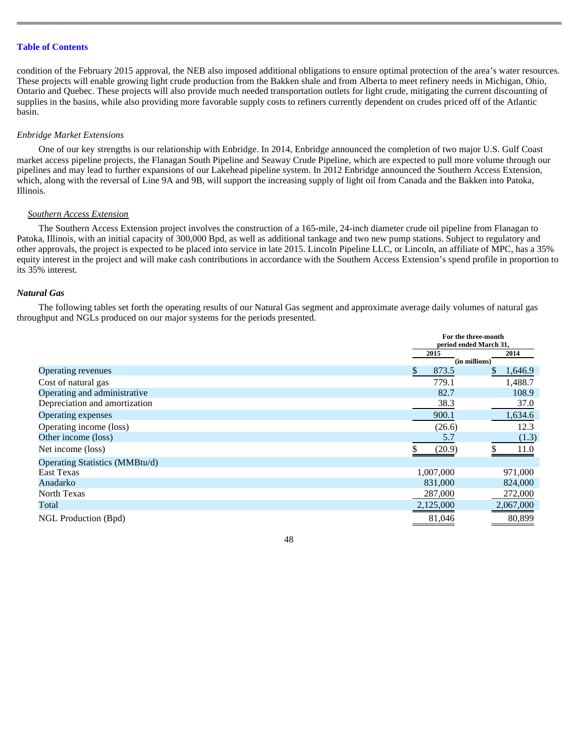Table of Contents

condition of the February 2015 approval, the NEB also imposed additional obligations to ensure optimal protection of the area's water resources. These projects will enable growing light crude production from the Bakken shale and from Alberta to meet refinery needs in Michigan, Ohio, Ontario and Quebec. These projects will also provide much needed transportation outlets for light crude, mitigating the current discounting of supplies in the basins, while also providing more favorable supply costs to refiners currently dependent on crudes priced off of the Atlantic basin.

*Enbridge Market Extensions*

One of our key strengths is our relationship with Enbridge. In 2014, Enbridge announced the completion of two major U.S. Gulf Coast market access pipeline projects, the Flanagan South Pipeline and Seaway Crude Pipeline, which are expected to pull more volume through our pipelines and may lead to further expansions of our Lakehead pipeline system. In 2012 Enbridge announced the Southern Access Extension, which, along with the reversal of Line 9A and 9B, will support the increasing supply of light oil from Canada and the Bakken into Patoka, Illinois.

*Southern Access Extension*

The Southern Access Extension project involves the construction of a 165-mile, 24-inch diameter crude oil pipeline from Flanagan to Patoka, Illinois, with an initial capacity of 300,000 Bpd, as well as additional tankage and two new pump stations. Subject to regulatory and other approvals, the project is expected to be placed into service in late 2015. Lincoln Pipeline LLC, or Lincoln, an affiliate of MPC, has a 35% equity interest in the project and will make cash contributions in accordance with the Southern Access Extension's spend profile in proportion to its 35% interest.

***Natural Gas***

The following tables set forth the operating results of our Natural Gas segment and approximate average daily volumes of natural gas throughput and NGLs produced on our major systems for the periods presented.

| | For the three-month period ended March 31, | |
|---|---|---|
| | 2015 | 2014 |
| | (in millions) | |
| Operating revenues | $ 873.5 | $ 1,646.9 |
| Cost of natural gas | 779.1 | 1,488.7 |
| Operating and administrative | 82.7 | 108.9 |
| Depreciation and amortization | 38.3 | 37.0 |
| Operating expenses | 900.1 | 1,634.6 |
| Operating income (loss) | (26.6) | 12.3 |
| Other income (loss) | 5.7 | (1.3) |
| Net income (loss) | $ (20.9) | $ 11.0 |
| Operating Statistics (MMBtu/d) | | |
| East Texas | 1,007,000 | 971,000 |
| Anadarko | 831,000 | 824,000 |
| North Texas | 287,000 | 272,000 |
| Total | 2,125,000 | 2,067,000 |
| NGL Production (Bpd) | 81,046 | 80,899 |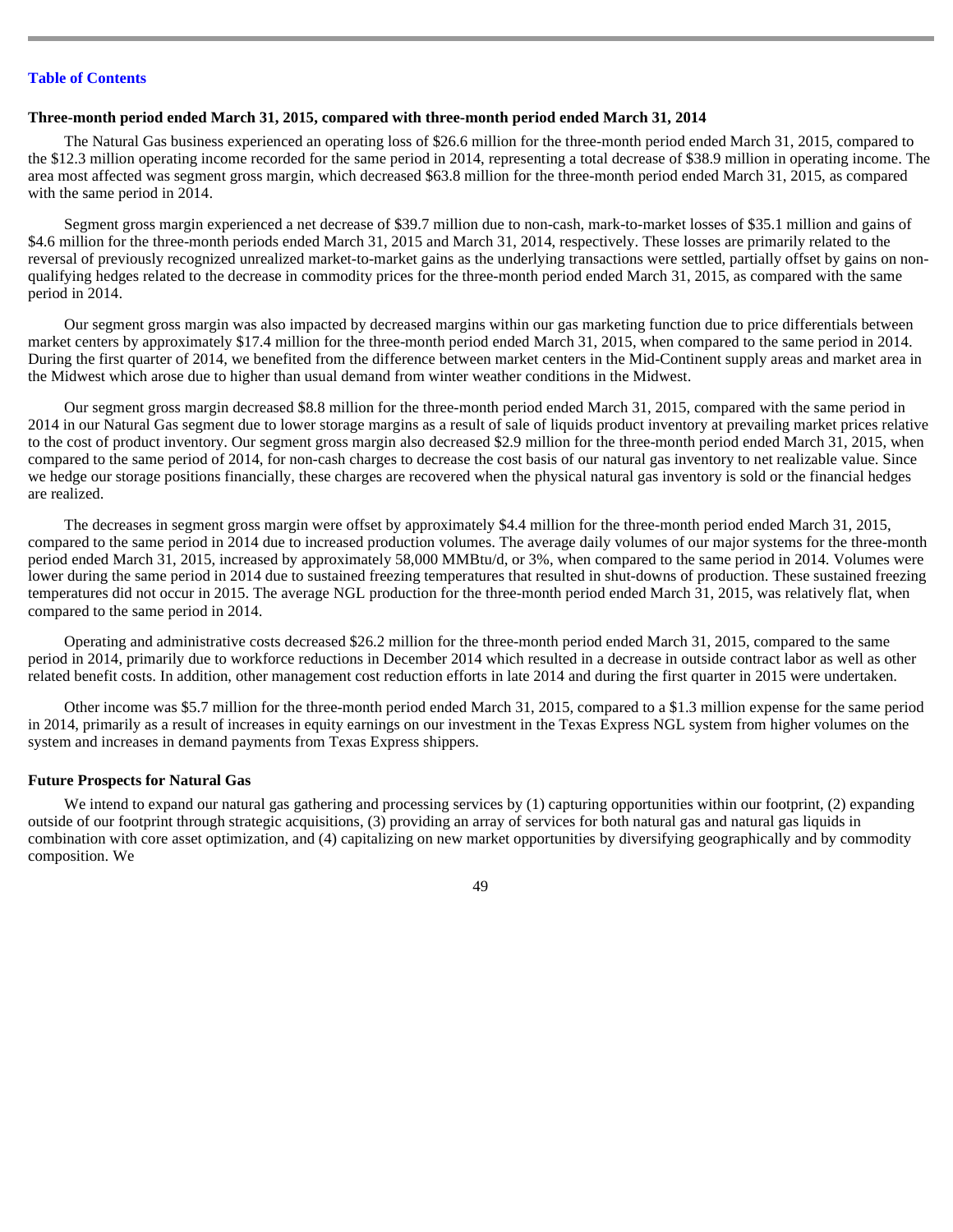**Three-month period ended March 31, 2015, compared with three-month period ended March 31, 2014**

The Natural Gas business experienced an operating loss of $26.6 million for the three-month period ended March 31, 2015, compared to the $12.3 million operating income recorded for the same period in 2014, representing a total decrease of $38.9 million in operating income. The area most affected was segment gross margin, which decreased $63.8 million for the three-month period ended March 31, 2015, as compared with the same period in 2014.

Segment gross margin experienced a net decrease of $39.7 million due to non-cash, mark-to-market losses of $35.1 million and gains of $4.6 million for the three-month periods ended March 31, 2015 and March 31, 2014, respectively. These losses are primarily related to the reversal of previously recognized unrealized market-to-market gains as the underlying transactions were settled, partially offset by gains on non-qualifying hedges related to the decrease in commodity prices for the three-month period ended March 31, 2015, as compared with the same period in 2014.

Our segment gross margin was also impacted by decreased margins within our gas marketing function due to price differentials between market centers by approximately $17.4 million for the three-month period ended March 31, 2015, when compared to the same period in 2014. During the first quarter of 2014, we benefited from the difference between market centers in the Mid-Continent supply areas and market area in the Midwest which arose due to higher than usual demand from winter weather conditions in the Midwest.

Our segment gross margin decreased $8.8 million for the three-month period ended March 31, 2015, compared with the same period in 2014 in our Natural Gas segment due to lower storage margins as a result of sale of liquids product inventory at prevailing market prices relative to the cost of product inventory. Our segment gross margin also decreased $2.9 million for the three-month period ended March 31, 2015, when compared to the same period of 2014, for non-cash charges to decrease the cost basis of our natural gas inventory to net realizable value. Since we hedge our storage positions financially, these charges are recovered when the physical natural gas inventory is sold or the financial hedges are realized.

The decreases in segment gross margin were offset by approximately $4.4 million for the three-month period ended March 31, 2015, compared to the same period in 2014 due to increased production volumes. The average daily volumes of our major systems for the three-month period ended March 31, 2015, increased by approximately 58,000 MMBtu/d, or 3%, when compared to the same period in 2014. Volumes were lower during the same period in 2014 due to sustained freezing temperatures that resulted in shut-downs of production. These sustained freezing temperatures did not occur in 2015. The average NGL production for the three-month period ended March 31, 2015, was relatively flat, when compared to the same period in 2014.

Operating and administrative costs decreased $26.2 million for the three-month period ended March 31, 2015, compared to the same period in 2014, primarily due to workforce reductions in December 2014 which resulted in a decrease in outside contract labor as well as other related benefit costs. In addition, other management cost reduction efforts in late 2014 and during the first quarter in 2015 were undertaken.

Other income was $5.7 million for the three-month period ended March 31, 2015, compared to a $1.3 million expense for the same period in 2014, primarily as a result of increases in equity earnings on our investment in the Texas Express NGL system from higher volumes on the system and increases in demand payments from Texas Express shippers.

**Future Prospects for Natural Gas**

We intend to expand our natural gas gathering and processing services by (1) capturing opportunities within our footprint, (2) expanding outside of our footprint through strategic acquisitions, (3) providing an array of services for both natural gas and natural gas liquids in combination with core asset optimization, and (4) capitalizing on new market opportunities by diversifying geographically and by commodity composition. We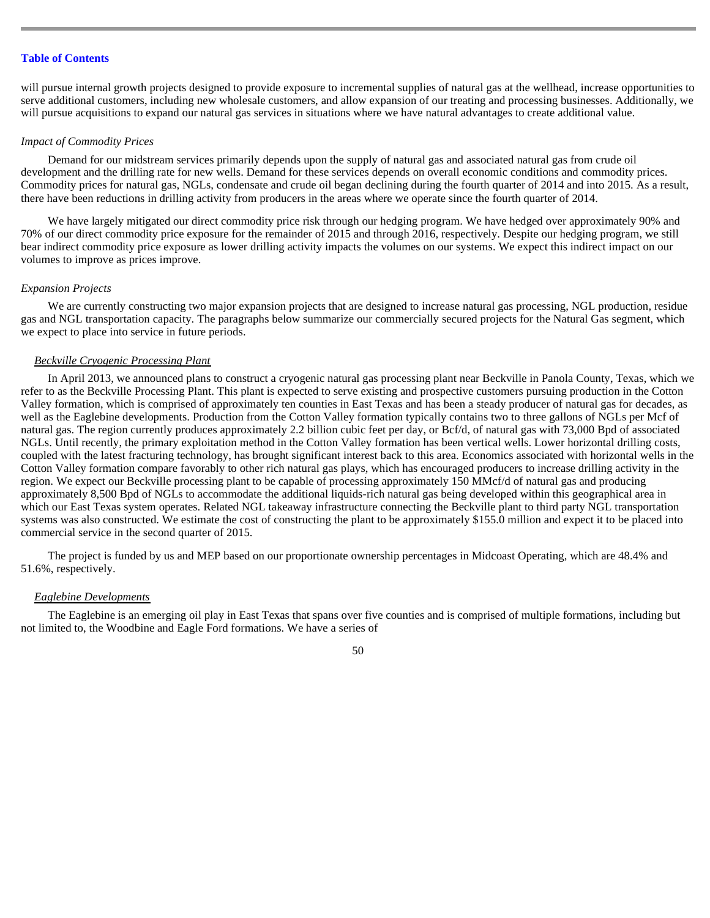will pursue internal growth projects designed to provide exposure to incremental supplies of natural gas at the wellhead, increase opportunities to serve additional customers, including new wholesale customers, and allow expansion of our treating and processing businesses. Additionally, we will pursue acquisitions to expand our natural gas services in situations where we have natural advantages to create additional value.

*Impact of Commodity Prices*

Demand for our midstream services primarily depends upon the supply of natural gas and associated natural gas from crude oil development and the drilling rate for new wells. Demand for these services depends on overall economic conditions and commodity prices. Commodity prices for natural gas, NGLs, condensate and crude oil began declining during the fourth quarter of 2014 and into 2015. As a result, there have been reductions in drilling activity from producers in the areas where we operate since the fourth quarter of 2014.

We have largely mitigated our direct commodity price risk through our hedging program. We have hedged over approximately 90% and 70% of our direct commodity price exposure for the remainder of 2015 and through 2016, respectively. Despite our hedging program, we still bear indirect commodity price exposure as lower drilling activity impacts the volumes on our systems. We expect this indirect impact on our volumes to improve as prices improve.

*Expansion Projects*

We are currently constructing two major expansion projects that are designed to increase natural gas processing, NGL production, residue gas and NGL transportation capacity. The paragraphs below summarize our commercially secured projects for the Natural Gas segment, which we expect to place into service in future periods.

*Beckville Cryogenic Processing Plant*

In April 2013, we announced plans to construct a cryogenic natural gas processing plant near Beckville in Panola County, Texas, which we refer to as the Beckville Processing Plant. This plant is expected to serve existing and prospective customers pursuing production in the Cotton Valley formation, which is comprised of approximately ten counties in East Texas and has been a steady producer of natural gas for decades, as well as the Eaglebine developments. Production from the Cotton Valley formation typically contains two to three gallons of NGLs per Mcf of natural gas. The region currently produces approximately 2.2 billion cubic feet per day, or Bcf/d, of natural gas with 73,000 Bpd of associated NGLs. Until recently, the primary exploitation method in the Cotton Valley formation has been vertical wells. Lower horizontal drilling costs, coupled with the latest fracturing technology, has brought significant interest back to this area. Economics associated with horizontal wells in the Cotton Valley formation compare favorably to other rich natural gas plays, which has encouraged producers to increase drilling activity in the region. We expect our Beckville processing plant to be capable of processing approximately 150 MMcf/d of natural gas and producing approximately 8,500 Bpd of NGLs to accommodate the additional liquids-rich natural gas being developed within this geographical area in which our East Texas system operates. Related NGL takeaway infrastructure connecting the Beckville plant to third party NGL transportation systems was also constructed. We estimate the cost of constructing the plant to be approximately $155.0 million and expect it to be placed into commercial service in the second quarter of 2015.

The project is funded by us and MEP based on our proportionate ownership percentages in Midcoast Operating, which are 48.4% and 51.6%, respectively.

*Eaglebine Developments*

The Eaglebine is an emerging oil play in East Texas that spans over five counties and is comprised of multiple formations, including but not limited to, the Woodbine and Eagle Ford formations. We have a series of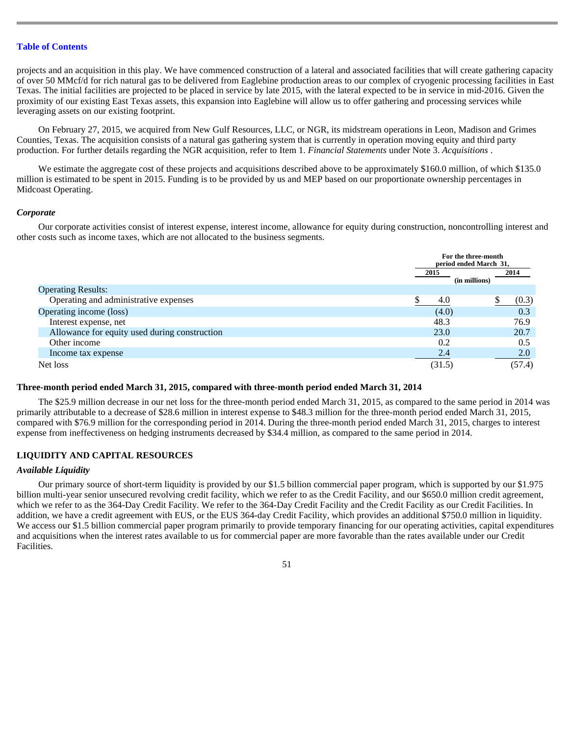projects and an acquisition in this play. We have commenced construction of a lateral and associated facilities that will create gathering capacity of over 50 MMcf/d for rich natural gas to be delivered from Eaglebine production areas to our complex of cryogenic processing facilities in East Texas. The initial facilities are projected to be placed in service by late 2015, with the lateral expected to be in service in mid-2016. Given the proximity of our existing East Texas assets, this expansion into Eaglebine will allow us to offer gathering and processing services while leveraging assets on our existing footprint.

On February 27, 2015, we acquired from New Gulf Resources, LLC, or NGR, its midstream operations in Leon, Madison and Grimes Counties, Texas. The acquisition consists of a natural gas gathering system that is currently in operation moving equity and third party production. For further details regarding the NGR acquisition, refer to Item 1. *Financial Statements* under Note 3. *Acquisitions* .

We estimate the aggregate cost of these projects and acquisitions described above to be approximately $160.0 million, of which $135.0 million is estimated to be spent in 2015. Funding is to be provided by us and MEP based on our proportionate ownership percentages in Midcoast Operating.

***Corporate***

Our corporate activities consist of interest expense, interest income, allowance for equity during construction, noncontrolling interest and other costs such as income taxes, which are not allocated to the business segments.

| | For the three-month period ended March 31, | |
|---|---|---|
| | 2015 | 2014 |
| | (in millions) | |
| Operating Results: | | |
| Operating and administrative expenses | $ 4.0 | $ (0.3) |
| Operating income (loss) | (4.0) | 0.3 |
| Interest expense, net | 48.3 | 76.9 |
| Allowance for equity used during construction | 23.0 | 20.7 |
| Other income | 0.2 | 0.5 |
| Income tax expense | 2.4 | 2.0 |
| Net loss | (31.5) | (57.4) |

**Three-month period ended March 31, 2015, compared with three-month period ended March 31, 2014**

The $25.9 million decrease in our net loss for the three-month period ended March 31, 2015, as compared to the same period in 2014 was primarily attributable to a decrease of $28.6 million in interest expense to $48.3 million for the three-month period ended March 31, 2015, compared with $76.9 million for the corresponding period in 2014. During the three-month period ended March 31, 2015, charges to interest expense from ineffectiveness on hedging instruments decreased by $34.4 million, as compared to the same period in 2014.

## LIQUIDITY AND CAPITAL RESOURCES

***Available Liquidity***

Our primary source of short-term liquidity is provided by our $1.5 billion commercial paper program, which is supported by our $1.975 billion multi-year senior unsecured revolving credit facility, which we refer to as the Credit Facility, and our $650.0 million credit agreement, which we refer to as the 364-Day Credit Facility. We refer to the 364-Day Credit Facility and the Credit Facility as our Credit Facilities. In addition, we have a credit agreement with EUS, or the EUS 364-day Credit Facility, which provides an additional $750.0 million in liquidity. We access our $1.5 billion commercial paper program primarily to provide temporary financing for our operating activities, capital expenditures and acquisitions when the interest rates available to us for commercial paper are more favorable than the rates available under our Credit Facilities.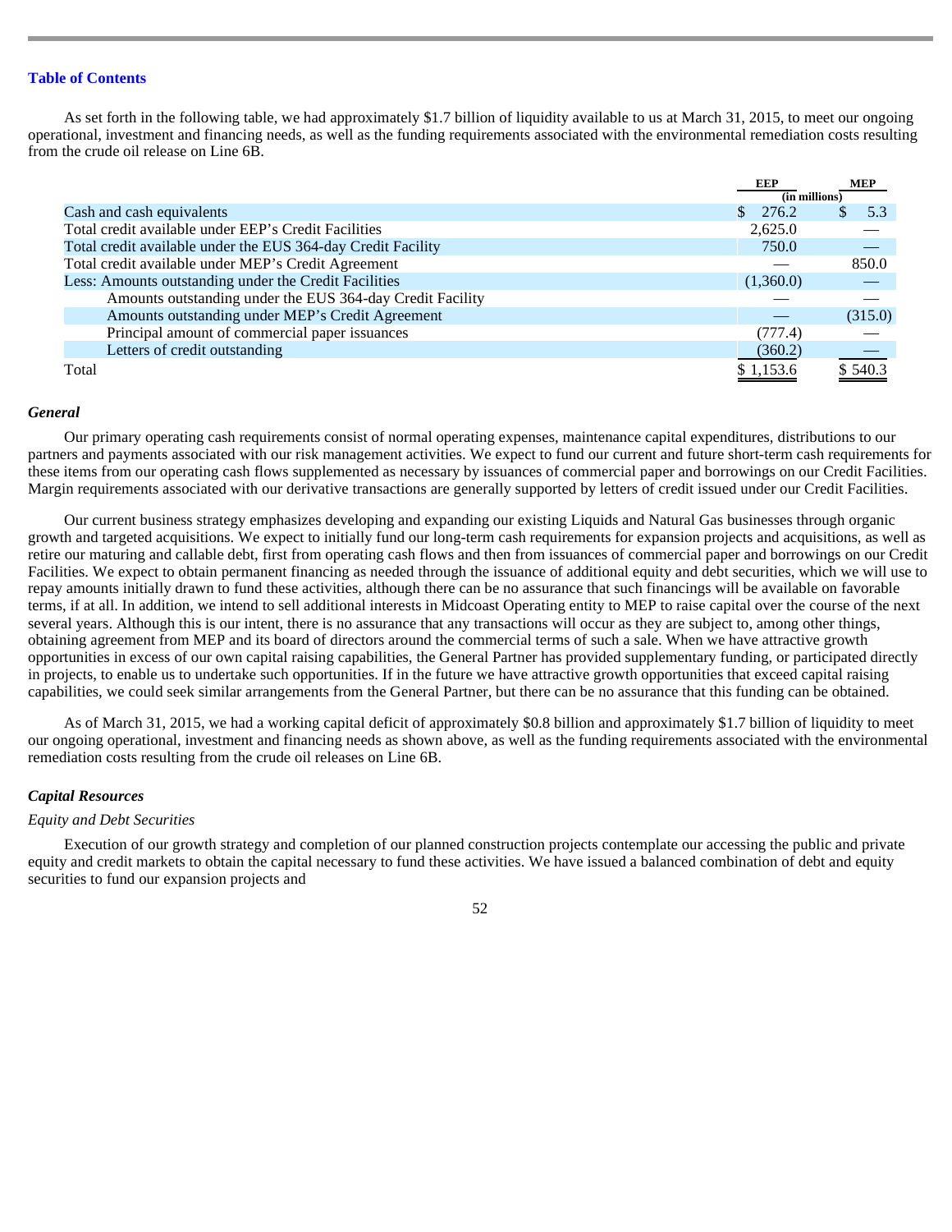Table of Contents

As set forth in the following table, we had approximately $1.7 billion of liquidity available to us at March 31, 2015, to meet our ongoing operational, investment and financing needs, as well as the funding requirements associated with the environmental remediation costs resulting from the crude oil release on Line 6B.

| | EEP | MEP |
|---|---|---|
| | (in millions) | |
| Cash and cash equivalents | $ 276.2 | $ 5.3 |
| Total credit available under EEP's Credit Facilities | 2,625.0 | — |
| Total credit available under the EUS 364-day Credit Facility | 750.0 | — |
| Total credit available under MEP's Credit Agreement | — | 850.0 |
| Less: Amounts outstanding under the Credit Facilities | (1,360.0) | — |
| Amounts outstanding under the EUS 364-day Credit Facility | — | — |
| Amounts outstanding under MEP's Credit Agreement | — | (315.0) |
| Principal amount of commercial paper issuances | (777.4) | — |
| Letters of credit outstanding | (360.2) | — |
| Total | $ 1,153.6 | $ 540.3 |

***General***

Our primary operating cash requirements consist of normal operating expenses, maintenance capital expenditures, distributions to our partners and payments associated with our risk management activities. We expect to fund our current and future short-term cash requirements for these items from our operating cash flows supplemented as necessary by issuances of commercial paper and borrowings on our Credit Facilities. Margin requirements associated with our derivative transactions are generally supported by letters of credit issued under our Credit Facilities.

Our current business strategy emphasizes developing and expanding our existing Liquids and Natural Gas businesses through organic growth and targeted acquisitions. We expect to initially fund our long-term cash requirements for expansion projects and acquisitions, as well as retire our maturing and callable debt, first from operating cash flows and then from issuances of commercial paper and borrowings on our Credit Facilities. We expect to obtain permanent financing as needed through the issuance of additional equity and debt securities, which we will use to repay amounts initially drawn to fund these activities, although there can be no assurance that such financings will be available on favorable terms, if at all. In addition, we intend to sell additional interests in Midcoast Operating entity to MEP to raise capital over the course of the next several years. Although this is our intent, there is no assurance that any transactions will occur as they are subject to, among other things, obtaining agreement from MEP and its board of directors around the commercial terms of such a sale. When we have attractive growth opportunities in excess of our own capital raising capabilities, the General Partner has provided supplementary funding, or participated directly in projects, to enable us to undertake such opportunities. If in the future we have attractive growth opportunities that exceed capital raising capabilities, we could seek similar arrangements from the General Partner, but there can be no assurance that this funding can be obtained.

As of March 31, 2015, we had a working capital deficit of approximately $0.8 billion and approximately $1.7 billion of liquidity to meet our ongoing operational, investment and financing needs as shown above, as well as the funding requirements associated with the environmental remediation costs resulting from the crude oil releases on Line 6B.

***Capital Resources***

*Equity and Debt Securities*

Execution of our growth strategy and completion of our planned construction projects contemplate our accessing the public and private equity and credit markets to obtain the capital necessary to fund these activities. We have issued a balanced combination of debt and equity securities to fund our expansion projects and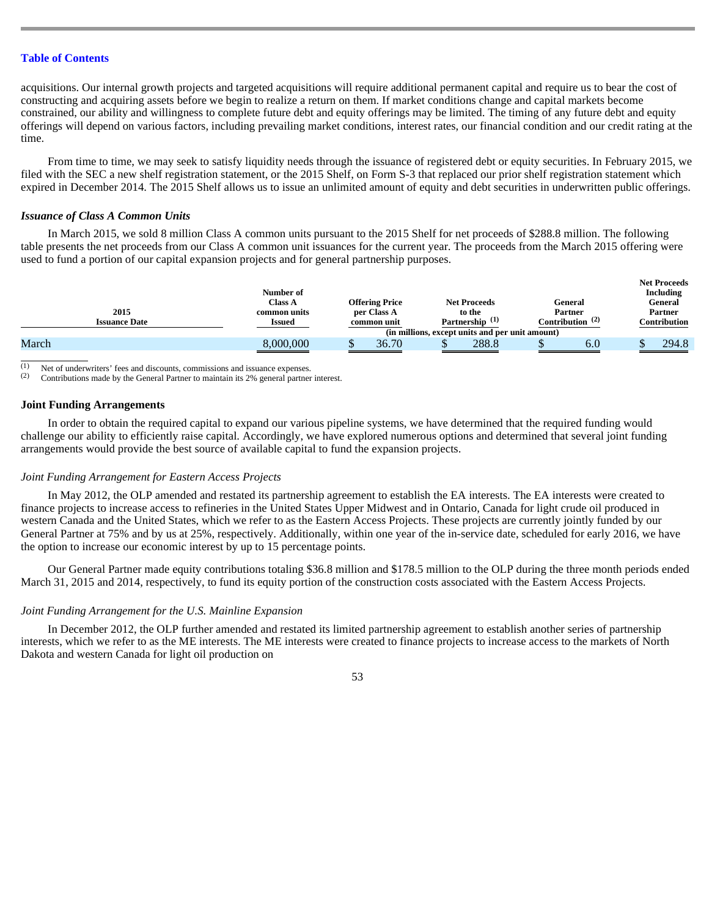acquisitions. Our internal growth projects and targeted acquisitions will require additional permanent capital and require us to bear the cost of constructing and acquiring assets before we begin to realize a return on them. If market conditions change and capital markets become constrained, our ability and willingness to complete future debt and equity offerings may be limited. The timing of any future debt and equity offerings will depend on various factors, including prevailing market conditions, interest rates, our financial condition and our credit rating at the time.

From time to time, we may seek to satisfy liquidity needs through the issuance of registered debt or equity securities. In February 2015, we filed with the SEC a new shelf registration statement, or the 2015 Shelf, on Form S-3 that replaced our prior shelf registration statement which expired in December 2014. The 2015 Shelf allows us to issue an unlimited amount of equity and debt securities in underwritten public offerings.

***Issuance of Class A Common Units***

In March 2015, we sold 8 million Class A common units pursuant to the 2015 Shelf for net proceeds of $288.8 million. The following table presents the net proceeds from our Class A common unit issuances for the current year. The proceeds from the March 2015 offering were used to fund a portion of our capital expansion projects and for general partnership purposes.

| 2015 Issuance Date | Number of Class A common units Issued | Offering Price per Class A common unit | Net Proceeds to the Partnership (1) | General Partner Contribution (2) | Net Proceeds Including General Partner Contribution |
|---|---|---|---|---|---|
| | | (in millions, except units and per unit amount) | | | |
| March | 8,000,000 | $ 36.70 | $ 288.8 | $ 6.0 | $ 294.8 |

(1) Net of underwriters' fees and discounts, commissions and issuance expenses.
(2) Contributions made by the General Partner to maintain its 2% general partner interest.

**Joint Funding Arrangements**

In order to obtain the required capital to expand our various pipeline systems, we have determined that the required funding would challenge our ability to efficiently raise capital. Accordingly, we have explored numerous options and determined that several joint funding arrangements would provide the best source of available capital to fund the expansion projects.

*Joint Funding Arrangement for Eastern Access Projects*

In May 2012, the OLP amended and restated its partnership agreement to establish the EA interests. The EA interests were created to finance projects to increase access to refineries in the United States Upper Midwest and in Ontario, Canada for light crude oil produced in western Canada and the United States, which we refer to as the Eastern Access Projects. These projects are currently jointly funded by our General Partner at 75% and by us at 25%, respectively. Additionally, within one year of the in-service date, scheduled for early 2016, we have the option to increase our economic interest by up to 15 percentage points.

Our General Partner made equity contributions totaling $36.8 million and $178.5 million to the OLP during the three month periods ended March 31, 2015 and 2014, respectively, to fund its equity portion of the construction costs associated with the Eastern Access Projects.

*Joint Funding Arrangement for the U.S. Mainline Expansion*

In December 2012, the OLP further amended and restated its limited partnership agreement to establish another series of partnership interests, which we refer to as the ME interests. The ME interests were created to finance projects to increase access to the markets of North Dakota and western Canada for light oil production on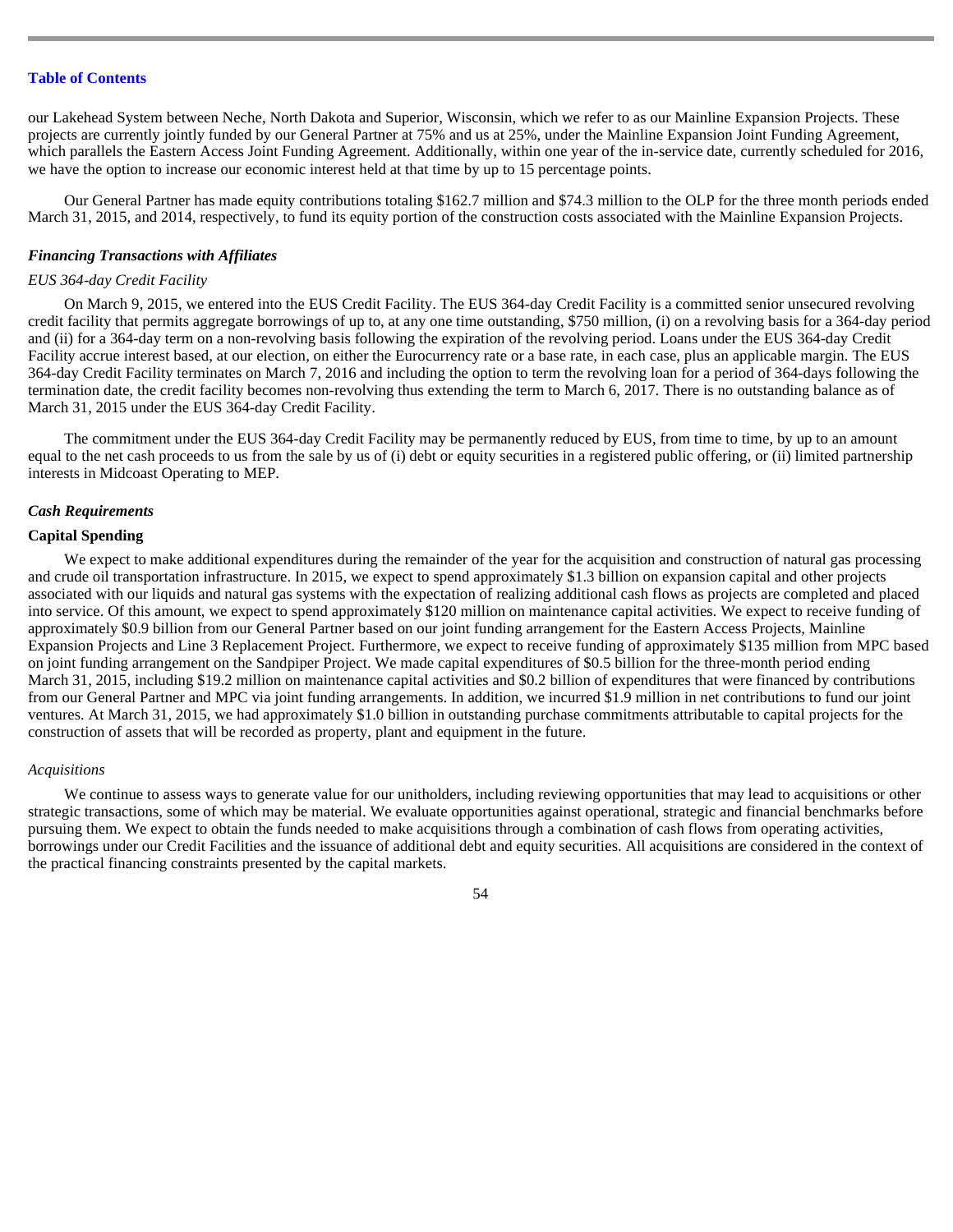our Lakehead System between Neche, North Dakota and Superior, Wisconsin, which we refer to as our Mainline Expansion Projects. These projects are currently jointly funded by our General Partner at 75% and us at 25%, under the Mainline Expansion Joint Funding Agreement, which parallels the Eastern Access Joint Funding Agreement. Additionally, within one year of the in-service date, currently scheduled for 2016, we have the option to increase our economic interest held at that time by up to 15 percentage points.

Our General Partner has made equity contributions totaling $162.7 million and $74.3 million to the OLP for the three month periods ended March 31, 2015, and 2014, respectively, to fund its equity portion of the construction costs associated with the Mainline Expansion Projects.

***Financing Transactions with Affiliates***

*EUS 364-day Credit Facility*

On March 9, 2015, we entered into the EUS Credit Facility. The EUS 364-day Credit Facility is a committed senior unsecured revolving credit facility that permits aggregate borrowings of up to, at any one time outstanding, $750 million, (i) on a revolving basis for a 364-day period and (ii) for a 364-day term on a non-revolving basis following the expiration of the revolving period. Loans under the EUS 364-day Credit Facility accrue interest based, at our election, on either the Eurocurrency rate or a base rate, in each case, plus an applicable margin. The EUS 364-day Credit Facility terminates on March 7, 2016 and including the option to term the revolving loan for a period of 364-days following the termination date, the credit facility becomes non-revolving thus extending the term to March 6, 2017. There is no outstanding balance as of March 31, 2015 under the EUS 364-day Credit Facility.

The commitment under the EUS 364-day Credit Facility may be permanently reduced by EUS, from time to time, by up to an amount equal to the net cash proceeds to us from the sale by us of (i) debt or equity securities in a registered public offering, or (ii) limited partnership interests in Midcoast Operating to MEP.

***Cash Requirements***

**Capital Spending**

We expect to make additional expenditures during the remainder of the year for the acquisition and construction of natural gas processing and crude oil transportation infrastructure. In 2015, we expect to spend approximately $1.3 billion on expansion capital and other projects associated with our liquids and natural gas systems with the expectation of realizing additional cash flows as projects are completed and placed into service. Of this amount, we expect to spend approximately $120 million on maintenance capital activities. We expect to receive funding of approximately $0.9 billion from our General Partner based on our joint funding arrangement for the Eastern Access Projects, Mainline Expansion Projects and Line 3 Replacement Project. Furthermore, we expect to receive funding of approximately $135 million from MPC based on joint funding arrangement on the Sandpiper Project. We made capital expenditures of $0.5 billion for the three-month period ending March 31, 2015, including $19.2 million on maintenance capital activities and $0.2 billion of expenditures that were financed by contributions from our General Partner and MPC via joint funding arrangements. In addition, we incurred $1.9 million in net contributions to fund our joint ventures. At March 31, 2015, we had approximately $1.0 billion in outstanding purchase commitments attributable to capital projects for the construction of assets that will be recorded as property, plant and equipment in the future.

*Acquisitions*

We continue to assess ways to generate value for our unitholders, including reviewing opportunities that may lead to acquisitions or other strategic transactions, some of which may be material. We evaluate opportunities against operational, strategic and financial benchmarks before pursuing them. We expect to obtain the funds needed to make acquisitions through a combination of cash flows from operating activities, borrowings under our Credit Facilities and the issuance of additional debt and equity securities. All acquisitions are considered in the context of the practical financing constraints presented by the capital markets.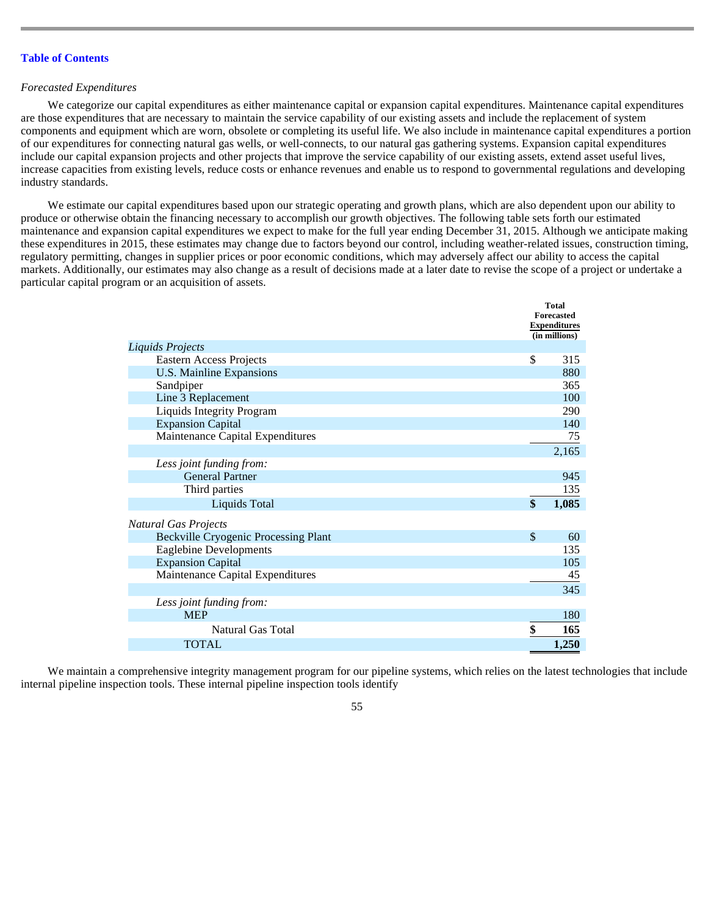*Forecasted Expenditures*

We categorize our capital expenditures as either maintenance capital or expansion capital expenditures. Maintenance capital expenditures are those expenditures that are necessary to maintain the service capability of our existing assets and include the replacement of system components and equipment which are worn, obsolete or completing its useful life. We also include in maintenance capital expenditures a portion of our expenditures for connecting natural gas wells, or well-connects, to our natural gas gathering systems. Expansion capital expenditures include our capital expansion projects and other projects that improve the service capability of our existing assets, extend asset useful lives, increase capacities from existing levels, reduce costs or enhance revenues and enable us to respond to governmental regulations and developing industry standards.

We estimate our capital expenditures based upon our strategic operating and growth plans, which are also dependent upon our ability to produce or otherwise obtain the financing necessary to accomplish our growth objectives. The following table sets forth our estimated maintenance and expansion capital expenditures we expect to make for the full year ending December 31, 2015. Although we anticipate making these expenditures in 2015, these estimates may change due to factors beyond our control, including weather-related issues, construction timing, regulatory permitting, changes in supplier prices or poor economic conditions, which may adversely affect our ability to access the capital markets. Additionally, our estimates may also change as a result of decisions made at a later date to revise the scope of a project or undertake a particular capital program or an acquisition of assets.

| | Total Forecasted Expenditures (in millions) |
|---|---|
| *Liquids Projects* | |
| Eastern Access Projects | $ 315 |
| U.S. Mainline Expansions | 880 |
| Sandpiper | 365 |
| Line 3 Replacement | 100 |
| Liquids Integrity Program | 290 |
| Expansion Capital | 140 |
| Maintenance Capital Expenditures | 75 |
| | 2,165 |
| *Less joint funding from:* | |
| General Partner | 945 |
| Third parties | 135 |
| Liquids Total | **$ 1,085** |
| *Natural Gas Projects* | |
| Beckville Cryogenic Processing Plant | $ 60 |
| Eaglebine Developments | 135 |
| Expansion Capital | 105 |
| Maintenance Capital Expenditures | 45 |
| | 345 |
| *Less joint funding from:* | |
| MEP | 180 |
| Natural Gas Total | **$ 165** |
| TOTAL | **1,250** |

We maintain a comprehensive integrity management program for our pipeline systems, which relies on the latest technologies that include internal pipeline inspection tools. These internal pipeline inspection tools identify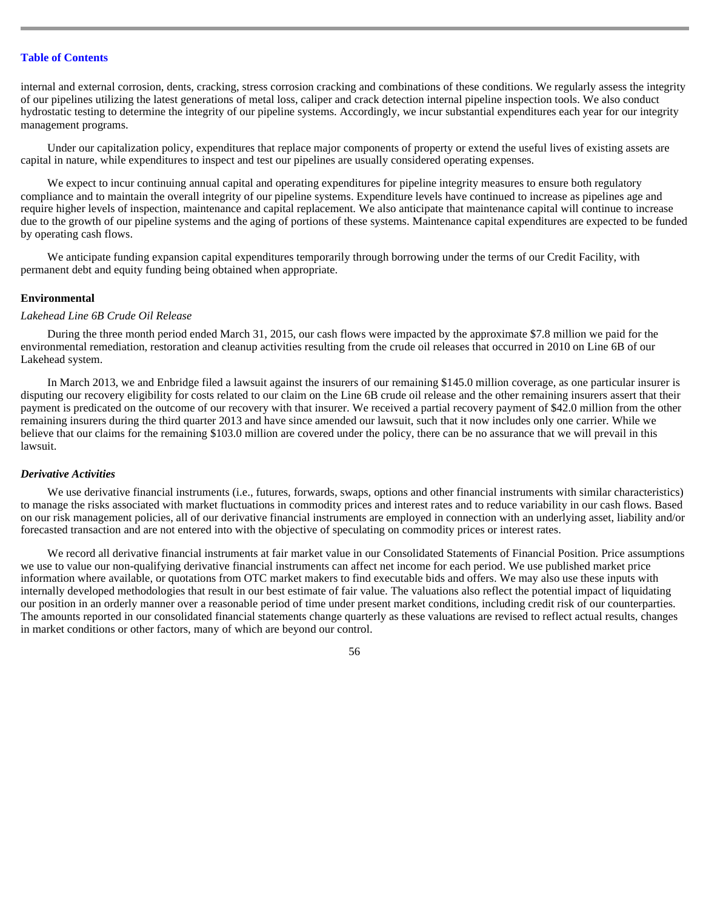internal and external corrosion, dents, cracking, stress corrosion cracking and combinations of these conditions. We regularly assess the integrity of our pipelines utilizing the latest generations of metal loss, caliper and crack detection internal pipeline inspection tools. We also conduct hydrostatic testing to determine the integrity of our pipeline systems. Accordingly, we incur substantial expenditures each year for our integrity management programs.

Under our capitalization policy, expenditures that replace major components of property or extend the useful lives of existing assets are capital in nature, while expenditures to inspect and test our pipelines are usually considered operating expenses.

We expect to incur continuing annual capital and operating expenditures for pipeline integrity measures to ensure both regulatory compliance and to maintain the overall integrity of our pipeline systems. Expenditure levels have continued to increase as pipelines age and require higher levels of inspection, maintenance and capital replacement. We also anticipate that maintenance capital will continue to increase due to the growth of our pipeline systems and the aging of portions of these systems. Maintenance capital expenditures are expected to be funded by operating cash flows.

We anticipate funding expansion capital expenditures temporarily through borrowing under the terms of our Credit Facility, with permanent debt and equity funding being obtained when appropriate.

**Environmental**

*Lakehead Line 6B Crude Oil Release*

During the three month period ended March 31, 2015, our cash flows were impacted by the approximate $7.8 million we paid for the environmental remediation, restoration and cleanup activities resulting from the crude oil releases that occurred in 2010 on Line 6B of our Lakehead system.

In March 2013, we and Enbridge filed a lawsuit against the insurers of our remaining $145.0 million coverage, as one particular insurer is disputing our recovery eligibility for costs related to our claim on the Line 6B crude oil release and the other remaining insurers assert that their payment is predicated on the outcome of our recovery with that insurer. We received a partial recovery payment of $42.0 million from the other remaining insurers during the third quarter 2013 and have since amended our lawsuit, such that it now includes only one carrier. While we believe that our claims for the remaining $103.0 million are covered under the policy, there can be no assurance that we will prevail in this lawsuit.

***Derivative Activities***

We use derivative financial instruments (i.e., futures, forwards, swaps, options and other financial instruments with similar characteristics) to manage the risks associated with market fluctuations in commodity prices and interest rates and to reduce variability in our cash flows. Based on our risk management policies, all of our derivative financial instruments are employed in connection with an underlying asset, liability and/or forecasted transaction and are not entered into with the objective of speculating on commodity prices or interest rates.

We record all derivative financial instruments at fair market value in our Consolidated Statements of Financial Position. Price assumptions we use to value our non-qualifying derivative financial instruments can affect net income for each period. We use published market price information where available, or quotations from OTC market makers to find executable bids and offers. We may also use these inputs with internally developed methodologies that result in our best estimate of fair value. The valuations also reflect the potential impact of liquidating our position in an orderly manner over a reasonable period of time under present market conditions, including credit risk of our counterparties. The amounts reported in our consolidated financial statements change quarterly as these valuations are revised to reflect actual results, changes in market conditions or other factors, many of which are beyond our control.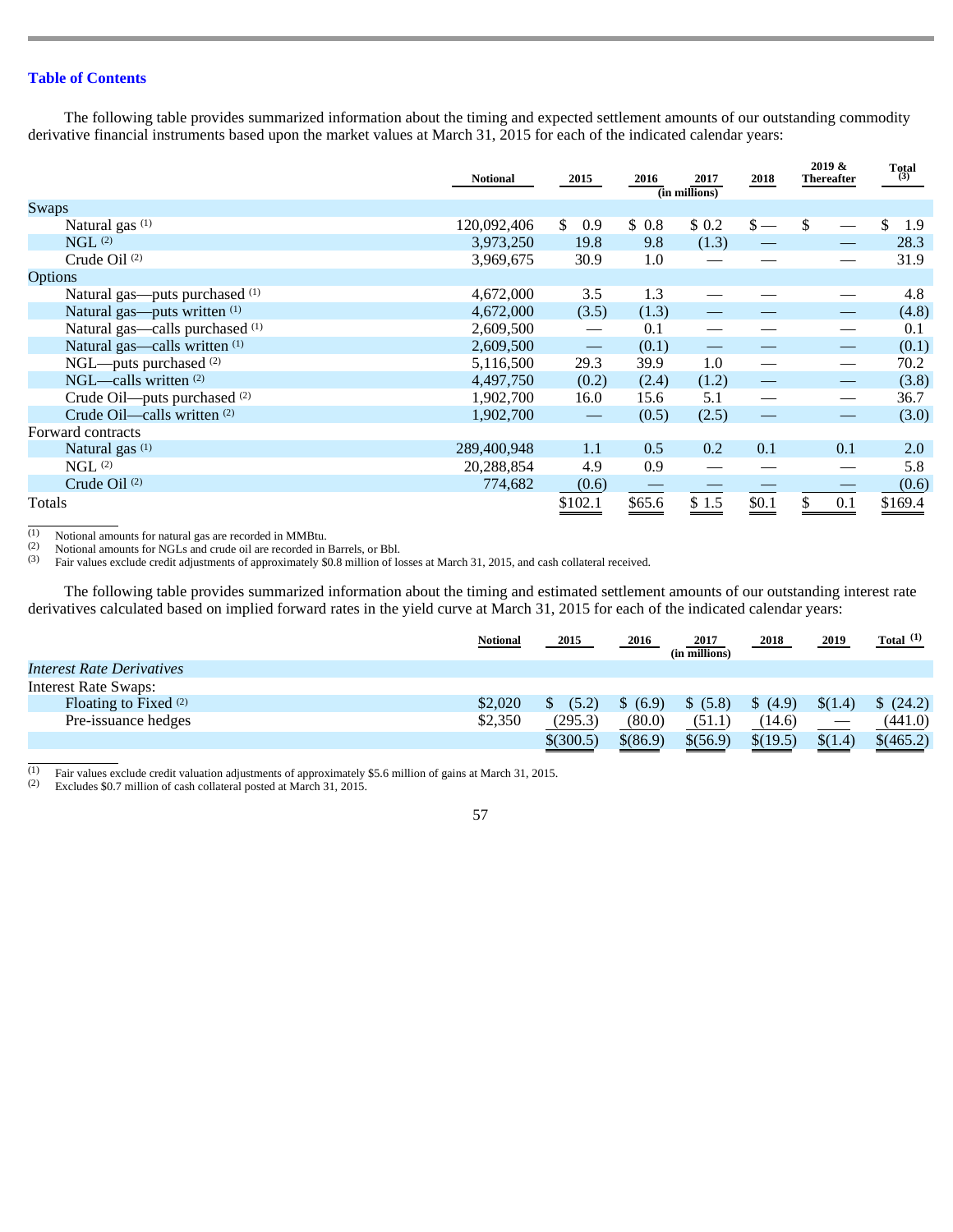[Table of Contents](#)

The following table provides summarized information about the timing and expected settlement amounts of our outstanding commodity derivative financial instruments based upon the market values at March 31, 2015 for each of the indicated calendar years:

| | Notional | 2015 | 2016 | 2017 (in millions) | 2018 | 2019 & Thereafter | Total (3) |
|---|---|---|---|---|---|---|---|
| Swaps | | | | | | | |
| Natural gas (1) | 120,092,406 | $ 0.9 | $ 0.8 | $ 0.2 | $ — | $ — | $ 1.9 |
| NGL (2) | 3,973,250 | 19.8 | 9.8 | (1.3) | — | — | 28.3 |
| Crude Oil (2) | 3,969,675 | 30.9 | 1.0 | — | — | — | 31.9 |
| Options | | | | | | | |
| Natural gas—puts purchased (1) | 4,672,000 | 3.5 | 1.3 | — | — | — | 4.8 |
| Natural gas—puts written (1) | 4,672,000 | (3.5) | (1.3) | — | — | — | (4.8) |
| Natural gas—calls purchased (1) | 2,609,500 | — | 0.1 | — | — | — | 0.1 |
| Natural gas—calls written (1) | 2,609,500 | — | (0.1) | — | — | — | (0.1) |
| NGL—puts purchased (2) | 5,116,500 | 29.3 | 39.9 | 1.0 | — | — | 70.2 |
| NGL—calls written (2) | 4,497,750 | (0.2) | (2.4) | (1.2) | — | — | (3.8) |
| Crude Oil—puts purchased (2) | 1,902,700 | 16.0 | 15.6 | 5.1 | — | — | 36.7 |
| Crude Oil—calls written (2) | 1,902,700 | — | (0.5) | (2.5) | — | — | (3.0) |
| Forward contracts | | | | | | | |
| Natural gas (1) | 289,400,948 | 1.1 | 0.5 | 0.2 | 0.1 | 0.1 | 2.0 |
| NGL (2) | 20,288,854 | 4.9 | 0.9 | — | — | — | 5.8 |
| Crude Oil (2) | 774,682 | (0.6) | — | — | — | — | (0.6) |
| Totals | | $102.1 | $65.6 | $ 1.5 | $0.1 | $ 0.1 | $169.4 |

(1) Notional amounts for natural gas are recorded in MMBtu.
(2) Notional amounts for NGLs and crude oil are recorded in Barrels, or Bbl.
(3) Fair values exclude credit adjustments of approximately $0.8 million of losses at March 31, 2015, and cash collateral received.

The following table provides summarized information about the timing and estimated settlement amounts of our outstanding interest rate derivatives calculated based on implied forward rates in the yield curve at March 31, 2015 for each of the indicated calendar years:

| | Notional | 2015 | 2016 | 2017 (in millions) | 2018 | 2019 | Total (1) |
|---|---|---|---|---|---|---|---|
| *Interest Rate Derivatives* | | | | | | | |
| Interest Rate Swaps: | | | | | | | |
| Floating to Fixed (2) | $2,020 | $ (5.2) | $ (6.9) | $ (5.8) | $ (4.9) | $(1.4) | $ (24.2) |
| Pre-issuance hedges | $2,350 | (295.3) | (80.0) | (51.1) | (14.6) | — | (441.0) |
| | | $(300.5) | $(86.9) | $(56.9) | $(19.5) | $(1.4) | $(465.2) |

(1) Fair values exclude credit valuation adjustments of approximately $5.6 million of gains at March 31, 2015.
(2) Excludes $0.7 million of cash collateral posted at March 31, 2015.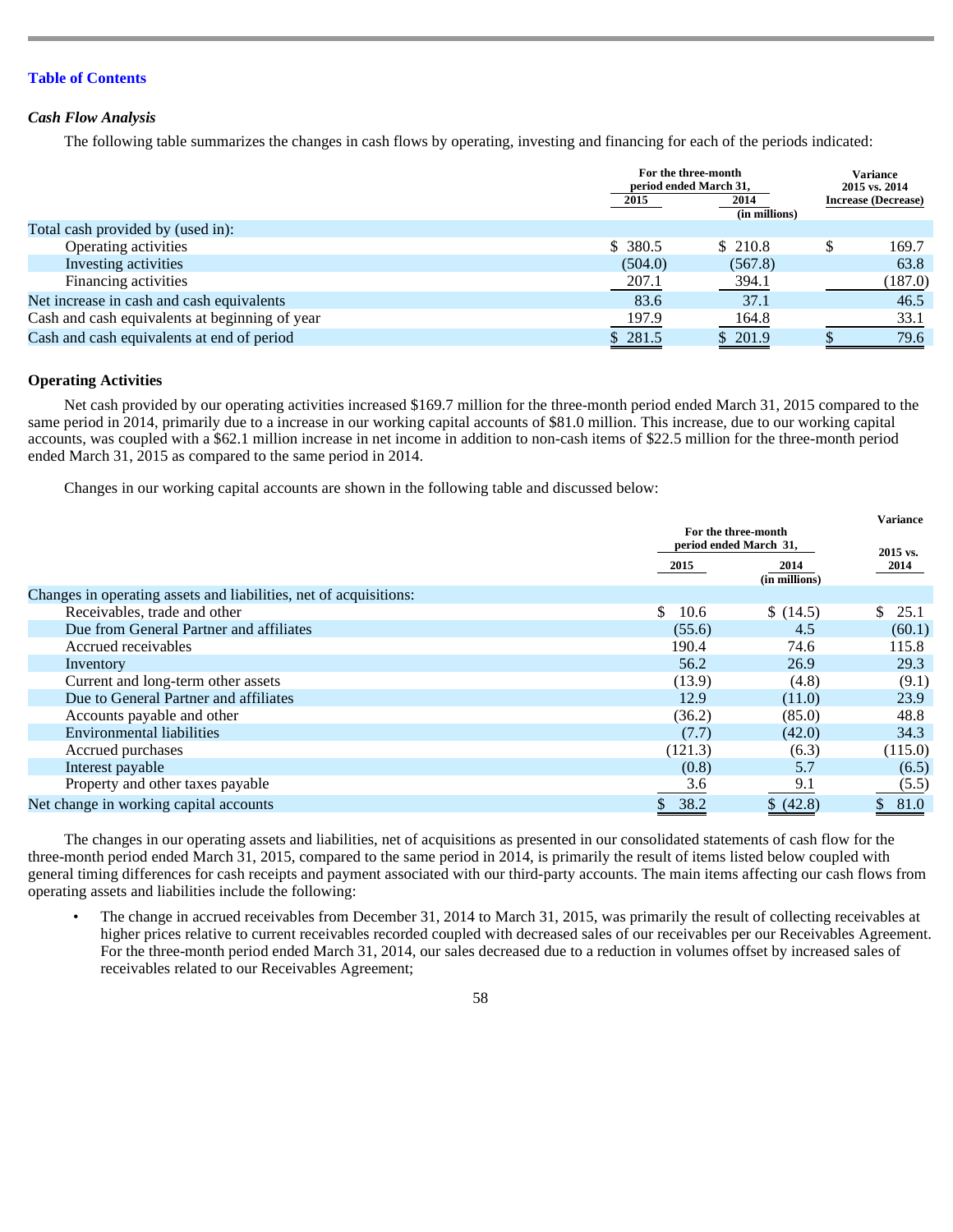[Table of Contents]

### *Cash Flow Analysis*

The following table summarizes the changes in cash flows by operating, investing and financing for each of the periods indicated:

| | For the three-month period ended March 31, | | Variance 2015 vs. 2014 Increase (Decrease) |
|---|---|---|---|
| | 2015 | 2014 | |
| | | (in millions) | |
| Total cash provided by (used in): | | | |
| Operating activities | $ 380.5 | $ 210.8 | $ 169.7 |
| Investing activities | (504.0) | (567.8) | 63.8 |
| Financing activities | 207.1 | 394.1 | (187.0) |
| Net increase in cash and cash equivalents | 83.6 | 37.1 | 46.5 |
| Cash and cash equivalents at beginning of year | 197.9 | 164.8 | 33.1 |
| Cash and cash equivalents at end of period | $ 281.5 | $ 201.9 | $ 79.6 |

### Operating Activities

Net cash provided by our operating activities increased $169.7 million for the three-month period ended March 31, 2015 compared to the same period in 2014, primarily due to a increase in our working capital accounts of $81.0 million. This increase, due to our working capital accounts, was coupled with a $62.1 million increase in net income in addition to non-cash items of $22.5 million for the three-month period ended March 31, 2015 as compared to the same period in 2014.

Changes in our working capital accounts are shown in the following table and discussed below:

| | For the three-month period ended March 31, | | Variance 2015 vs. 2014 |
|---|---|---|---|
| | 2015 | 2014 | |
| | | (in millions) | |
| Changes in operating assets and liabilities, net of acquisitions: | | | |
| Receivables, trade and other | $ 10.6 | $ (14.5) | $ 25.1 |
| Due from General Partner and affiliates | (55.6) | 4.5 | (60.1) |
| Accrued receivables | 190.4 | 74.6 | 115.8 |
| Inventory | 56.2 | 26.9 | 29.3 |
| Current and long-term other assets | (13.9) | (4.8) | (9.1) |
| Due to General Partner and affiliates | 12.9 | (11.0) | 23.9 |
| Accounts payable and other | (36.2) | (85.0) | 48.8 |
| Environmental liabilities | (7.7) | (42.0) | 34.3 |
| Accrued purchases | (121.3) | (6.3) | (115.0) |
| Interest payable | (0.8) | 5.7 | (6.5) |
| Property and other taxes payable | 3.6 | 9.1 | (5.5) |
| Net change in working capital accounts | $ 38.2 | $ (42.8) | $ 81.0 |

The changes in our operating assets and liabilities, net of acquisitions as presented in our consolidated statements of cash flow for the three-month period ended March 31, 2015, compared to the same period in 2014, is primarily the result of items listed below coupled with general timing differences for cash receipts and payment associated with our third-party accounts. The main items affecting our cash flows from operating assets and liabilities include the following:

- The change in accrued receivables from December 31, 2014 to March 31, 2015, was primarily the result of collecting receivables at higher prices relative to current receivables recorded coupled with decreased sales of our receivables per our Receivables Agreement. For the three-month period ended March 31, 2014, our sales decreased due to a reduction in volumes offset by increased sales of receivables related to our Receivables Agreement;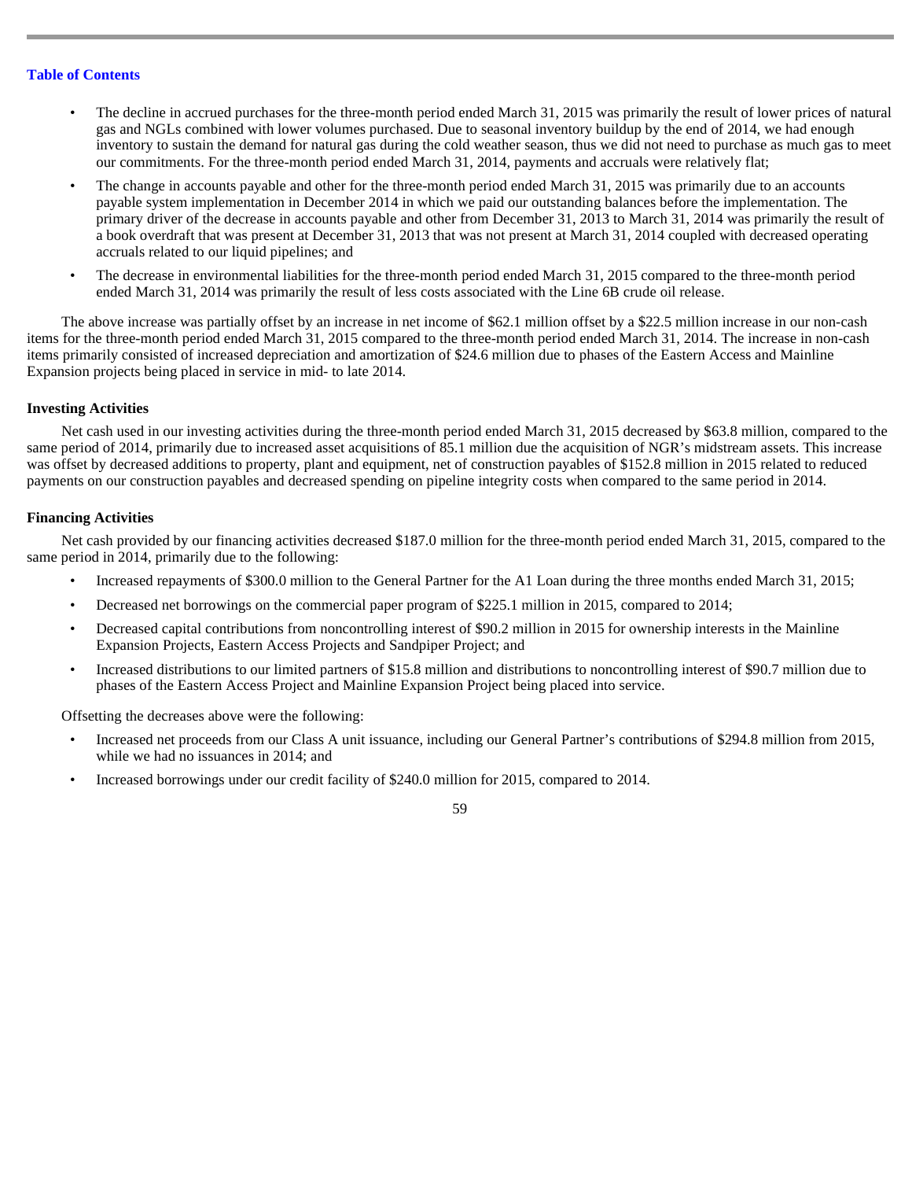- The decline in accrued purchases for the three-month period ended March 31, 2015 was primarily the result of lower prices of natural gas and NGLs combined with lower volumes purchased. Due to seasonal inventory buildup by the end of 2014, we had enough inventory to sustain the demand for natural gas during the cold weather season, thus we did not need to purchase as much gas to meet our commitments. For the three-month period ended March 31, 2014, payments and accruals were relatively flat;
- The change in accounts payable and other for the three-month period ended March 31, 2015 was primarily due to an accounts payable system implementation in December 2014 in which we paid our outstanding balances before the implementation. The primary driver of the decrease in accounts payable and other from December 31, 2013 to March 31, 2014 was primarily the result of a book overdraft that was present at December 31, 2013 that was not present at March 31, 2014 coupled with decreased operating accruals related to our liquid pipelines; and
- The decrease in environmental liabilities for the three-month period ended March 31, 2015 compared to the three-month period ended March 31, 2014 was primarily the result of less costs associated with the Line 6B crude oil release.

The above increase was partially offset by an increase in net income of $62.1 million offset by a $22.5 million increase in our non-cash items for the three-month period ended March 31, 2015 compared to the three-month period ended March 31, 2014. The increase in non-cash items primarily consisted of increased depreciation and amortization of $24.6 million due to phases of the Eastern Access and Mainline Expansion projects being placed in service in mid- to late 2014.

**Investing Activities**

Net cash used in our investing activities during the three-month period ended March 31, 2015 decreased by $63.8 million, compared to the same period of 2014, primarily due to increased asset acquisitions of 85.1 million due the acquisition of NGR's midstream assets. This increase was offset by decreased additions to property, plant and equipment, net of construction payables of $152.8 million in 2015 related to reduced payments on our construction payables and decreased spending on pipeline integrity costs when compared to the same period in 2014.

**Financing Activities**

Net cash provided by our financing activities decreased $187.0 million for the three-month period ended March 31, 2015, compared to the same period in 2014, primarily due to the following:

- Increased repayments of $300.0 million to the General Partner for the A1 Loan during the three months ended March 31, 2015;
- Decreased net borrowings on the commercial paper program of $225.1 million in 2015, compared to 2014;
- Decreased capital contributions from noncontrolling interest of $90.2 million in 2015 for ownership interests in the Mainline Expansion Projects, Eastern Access Projects and Sandpiper Project; and
- Increased distributions to our limited partners of $15.8 million and distributions to noncontrolling interest of $90.7 million due to phases of the Eastern Access Project and Mainline Expansion Project being placed into service.

Offsetting the decreases above were the following:

- Increased net proceeds from our Class A unit issuance, including our General Partner's contributions of $294.8 million from 2015, while we had no issuances in 2014; and
- Increased borrowings under our credit facility of $240.0 million for 2015, compared to 2014.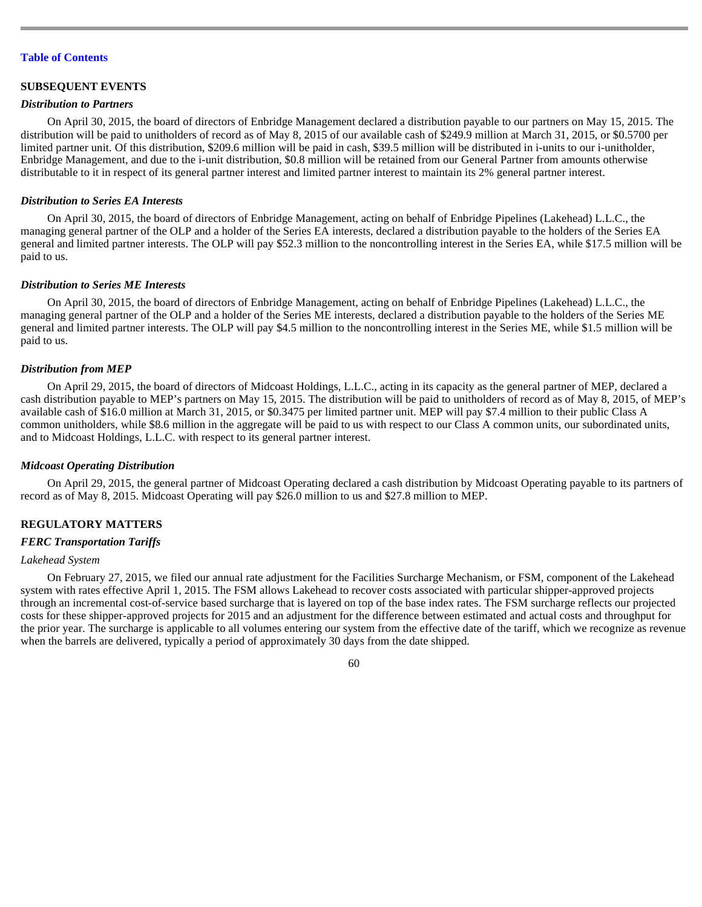## SUBSEQUENT EVENTS

### *Distribution to Partners*

On April 30, 2015, the board of directors of Enbridge Management declared a distribution payable to our partners on May 15, 2015. The distribution will be paid to unitholders of record as of May 8, 2015 of our available cash of $249.9 million at March 31, 2015, or $0.5700 per limited partner unit. Of this distribution, $209.6 million will be paid in cash, $39.5 million will be distributed in i-units to our i-unitholder, Enbridge Management, and due to the i-unit distribution, $0.8 million will be retained from our General Partner from amounts otherwise distributable to it in respect of its general partner interest and limited partner interest to maintain its 2% general partner interest.

### *Distribution to Series EA Interests*

On April 30, 2015, the board of directors of Enbridge Management, acting on behalf of Enbridge Pipelines (Lakehead) L.L.C., the managing general partner of the OLP and a holder of the Series EA interests, declared a distribution payable to the holders of the Series EA general and limited partner interests. The OLP will pay $52.3 million to the noncontrolling interest in the Series EA, while $17.5 million will be paid to us.

### *Distribution to Series ME Interests*

On April 30, 2015, the board of directors of Enbridge Management, acting on behalf of Enbridge Pipelines (Lakehead) L.L.C., the managing general partner of the OLP and a holder of the Series ME interests, declared a distribution payable to the holders of the Series ME general and limited partner interests. The OLP will pay $4.5 million to the noncontrolling interest in the Series ME, while $1.5 million will be paid to us.

### *Distribution from MEP*

On April 29, 2015, the board of directors of Midcoast Holdings, L.L.C., acting in its capacity as the general partner of MEP, declared a cash distribution payable to MEP's partners on May 15, 2015. The distribution will be paid to unitholders of record as of May 8, 2015, of MEP's available cash of $16.0 million at March 31, 2015, or $0.3475 per limited partner unit. MEP will pay $7.4 million to their public Class A common unitholders, while $8.6 million in the aggregate will be paid to us with respect to our Class A common units, our subordinated units, and to Midcoast Holdings, L.L.C. with respect to its general partner interest.

### *Midcoast Operating Distribution*

On April 29, 2015, the general partner of Midcoast Operating declared a cash distribution by Midcoast Operating payable to its partners of record as of May 8, 2015. Midcoast Operating will pay $26.0 million to us and $27.8 million to MEP.

## REGULATORY MATTERS

### *FERC Transportation Tariffs*

#### *Lakehead System*

On February 27, 2015, we filed our annual rate adjustment for the Facilities Surcharge Mechanism, or FSM, component of the Lakehead system with rates effective April 1, 2015. The FSM allows Lakehead to recover costs associated with particular shipper-approved projects through an incremental cost-of-service based surcharge that is layered on top of the base index rates. The FSM surcharge reflects our projected costs for these shipper-approved projects for 2015 and an adjustment for the difference between estimated and actual costs and throughput for the prior year. The surcharge is applicable to all volumes entering our system from the effective date of the tariff, which we recognize as revenue when the barrels are delivered, typically a period of approximately 30 days from the date shipped.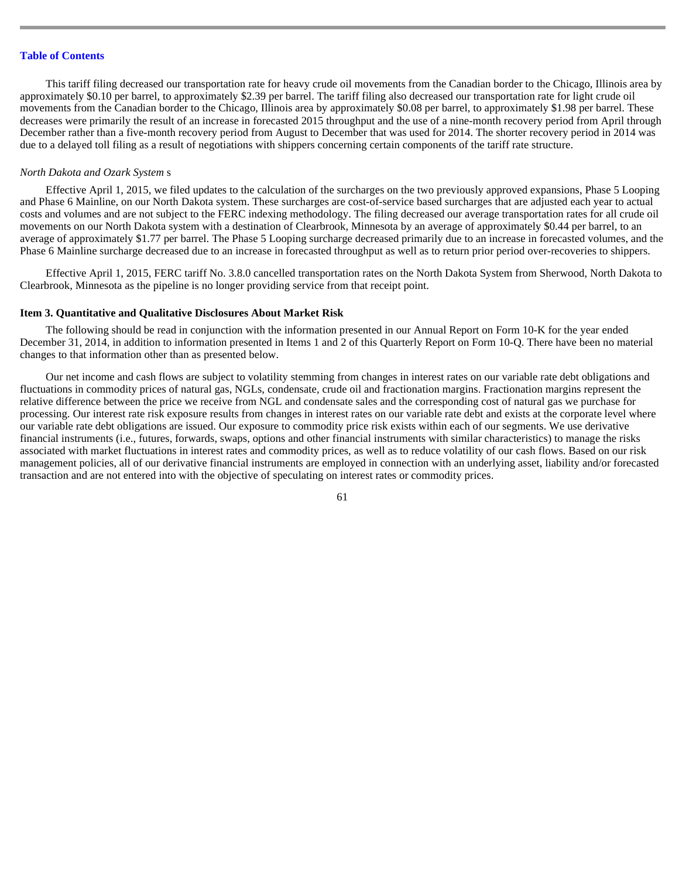This tariff filing decreased our transportation rate for heavy crude oil movements from the Canadian border to the Chicago, Illinois area by approximately $0.10 per barrel, to approximately $2.39 per barrel. The tariff filing also decreased our transportation rate for light crude oil movements from the Canadian border to the Chicago, Illinois area by approximately $0.08 per barrel, to approximately $1.98 per barrel. These decreases were primarily the result of an increase in forecasted 2015 throughput and the use of a nine-month recovery period from April through December rather than a five-month recovery period from August to December that was used for 2014. The shorter recovery period in 2014 was due to a delayed toll filing as a result of negotiations with shippers concerning certain components of the tariff rate structure.

*North Dakota and Ozark System* s

Effective April 1, 2015, we filed updates to the calculation of the surcharges on the two previously approved expansions, Phase 5 Looping and Phase 6 Mainline, on our North Dakota system. These surcharges are cost-of-service based surcharges that are adjusted each year to actual costs and volumes and are not subject to the FERC indexing methodology. The filing decreased our average transportation rates for all crude oil movements on our North Dakota system with a destination of Clearbrook, Minnesota by an average of approximately $0.44 per barrel, to an average of approximately $1.77 per barrel. The Phase 5 Looping surcharge decreased primarily due to an increase in forecasted volumes, and the Phase 6 Mainline surcharge decreased due to an increase in forecasted throughput as well as to return prior period over-recoveries to shippers.

Effective April 1, 2015, FERC tariff No. 3.8.0 cancelled transportation rates on the North Dakota System from Sherwood, North Dakota to Clearbrook, Minnesota as the pipeline is no longer providing service from that receipt point.

**Item 3. Quantitative and Qualitative Disclosures About Market Risk**

The following should be read in conjunction with the information presented in our Annual Report on Form 10-K for the year ended December 31, 2014, in addition to information presented in Items 1 and 2 of this Quarterly Report on Form 10-Q. There have been no material changes to that information other than as presented below.

Our net income and cash flows are subject to volatility stemming from changes in interest rates on our variable rate debt obligations and fluctuations in commodity prices of natural gas, NGLs, condensate, crude oil and fractionation margins. Fractionation margins represent the relative difference between the price we receive from NGL and condensate sales and the corresponding cost of natural gas we purchase for processing. Our interest rate risk exposure results from changes in interest rates on our variable rate debt and exists at the corporate level where our variable rate debt obligations are issued. Our exposure to commodity price risk exists within each of our segments. We use derivative financial instruments (i.e., futures, forwards, swaps, options and other financial instruments with similar characteristics) to manage the risks associated with market fluctuations in interest rates and commodity prices, as well as to reduce volatility of our cash flows. Based on our risk management policies, all of our derivative financial instruments are employed in connection with an underlying asset, liability and/or forecasted transaction and are not entered into with the objective of speculating on interest rates or commodity prices.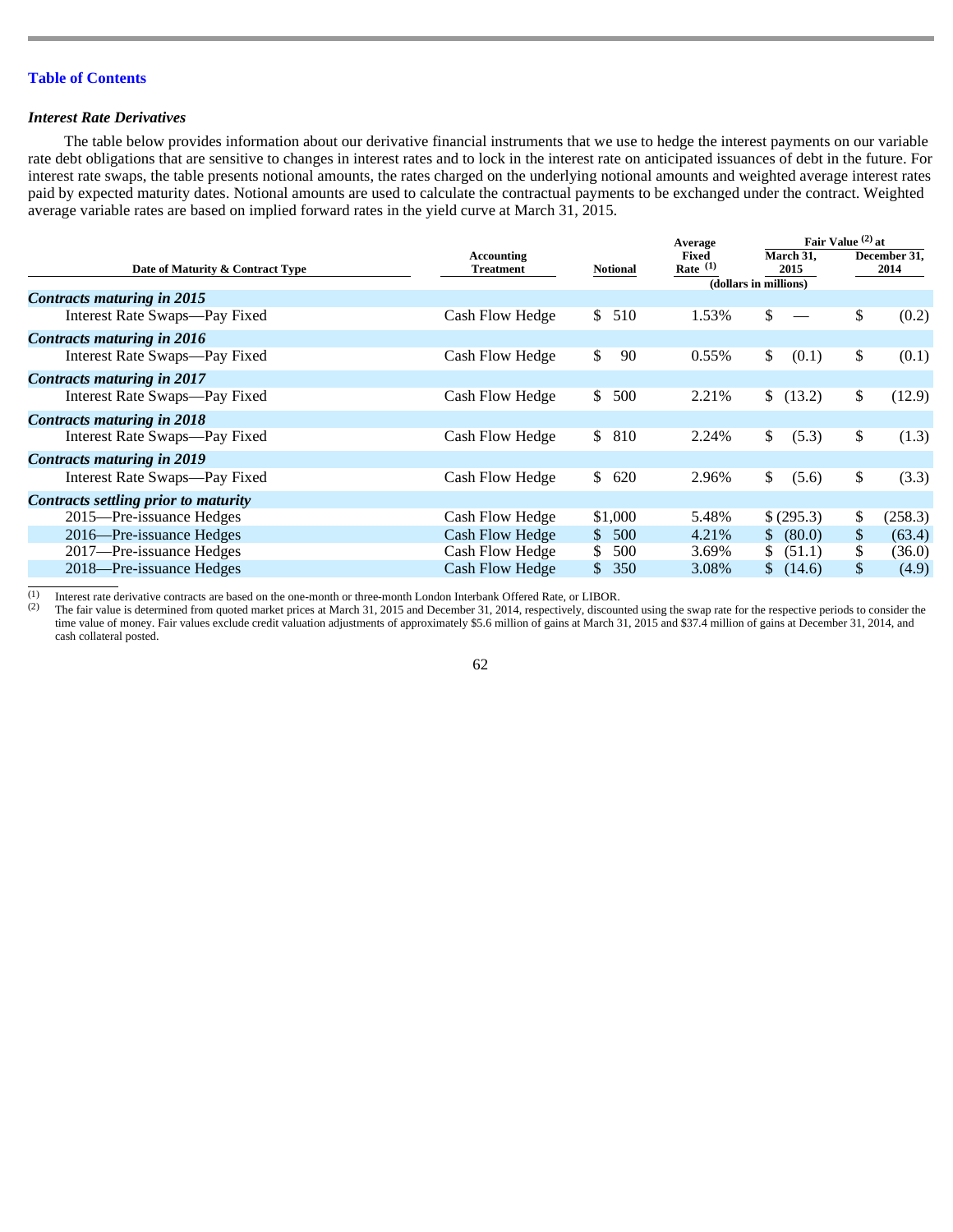[Table of Contents](#)

### *Interest Rate Derivatives*

The table below provides information about our derivative financial instruments that we use to hedge the interest payments on our variable rate debt obligations that are sensitive to changes in interest rates and to lock in the interest rate on anticipated issuances of debt in the future. For interest rate swaps, the table presents notional amounts, the rates charged on the underlying notional amounts and weighted average interest rates paid by expected maturity dates. Notional amounts are used to calculate the contractual payments to be exchanged under the contract. Weighted average variable rates are based on implied forward rates in the yield curve at March 31, 2015.

| Date of Maturity & Contract Type | Accounting Treatment | Notional | Average Fixed Rate [(1)] | Fair Value [(2)] at March 31, 2015 | Fair Value [(2)] at December 31, 2014 |
|---|---|---|---|---|---|
| | | | (dollars in millions) | | |
| ***Contracts maturing in 2015*** | | | | | |
| Interest Rate Swaps—Pay Fixed | Cash Flow Hedge | $ 510 | 1.53% | $ — | $ (0.2) |
| ***Contracts maturing in 2016*** | | | | | |
| Interest Rate Swaps—Pay Fixed | Cash Flow Hedge | $ 90 | 0.55% | $ (0.1) | $ (0.1) |
| ***Contracts maturing in 2017*** | | | | | |
| Interest Rate Swaps—Pay Fixed | Cash Flow Hedge | $ 500 | 2.21% | $ (13.2) | $ (12.9) |
| ***Contracts maturing in 2018*** | | | | | |
| Interest Rate Swaps—Pay Fixed | Cash Flow Hedge | $ 810 | 2.24% | $ (5.3) | $ (1.3) |
| ***Contracts maturing in 2019*** | | | | | |
| Interest Rate Swaps—Pay Fixed | Cash Flow Hedge | $ 620 | 2.96% | $ (5.6) | $ (3.3) |
| ***Contracts settling prior to maturity*** | | | | | |
| 2015—Pre-issuance Hedges | Cash Flow Hedge | $1,000 | 5.48% | $ (295.3) | $ (258.3) |
| 2016—Pre-issuance Hedges | Cash Flow Hedge | $ 500 | 4.21% | $ (80.0) | $ (63.4) |
| 2017—Pre-issuance Hedges | Cash Flow Hedge | $ 500 | 3.69% | $ (51.1) | $ (36.0) |
| 2018—Pre-issuance Hedges | Cash Flow Hedge | $ 350 | 3.08% | $ (14.6) | $ (4.9) |

(1) Interest rate derivative contracts are based on the one-month or three-month London Interbank Offered Rate, or LIBOR.

(2) The fair value is determined from quoted market prices at March 31, 2015 and December 31, 2014, respectively, discounted using the swap rate for the respective periods to consider the time value of money. Fair values exclude credit valuation adjustments of approximately $5.6 million of gains at March 31, 2015 and $37.4 million of gains at December 31, 2014, and cash collateral posted.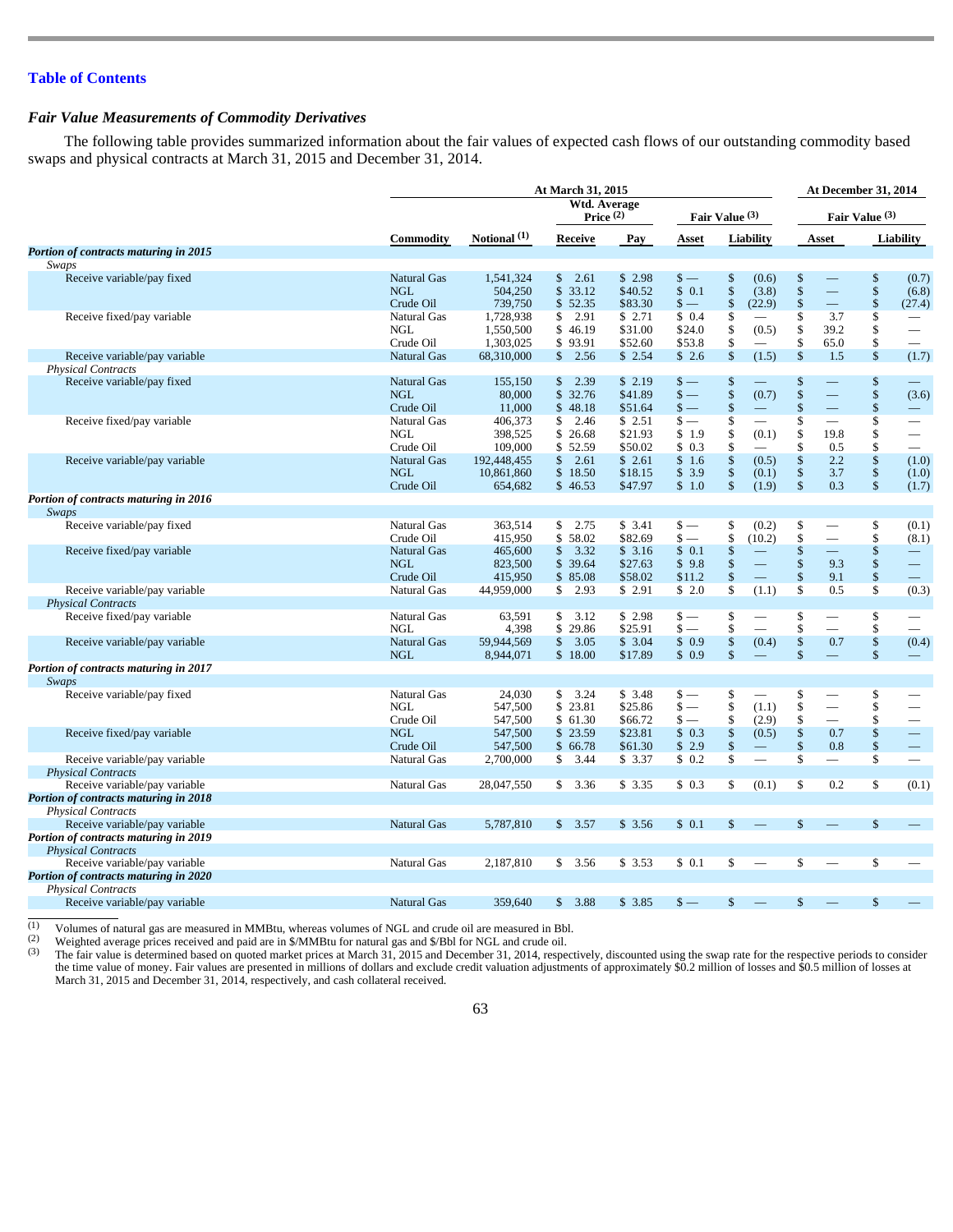[Table of Contents](#)

### *Fair Value Measurements of Commodity Derivatives*

The following table provides summarized information about the fair values of expected cash flows of our outstanding commodity based swaps and physical contracts at March 31, 2015 and December 31, 2014.

| | At March 31, 2015 | | | | | | At December 31, 2014 | |
|---|---|---|---|---|---|---|---|---|
| | | | Wtd. Average Price [(2)] | | Fair Value [(3)] | | Fair Value [(3)] | |
| | Commodity | Notional [(1)] | Receive | Pay | Asset | Liability | Asset | Liability |
| ***Portion of contracts maturing in 2015*** | | | | | | | | |
| *Swaps* | | | | | | | | |
| Receive variable/pay fixed | Natural Gas | 1,541,324 | $ 2.61 | $ 2.98 | $ — | $ (0.6) | $ — | $ (0.7) |
| | NGL | 504,250 | $ 33.12 | $40.52 | $ 0.1 | $ (3.8) | $ — | $ (6.8) |
| | Crude Oil | 739,750 | $ 52.35 | $83.30 | $ — | $ (22.9) | $ — | $ (27.4) |
| Receive fixed/pay variable | Natural Gas | 1,728,938 | $ 2.91 | $ 2.71 | $ 0.4 | $ — | $ 3.7 | $ — |
| | NGL | 1,550,500 | $ 46.19 | $31.00 | $24.0 | $ (0.5) | $ 39.2 | $ — |
| | Crude Oil | 1,303,025 | $ 93.91 | $52.60 | $53.8 | $ — | $ 65.0 | $ — |
| Receive variable/pay variable | Natural Gas | 68,310,000 | $ 2.56 | $ 2.54 | $ 2.6 | $ (1.5) | $ 1.5 | $ (1.7) |
| *Physical Contracts* | | | | | | | | |
| Receive variable/pay fixed | Natural Gas | 155,150 | $ 2.39 | $ 2.19 | $ — | $ — | $ — | $ — |
| | NGL | 80,000 | $ 32.76 | $41.89 | $ — | $ (0.7) | $ — | $ (3.6) |
| | Crude Oil | 11,000 | $ 48.18 | $51.64 | $ — | $ — | $ — | $ — |
| Receive fixed/pay variable | Natural Gas | 406,373 | $ 2.46 | $ 2.51 | $ — | $ — | $ — | $ — |
| | NGL | 398,525 | $ 26.68 | $21.93 | $ 1.9 | $ (0.1) | $ 19.8 | $ — |
| | Crude Oil | 109,000 | $ 52.59 | $50.02 | $ 0.3 | $ — | $ 0.5 | $ — |
| Receive variable/pay variable | Natural Gas | 192,448,455 | $ 2.61 | $ 2.61 | $ 1.6 | $ (0.5) | $ 2.2 | $ (1.0) |
| | NGL | 10,861,860 | $ 18.50 | $18.15 | $ 3.9 | $ (0.1) | $ 3.7 | $ (1.0) |
| | Crude Oil | 654,682 | $ 46.53 | $47.97 | $ 1.0 | $ (1.9) | $ 0.3 | $ (1.7) |
| ***Portion of contracts maturing in 2016*** | | | | | | | | |
| *Swaps* | | | | | | | | |
| Receive variable/pay fixed | Natural Gas | 363,514 | $ 2.75 | $ 3.41 | $ — | $ (0.2) | $ — | $ (0.1) |
| | Crude Oil | 415,950 | $ 58.02 | $82.69 | $ — | $ (10.2) | $ — | $ (8.1) |
| Receive fixed/pay variable | Natural Gas | 465,600 | $ 3.32 | $ 3.16 | $ 0.1 | $ — | $ — | $ — |
| | NGL | 823,500 | $ 39.64 | $27.63 | $ 9.8 | $ — | $ 9.3 | $ — |
| | Crude Oil | 415,950 | $ 85.08 | $58.02 | $11.2 | $ — | $ 9.1 | $ — |
| Receive variable/pay variable | Natural Gas | 44,959,000 | $ 2.93 | $ 2.91 | $ 2.0 | $ (1.1) | $ 0.5 | $ (0.3) |
| *Physical Contracts* | | | | | | | | |
| Receive fixed/pay variable | Natural Gas | 63,591 | $ 3.12 | $ 2.98 | $ — | $ — | $ — | $ — |
| | NGL | 4,398 | $ 29.86 | $25.91 | $ — | $ — | $ — | $ — |
| Receive variable/pay variable | Natural Gas | 59,944,569 | $ 3.05 | $ 3.04 | $ 0.9 | $ (0.4) | $ 0.7 | $ (0.4) |
| | NGL | 8,944,071 | $ 18.00 | $17.89 | $ 0.9 | $ — | $ — | $ — |
| ***Portion of contracts maturing in 2017*** | | | | | | | | |
| *Swaps* | | | | | | | | |
| Receive variable/pay fixed | Natural Gas | 24,030 | $ 3.24 | $ 3.48 | $ — | $ — | $ — | $ — |
| | NGL | 547,500 | $ 23.81 | $25.86 | $ — | $ (1.1) | $ — | $ — |
| | Crude Oil | 547,500 | $ 61.30 | $66.72 | $ — | $ (2.9) | $ — | $ — |
| Receive fixed/pay variable | NGL | 547,500 | $ 23.59 | $23.81 | $ 0.3 | $ (0.5) | $ 0.7 | $ — |
| | Crude Oil | 547,500 | $ 66.78 | $61.30 | $ 2.9 | $ — | $ 0.8 | $ — |
| Receive variable/pay variable | Natural Gas | 2,700,000 | $ 3.44 | $ 3.37 | $ 0.2 | $ — | $ — | $ — |
| *Physical Contracts* | | | | | | | | |
| Receive variable/pay variable | Natural Gas | 28,047,550 | $ 3.36 | $ 3.35 | $ 0.3 | $ (0.1) | $ 0.2 | $ (0.1) |
| ***Portion of contracts maturing in 2018*** | | | | | | | | |
| *Physical Contracts* | | | | | | | | |
| Receive variable/pay variable | Natural Gas | 5,787,810 | $ 3.57 | $ 3.56 | $ 0.1 | $ — | $ — | $ — |
| ***Portion of contracts maturing in 2019*** | | | | | | | | |
| *Physical Contracts* | | | | | | | | |
| Receive variable/pay variable | Natural Gas | 2,187,810 | $ 3.56 | $ 3.53 | $ 0.1 | $ — | $ — | $ — |
| ***Portion of contracts maturing in 2020*** | | | | | | | | |
| *Physical Contracts* | | | | | | | | |
| Receive variable/pay variable | Natural Gas | 359,640 | $ 3.88 | $ 3.85 | $ — | $ — | $ — | $ — |

(1) Volumes of natural gas are measured in MMBtu, whereas volumes of NGL and crude oil are measured in Bbl.

(2) Weighted average prices received and paid are in $/MMBtu for natural gas and $/Bbl for NGL and crude oil.

(3) The fair value is determined based on quoted market prices at March 31, 2015 and December 31, 2014, respectively, discounted using the swap rate for the respective periods to consider the time value of money. Fair values are presented in millions of dollars and exclude credit valuation adjustments of approximately $0.2 million of losses and $0.5 million of losses at March 31, 2015 and December 31, 2014, respectively, and cash collateral received.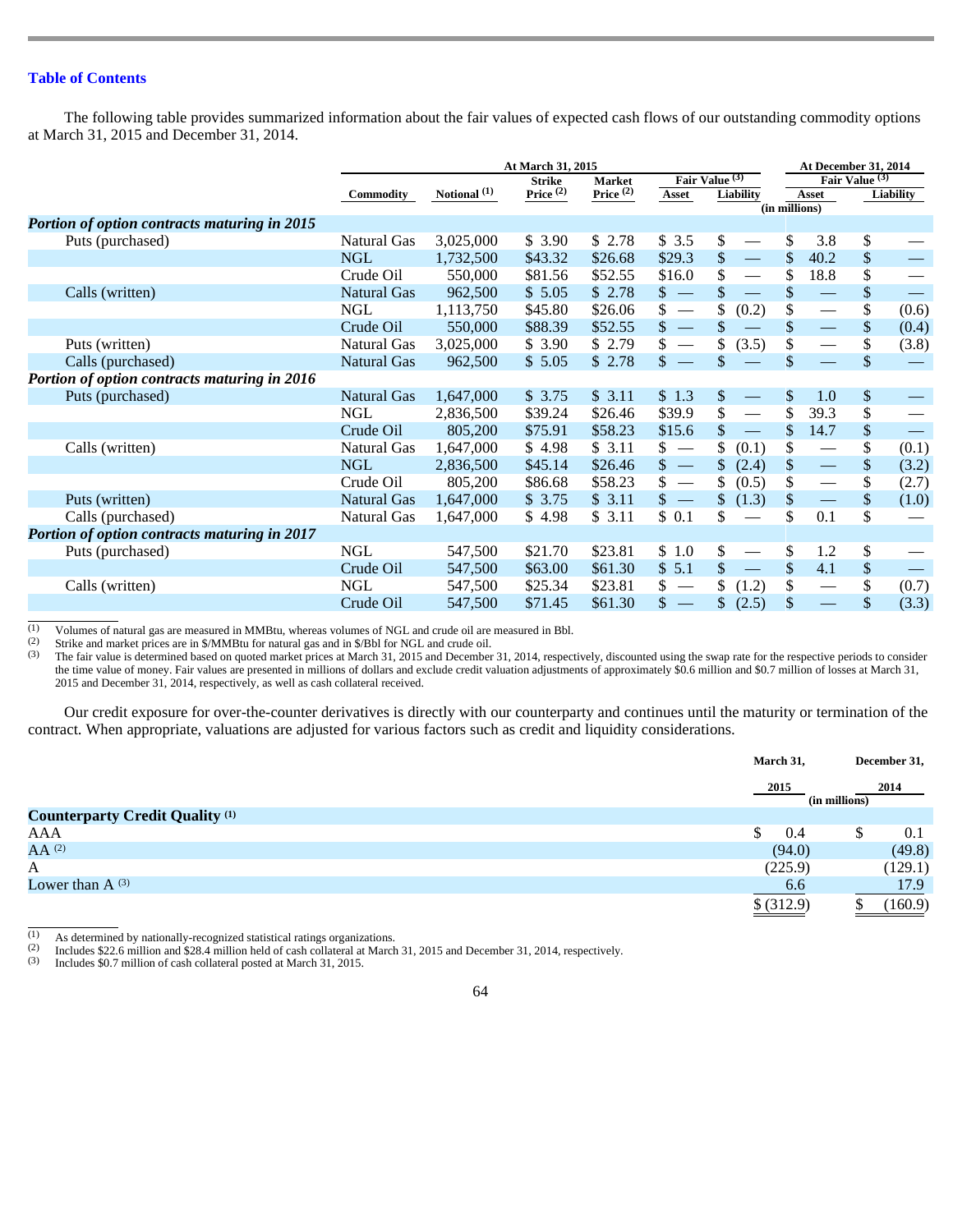[Table of Contents](#)

The following table provides summarized information about the fair values of expected cash flows of our outstanding commodity options at March 31, 2015 and December 31, 2014.

| | At March 31, 2015 | | | | | | At December 31, 2014 | |
|---|---|---|---|---|---|---|---|---|
| | | | | | Fair Value [3] | | Fair Value [3] | |
| | Commodity | Notional [1] | Strike Price [2] | Market Price [2] | Asset | Liability | Asset | Liability |
| | | | | | (in millions) | | | |
| ***Portion of option contracts maturing in 2015*** | | | | | | | | |
| Puts (purchased) | Natural Gas | 3,025,000 | $ 3.90 | $ 2.78 | $ 3.5 | $ — | $ 3.8 | $ — |
| | NGL | 1,732,500 | $43.32 | $26.68 | $29.3 | $ — | $ 40.2 | $ — |
| | Crude Oil | 550,000 | $81.56 | $52.55 | $16.0 | $ — | $ 18.8 | $ — |
| Calls (written) | Natural Gas | 962,500 | $ 5.05 | $ 2.78 | $ — | $ — | $ — | $ — |
| | NGL | 1,113,750 | $45.80 | $26.06 | $ — | $ (0.2) | $ — | $ (0.6) |
| | Crude Oil | 550,000 | $88.39 | $52.55 | $ — | $ — | $ — | $ (0.4) |
| Puts (written) | Natural Gas | 3,025,000 | $ 3.90 | $ 2.79 | $ — | $ (3.5) | $ — | $ (3.8) |
| Calls (purchased) | Natural Gas | 962,500 | $ 5.05 | $ 2.78 | $ — | $ — | $ — | $ — |
| ***Portion of option contracts maturing in 2016*** | | | | | | | | |
| Puts (purchased) | Natural Gas | 1,647,000 | $ 3.75 | $ 3.11 | $ 1.3 | $ — | $ 1.0 | $ — |
| | NGL | 2,836,500 | $39.24 | $26.46 | $39.9 | $ — | $ 39.3 | $ — |
| | Crude Oil | 805,200 | $75.91 | $58.23 | $15.6 | $ — | $ 14.7 | $ — |
| Calls (written) | Natural Gas | 1,647,000 | $ 4.98 | $ 3.11 | $ — | $ (0.1) | $ — | $ (0.1) |
| | NGL | 2,836,500 | $45.14 | $26.46 | $ — | $ (2.4) | $ — | $ (3.2) |
| | Crude Oil | 805,200 | $86.68 | $58.23 | $ — | $ (0.5) | $ — | $ (2.7) |
| Puts (written) | Natural Gas | 1,647,000 | $ 3.75 | $ 3.11 | $ — | $ (1.3) | $ — | $ (1.0) |
| Calls (purchased) | Natural Gas | 1,647,000 | $ 4.98 | $ 3.11 | $ 0.1 | $ — | $ 0.1 | $ — |
| ***Portion of option contracts maturing in 2017*** | | | | | | | | |
| Puts (purchased) | NGL | 547,500 | $21.70 | $23.81 | $ 1.0 | $ — | $ 1.2 | $ — |
| | Crude Oil | 547,500 | $63.00 | $61.30 | $ 5.1 | $ — | $ 4.1 | $ — |
| Calls (written) | NGL | 547,500 | $25.34 | $23.81 | $ — | $ (1.2) | $ — | $ (0.7) |
| | Crude Oil | 547,500 | $71.45 | $61.30 | $ — | $ (2.5) | $ — | $ (3.3) |

(1) Volumes of natural gas are measured in MMBtu, whereas volumes of NGL and crude oil are measured in Bbl.
(2) Strike and market prices are in $/MMBtu for natural gas and in $/Bbl for NGL and crude oil.
(3) The fair value is determined based on quoted market prices at March 31, 2015 and December 31, 2014, respectively, discounted using the swap rate for the respective periods to consider the time value of money. Fair values are presented in millions of dollars and exclude credit valuation adjustments of approximately $0.6 million and $0.7 million of losses at March 31, 2015 and December 31, 2014, respectively, as well as cash collateral received.

Our credit exposure for over-the-counter derivatives is directly with our counterparty and continues until the maturity or termination of the contract. When appropriate, valuations are adjusted for various factors such as credit and liquidity considerations.

| | March 31, 2015 | December 31, 2014 |
|---|---|---|
| | (in millions) | |
| **Counterparty Credit Quality** [1] | | |
| AAA | $ 0.4 | $ 0.1 |
| AA [2] | (94.0) | (49.8) |
| A | (225.9) | (129.1) |
| Lower than A [3] | 6.6 | 17.9 |
| | $ (312.9) | $ (160.9) |

(1) As determined by nationally-recognized statistical ratings organizations.
(2) Includes $22.6 million and $28.4 million held of cash collateral at March 31, 2015 and December 31, 2014, respectively.
(3) Includes $0.7 million of cash collateral posted at March 31, 2015.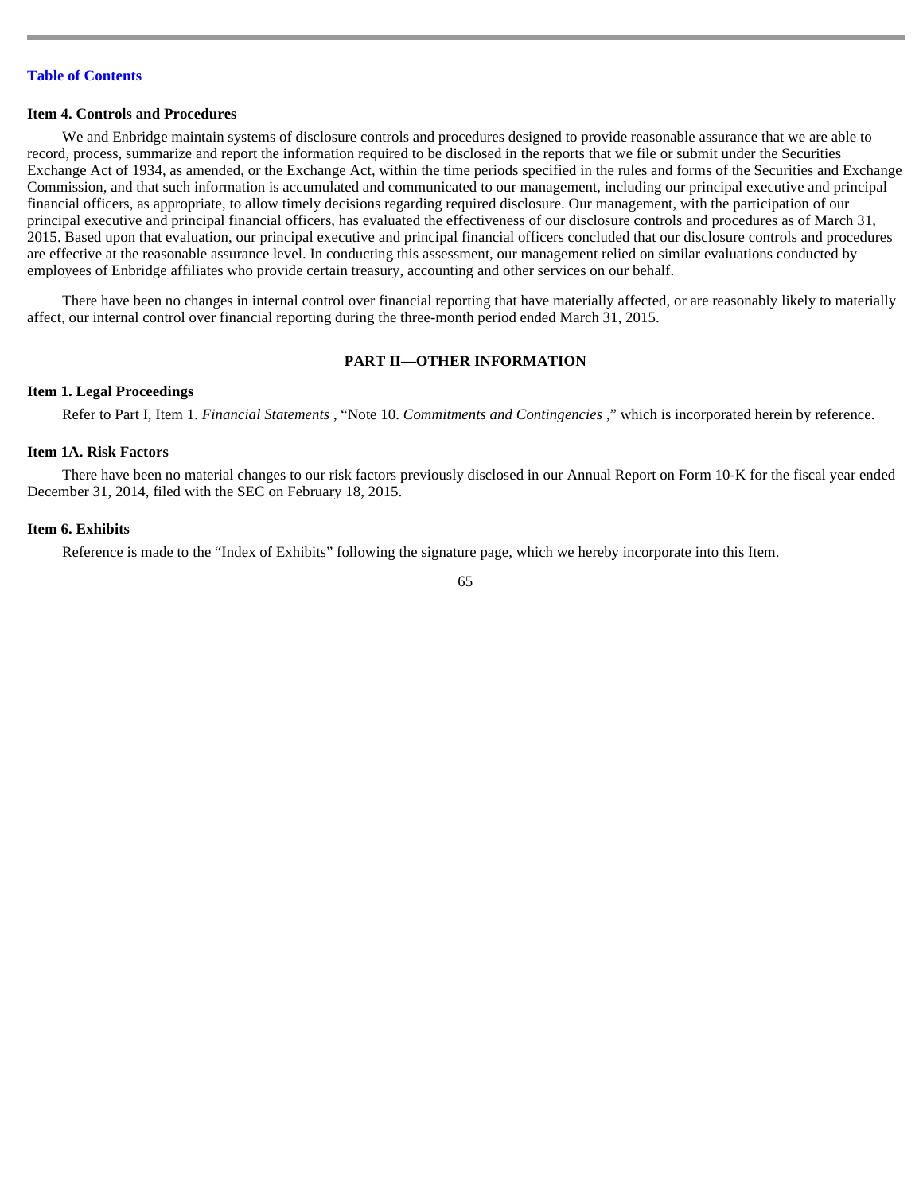[Table of Contents](#)

### Item 4. Controls and Procedures

We and Enbridge maintain systems of disclosure controls and procedures designed to provide reasonable assurance that we are able to record, process, summarize and report the information required to be disclosed in the reports that we file or submit under the Securities Exchange Act of 1934, as amended, or the Exchange Act, within the time periods specified in the rules and forms of the Securities and Exchange Commission, and that such information is accumulated and communicated to our management, including our principal executive and principal financial officers, as appropriate, to allow timely decisions regarding required disclosure. Our management, with the participation of our principal executive and principal financial officers, has evaluated the effectiveness of our disclosure controls and procedures as of March 31, 2015. Based upon that evaluation, our principal executive and principal financial officers concluded that our disclosure controls and procedures are effective at the reasonable assurance level. In conducting this assessment, our management relied on similar evaluations conducted by employees of Enbridge affiliates who provide certain treasury, accounting and other services on our behalf.

There have been no changes in internal control over financial reporting that have materially affected, or are reasonably likely to materially affect, our internal control over financial reporting during the three-month period ended March 31, 2015.

## PART II—OTHER INFORMATION

### Item 1. Legal Proceedings

Refer to Part I, Item 1. *Financial Statements* , “Note 10. *Commitments and Contingencies* ,” which is incorporated herein by reference.

### Item 1A. Risk Factors

There have been no material changes to our risk factors previously disclosed in our Annual Report on Form 10-K for the fiscal year ended December 31, 2014, filed with the SEC on February 18, 2015.

### Item 6. Exhibits

Reference is made to the “Index of Exhibits” following the signature page, which we hereby incorporate into this Item.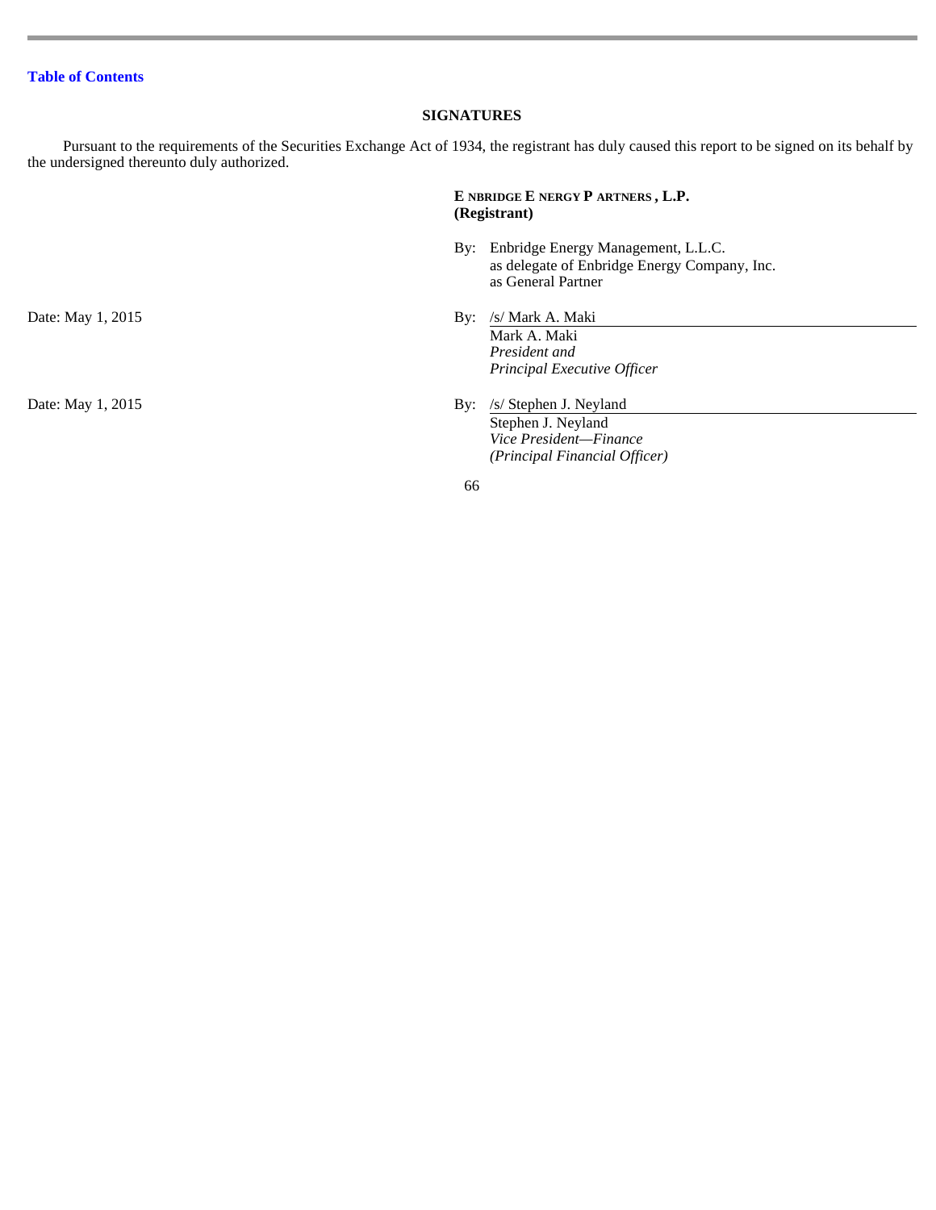Table of Contents

## SIGNATURES

Pursuant to the requirements of the Securities Exchange Act of 1934, the registrant has duly caused this report to be signed on its behalf by the undersigned thereunto duly authorized.

**ENBRIDGE ENERGY PARTNERS, L.P.**
**(Registrant)**

By: Enbridge Energy Management, L.L.C.
as delegate of Enbridge Energy Company, Inc.
as General Partner

Date: May 1, 2015

By: /s/ Mark A. Maki
Mark A. Maki
*President and*
*Principal Executive Officer*

Date: May 1, 2015

By: /s/ Stephen J. Neyland
Stephen J. Neyland
*Vice President—Finance*
*(Principal Financial Officer)*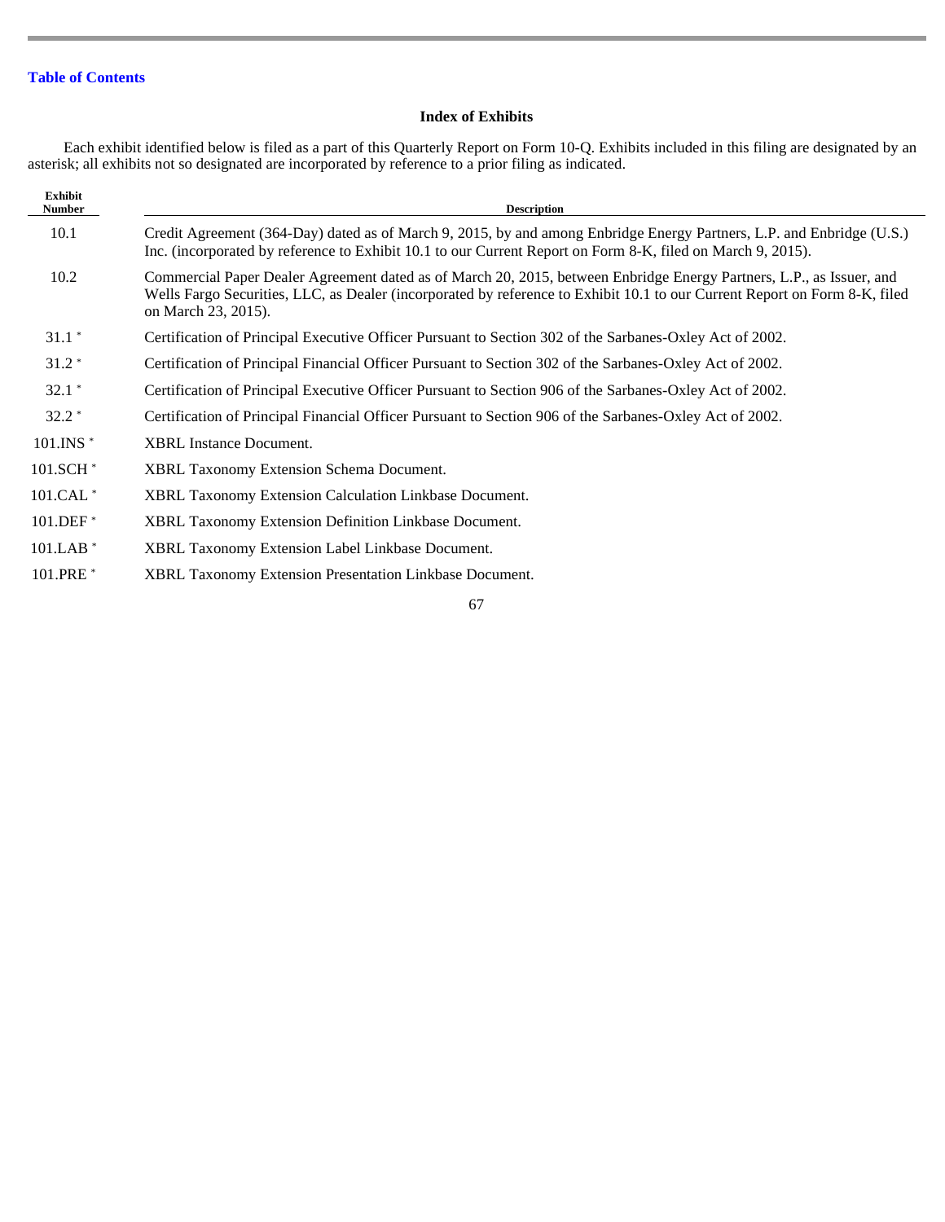[Table of Contents](#)

## Index of Exhibits

Each exhibit identified below is filed as a part of this Quarterly Report on Form 10-Q. Exhibits included in this filing are designated by an asterisk; all exhibits not so designated are incorporated by reference to a prior filing as indicated.

| Exhibit Number | Description |
|---|---|
| 10.1 | Credit Agreement (364-Day) dated as of March 9, 2015, by and among Enbridge Energy Partners, L.P. and Enbridge (U.S.) Inc. (incorporated by reference to Exhibit 10.1 to our Current Report on Form 8-K, filed on March 9, 2015). |
| 10.2 | Commercial Paper Dealer Agreement dated as of March 20, 2015, between Enbridge Energy Partners, L.P., as Issuer, and Wells Fargo Securities, LLC, as Dealer (incorporated by reference to Exhibit 10.1 to our Current Report on Form 8-K, filed on March 23, 2015). |
| 31.1 * | Certification of Principal Executive Officer Pursuant to Section 302 of the Sarbanes-Oxley Act of 2002. |
| 31.2 * | Certification of Principal Financial Officer Pursuant to Section 302 of the Sarbanes-Oxley Act of 2002. |
| 32.1 * | Certification of Principal Executive Officer Pursuant to Section 906 of the Sarbanes-Oxley Act of 2002. |
| 32.2 * | Certification of Principal Financial Officer Pursuant to Section 906 of the Sarbanes-Oxley Act of 2002. |
| 101.INS * | XBRL Instance Document. |
| 101.SCH * | XBRL Taxonomy Extension Schema Document. |
| 101.CAL * | XBRL Taxonomy Extension Calculation Linkbase Document. |
| 101.DEF * | XBRL Taxonomy Extension Definition Linkbase Document. |
| 101.LAB * | XBRL Taxonomy Extension Label Linkbase Document. |
| 101.PRE * | XBRL Taxonomy Extension Presentation Linkbase Document. |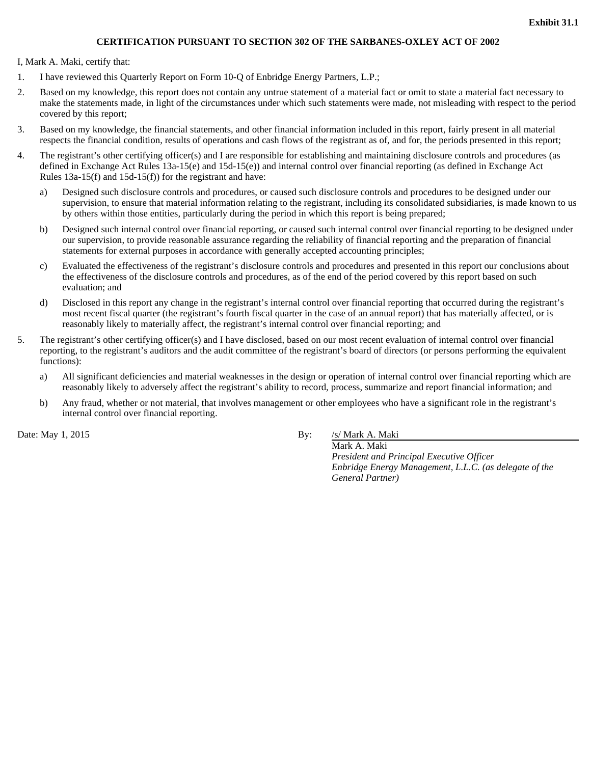**Exhibit 31.1**

**CERTIFICATION PURSUANT TO SECTION 302 OF THE SARBANES-OXLEY ACT OF 2002**

I, Mark A. Maki, certify that:

1. I have reviewed this Quarterly Report on Form 10-Q of Enbridge Energy Partners, L.P.;
2. Based on my knowledge, this report does not contain any untrue statement of a material fact or omit to state a material fact necessary to make the statements made, in light of the circumstances under which such statements were made, not misleading with respect to the period covered by this report;
3. Based on my knowledge, the financial statements, and other financial information included in this report, fairly present in all material respects the financial condition, results of operations and cash flows of the registrant as of, and for, the periods presented in this report;
4. The registrant's other certifying officer(s) and I are responsible for establishing and maintaining disclosure controls and procedures (as defined in Exchange Act Rules 13a-15(e) and 15d-15(e)) and internal control over financial reporting (as defined in Exchange Act Rules 13a-15(f) and 15d-15(f)) for the registrant and have:
   a) Designed such disclosure controls and procedures, or caused such disclosure controls and procedures to be designed under our supervision, to ensure that material information relating to the registrant, including its consolidated subsidiaries, is made known to us by others within those entities, particularly during the period in which this report is being prepared;
   b) Designed such internal control over financial reporting, or caused such internal control over financial reporting to be designed under our supervision, to provide reasonable assurance regarding the reliability of financial reporting and the preparation of financial statements for external purposes in accordance with generally accepted accounting principles;
   c) Evaluated the effectiveness of the registrant's disclosure controls and procedures and presented in this report our conclusions about the effectiveness of the disclosure controls and procedures, as of the end of the period covered by this report based on such evaluation; and
   d) Disclosed in this report any change in the registrant's internal control over financial reporting that occurred during the registrant's most recent fiscal quarter (the registrant's fourth fiscal quarter in the case of an annual report) that has materially affected, or is reasonably likely to materially affect, the registrant's internal control over financial reporting; and
5. The registrant's other certifying officer(s) and I have disclosed, based on our most recent evaluation of internal control over financial reporting, to the registrant's auditors and the audit committee of the registrant's board of directors (or persons performing the equivalent functions):
   a) All significant deficiencies and material weaknesses in the design or operation of internal control over financial reporting which are reasonably likely to adversely affect the registrant's ability to record, process, summarize and report financial information; and
   b) Any fraud, whether or not material, that involves management or other employees who have a significant role in the registrant's internal control over financial reporting.

Date: May 1, 2015

By: /s/ Mark A. Maki

Mark A. Maki
*President and Principal Executive Officer*
*Enbridge Energy Management, L.L.C. (as delegate of the General Partner)*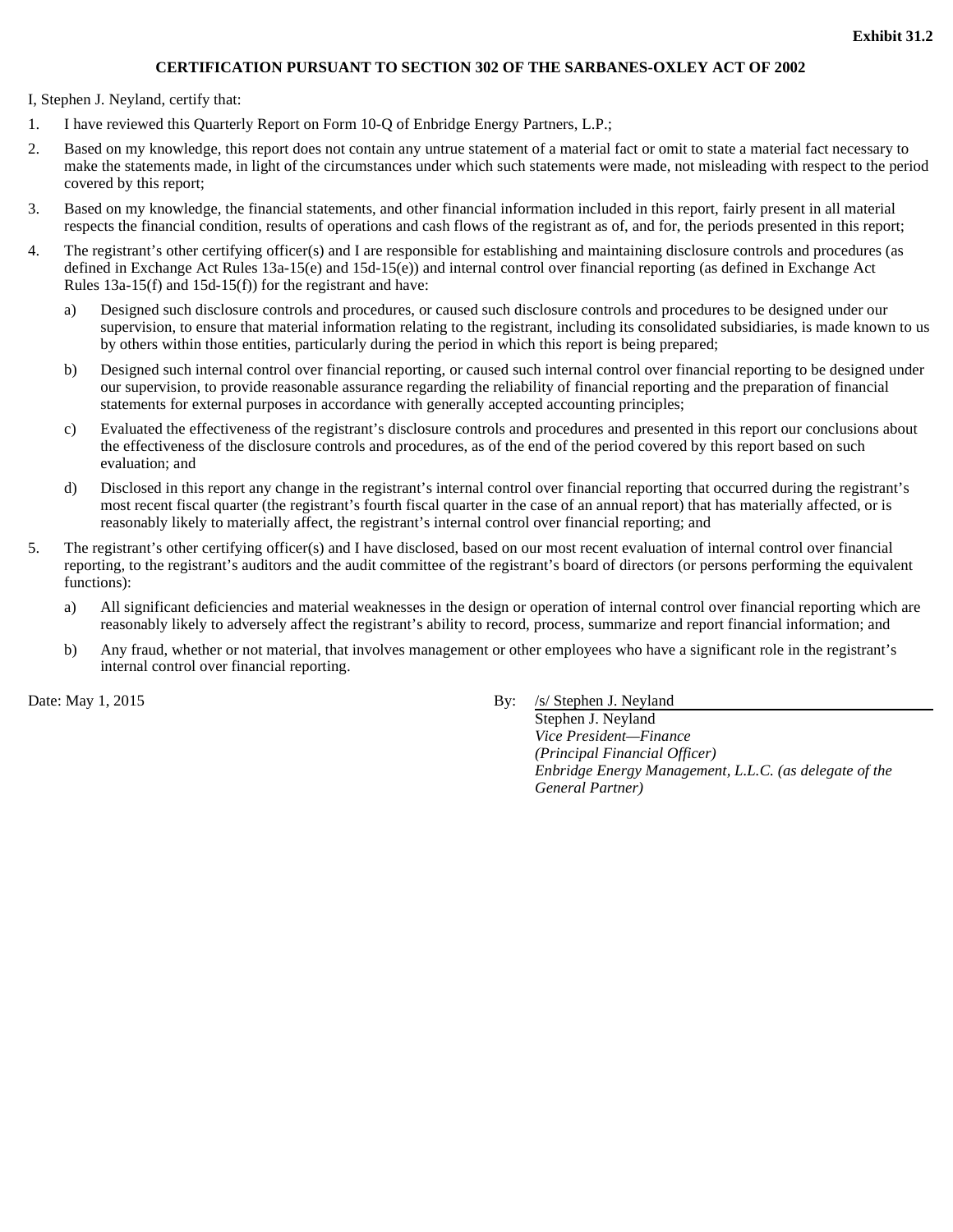**Exhibit 31.2**

**CERTIFICATION PURSUANT TO SECTION 302 OF THE SARBANES-OXLEY ACT OF 2002**

I, Stephen J. Neyland, certify that:

1. I have reviewed this Quarterly Report on Form 10-Q of Enbridge Energy Partners, L.P.;
2. Based on my knowledge, this report does not contain any untrue statement of a material fact or omit to state a material fact necessary to make the statements made, in light of the circumstances under which such statements were made, not misleading with respect to the period covered by this report;
3. Based on my knowledge, the financial statements, and other financial information included in this report, fairly present in all material respects the financial condition, results of operations and cash flows of the registrant as of, and for, the periods presented in this report;
4. The registrant's other certifying officer(s) and I are responsible for establishing and maintaining disclosure controls and procedures (as defined in Exchange Act Rules 13a-15(e) and 15d-15(e)) and internal control over financial reporting (as defined in Exchange Act Rules 13a-15(f) and 15d-15(f)) for the registrant and have:
   a) Designed such disclosure controls and procedures, or caused such disclosure controls and procedures to be designed under our supervision, to ensure that material information relating to the registrant, including its consolidated subsidiaries, is made known to us by others within those entities, particularly during the period in which this report is being prepared;
   b) Designed such internal control over financial reporting, or caused such internal control over financial reporting to be designed under our supervision, to provide reasonable assurance regarding the reliability of financial reporting and the preparation of financial statements for external purposes in accordance with generally accepted accounting principles;
   c) Evaluated the effectiveness of the registrant's disclosure controls and procedures and presented in this report our conclusions about the effectiveness of the disclosure controls and procedures, as of the end of the period covered by this report based on such evaluation; and
   d) Disclosed in this report any change in the registrant's internal control over financial reporting that occurred during the registrant's most recent fiscal quarter (the registrant's fourth fiscal quarter in the case of an annual report) that has materially affected, or is reasonably likely to materially affect, the registrant's internal control over financial reporting; and
5. The registrant's other certifying officer(s) and I have disclosed, based on our most recent evaluation of internal control over financial reporting, to the registrant's auditors and the audit committee of the registrant's board of directors (or persons performing the equivalent functions):
   a) All significant deficiencies and material weaknesses in the design or operation of internal control over financial reporting which are reasonably likely to adversely affect the registrant's ability to record, process, summarize and report financial information; and
   b) Any fraud, whether or not material, that involves management or other employees who have a significant role in the registrant's internal control over financial reporting.

Date: May 1, 2015

By: /s/ Stephen J. Neyland
Stephen J. Neyland
*Vice President—Finance*
*(Principal Financial Officer)*
*Enbridge Energy Management, L.L.C. (as delegate of the General Partner)*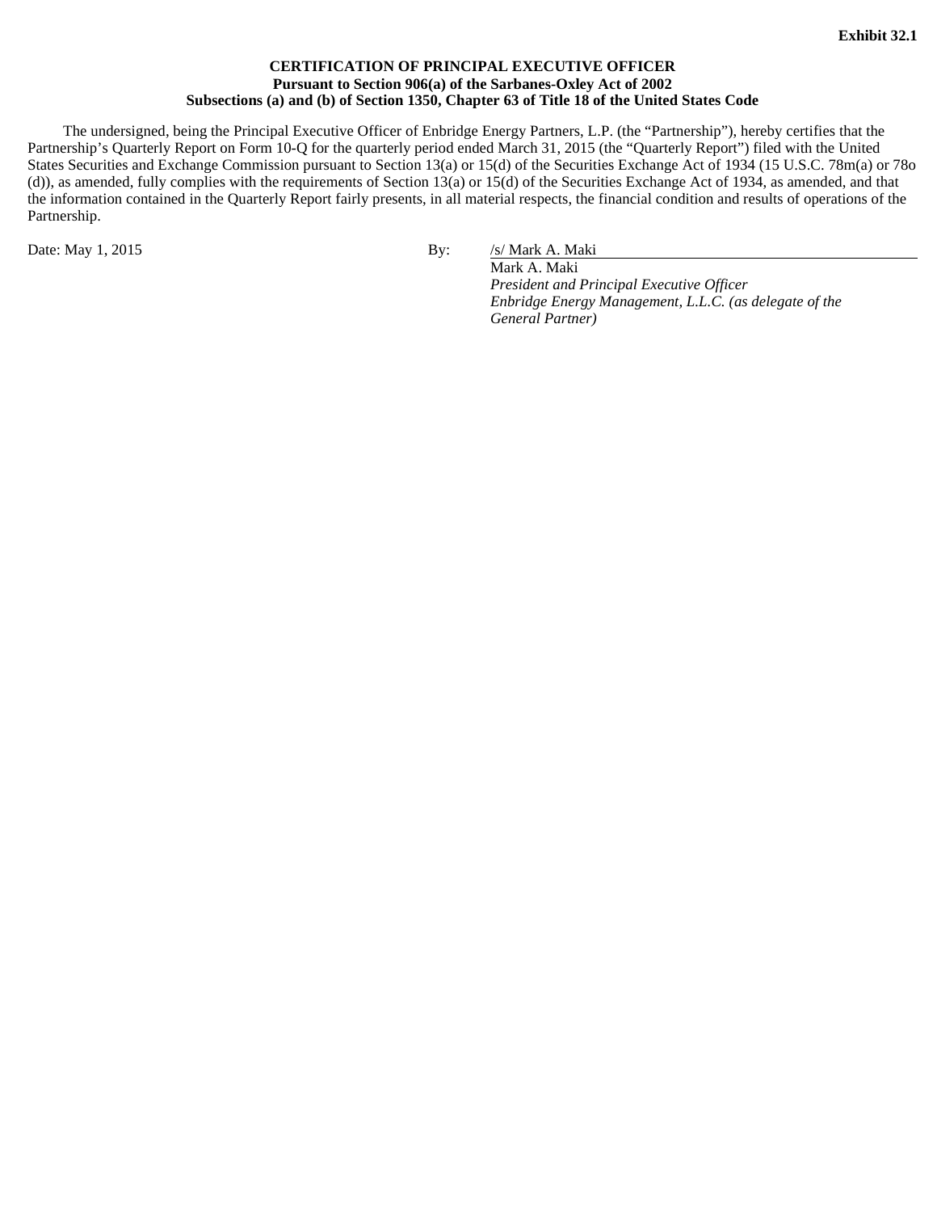**Exhibit 32.1**

**CERTIFICATION OF PRINCIPAL EXECUTIVE OFFICER**
**Pursuant to Section 906(a) of the Sarbanes-Oxley Act of 2002**
**Subsections (a) and (b) of Section 1350, Chapter 63 of Title 18 of the United States Code**

The undersigned, being the Principal Executive Officer of Enbridge Energy Partners, L.P. (the "Partnership"), hereby certifies that the Partnership's Quarterly Report on Form 10-Q for the quarterly period ended March 31, 2015 (the "Quarterly Report") filed with the United States Securities and Exchange Commission pursuant to Section 13(a) or 15(d) of the Securities Exchange Act of 1934 (15 U.S.C. 78m(a) or 78o (d)), as amended, fully complies with the requirements of Section 13(a) or 15(d) of the Securities Exchange Act of 1934, as amended, and that the information contained in the Quarterly Report fairly presents, in all material respects, the financial condition and results of operations of the Partnership.

Date: May 1, 2015

By: /s/ Mark A. Maki

Mark A. Maki
*President and Principal Executive Officer*
*Enbridge Energy Management, L.L.C. (as delegate of the General Partner)*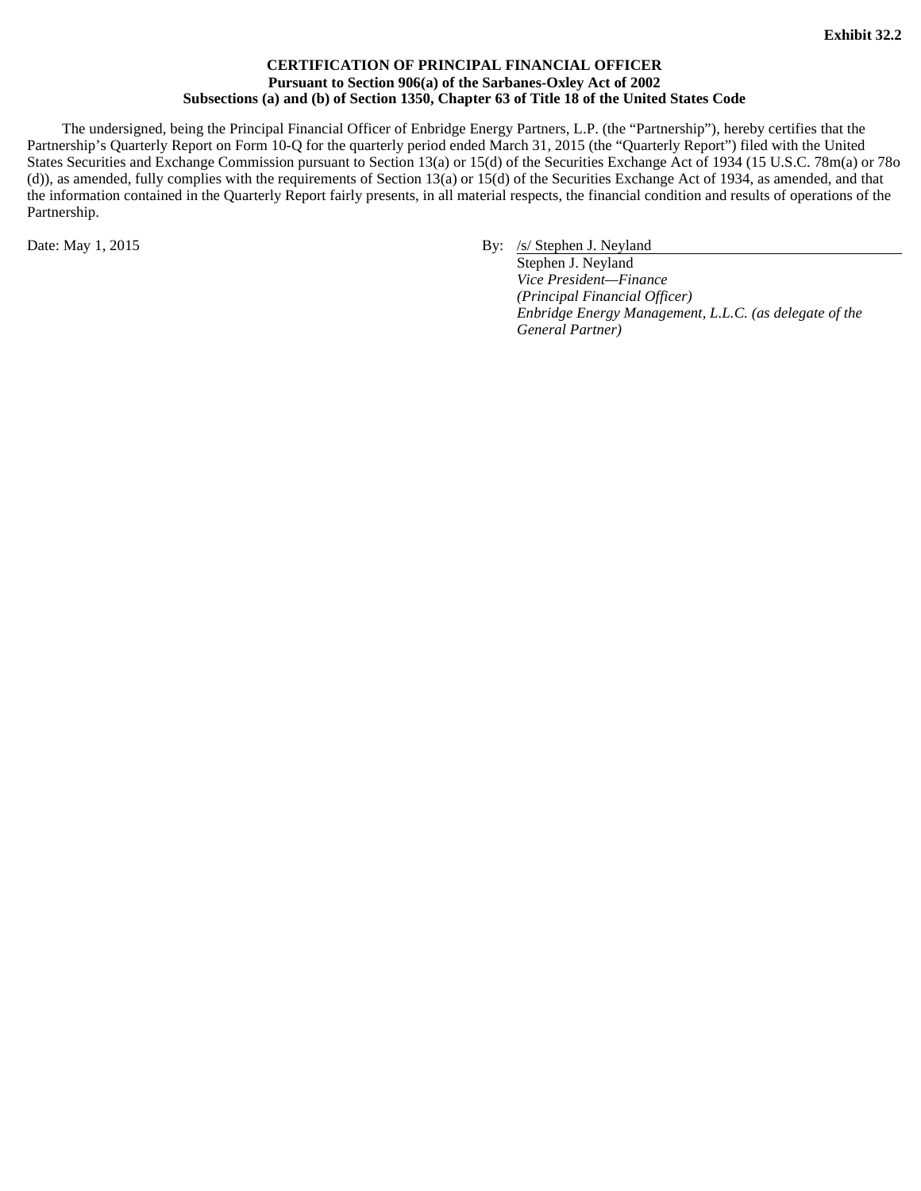**Exhibit 32.2**

**CERTIFICATION OF PRINCIPAL FINANCIAL OFFICER**
**Pursuant to Section 906(a) of the Sarbanes-Oxley Act of 2002**
**Subsections (a) and (b) of Section 1350, Chapter 63 of Title 18 of the United States Code**

The undersigned, being the Principal Financial Officer of Enbridge Energy Partners, L.P. (the "Partnership"), hereby certifies that the Partnership's Quarterly Report on Form 10-Q for the quarterly period ended March 31, 2015 (the "Quarterly Report") filed with the United States Securities and Exchange Commission pursuant to Section 13(a) or 15(d) of the Securities Exchange Act of 1934 (15 U.S.C. 78m(a) or 78o (d)), as amended, fully complies with the requirements of Section 13(a) or 15(d) of the Securities Exchange Act of 1934, as amended, and that the information contained in the Quarterly Report fairly presents, in all material respects, the financial condition and results of operations of the Partnership.

Date: May 1, 2015

By: /s/ Stephen J. Neyland
Stephen J. Neyland
*Vice President—Finance*
*(Principal Financial Officer)*
*Enbridge Energy Management, L.L.C. (as delegate of the General Partner)*